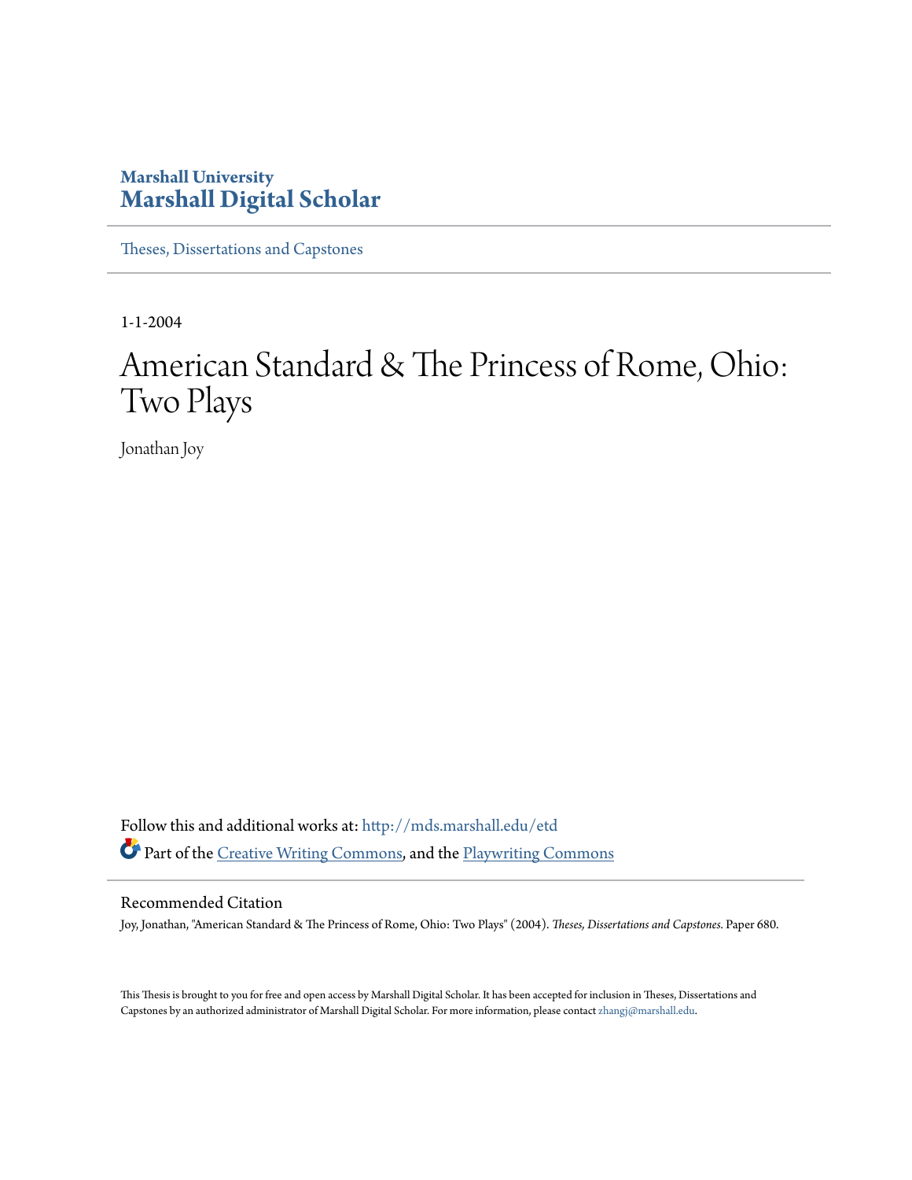Marshall University
# Marshall Digital Scholar

Theses, Dissertations and Capstones

1-1-2004

# American Standard & The Princess of Rome, Ohio: Two Plays

Jonathan Joy

Follow this and additional works at: http://mds.marshall.edu/etd

Part of the Creative Writing Commons, and the Playwriting Commons

## Recommended Citation

Joy, Jonathan, "American Standard & The Princess of Rome, Ohio: Two Plays" (2004). *Theses, Dissertations and Capstones.* Paper 680.

This Thesis is brought to you for free and open access by Marshall Digital Scholar. It has been accepted for inclusion in Theses, Dissertations and Capstones by an authorized administrator of Marshall Digital Scholar. For more information, please contact zhangj@marshall.edu.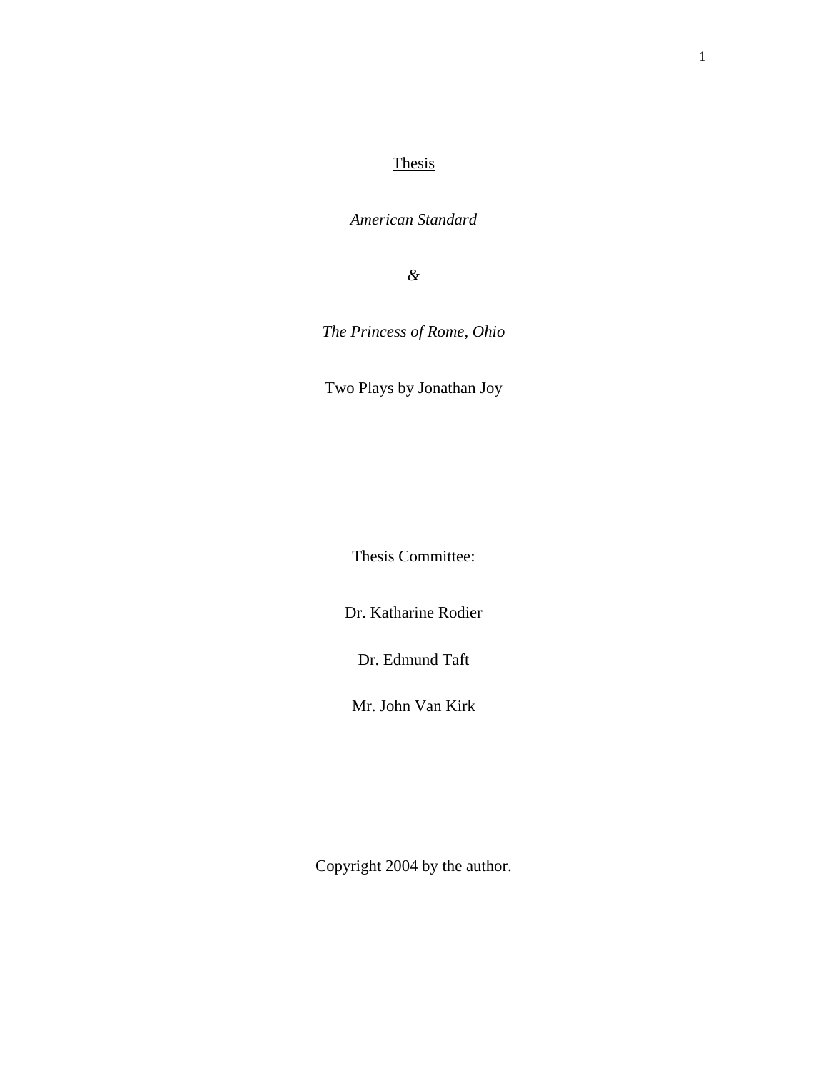<u>Thesis</u>

*American Standard*

*&*

*The Princess of Rome, Ohio*

Two Plays by Jonathan Joy

Thesis Committee:

Dr. Katharine Rodier

Dr. Edmund Taft

Mr. John Van Kirk

Copyright 2004 by the author.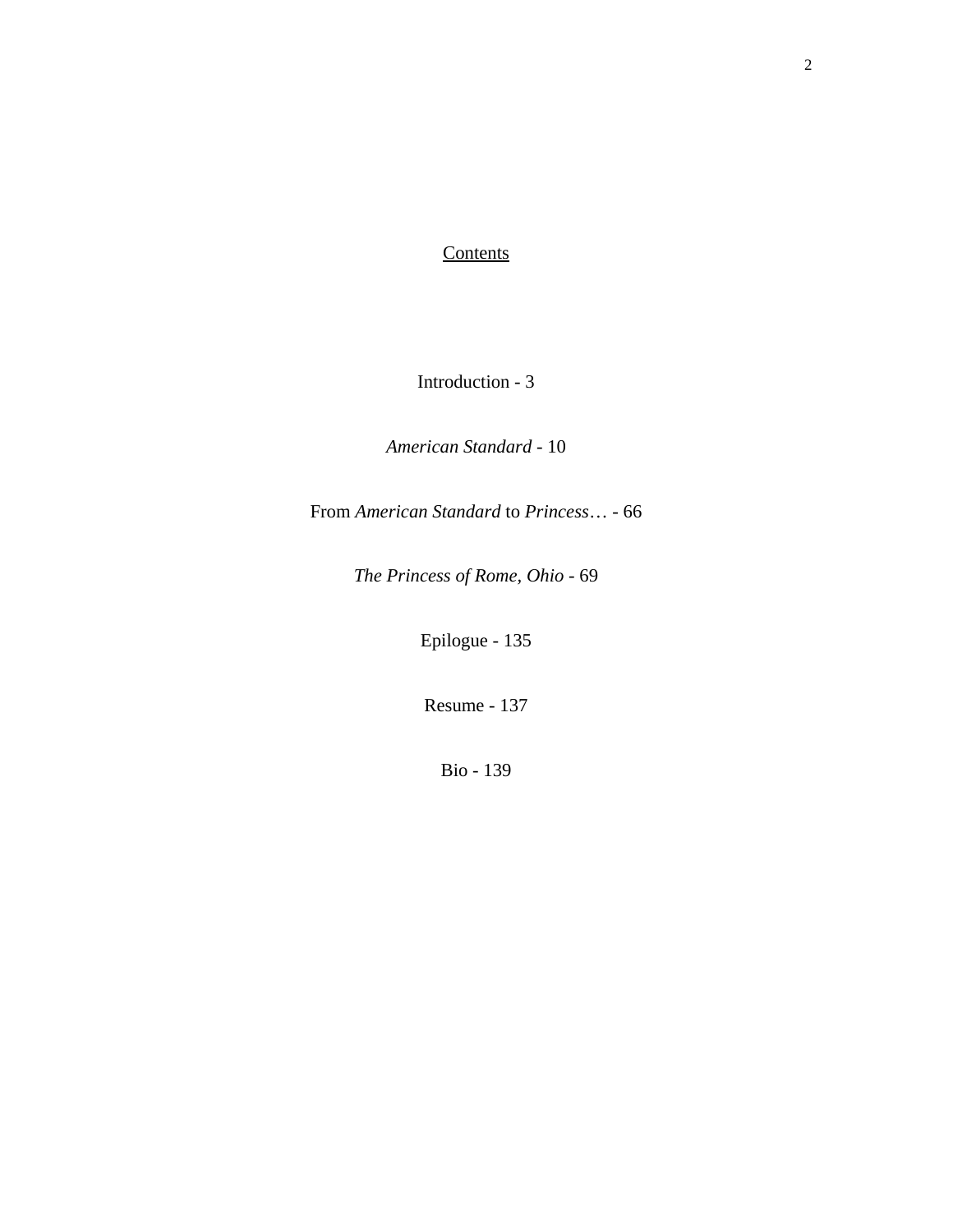# Contents

Introduction - 3

*American Standard* - 10

From *American Standard* to *Princess*… - 66

*The Princess of Rome, Ohio* - 69

Epilogue - 135

Resume - 137

Bio - 139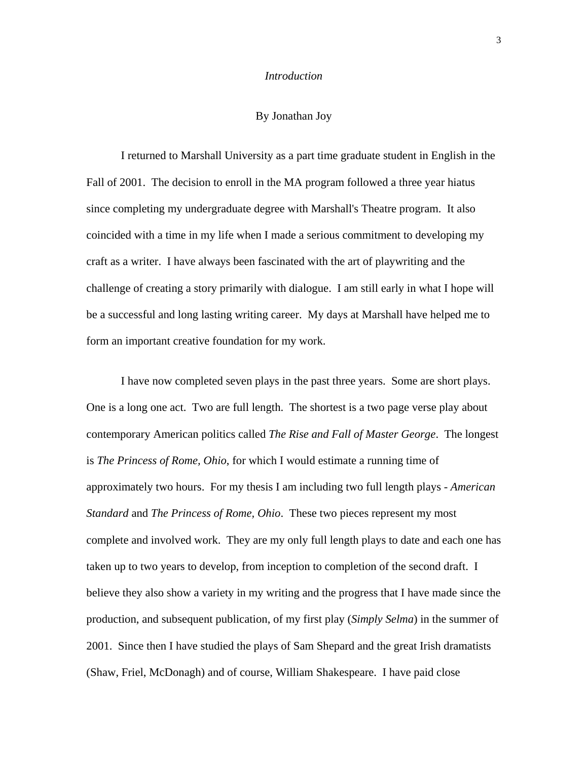# *Introduction*

By Jonathan Joy

I returned to Marshall University as a part time graduate student in English in the Fall of 2001. The decision to enroll in the MA program followed a three year hiatus since completing my undergraduate degree with Marshall's Theatre program. It also coincided with a time in my life when I made a serious commitment to developing my craft as a writer. I have always been fascinated with the art of playwriting and the challenge of creating a story primarily with dialogue. I am still early in what I hope will be a successful and long lasting writing career. My days at Marshall have helped me to form an important creative foundation for my work.

I have now completed seven plays in the past three years. Some are short plays. One is a long one act. Two are full length. The shortest is a two page verse play about contemporary American politics called *The Rise and Fall of Master George*. The longest is *The Princess of Rome, Ohio*, for which I would estimate a running time of approximately two hours. For my thesis I am including two full length plays - *American Standard* and *The Princess of Rome, Ohio*. These two pieces represent my most complete and involved work. They are my only full length plays to date and each one has taken up to two years to develop, from inception to completion of the second draft. I believe they also show a variety in my writing and the progress that I have made since the production, and subsequent publication, of my first play (*Simply Selma*) in the summer of 2001. Since then I have studied the plays of Sam Shepard and the great Irish dramatists (Shaw, Friel, McDonagh) and of course, William Shakespeare. I have paid close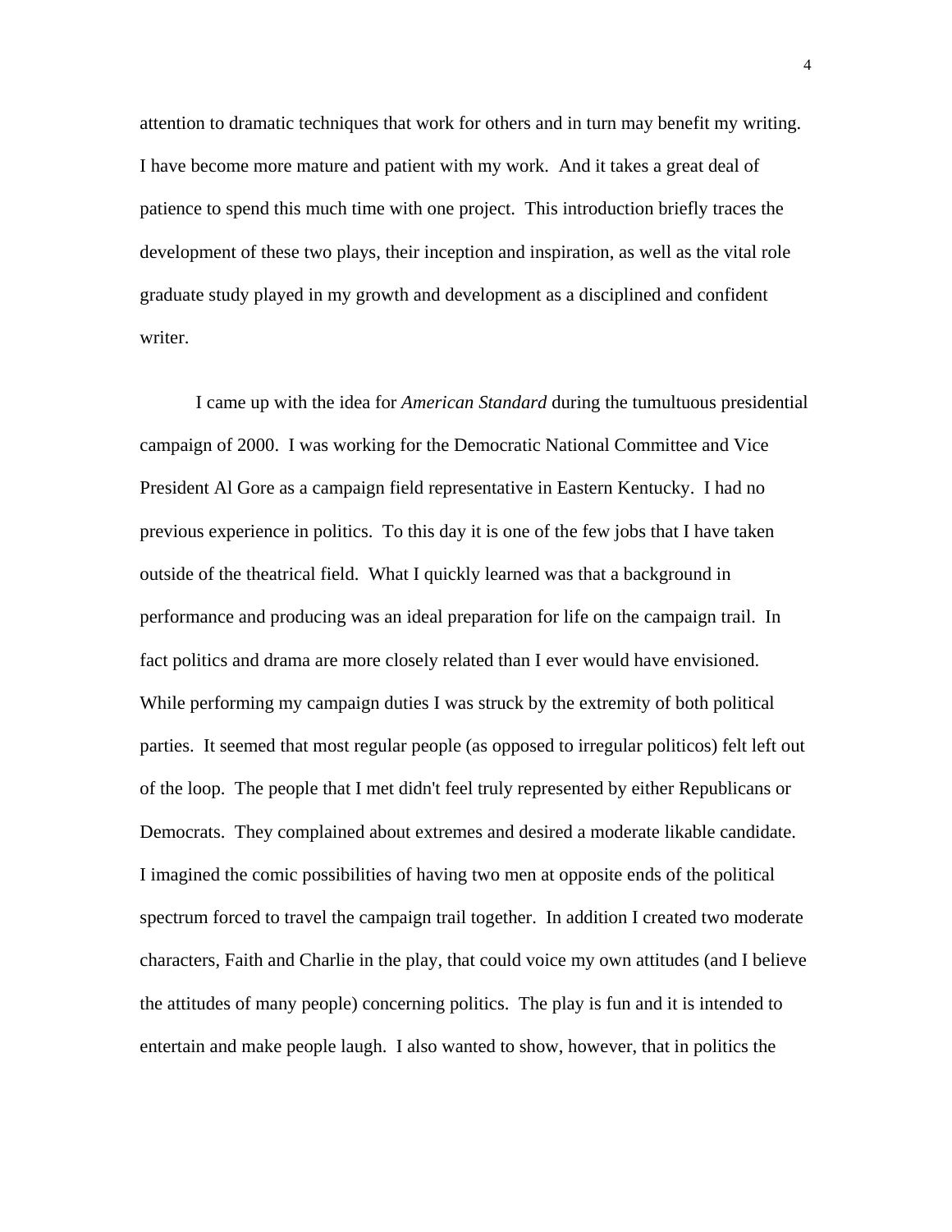attention to dramatic techniques that work for others and in turn may benefit my writing. I have become more mature and patient with my work. And it takes a great deal of patience to spend this much time with one project. This introduction briefly traces the development of these two plays, their inception and inspiration, as well as the vital role graduate study played in my growth and development as a disciplined and confident writer.

I came up with the idea for *American Standard* during the tumultuous presidential campaign of 2000. I was working for the Democratic National Committee and Vice President Al Gore as a campaign field representative in Eastern Kentucky. I had no previous experience in politics. To this day it is one of the few jobs that I have taken outside of the theatrical field. What I quickly learned was that a background in performance and producing was an ideal preparation for life on the campaign trail. In fact politics and drama are more closely related than I ever would have envisioned. While performing my campaign duties I was struck by the extremity of both political parties. It seemed that most regular people (as opposed to irregular politicos) felt left out of the loop. The people that I met didn't feel truly represented by either Republicans or Democrats. They complained about extremes and desired a moderate likable candidate. I imagined the comic possibilities of having two men at opposite ends of the political spectrum forced to travel the campaign trail together. In addition I created two moderate characters, Faith and Charlie in the play, that could voice my own attitudes (and I believe the attitudes of many people) concerning politics. The play is fun and it is intended to entertain and make people laugh. I also wanted to show, however, that in politics the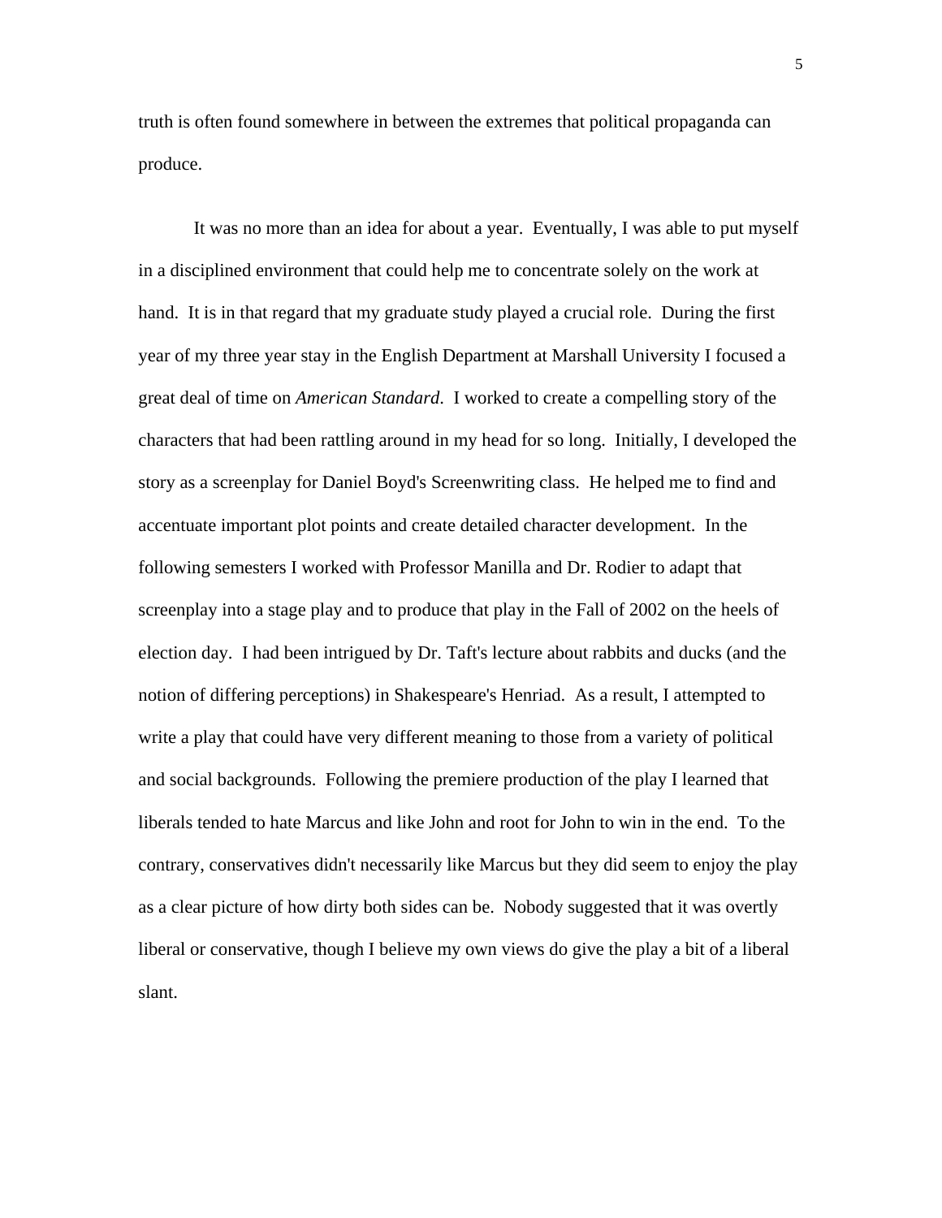truth is often found somewhere in between the extremes that political propaganda can produce.

It was no more than an idea for about a year. Eventually, I was able to put myself in a disciplined environment that could help me to concentrate solely on the work at hand. It is in that regard that my graduate study played a crucial role. During the first year of my three year stay in the English Department at Marshall University I focused a great deal of time on *American Standard*. I worked to create a compelling story of the characters that had been rattling around in my head for so long. Initially, I developed the story as a screenplay for Daniel Boyd's Screenwriting class. He helped me to find and accentuate important plot points and create detailed character development. In the following semesters I worked with Professor Manilla and Dr. Rodier to adapt that screenplay into a stage play and to produce that play in the Fall of 2002 on the heels of election day. I had been intrigued by Dr. Taft's lecture about rabbits and ducks (and the notion of differing perceptions) in Shakespeare's Henriad. As a result, I attempted to write a play that could have very different meaning to those from a variety of political and social backgrounds. Following the premiere production of the play I learned that liberals tended to hate Marcus and like John and root for John to win in the end. To the contrary, conservatives didn't necessarily like Marcus but they did seem to enjoy the play as a clear picture of how dirty both sides can be. Nobody suggested that it was overtly liberal or conservative, though I believe my own views do give the play a bit of a liberal slant.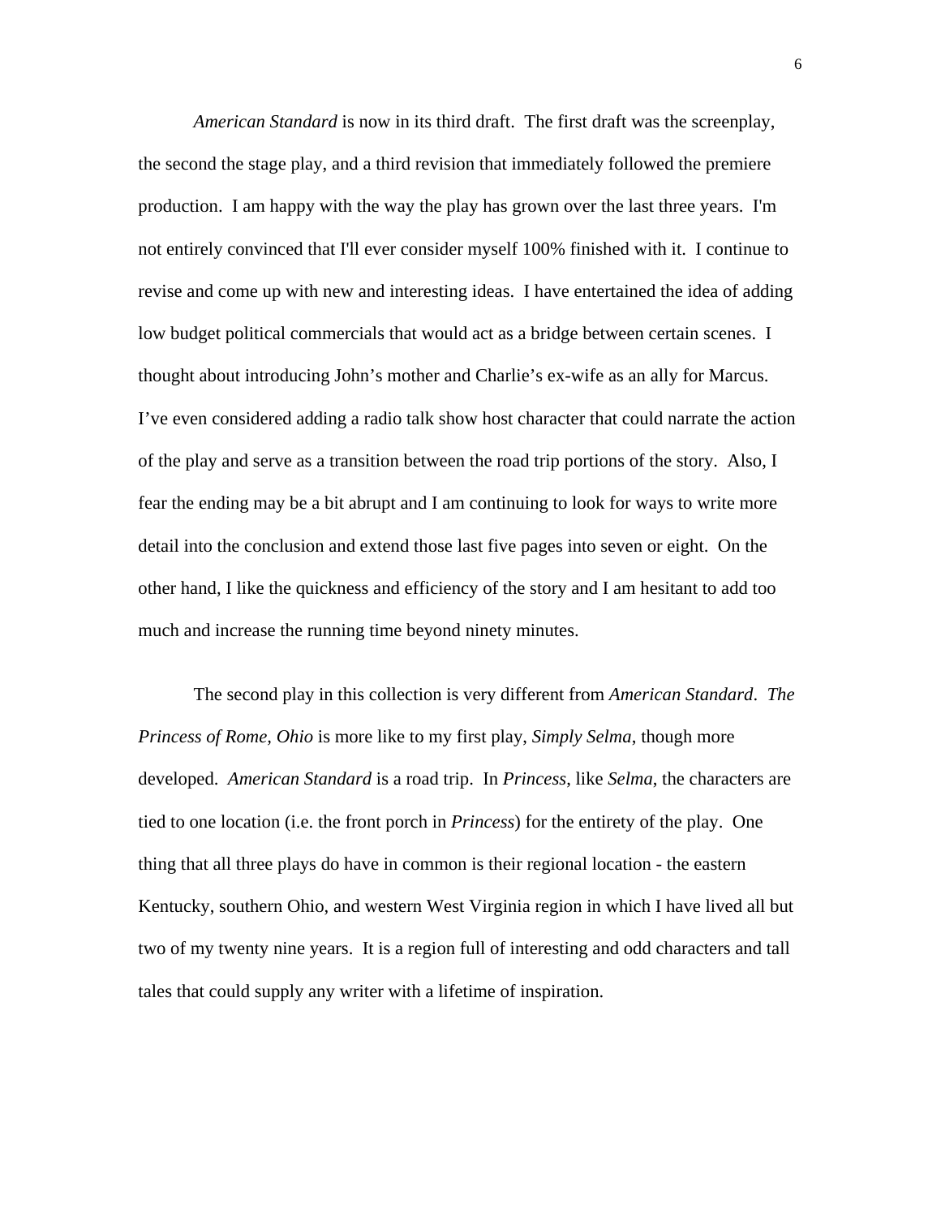*American Standard* is now in its third draft. The first draft was the screenplay, the second the stage play, and a third revision that immediately followed the premiere production. I am happy with the way the play has grown over the last three years. I'm not entirely convinced that I'll ever consider myself 100% finished with it. I continue to revise and come up with new and interesting ideas. I have entertained the idea of adding low budget political commercials that would act as a bridge between certain scenes. I thought about introducing John's mother and Charlie's ex-wife as an ally for Marcus. I've even considered adding a radio talk show host character that could narrate the action of the play and serve as a transition between the road trip portions of the story. Also, I fear the ending may be a bit abrupt and I am continuing to look for ways to write more detail into the conclusion and extend those last five pages into seven or eight. On the other hand, I like the quickness and efficiency of the story and I am hesitant to add too much and increase the running time beyond ninety minutes.

The second play in this collection is very different from *American Standard*. *The Princess of Rome, Ohio* is more like to my first play, *Simply Selma*, though more developed. *American Standard* is a road trip. In *Princess*, like *Selma*, the characters are tied to one location (i.e. the front porch in *Princess*) for the entirety of the play. One thing that all three plays do have in common is their regional location - the eastern Kentucky, southern Ohio, and western West Virginia region in which I have lived all but two of my twenty nine years. It is a region full of interesting and odd characters and tall tales that could supply any writer with a lifetime of inspiration.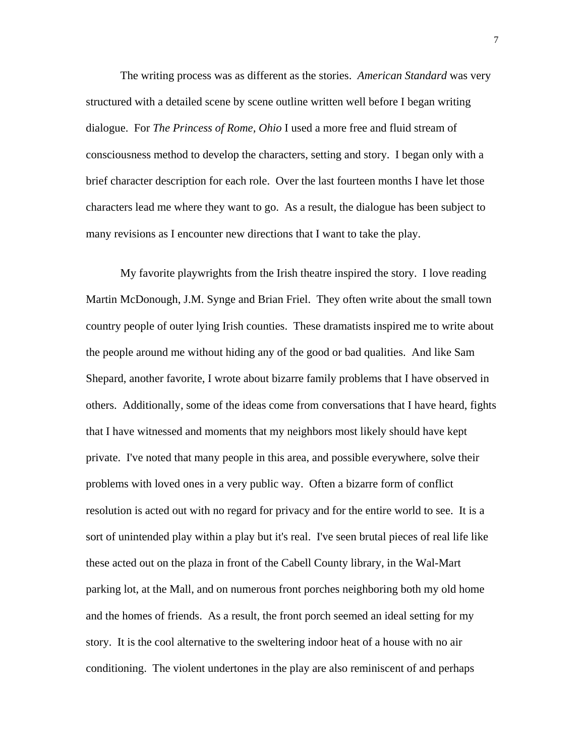The writing process was as different as the stories. *American Standard* was very structured with a detailed scene by scene outline written well before I began writing dialogue. For *The Princess of Rome, Ohio* I used a more free and fluid stream of consciousness method to develop the characters, setting and story. I began only with a brief character description for each role. Over the last fourteen months I have let those characters lead me where they want to go. As a result, the dialogue has been subject to many revisions as I encounter new directions that I want to take the play.

My favorite playwrights from the Irish theatre inspired the story. I love reading Martin McDonough, J.M. Synge and Brian Friel. They often write about the small town country people of outer lying Irish counties. These dramatists inspired me to write about the people around me without hiding any of the good or bad qualities. And like Sam Shepard, another favorite, I wrote about bizarre family problems that I have observed in others. Additionally, some of the ideas come from conversations that I have heard, fights that I have witnessed and moments that my neighbors most likely should have kept private. I've noted that many people in this area, and possible everywhere, solve their problems with loved ones in a very public way. Often a bizarre form of conflict resolution is acted out with no regard for privacy and for the entire world to see. It is a sort of unintended play within a play but it's real. I've seen brutal pieces of real life like these acted out on the plaza in front of the Cabell County library, in the Wal-Mart parking lot, at the Mall, and on numerous front porches neighboring both my old home and the homes of friends. As a result, the front porch seemed an ideal setting for my story. It is the cool alternative to the sweltering indoor heat of a house with no air conditioning. The violent undertones in the play are also reminiscent of and perhaps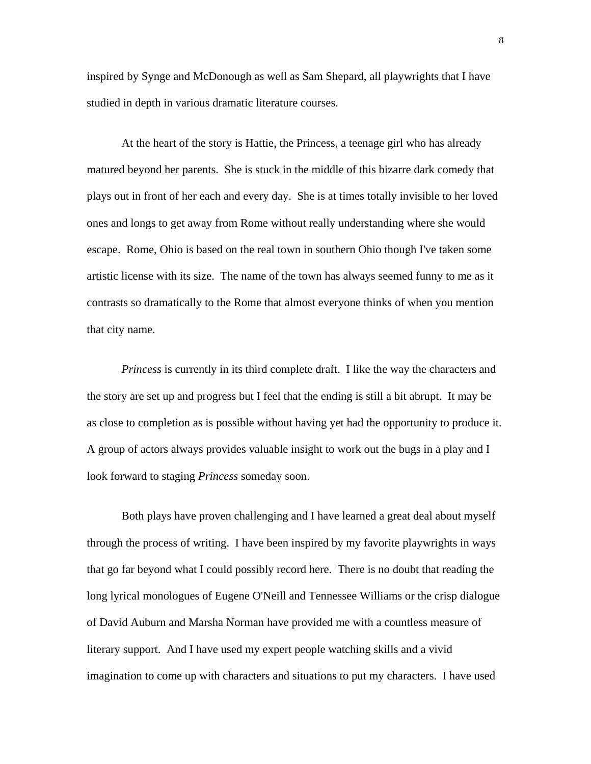inspired by Synge and McDonough as well as Sam Shepard, all playwrights that I have studied in depth in various dramatic literature courses.

At the heart of the story is Hattie, the Princess, a teenage girl who has already matured beyond her parents. She is stuck in the middle of this bizarre dark comedy that plays out in front of her each and every day. She is at times totally invisible to her loved ones and longs to get away from Rome without really understanding where she would escape. Rome, Ohio is based on the real town in southern Ohio though I've taken some artistic license with its size. The name of the town has always seemed funny to me as it contrasts so dramatically to the Rome that almost everyone thinks of when you mention that city name.

*Princess* is currently in its third complete draft. I like the way the characters and the story are set up and progress but I feel that the ending is still a bit abrupt. It may be as close to completion as is possible without having yet had the opportunity to produce it. A group of actors always provides valuable insight to work out the bugs in a play and I look forward to staging *Princess* someday soon.

Both plays have proven challenging and I have learned a great deal about myself through the process of writing. I have been inspired by my favorite playwrights in ways that go far beyond what I could possibly record here. There is no doubt that reading the long lyrical monologues of Eugene O'Neill and Tennessee Williams or the crisp dialogue of David Auburn and Marsha Norman have provided me with a countless measure of literary support. And I have used my expert people watching skills and a vivid imagination to come up with characters and situations to put my characters. I have used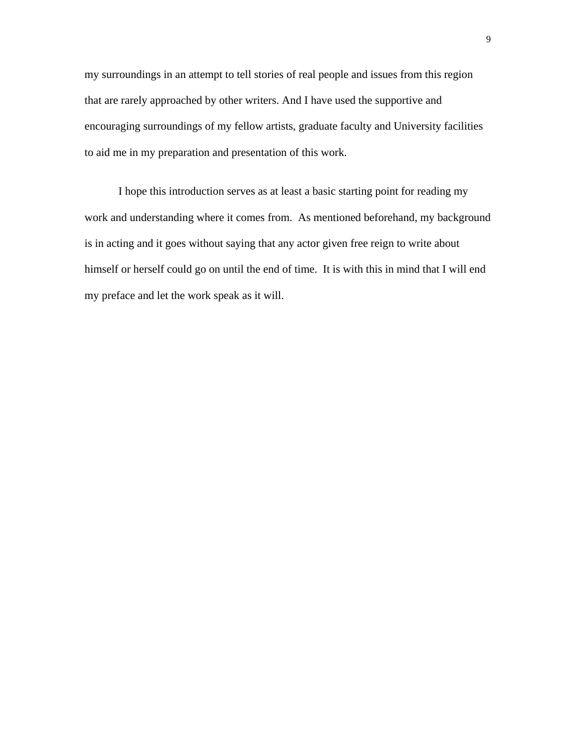my surroundings in an attempt to tell stories of real people and issues from this region that are rarely approached by other writers. And I have used the supportive and encouraging surroundings of my fellow artists, graduate faculty and University facilities to aid me in my preparation and presentation of this work.

I hope this introduction serves as at least a basic starting point for reading my work and understanding where it comes from. As mentioned beforehand, my background is in acting and it goes without saying that any actor given free reign to write about himself or herself could go on until the end of time. It is with this in mind that I will end my preface and let the work speak as it will.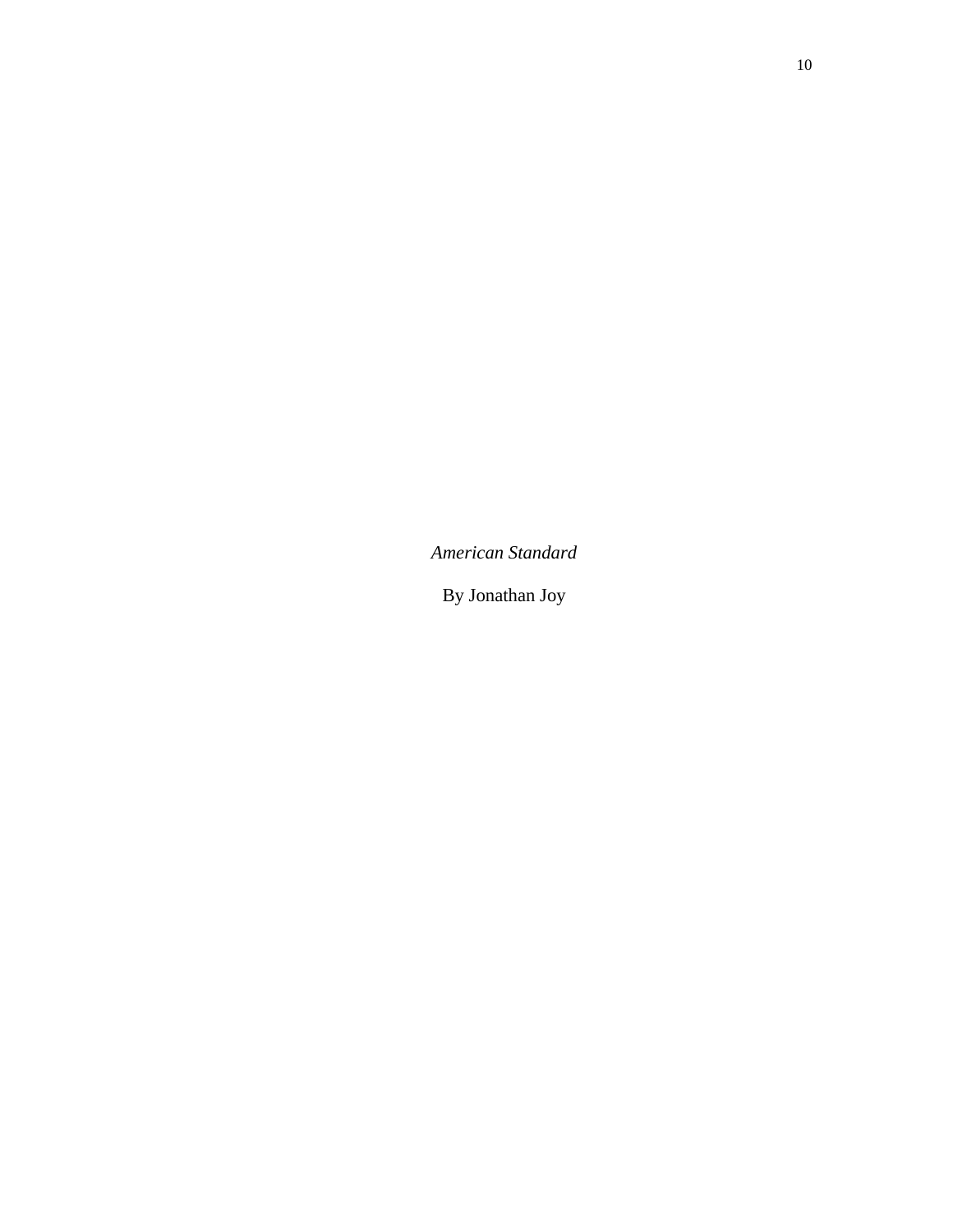*American Standard*

By Jonathan Joy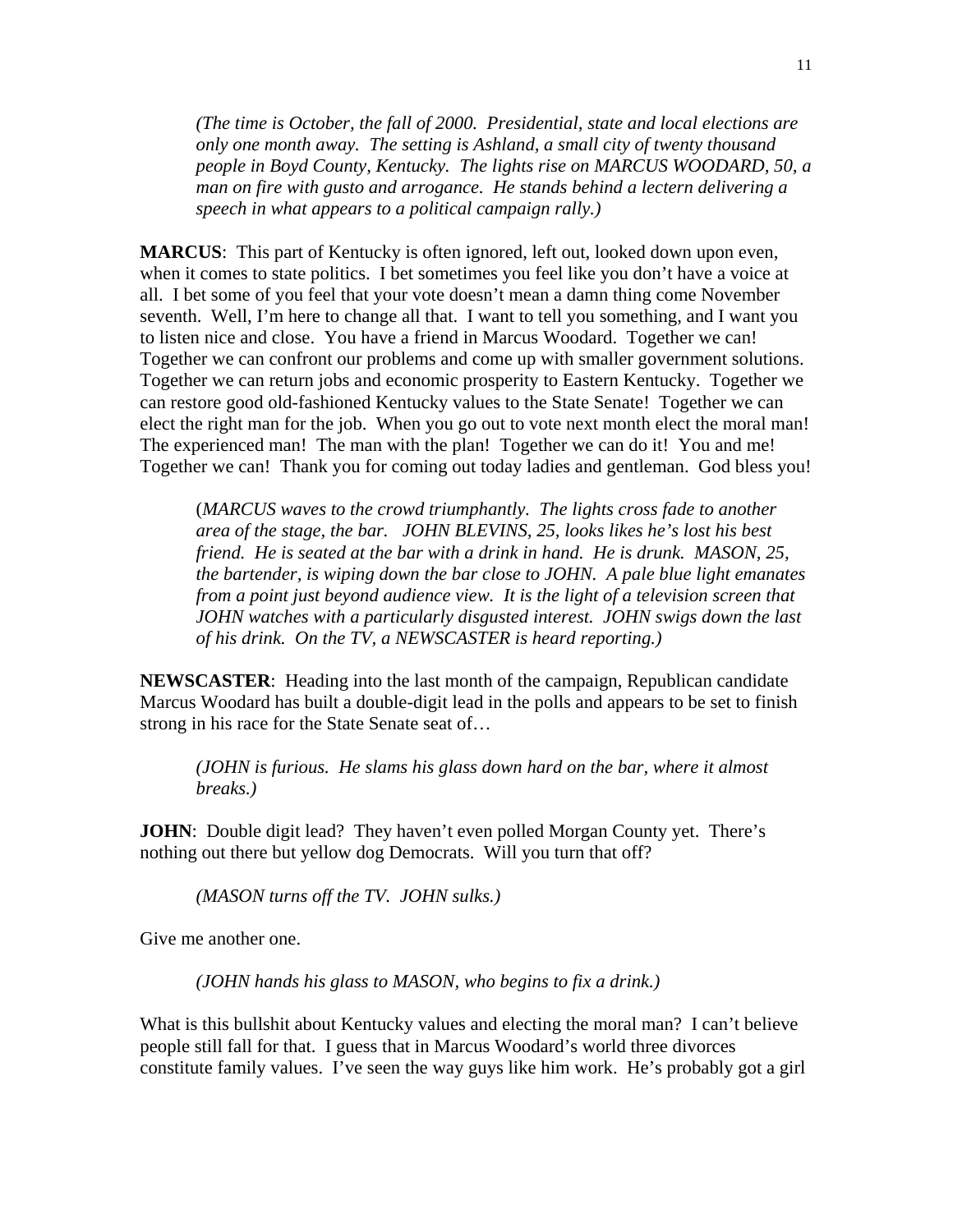*(The time is October, the fall of 2000. Presidential, state and local elections are only one month away. The setting is Ashland, a small city of twenty thousand people in Boyd County, Kentucky. The lights rise on MARCUS WOODARD, 50, a man on fire with gusto and arrogance. He stands behind a lectern delivering a speech in what appears to a political campaign rally.)*

**MARCUS**: This part of Kentucky is often ignored, left out, looked down upon even, when it comes to state politics. I bet sometimes you feel like you don't have a voice at all. I bet some of you feel that your vote doesn't mean a damn thing come November seventh. Well, I'm here to change all that. I want to tell you something, and I want you to listen nice and close. You have a friend in Marcus Woodard. Together we can! Together we can confront our problems and come up with smaller government solutions. Together we can return jobs and economic prosperity to Eastern Kentucky. Together we can restore good old-fashioned Kentucky values to the State Senate! Together we can elect the right man for the job. When you go out to vote next month elect the moral man! The experienced man! The man with the plan! Together we can do it! You and me! Together we can! Thank you for coming out today ladies and gentleman. God bless you!

(*MARCUS waves to the crowd triumphantly. The lights cross fade to another area of the stage, the bar. JOHN BLEVINS, 25, looks likes he's lost his best friend. He is seated at the bar with a drink in hand. He is drunk. MASON, 25, the bartender, is wiping down the bar close to JOHN. A pale blue light emanates from a point just beyond audience view. It is the light of a television screen that JOHN watches with a particularly disgusted interest. JOHN swigs down the last of his drink. On the TV, a NEWSCASTER is heard reporting.)*

**NEWSCASTER**: Heading into the last month of the campaign, Republican candidate Marcus Woodard has built a double-digit lead in the polls and appears to be set to finish strong in his race for the State Senate seat of…

*(JOHN is furious. He slams his glass down hard on the bar, where it almost breaks.)*

**JOHN**: Double digit lead? They haven't even polled Morgan County yet. There's nothing out there but yellow dog Democrats. Will you turn that off?

*(MASON turns off the TV. JOHN sulks.)*

Give me another one.

*(JOHN hands his glass to MASON, who begins to fix a drink.)*

What is this bullshit about Kentucky values and electing the moral man? I can't believe people still fall for that. I guess that in Marcus Woodard's world three divorces constitute family values. I've seen the way guys like him work. He's probably got a girl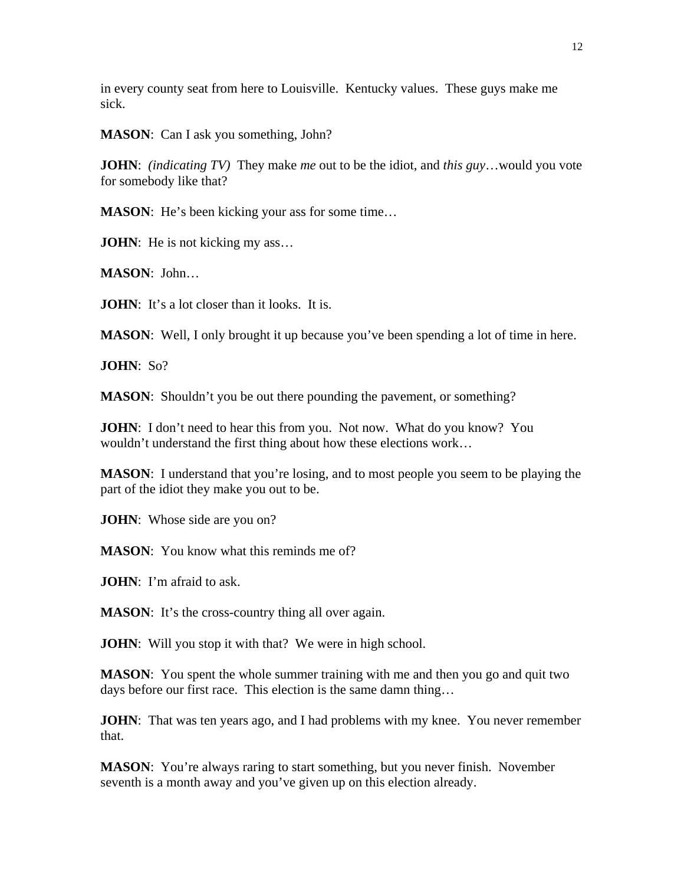in every county seat from here to Louisville. Kentucky values. These guys make me sick.

**MASON**: Can I ask you something, John?

**JOHN**: *(indicating TV)* They make *me* out to be the idiot, and *this guy*…would you vote for somebody like that?

**MASON**: He's been kicking your ass for some time…

**JOHN**: He is not kicking my ass…

**MASON**: John…

**JOHN**: It's a lot closer than it looks. It is.

**MASON**: Well, I only brought it up because you've been spending a lot of time in here.

**JOHN**: So?

**MASON**: Shouldn't you be out there pounding the pavement, or something?

**JOHN**: I don't need to hear this from you. Not now. What do you know? You wouldn't understand the first thing about how these elections work…

**MASON**: I understand that you're losing, and to most people you seem to be playing the part of the idiot they make you out to be.

**JOHN**: Whose side are you on?

**MASON**: You know what this reminds me of?

**JOHN**: I'm afraid to ask.

**MASON**: It's the cross-country thing all over again.

**JOHN**: Will you stop it with that? We were in high school.

**MASON**: You spent the whole summer training with me and then you go and quit two days before our first race. This election is the same damn thing…

**JOHN**: That was ten years ago, and I had problems with my knee. You never remember that.

**MASON**: You're always raring to start something, but you never finish. November seventh is a month away and you've given up on this election already.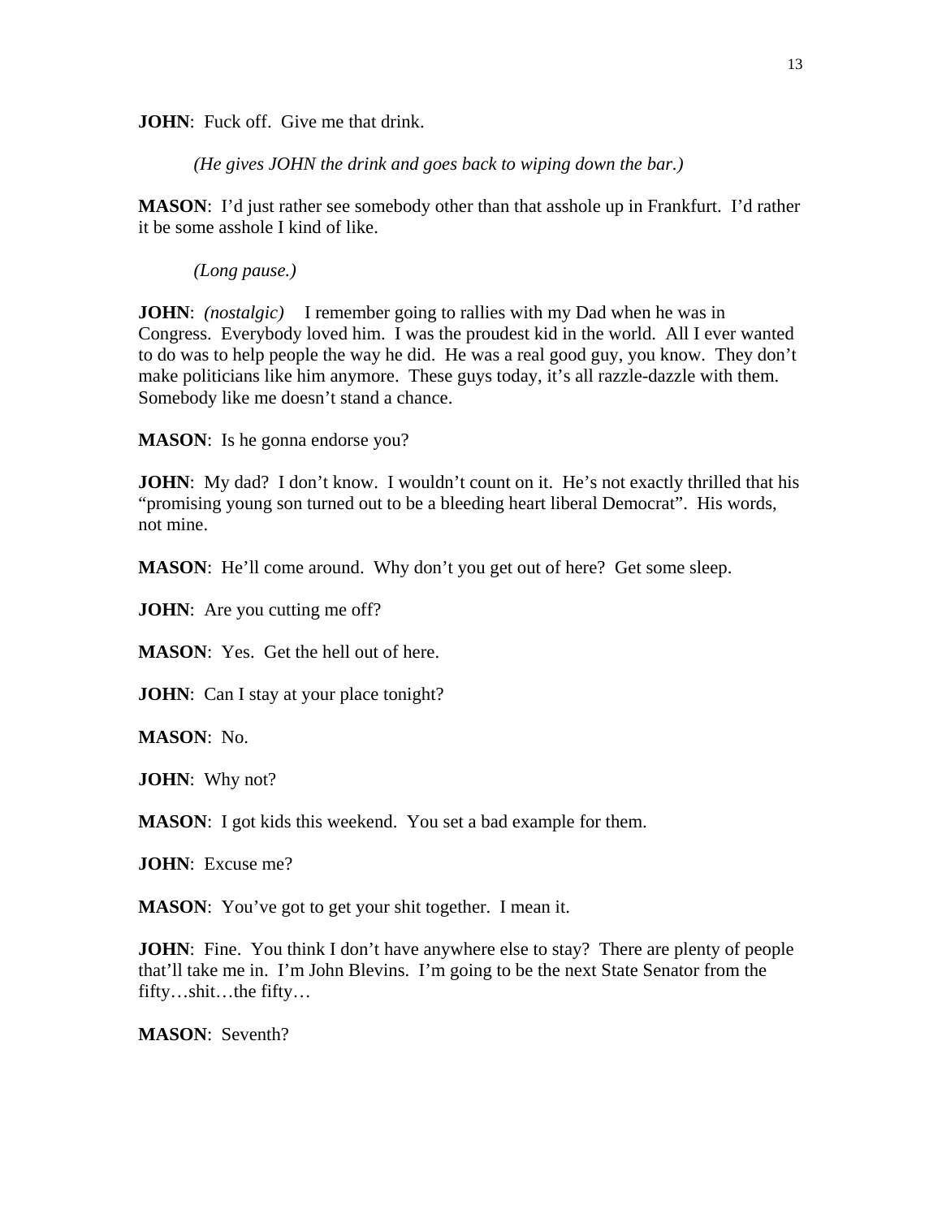**JOHN**: Fuck off. Give me that drink.

*(He gives JOHN the drink and goes back to wiping down the bar.)*

**MASON**: I'd just rather see somebody other than that asshole up in Frankfurt. I'd rather it be some asshole I kind of like.

*(Long pause.)*

**JOHN**: *(nostalgic)* I remember going to rallies with my Dad when he was in Congress. Everybody loved him. I was the proudest kid in the world. All I ever wanted to do was to help people the way he did. He was a real good guy, you know. They don't make politicians like him anymore. These guys today, it's all razzle-dazzle with them. Somebody like me doesn't stand a chance.

**MASON**: Is he gonna endorse you?

**JOHN**: My dad? I don't know. I wouldn't count on it. He's not exactly thrilled that his "promising young son turned out to be a bleeding heart liberal Democrat". His words, not mine.

**MASON**: He'll come around. Why don't you get out of here? Get some sleep.

**JOHN**: Are you cutting me off?

**MASON**: Yes. Get the hell out of here.

**JOHN**: Can I stay at your place tonight?

**MASON**: No.

**JOHN**: Why not?

**MASON**: I got kids this weekend. You set a bad example for them.

**JOHN**: Excuse me?

**MASON**: You've got to get your shit together. I mean it.

**JOHN**: Fine. You think I don't have anywhere else to stay? There are plenty of people that'll take me in. I'm John Blevins. I'm going to be the next State Senator from the fifty…shit…the fifty…

**MASON**: Seventh?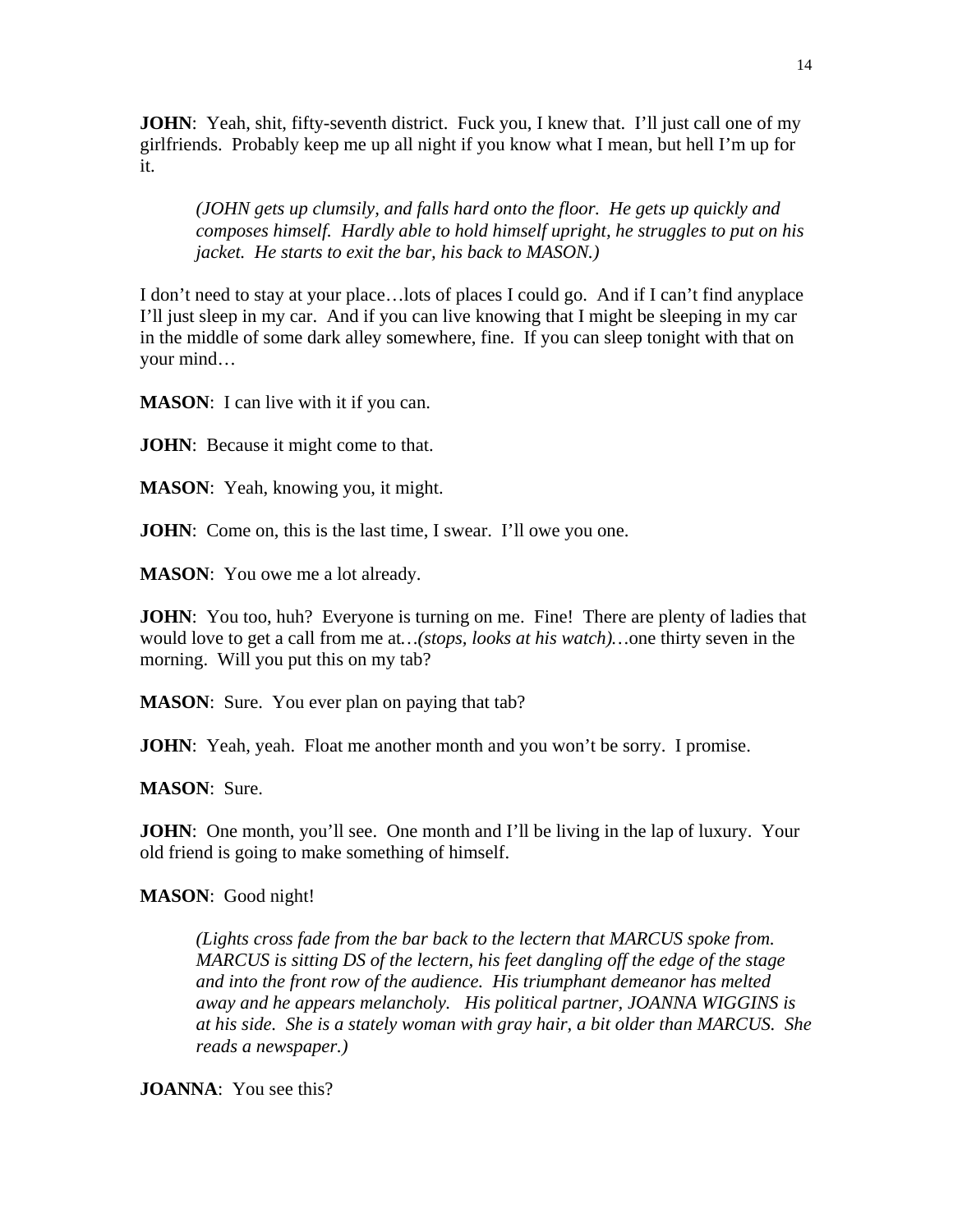**JOHN**: Yeah, shit, fifty-seventh district. Fuck you, I knew that. I'll just call one of my girlfriends. Probably keep me up all night if you know what I mean, but hell I'm up for it.

> *(JOHN gets up clumsily, and falls hard onto the floor. He gets up quickly and composes himself. Hardly able to hold himself upright, he struggles to put on his jacket. He starts to exit the bar, his back to MASON.)*

I don't need to stay at your place…lots of places I could go. And if I can't find anyplace I'll just sleep in my car. And if you can live knowing that I might be sleeping in my car in the middle of some dark alley somewhere, fine. If you can sleep tonight with that on your mind…

**MASON**: I can live with it if you can.

**JOHN**: Because it might come to that.

**MASON**: Yeah, knowing you, it might.

**JOHN**: Come on, this is the last time, I swear. I'll owe you one.

**MASON**: You owe me a lot already.

**JOHN**: You too, huh? Everyone is turning on me. Fine! There are plenty of ladies that would love to get a call from me at…*(stops, looks at his watch)*…one thirty seven in the morning. Will you put this on my tab?

**MASON**: Sure. You ever plan on paying that tab?

**JOHN**: Yeah, yeah. Float me another month and you won't be sorry. I promise.

**MASON**: Sure.

**JOHN**: One month, you'll see. One month and I'll be living in the lap of luxury. Your old friend is going to make something of himself.

**MASON**: Good night!

> *(Lights cross fade from the bar back to the lectern that MARCUS spoke from. MARCUS is sitting DS of the lectern, his feet dangling off the edge of the stage and into the front row of the audience. His triumphant demeanor has melted away and he appears melancholy. His political partner, JOANNA WIGGINS is at his side. She is a stately woman with gray hair, a bit older than MARCUS. She reads a newspaper.)*

**JOANNA**: You see this?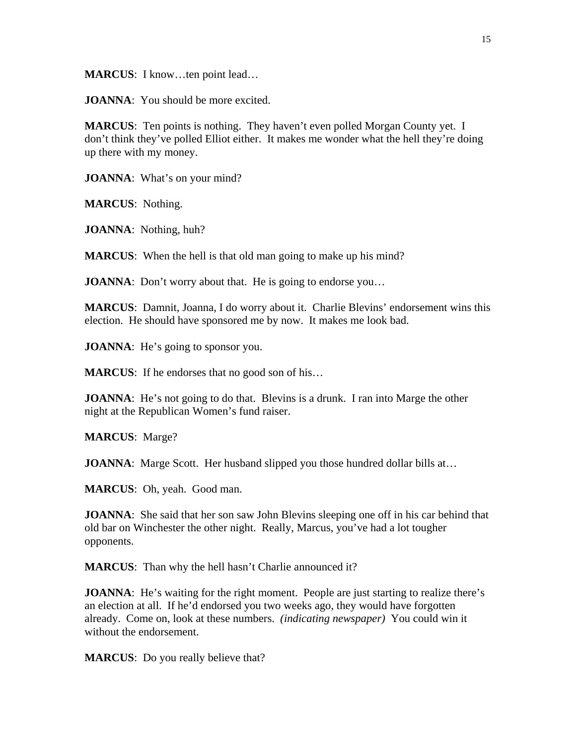**MARCUS**: I know…ten point lead…

**JOANNA**: You should be more excited.

**MARCUS**: Ten points is nothing. They haven't even polled Morgan County yet. I don't think they've polled Elliot either. It makes me wonder what the hell they're doing up there with my money.

**JOANNA**: What's on your mind?

**MARCUS**: Nothing.

**JOANNA**: Nothing, huh?

**MARCUS**: When the hell is that old man going to make up his mind?

**JOANNA**: Don't worry about that. He is going to endorse you…

**MARCUS**: Damnit, Joanna, I do worry about it. Charlie Blevins' endorsement wins this election. He should have sponsored me by now. It makes me look bad.

**JOANNA**: He's going to sponsor you.

**MARCUS**: If he endorses that no good son of his…

**JOANNA**: He's not going to do that. Blevins is a drunk. I ran into Marge the other night at the Republican Women's fund raiser.

**MARCUS**: Marge?

**JOANNA**: Marge Scott. Her husband slipped you those hundred dollar bills at…

**MARCUS**: Oh, yeah. Good man.

**JOANNA**: She said that her son saw John Blevins sleeping one off in his car behind that old bar on Winchester the other night. Really, Marcus, you've had a lot tougher opponents.

**MARCUS**: Than why the hell hasn't Charlie announced it?

**JOANNA**: He's waiting for the right moment. People are just starting to realize there's an election at all. If he'd endorsed you two weeks ago, they would have forgotten already. Come on, look at these numbers. *(indicating newspaper)* You could win it without the endorsement.

**MARCUS**: Do you really believe that?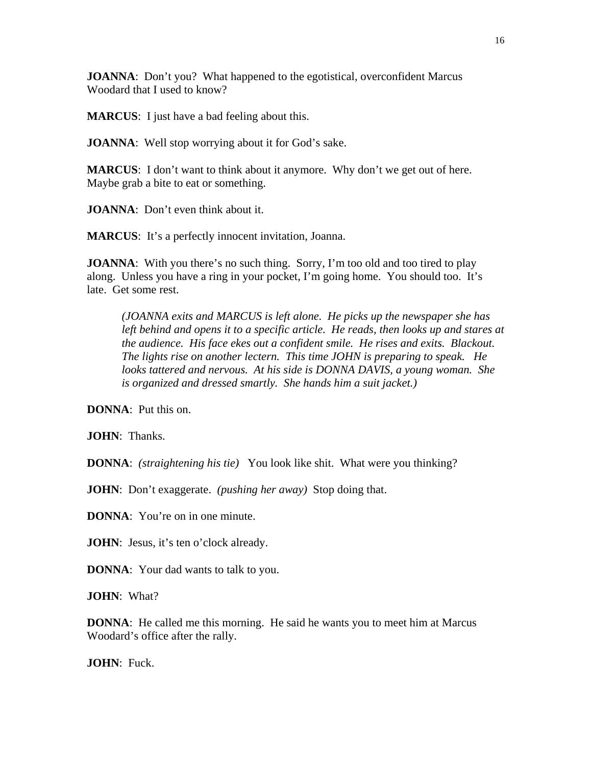**JOANNA**: Don't you? What happened to the egotistical, overconfident Marcus Woodard that I used to know?

**MARCUS**: I just have a bad feeling about this.

**JOANNA**: Well stop worrying about it for God's sake.

**MARCUS**: I don't want to think about it anymore. Why don't we get out of here. Maybe grab a bite to eat or something.

**JOANNA**: Don't even think about it.

**MARCUS**: It's a perfectly innocent invitation, Joanna.

**JOANNA**: With you there's no such thing. Sorry, I'm too old and too tired to play along. Unless you have a ring in your pocket, I'm going home. You should too. It's late. Get some rest.

> *(JOANNA exits and MARCUS is left alone. He picks up the newspaper she has left behind and opens it to a specific article. He reads, then looks up and stares at the audience. His face ekes out a confident smile. He rises and exits. Blackout. The lights rise on another lectern. This time JOHN is preparing to speak. He looks tattered and nervous. At his side is DONNA DAVIS, a young woman. She is organized and dressed smartly. She hands him a suit jacket.)*

**DONNA**: Put this on.

**JOHN**: Thanks.

**DONNA**: *(straightening his tie)* You look like shit. What were you thinking?

**JOHN**: Don't exaggerate. *(pushing her away)* Stop doing that.

**DONNA**: You're on in one minute.

**JOHN**: Jesus, it's ten o'clock already.

**DONNA**: Your dad wants to talk to you.

**JOHN**: What?

**DONNA**: He called me this morning. He said he wants you to meet him at Marcus Woodard's office after the rally.

**JOHN**: Fuck.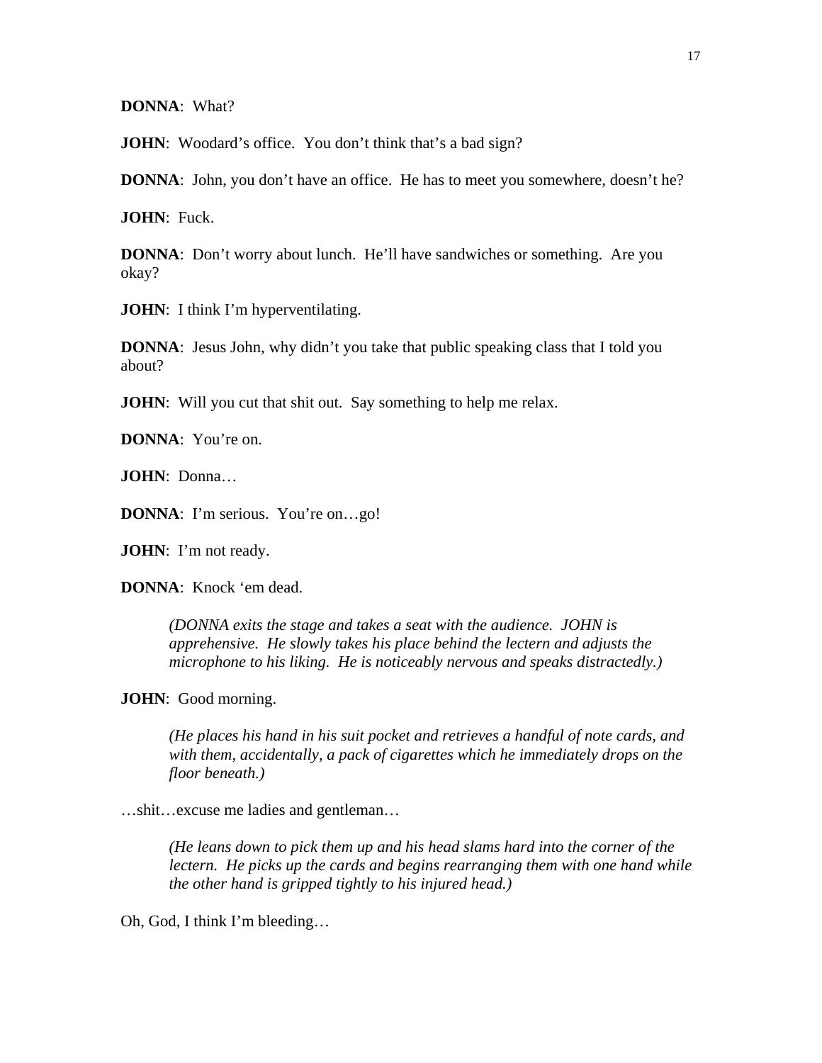**DONNA**: What?

**JOHN**: Woodard's office. You don't think that's a bad sign?

**DONNA**: John, you don't have an office. He has to meet you somewhere, doesn't he?

**JOHN**: Fuck.

**DONNA**: Don't worry about lunch. He'll have sandwiches or something. Are you okay?

**JOHN**: I think I'm hyperventilating.

**DONNA**: Jesus John, why didn't you take that public speaking class that I told you about?

**JOHN**: Will you cut that shit out. Say something to help me relax.

**DONNA**: You're on.

**JOHN**: Donna…

**DONNA**: I'm serious. You're on…go!

**JOHN**: I'm not ready.

**DONNA**: Knock 'em dead.

> *(DONNA exits the stage and takes a seat with the audience. JOHN is apprehensive. He slowly takes his place behind the lectern and adjusts the microphone to his liking. He is noticeably nervous and speaks distractedly.)*

**JOHN**: Good morning.

> *(He places his hand in his suit pocket and retrieves a handful of note cards, and with them, accidentally, a pack of cigarettes which he immediately drops on the floor beneath.)*

…shit…excuse me ladies and gentleman…

> *(He leans down to pick them up and his head slams hard into the corner of the lectern. He picks up the cards and begins rearranging them with one hand while the other hand is gripped tightly to his injured head.)*

Oh, God, I think I'm bleeding…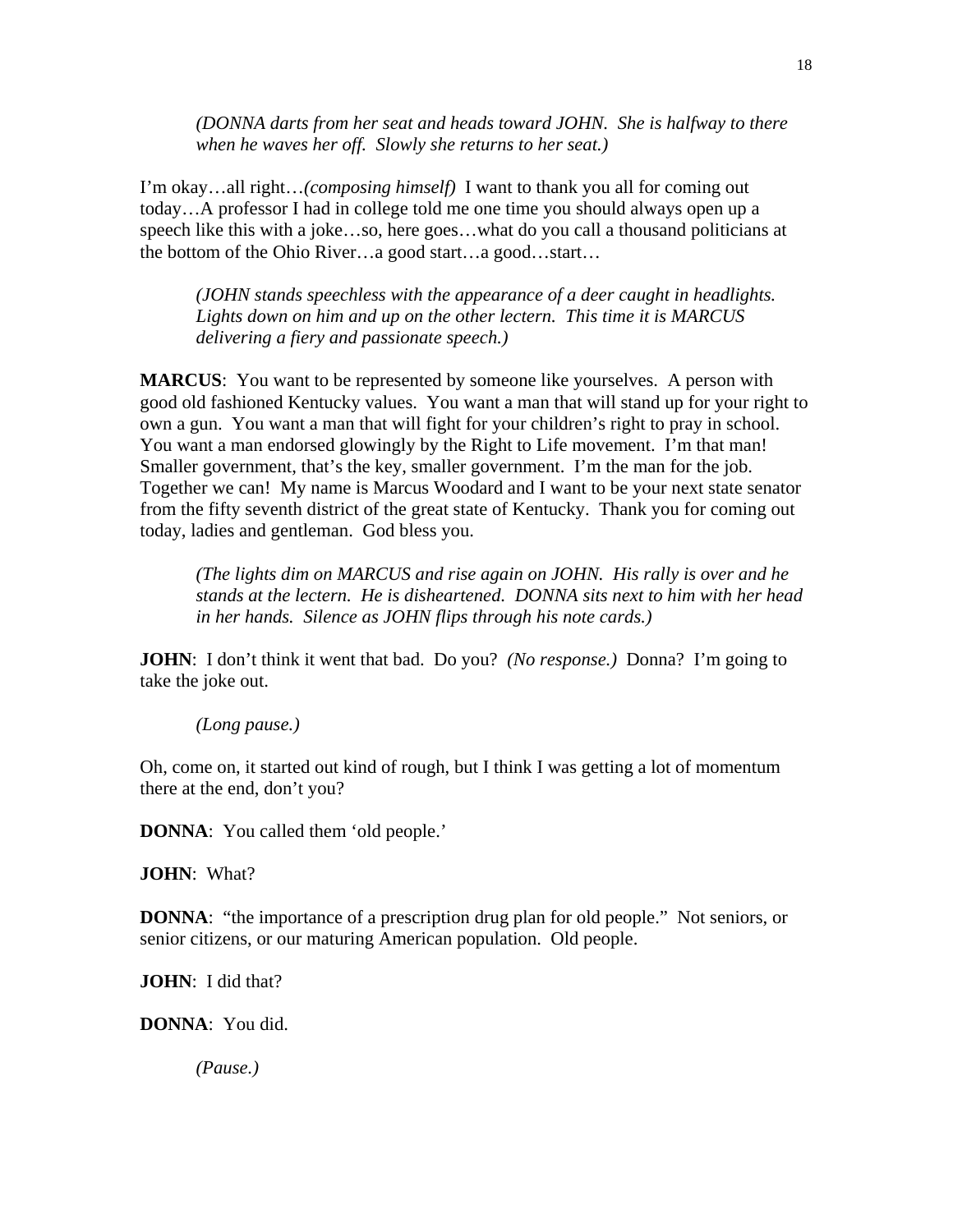*(DONNA darts from her seat and heads toward JOHN. She is halfway to there when he waves her off. Slowly she returns to her seat.)*

I'm okay…all right…*(composing himself)* I want to thank you all for coming out today…A professor I had in college told me one time you should always open up a speech like this with a joke…so, here goes…what do you call a thousand politicians at the bottom of the Ohio River…a good start…a good…start…

*(JOHN stands speechless with the appearance of a deer caught in headlights. Lights down on him and up on the other lectern. This time it is MARCUS delivering a fiery and passionate speech.)*

**MARCUS**: You want to be represented by someone like yourselves. A person with good old fashioned Kentucky values. You want a man that will stand up for your right to own a gun. You want a man that will fight for your children's right to pray in school. You want a man endorsed glowingly by the Right to Life movement. I'm that man! Smaller government, that's the key, smaller government. I'm the man for the job. Together we can! My name is Marcus Woodard and I want to be your next state senator from the fifty seventh district of the great state of Kentucky. Thank you for coming out today, ladies and gentleman. God bless you.

*(The lights dim on MARCUS and rise again on JOHN. His rally is over and he stands at the lectern. He is disheartened. DONNA sits next to him with her head in her hands. Silence as JOHN flips through his note cards.)*

**JOHN**: I don't think it went that bad. Do you? *(No response.)* Donna? I'm going to take the joke out.

*(Long pause.)*

Oh, come on, it started out kind of rough, but I think I was getting a lot of momentum there at the end, don't you?

**DONNA**: You called them 'old people.'

**JOHN**: What?

**DONNA**: "the importance of a prescription drug plan for old people." Not seniors, or senior citizens, or our maturing American population. Old people.

**JOHN**: I did that?

**DONNA**: You did.

*(Pause.)*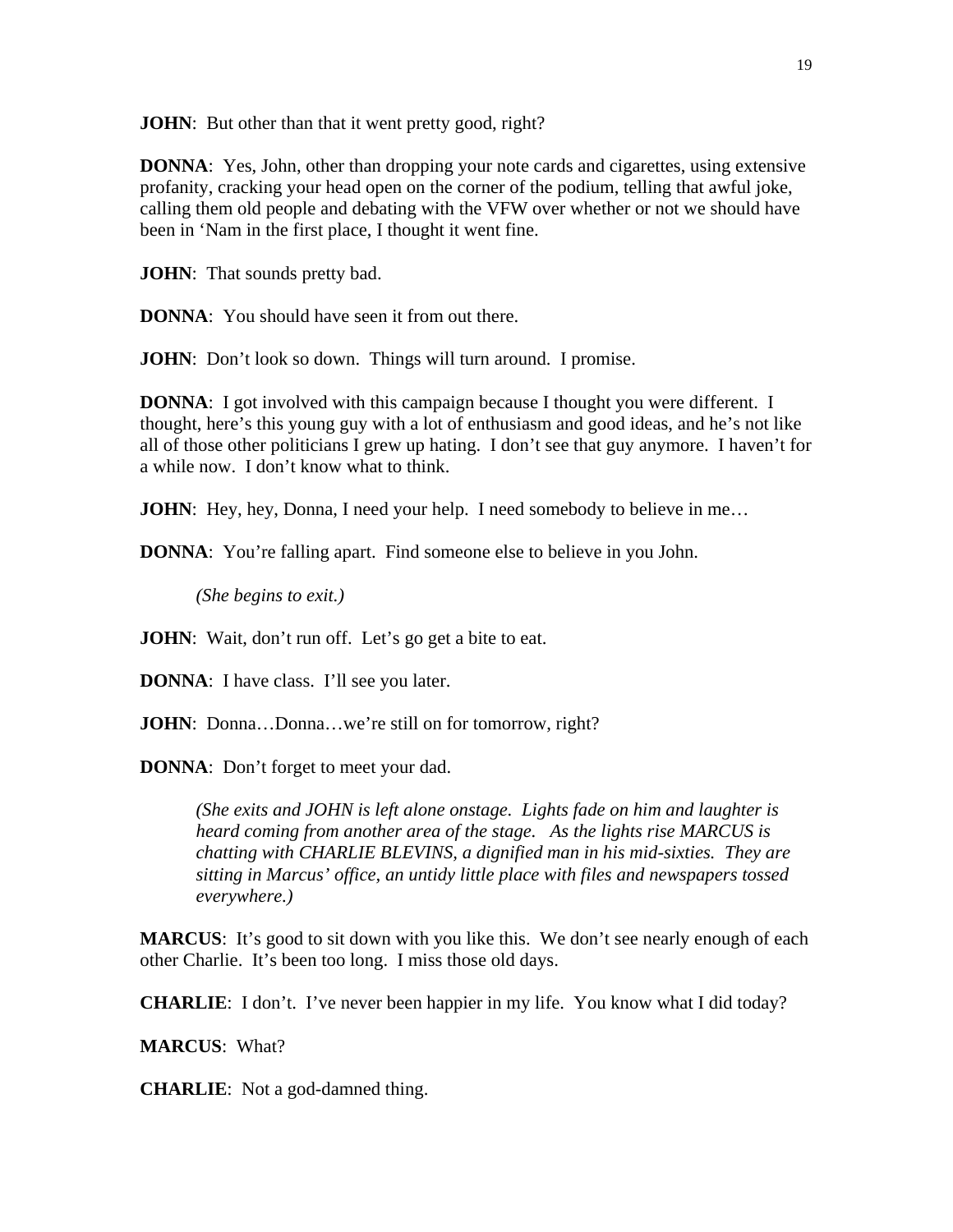**JOHN**: But other than that it went pretty good, right?

**DONNA**: Yes, John, other than dropping your note cards and cigarettes, using extensive profanity, cracking your head open on the corner of the podium, telling that awful joke, calling them old people and debating with the VFW over whether or not we should have been in 'Nam in the first place, I thought it went fine.

**JOHN**: That sounds pretty bad.

**DONNA**: You should have seen it from out there.

**JOHN**: Don't look so down. Things will turn around. I promise.

**DONNA**: I got involved with this campaign because I thought you were different. I thought, here's this young guy with a lot of enthusiasm and good ideas, and he's not like all of those other politicians I grew up hating. I don't see that guy anymore. I haven't for a while now. I don't know what to think.

**JOHN**: Hey, hey, Donna, I need your help. I need somebody to believe in me…

**DONNA**: You're falling apart. Find someone else to believe in you John.

*(She begins to exit.)*

**JOHN**: Wait, don't run off. Let's go get a bite to eat.

**DONNA**: I have class. I'll see you later.

**JOHN**: Donna…Donna…we're still on for tomorrow, right?

**DONNA**: Don't forget to meet your dad.

*(She exits and JOHN is left alone onstage. Lights fade on him and laughter is heard coming from another area of the stage. As the lights rise MARCUS is chatting with CHARLIE BLEVINS, a dignified man in his mid-sixties. They are sitting in Marcus' office, an untidy little place with files and newspapers tossed everywhere.)*

**MARCUS**: It's good to sit down with you like this. We don't see nearly enough of each other Charlie. It's been too long. I miss those old days.

**CHARLIE**: I don't. I've never been happier in my life. You know what I did today?

**MARCUS**: What?

**CHARLIE**: Not a god-damned thing.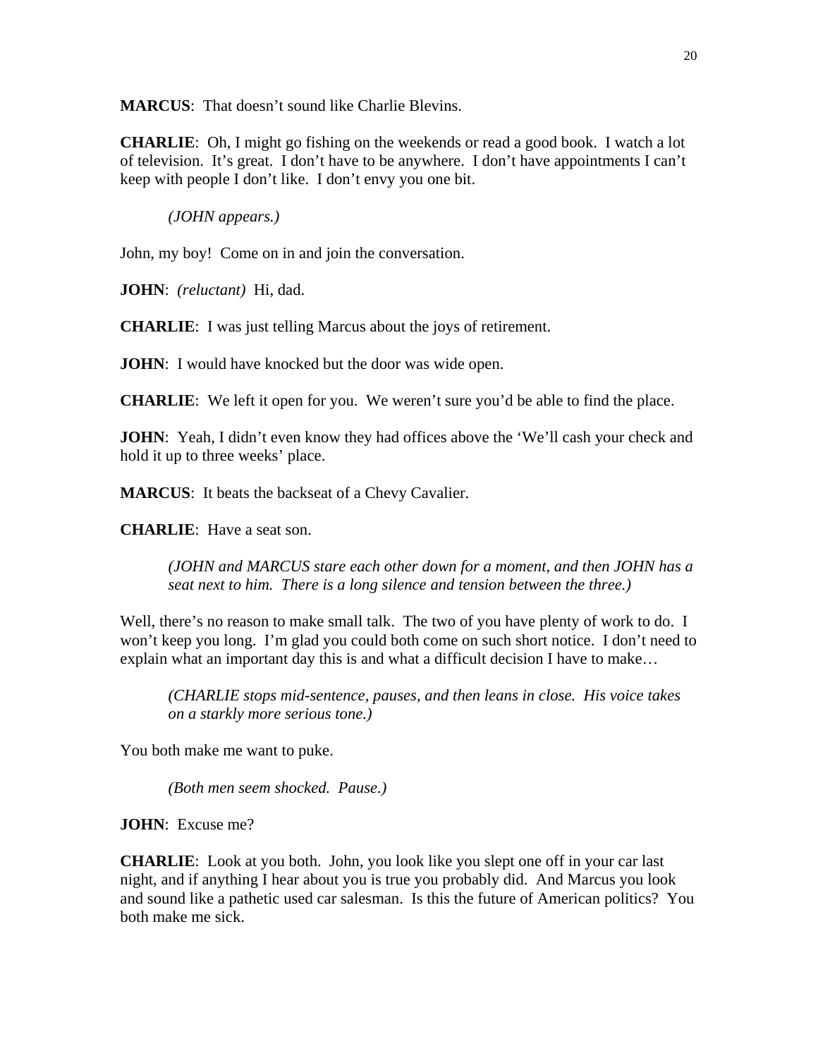**MARCUS**: That doesn't sound like Charlie Blevins.

**CHARLIE**: Oh, I might go fishing on the weekends or read a good book. I watch a lot of television. It's great. I don't have to be anywhere. I don't have appointments I can't keep with people I don't like. I don't envy you one bit.

*(JOHN appears.)*

John, my boy! Come on in and join the conversation.

**JOHN**: *(reluctant)* Hi, dad.

**CHARLIE**: I was just telling Marcus about the joys of retirement.

**JOHN**: I would have knocked but the door was wide open.

**CHARLIE**: We left it open for you. We weren't sure you'd be able to find the place.

**JOHN**: Yeah, I didn't even know they had offices above the 'We'll cash your check and hold it up to three weeks' place.

**MARCUS**: It beats the backseat of a Chevy Cavalier.

**CHARLIE**: Have a seat son.

*(JOHN and MARCUS stare each other down for a moment, and then JOHN has a seat next to him. There is a long silence and tension between the three.)*

Well, there's no reason to make small talk. The two of you have plenty of work to do. I won't keep you long. I'm glad you could both come on such short notice. I don't need to explain what an important day this is and what a difficult decision I have to make…

*(CHARLIE stops mid-sentence, pauses, and then leans in close. His voice takes on a starkly more serious tone.)*

You both make me want to puke.

*(Both men seem shocked. Pause.)*

**JOHN**: Excuse me?

**CHARLIE**: Look at you both. John, you look like you slept one off in your car last night, and if anything I hear about you is true you probably did. And Marcus you look and sound like a pathetic used car salesman. Is this the future of American politics? You both make me sick.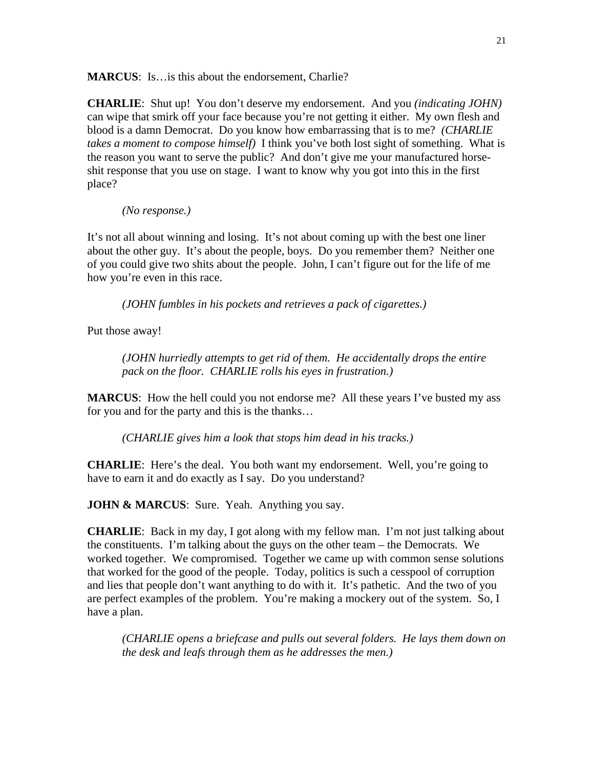**MARCUS**: Is…is this about the endorsement, Charlie?

**CHARLIE**: Shut up! You don't deserve my endorsement. And you *(indicating JOHN)* can wipe that smirk off your face because you're not getting it either. My own flesh and blood is a damn Democrat. Do you know how embarrassing that is to me? *(CHARLIE takes a moment to compose himself)* I think you've both lost sight of something. What is the reason you want to serve the public? And don't give me your manufactured horse-shit response that you use on stage. I want to know why you got into this in the first place?

> *(No response.)*

It's not all about winning and losing. It's not about coming up with the best one liner about the other guy. It's about the people, boys. Do you remember them? Neither one of you could give two shits about the people. John, I can't figure out for the life of me how you're even in this race.

> *(JOHN fumbles in his pockets and retrieves a pack of cigarettes.)*

Put those away!

> *(JOHN hurriedly attempts to get rid of them. He accidentally drops the entire pack on the floor. CHARLIE rolls his eyes in frustration.)*

**MARCUS**: How the hell could you not endorse me? All these years I've busted my ass for you and for the party and this is the thanks…

> *(CHARLIE gives him a look that stops him dead in his tracks.)*

**CHARLIE**: Here's the deal. You both want my endorsement. Well, you're going to have to earn it and do exactly as I say. Do you understand?

**JOHN & MARCUS**: Sure. Yeah. Anything you say.

**CHARLIE**: Back in my day, I got along with my fellow man. I'm not just talking about the constituents. I'm talking about the guys on the other team – the Democrats. We worked together. We compromised. Together we came up with common sense solutions that worked for the good of the people. Today, politics is such a cesspool of corruption and lies that people don't want anything to do with it. It's pathetic. And the two of you are perfect examples of the problem. You're making a mockery out of the system. So, I have a plan.

> *(CHARLIE opens a briefcase and pulls out several folders. He lays them down on the desk and leafs through them as he addresses the men.)*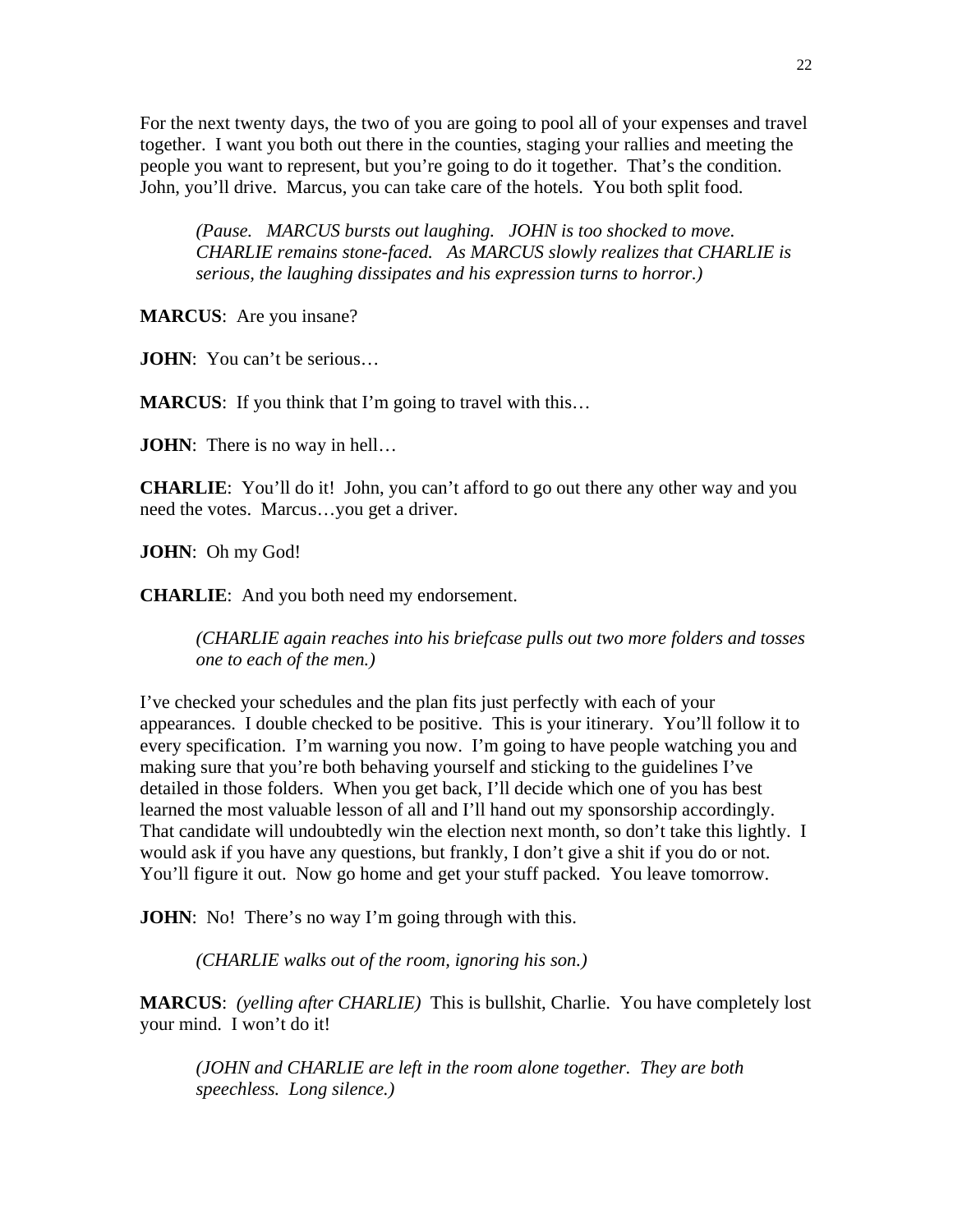For the next twenty days, the two of you are going to pool all of your expenses and travel together. I want you both out there in the counties, staging your rallies and meeting the people you want to represent, but you're going to do it together. That's the condition. John, you'll drive. Marcus, you can take care of the hotels. You both split food.

> *(Pause. MARCUS bursts out laughing. JOHN is too shocked to move. CHARLIE remains stone-faced. As MARCUS slowly realizes that CHARLIE is serious, the laughing dissipates and his expression turns to horror.)*

**MARCUS**: Are you insane?

**JOHN**: You can't be serious…

**MARCUS**: If you think that I'm going to travel with this…

**JOHN**: There is no way in hell…

**CHARLIE**: You'll do it! John, you can't afford to go out there any other way and you need the votes. Marcus…you get a driver.

**JOHN**: Oh my God!

**CHARLIE**: And you both need my endorsement.

> *(CHARLIE again reaches into his briefcase pulls out two more folders and tosses one to each of the men.)*

I've checked your schedules and the plan fits just perfectly with each of your appearances. I double checked to be positive. This is your itinerary. You'll follow it to every specification. I'm warning you now. I'm going to have people watching you and making sure that you're both behaving yourself and sticking to the guidelines I've detailed in those folders. When you get back, I'll decide which one of you has best learned the most valuable lesson of all and I'll hand out my sponsorship accordingly. That candidate will undoubtedly win the election next month, so don't take this lightly. I would ask if you have any questions, but frankly, I don't give a shit if you do or not. You'll figure it out. Now go home and get your stuff packed. You leave tomorrow.

**JOHN**: No! There's no way I'm going through with this.

> *(CHARLIE walks out of the room, ignoring his son.)*

**MARCUS**: *(yelling after CHARLIE)* This is bullshit, Charlie. You have completely lost your mind. I won't do it!

> *(JOHN and CHARLIE are left in the room alone together. They are both speechless. Long silence.)*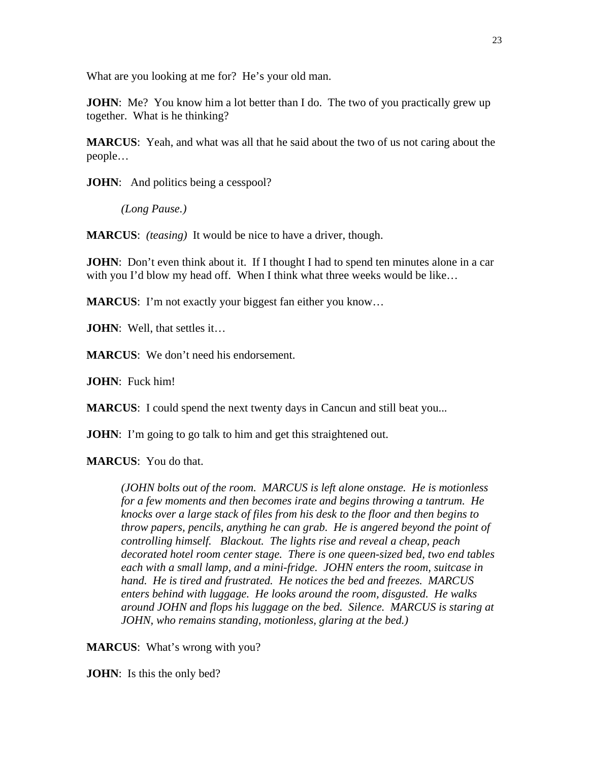What are you looking at me for? He's your old man.

**JOHN**: Me? You know him a lot better than I do. The two of you practically grew up together. What is he thinking?

**MARCUS**: Yeah, and what was all that he said about the two of us not caring about the people…

**JOHN**: And politics being a cesspool?

*(Long Pause.)*

**MARCUS**: *(teasing)* It would be nice to have a driver, though.

**JOHN**: Don't even think about it. If I thought I had to spend ten minutes alone in a car with you I'd blow my head off. When I think what three weeks would be like…

**MARCUS**: I'm not exactly your biggest fan either you know…

**JOHN**: Well, that settles it…

**MARCUS**: We don't need his endorsement.

**JOHN**: Fuck him!

**MARCUS**: I could spend the next twenty days in Cancun and still beat you...

**JOHN**: I'm going to go talk to him and get this straightened out.

**MARCUS**: You do that.

*(JOHN bolts out of the room. MARCUS is left alone onstage. He is motionless for a few moments and then becomes irate and begins throwing a tantrum. He knocks over a large stack of files from his desk to the floor and then begins to throw papers, pencils, anything he can grab. He is angered beyond the point of controlling himself. Blackout. The lights rise and reveal a cheap, peach decorated hotel room center stage. There is one queen-sized bed, two end tables each with a small lamp, and a mini-fridge. JOHN enters the room, suitcase in hand. He is tired and frustrated. He notices the bed and freezes. MARCUS enters behind with luggage. He looks around the room, disgusted. He walks around JOHN and flops his luggage on the bed. Silence. MARCUS is staring at JOHN, who remains standing, motionless, glaring at the bed.)*

**MARCUS**: What's wrong with you?

**JOHN**: Is this the only bed?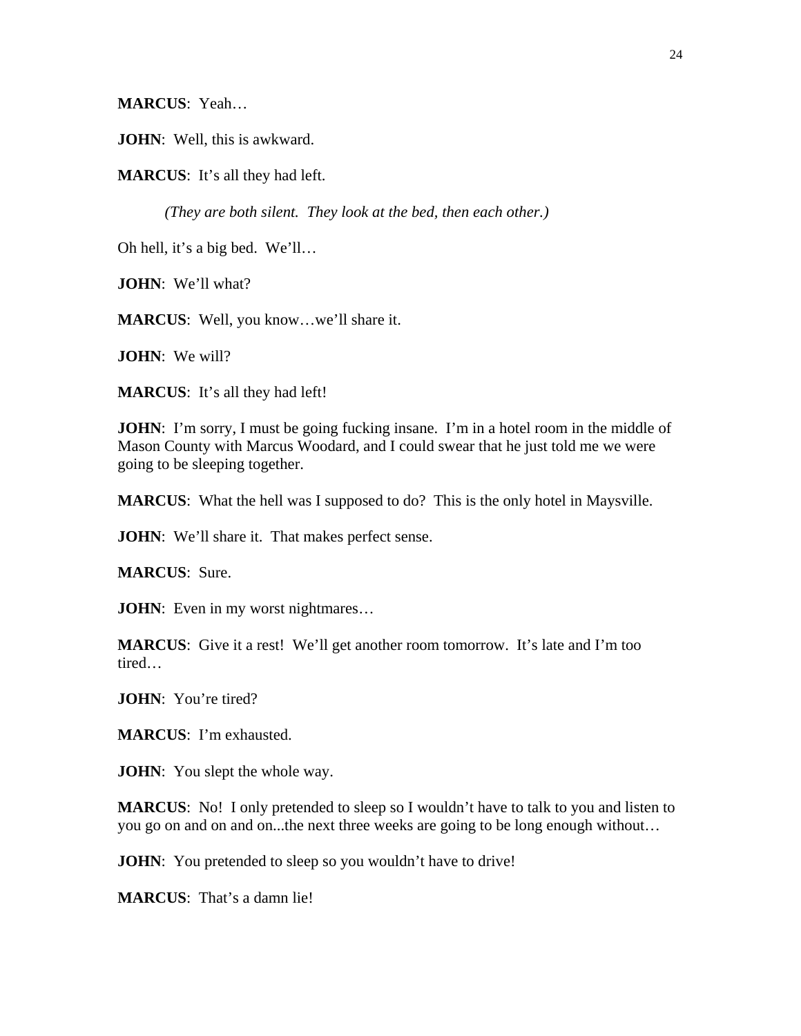**MARCUS**: Yeah…

**JOHN**: Well, this is awkward.

**MARCUS**: It's all they had left.

*(They are both silent. They look at the bed, then each other.)*

Oh hell, it's a big bed. We'll…

**JOHN**: We'll what?

**MARCUS**: Well, you know…we'll share it.

**JOHN**: We will?

**MARCUS**: It's all they had left!

**JOHN**: I'm sorry, I must be going fucking insane. I'm in a hotel room in the middle of Mason County with Marcus Woodard, and I could swear that he just told me we were going to be sleeping together.

**MARCUS**: What the hell was I supposed to do? This is the only hotel in Maysville.

**JOHN**: We'll share it. That makes perfect sense.

**MARCUS**: Sure.

**JOHN**: Even in my worst nightmares…

**MARCUS**: Give it a rest! We'll get another room tomorrow. It's late and I'm too tired…

**JOHN**: You're tired?

**MARCUS**: I'm exhausted.

**JOHN**: You slept the whole way.

**MARCUS**: No! I only pretended to sleep so I wouldn't have to talk to you and listen to you go on and on and on...the next three weeks are going to be long enough without…

**JOHN**: You pretended to sleep so you wouldn't have to drive!

**MARCUS**: That's a damn lie!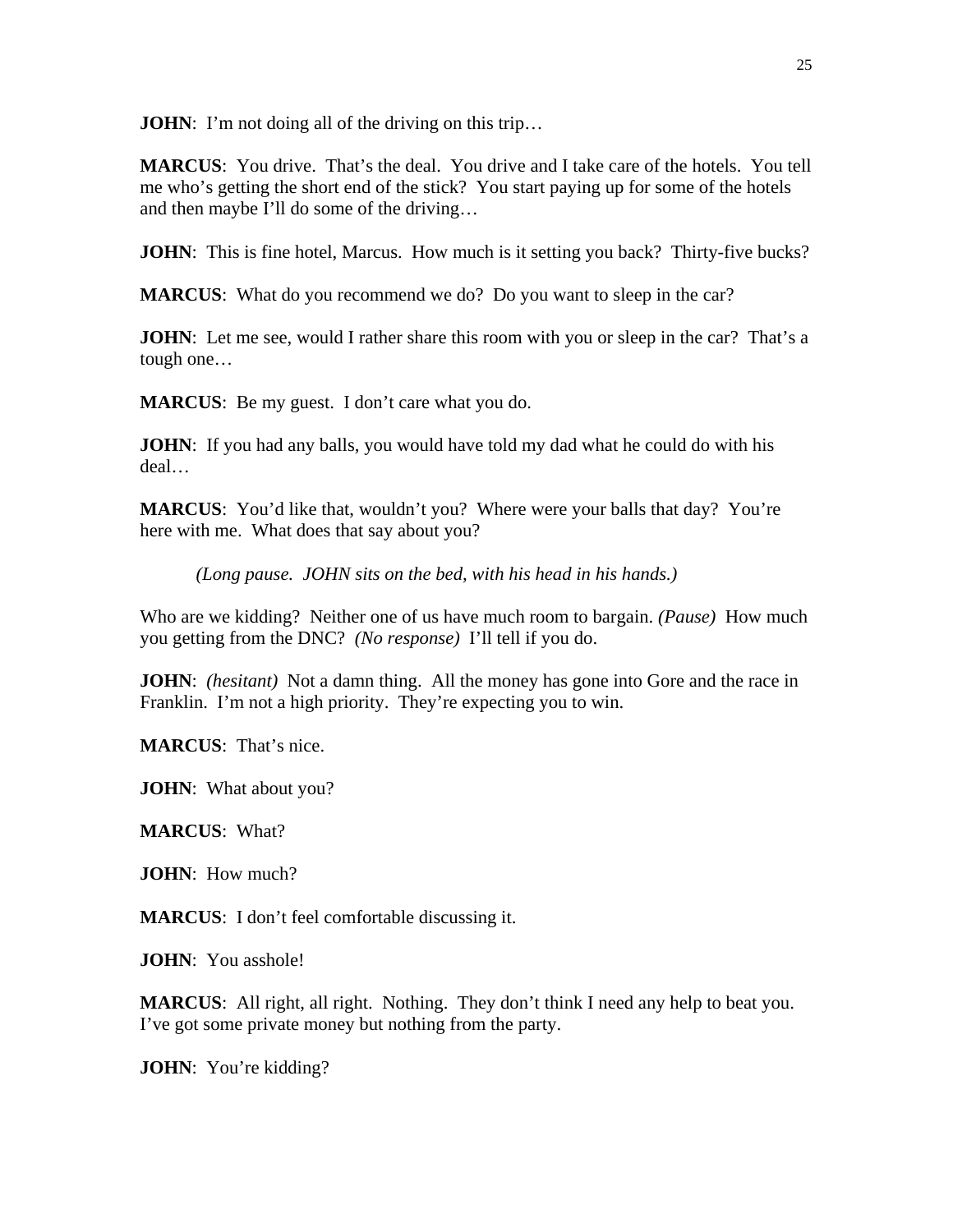**JOHN**: I'm not doing all of the driving on this trip…

**MARCUS**: You drive. That's the deal. You drive and I take care of the hotels. You tell me who's getting the short end of the stick? You start paying up for some of the hotels and then maybe I'll do some of the driving…

**JOHN**: This is fine hotel, Marcus. How much is it setting you back? Thirty-five bucks?

**MARCUS**: What do you recommend we do? Do you want to sleep in the car?

**JOHN**: Let me see, would I rather share this room with you or sleep in the car? That's a tough one…

**MARCUS**: Be my guest. I don't care what you do.

**JOHN**: If you had any balls, you would have told my dad what he could do with his deal…

**MARCUS**: You'd like that, wouldn't you? Where were your balls that day? You're here with me. What does that say about you?

*(Long pause. JOHN sits on the bed, with his head in his hands.)*

Who are we kidding? Neither one of us have much room to bargain. *(Pause)* How much you getting from the DNC? *(No response)* I'll tell if you do.

**JOHN**: *(hesitant)* Not a damn thing. All the money has gone into Gore and the race in Franklin. I'm not a high priority. They're expecting you to win.

**MARCUS**: That's nice.

**JOHN**: What about you?

**MARCUS**: What?

**JOHN**: How much?

**MARCUS**: I don't feel comfortable discussing it.

**JOHN**: You asshole!

**MARCUS**: All right, all right. Nothing. They don't think I need any help to beat you. I've got some private money but nothing from the party.

**JOHN**: You're kidding?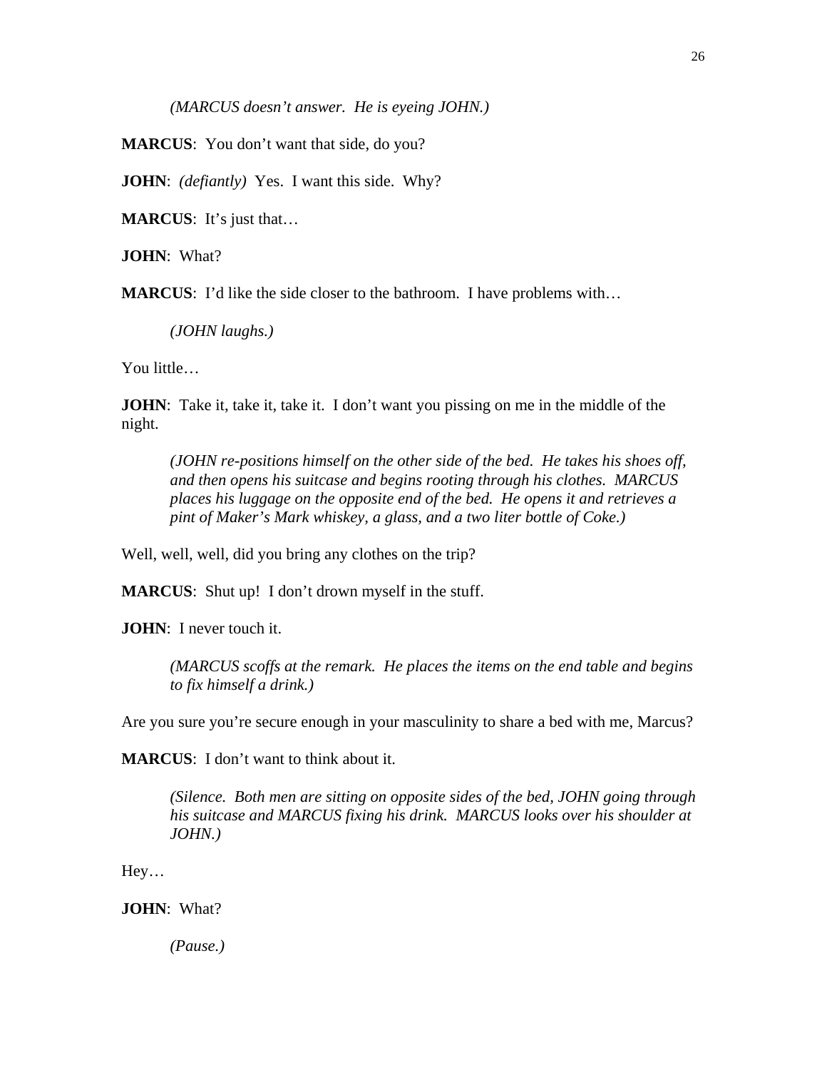*(MARCUS doesn't answer. He is eyeing JOHN.)*

**MARCUS**: You don't want that side, do you?

**JOHN**: *(defiantly)* Yes. I want this side. Why?

**MARCUS**: It's just that…

**JOHN**: What?

**MARCUS**: I'd like the side closer to the bathroom. I have problems with…

*(JOHN laughs.)*

You little…

**JOHN**: Take it, take it, take it. I don't want you pissing on me in the middle of the night.

*(JOHN re-positions himself on the other side of the bed. He takes his shoes off, and then opens his suitcase and begins rooting through his clothes. MARCUS places his luggage on the opposite end of the bed. He opens it and retrieves a pint of Maker's Mark whiskey, a glass, and a two liter bottle of Coke.)*

Well, well, well, did you bring any clothes on the trip?

**MARCUS**: Shut up! I don't drown myself in the stuff.

**JOHN**: I never touch it.

*(MARCUS scoffs at the remark. He places the items on the end table and begins to fix himself a drink.)*

Are you sure you're secure enough in your masculinity to share a bed with me, Marcus?

**MARCUS**: I don't want to think about it.

*(Silence. Both men are sitting on opposite sides of the bed, JOHN going through his suitcase and MARCUS fixing his drink. MARCUS looks over his shoulder at JOHN.)*

Hey…

**JOHN**: What?

*(Pause.)*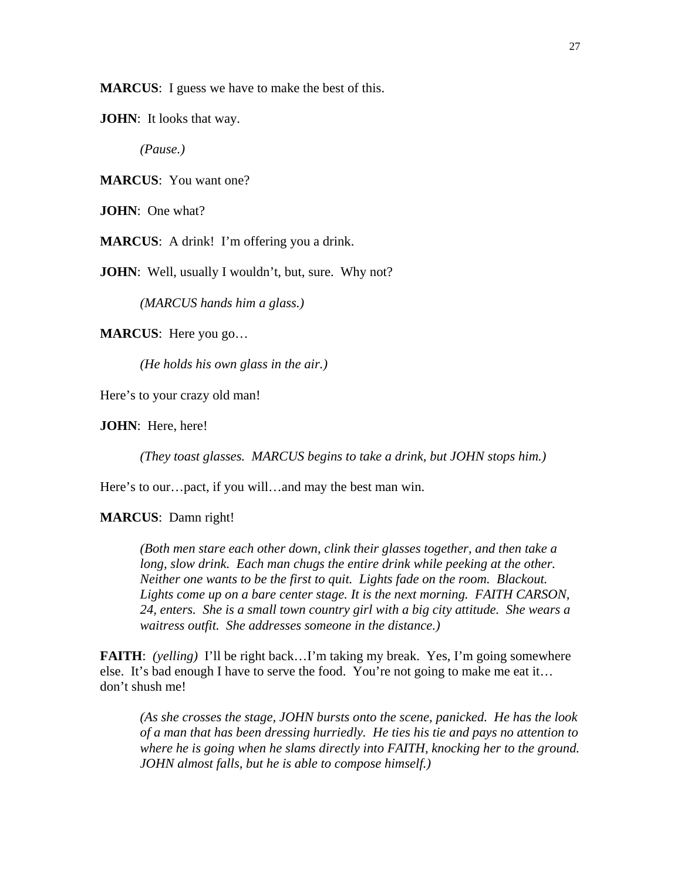**MARCUS**: I guess we have to make the best of this.

**JOHN**: It looks that way.

*(Pause.)*

**MARCUS**: You want one?

**JOHN**: One what?

**MARCUS**: A drink! I'm offering you a drink.

**JOHN**: Well, usually I wouldn't, but, sure. Why not?

*(MARCUS hands him a glass.)*

**MARCUS**: Here you go…

*(He holds his own glass in the air.)*

Here's to your crazy old man!

**JOHN**: Here, here!

*(They toast glasses. MARCUS begins to take a drink, but JOHN stops him.)*

Here's to our…pact, if you will…and may the best man win.

**MARCUS**: Damn right!

*(Both men stare each other down, clink their glasses together, and then take a long, slow drink. Each man chugs the entire drink while peeking at the other. Neither one wants to be the first to quit. Lights fade on the room. Blackout. Lights come up on a bare center stage. It is the next morning. FAITH CARSON, 24, enters. She is a small town country girl with a big city attitude. She wears a waitress outfit. She addresses someone in the distance.)*

**FAITH**: *(yelling)* I'll be right back…I'm taking my break. Yes, I'm going somewhere else. It's bad enough I have to serve the food. You're not going to make me eat it… don't shush me!

*(As she crosses the stage, JOHN bursts onto the scene, panicked. He has the look of a man that has been dressing hurriedly. He ties his tie and pays no attention to where he is going when he slams directly into FAITH, knocking her to the ground. JOHN almost falls, but he is able to compose himself.)*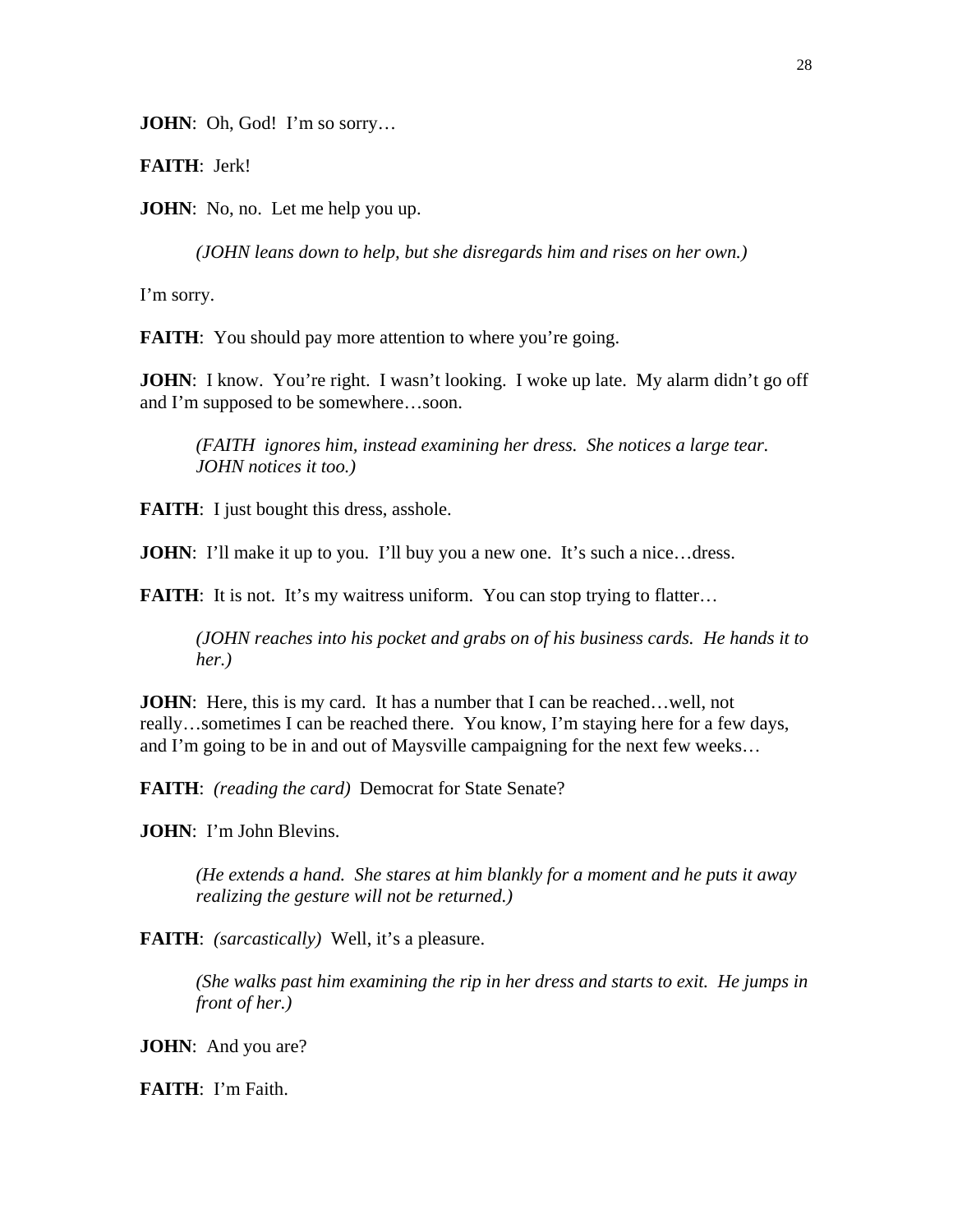**JOHN**: Oh, God! I'm so sorry…

**FAITH**: Jerk!

**JOHN**: No, no. Let me help you up.

*(JOHN leans down to help, but she disregards him and rises on her own.)*

I'm sorry.

**FAITH**: You should pay more attention to where you're going.

**JOHN**: I know. You're right. I wasn't looking. I woke up late. My alarm didn't go off and I'm supposed to be somewhere…soon.

*(FAITH ignores him, instead examining her dress. She notices a large tear. JOHN notices it too.)*

**FAITH**: I just bought this dress, asshole.

**JOHN**: I'll make it up to you. I'll buy you a new one. It's such a nice…dress.

**FAITH**: It is not. It's my waitress uniform. You can stop trying to flatter…

*(JOHN reaches into his pocket and grabs on of his business cards. He hands it to her.)*

**JOHN**: Here, this is my card. It has a number that I can be reached…well, not really…sometimes I can be reached there. You know, I'm staying here for a few days, and I'm going to be in and out of Maysville campaigning for the next few weeks…

**FAITH**: *(reading the card)* Democrat for State Senate?

**JOHN**: I'm John Blevins.

*(He extends a hand. She stares at him blankly for a moment and he puts it away realizing the gesture will not be returned.)*

**FAITH**: *(sarcastically)* Well, it's a pleasure.

*(She walks past him examining the rip in her dress and starts to exit. He jumps in front of her.)*

**JOHN**: And you are?

**FAITH**: I'm Faith.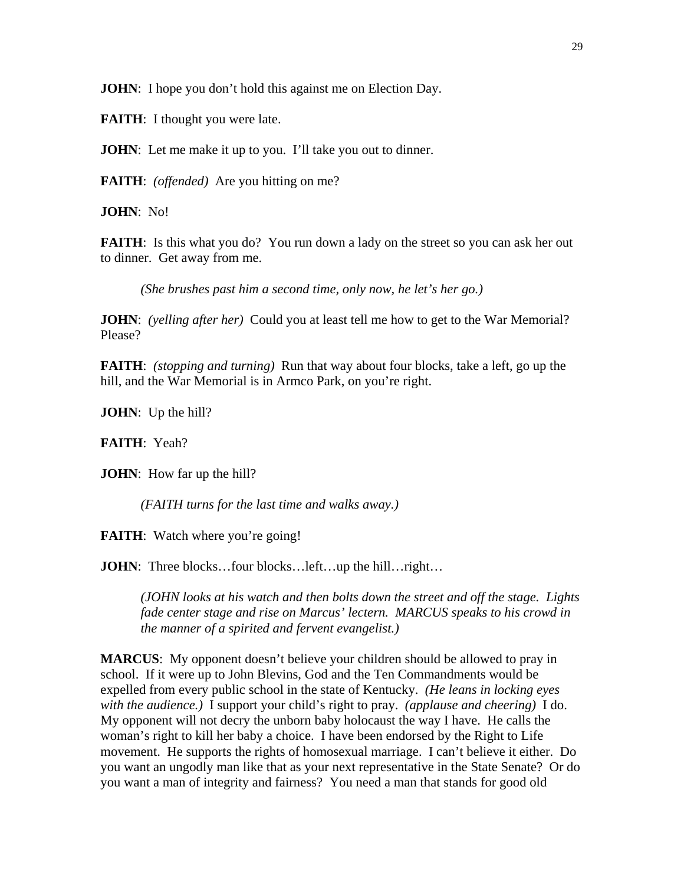**JOHN**: I hope you don't hold this against me on Election Day.

**FAITH**: I thought you were late.

**JOHN**: Let me make it up to you. I'll take you out to dinner.

**FAITH**: *(offended)* Are you hitting on me?

**JOHN**: No!

**FAITH**: Is this what you do? You run down a lady on the street so you can ask her out to dinner. Get away from me.

*(She brushes past him a second time, only now, he let's her go.)*

**JOHN**: *(yelling after her)* Could you at least tell me how to get to the War Memorial? Please?

**FAITH**: *(stopping and turning)* Run that way about four blocks, take a left, go up the hill, and the War Memorial is in Armco Park, on you're right.

**JOHN**: Up the hill?

**FAITH**: Yeah?

**JOHN**: How far up the hill?

*(FAITH turns for the last time and walks away.)*

**FAITH**: Watch where you're going!

**JOHN**: Three blocks…four blocks…left…up the hill…right…

*(JOHN looks at his watch and then bolts down the street and off the stage. Lights fade center stage and rise on Marcus' lectern. MARCUS speaks to his crowd in the manner of a spirited and fervent evangelist.)*

**MARCUS**: My opponent doesn't believe your children should be allowed to pray in school. If it were up to John Blevins, God and the Ten Commandments would be expelled from every public school in the state of Kentucky. *(He leans in locking eyes with the audience.)* I support your child's right to pray. *(applause and cheering)* I do. My opponent will not decry the unborn baby holocaust the way I have. He calls the woman's right to kill her baby a choice. I have been endorsed by the Right to Life movement. He supports the rights of homosexual marriage. I can't believe it either. Do you want an ungodly man like that as your next representative in the State Senate? Or do you want a man of integrity and fairness? You need a man that stands for good old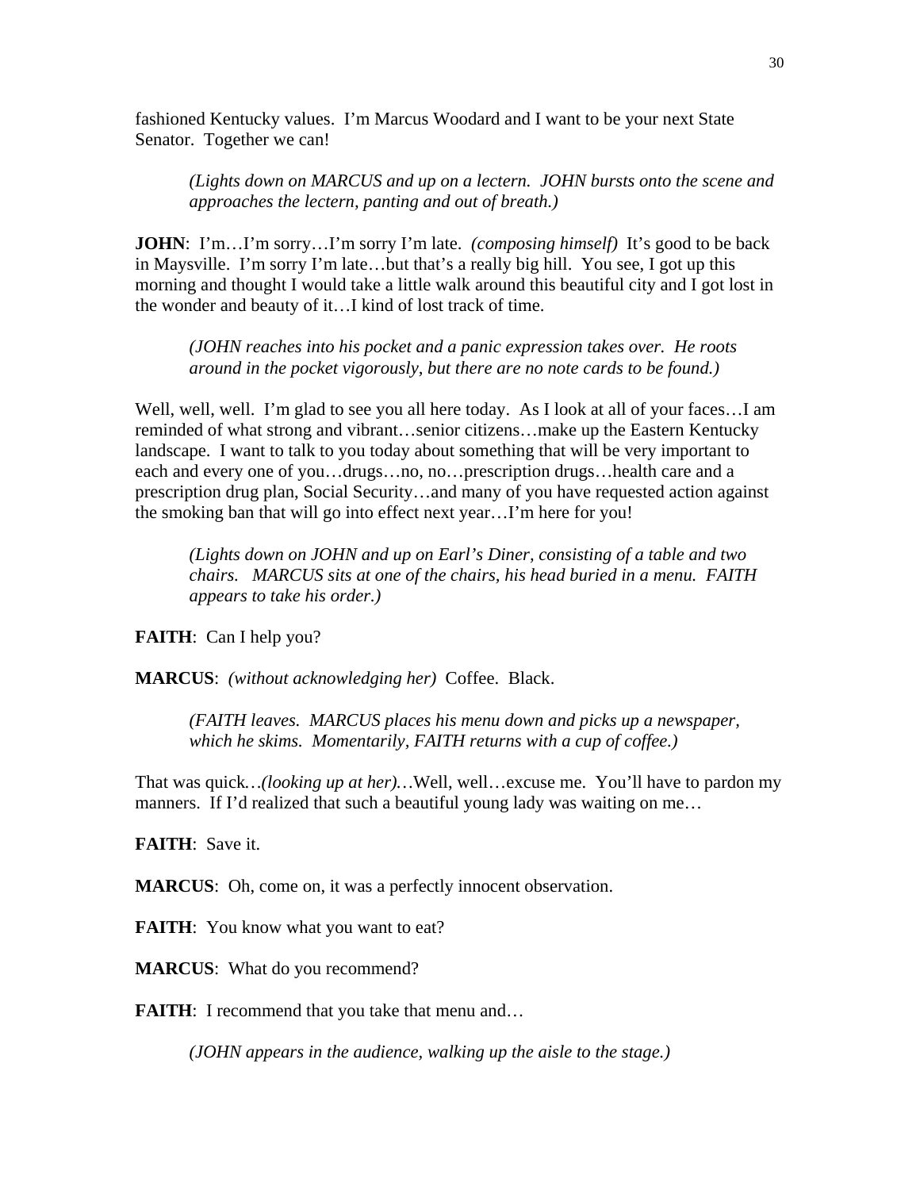fashioned Kentucky values. I'm Marcus Woodard and I want to be your next State Senator. Together we can!

> *(Lights down on MARCUS and up on a lectern. JOHN bursts onto the scene and approaches the lectern, panting and out of breath.)*

**JOHN**: I'm…I'm sorry…I'm sorry I'm late. *(composing himself)* It's good to be back in Maysville. I'm sorry I'm late…but that's a really big hill. You see, I got up this morning and thought I would take a little walk around this beautiful city and I got lost in the wonder and beauty of it…I kind of lost track of time.

> *(JOHN reaches into his pocket and a panic expression takes over. He roots around in the pocket vigorously, but there are no note cards to be found.)*

Well, well, well. I'm glad to see you all here today. As I look at all of your faces…I am reminded of what strong and vibrant…senior citizens…make up the Eastern Kentucky landscape. I want to talk to you today about something that will be very important to each and every one of you…drugs…no, no…prescription drugs…health care and a prescription drug plan, Social Security…and many of you have requested action against the smoking ban that will go into effect next year…I'm here for you!

> *(Lights down on JOHN and up on Earl's Diner, consisting of a table and two chairs. MARCUS sits at one of the chairs, his head buried in a menu. FAITH appears to take his order.)*

**FAITH**: Can I help you?

**MARCUS**: *(without acknowledging her)* Coffee. Black.

> *(FAITH leaves. MARCUS places his menu down and picks up a newspaper, which he skims. Momentarily, FAITH returns with a cup of coffee.)*

That was quick…*(looking up at her)*…Well, well…excuse me. You'll have to pardon my manners. If I'd realized that such a beautiful young lady was waiting on me…

**FAITH**: Save it.

**MARCUS**: Oh, come on, it was a perfectly innocent observation.

**FAITH**: You know what you want to eat?

**MARCUS**: What do you recommend?

**FAITH**: I recommend that you take that menu and…

> *(JOHN appears in the audience, walking up the aisle to the stage.)*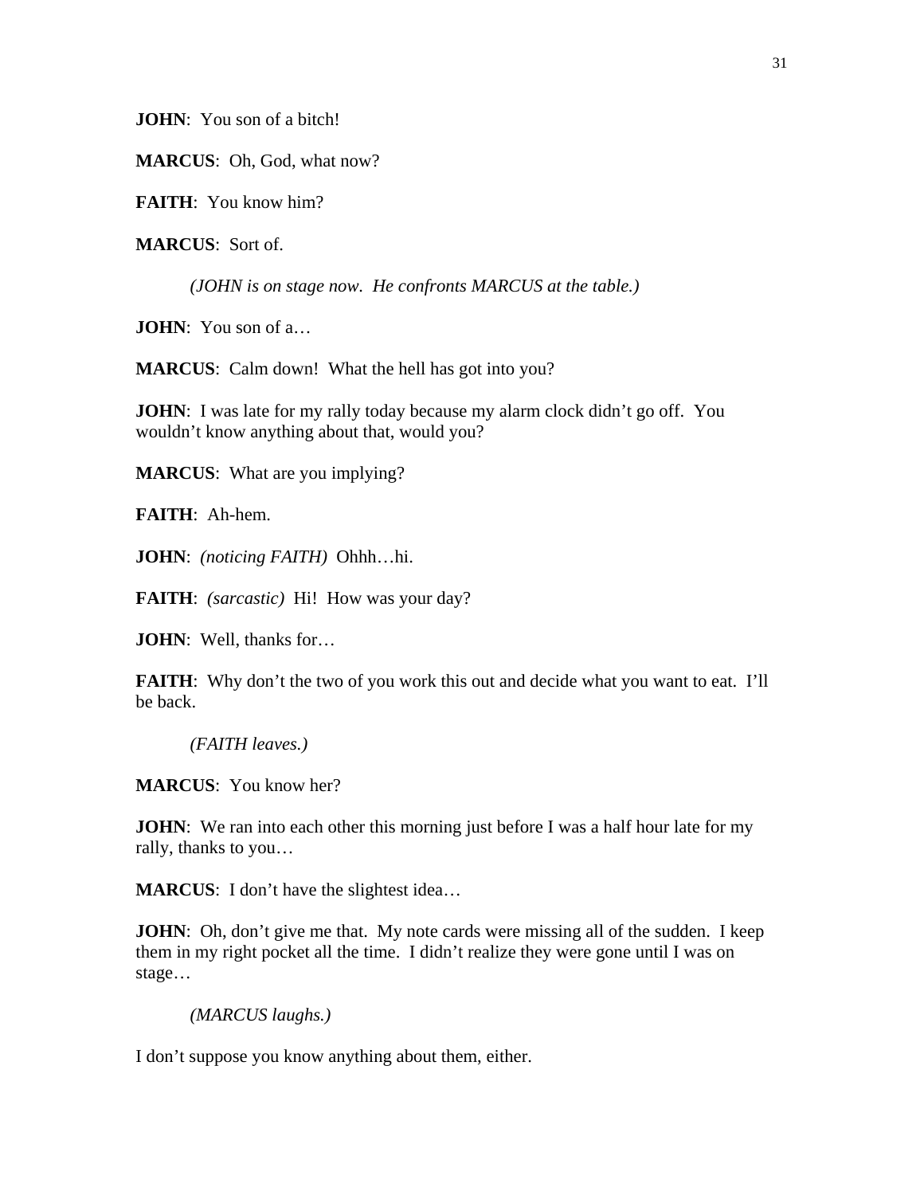**JOHN**: You son of a bitch!

**MARCUS**: Oh, God, what now?

**FAITH**: You know him?

**MARCUS**: Sort of.

*(JOHN is on stage now. He confronts MARCUS at the table.)*

**JOHN**: You son of a…

**MARCUS**: Calm down! What the hell has got into you?

**JOHN**: I was late for my rally today because my alarm clock didn't go off. You wouldn't know anything about that, would you?

**MARCUS**: What are you implying?

**FAITH**: Ah-hem.

**JOHN**: *(noticing FAITH)* Ohhh…hi.

**FAITH**: *(sarcastic)* Hi! How was your day?

**JOHN**: Well, thanks for…

**FAITH**: Why don't the two of you work this out and decide what you want to eat. I'll be back.

*(FAITH leaves.)*

**MARCUS**: You know her?

**JOHN**: We ran into each other this morning just before I was a half hour late for my rally, thanks to you…

**MARCUS**: I don't have the slightest idea…

**JOHN**: Oh, don't give me that. My note cards were missing all of the sudden. I keep them in my right pocket all the time. I didn't realize they were gone until I was on stage…

*(MARCUS laughs.)*

I don't suppose you know anything about them, either.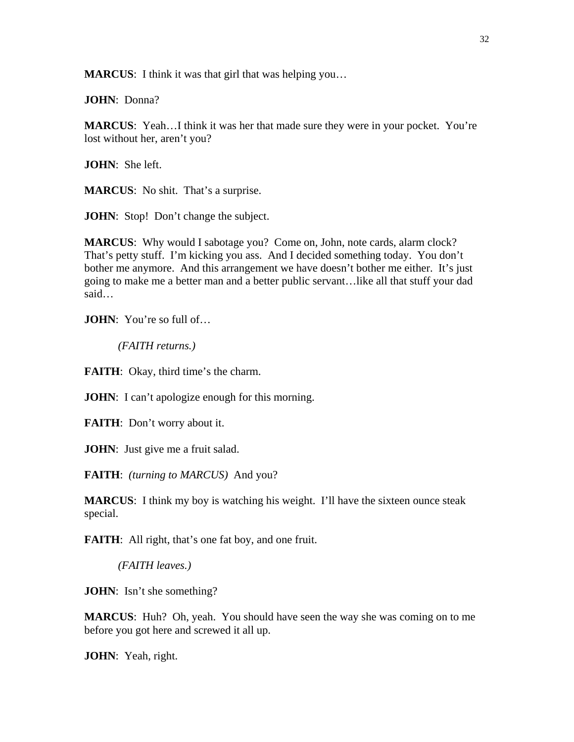**MARCUS**: I think it was that girl that was helping you…

**JOHN**: Donna?

**MARCUS**: Yeah…I think it was her that made sure they were in your pocket. You're lost without her, aren't you?

**JOHN**: She left.

**MARCUS**: No shit. That's a surprise.

**JOHN**: Stop! Don't change the subject.

**MARCUS**: Why would I sabotage you? Come on, John, note cards, alarm clock? That's petty stuff. I'm kicking you ass. And I decided something today. You don't bother me anymore. And this arrangement we have doesn't bother me either. It's just going to make me a better man and a better public servant…like all that stuff your dad said…

**JOHN**: You're so full of…

*(FAITH returns.)*

**FAITH**: Okay, third time's the charm.

**JOHN**: I can't apologize enough for this morning.

**FAITH**: Don't worry about it.

**JOHN**: Just give me a fruit salad.

**FAITH**: *(turning to MARCUS)* And you?

**MARCUS**: I think my boy is watching his weight. I'll have the sixteen ounce steak special.

**FAITH**: All right, that's one fat boy, and one fruit.

*(FAITH leaves.)*

**JOHN**: Isn't she something?

**MARCUS**: Huh? Oh, yeah. You should have seen the way she was coming on to me before you got here and screwed it all up.

**JOHN**: Yeah, right.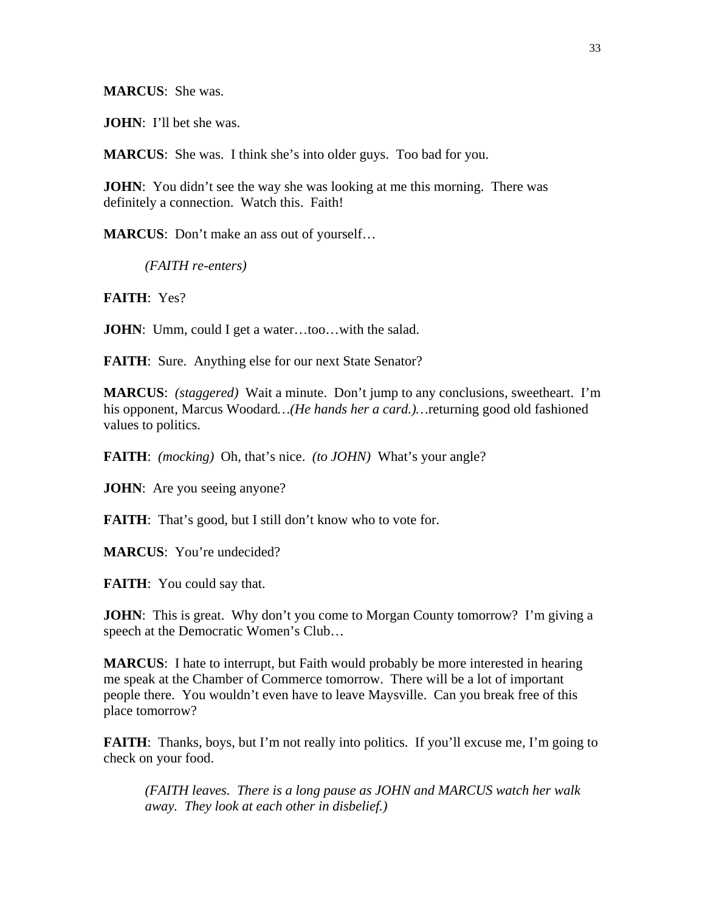**MARCUS**: She was.

**JOHN**: I'll bet she was.

**MARCUS**: She was. I think she's into older guys. Too bad for you.

**JOHN**: You didn't see the way she was looking at me this morning. There was definitely a connection. Watch this. Faith!

**MARCUS**: Don't make an ass out of yourself…

*(FAITH re-enters)*

**FAITH**: Yes?

**JOHN**: Umm, could I get a water…too…with the salad.

**FAITH**: Sure. Anything else for our next State Senator?

**MARCUS**: *(staggered)* Wait a minute. Don't jump to any conclusions, sweetheart. I'm his opponent, Marcus Woodard*…(He hands her a card.)…*returning good old fashioned values to politics.

**FAITH**: *(mocking)* Oh, that's nice. *(to JOHN)* What's your angle?

**JOHN**: Are you seeing anyone?

**FAITH**: That's good, but I still don't know who to vote for.

**MARCUS**: You're undecided?

**FAITH**: You could say that.

**JOHN**: This is great. Why don't you come to Morgan County tomorrow? I'm giving a speech at the Democratic Women's Club…

**MARCUS**: I hate to interrupt, but Faith would probably be more interested in hearing me speak at the Chamber of Commerce tomorrow. There will be a lot of important people there. You wouldn't even have to leave Maysville. Can you break free of this place tomorrow?

**FAITH**: Thanks, boys, but I'm not really into politics. If you'll excuse me, I'm going to check on your food.

*(FAITH leaves. There is a long pause as JOHN and MARCUS watch her walk away. They look at each other in disbelief.)*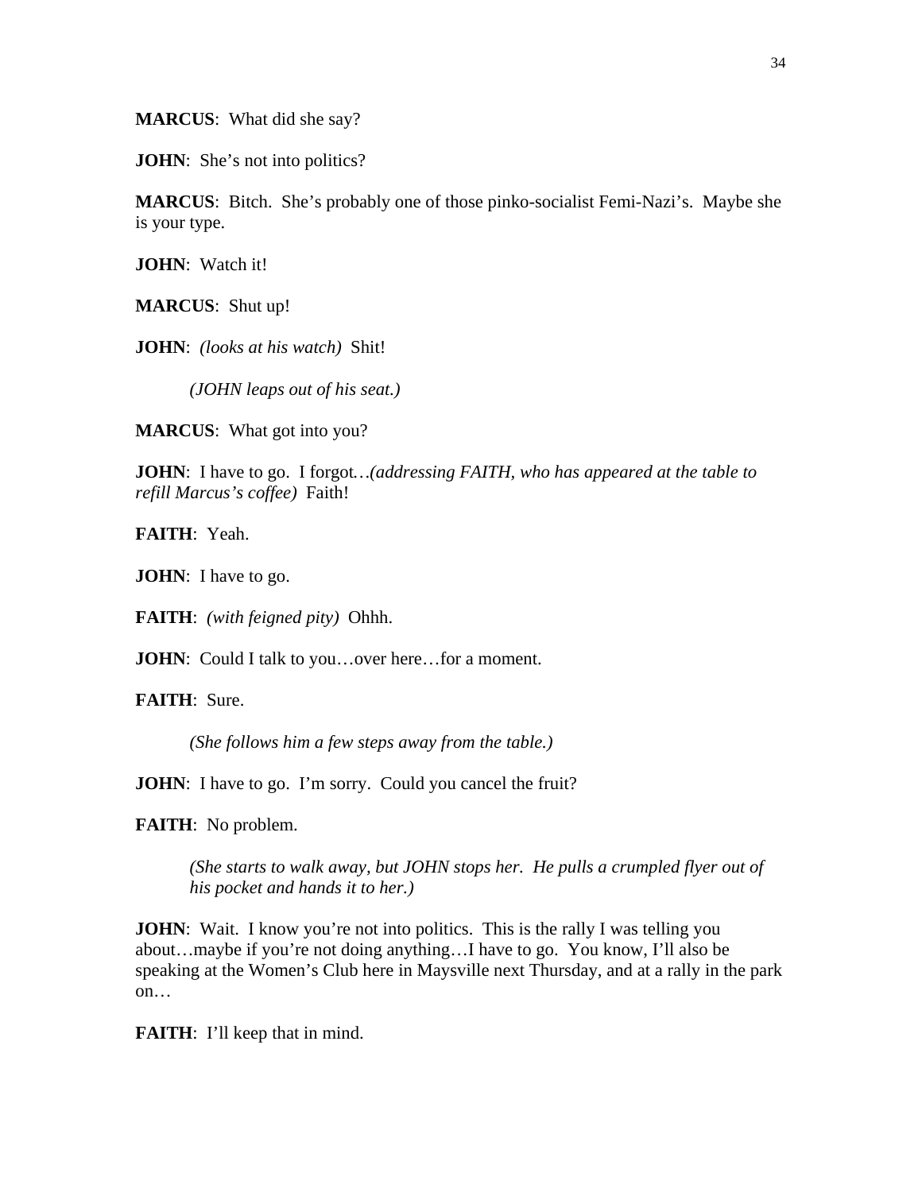**MARCUS**: What did she say?

**JOHN**: She's not into politics?

**MARCUS**: Bitch. She's probably one of those pinko-socialist Femi-Nazi's. Maybe she is your type.

**JOHN**: Watch it!

**MARCUS**: Shut up!

**JOHN**: *(looks at his watch)* Shit!

*(JOHN leaps out of his seat.)*

**MARCUS**: What got into you?

**JOHN**: I have to go. I forgot…*(addressing FAITH, who has appeared at the table to refill Marcus's coffee)* Faith!

**FAITH**: Yeah.

**JOHN**: I have to go.

**FAITH**: *(with feigned pity)* Ohhh.

**JOHN**: Could I talk to you…over here…for a moment.

**FAITH**: Sure.

*(She follows him a few steps away from the table.)*

**JOHN**: I have to go. I'm sorry. Could you cancel the fruit?

**FAITH**: No problem.

*(She starts to walk away, but JOHN stops her. He pulls a crumpled flyer out of his pocket and hands it to her.)*

**JOHN**: Wait. I know you're not into politics. This is the rally I was telling you about…maybe if you're not doing anything…I have to go. You know, I'll also be speaking at the Women's Club here in Maysville next Thursday, and at a rally in the park on…

**FAITH**: I'll keep that in mind.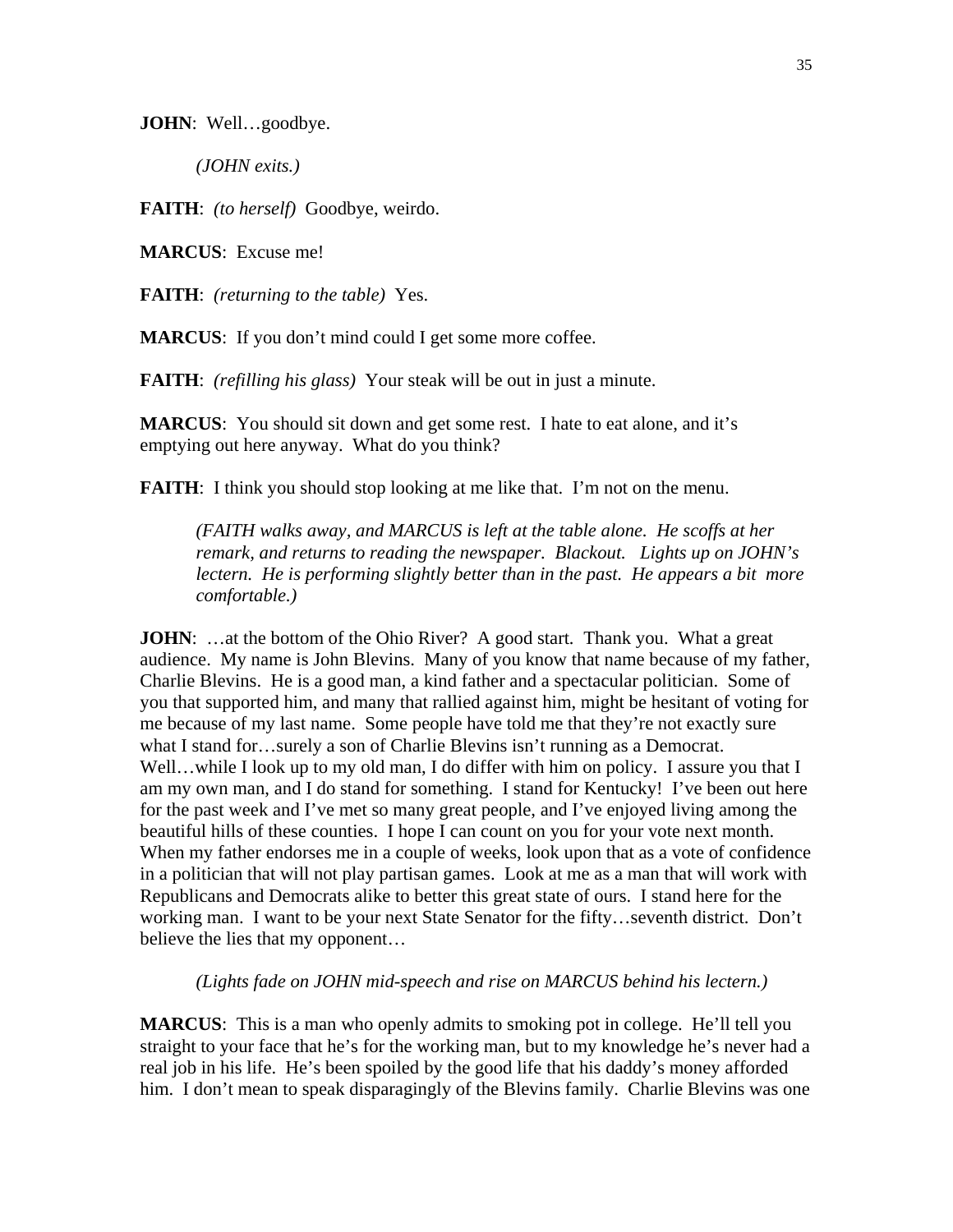**JOHN**: Well…goodbye.

*(JOHN exits.)*

**FAITH**: *(to herself)* Goodbye, weirdo.

**MARCUS**: Excuse me!

**FAITH**: *(returning to the table)* Yes.

**MARCUS**: If you don't mind could I get some more coffee.

**FAITH**: *(refilling his glass)* Your steak will be out in just a minute.

**MARCUS**: You should sit down and get some rest. I hate to eat alone, and it's emptying out here anyway. What do you think?

**FAITH**: I think you should stop looking at me like that. I'm not on the menu.

*(FAITH walks away, and MARCUS is left at the table alone. He scoffs at her remark, and returns to reading the newspaper. Blackout. Lights up on JOHN's lectern. He is performing slightly better than in the past. He appears a bit more comfortable.)*

**JOHN**: …at the bottom of the Ohio River? A good start. Thank you. What a great audience. My name is John Blevins. Many of you know that name because of my father, Charlie Blevins. He is a good man, a kind father and a spectacular politician. Some of you that supported him, and many that rallied against him, might be hesitant of voting for me because of my last name. Some people have told me that they're not exactly sure what I stand for…surely a son of Charlie Blevins isn't running as a Democrat. Well…while I look up to my old man, I do differ with him on policy. I assure you that I am my own man, and I do stand for something. I stand for Kentucky! I've been out here for the past week and I've met so many great people, and I've enjoyed living among the beautiful hills of these counties. I hope I can count on you for your vote next month. When my father endorses me in a couple of weeks, look upon that as a vote of confidence in a politician that will not play partisan games. Look at me as a man that will work with Republicans and Democrats alike to better this great state of ours. I stand here for the working man. I want to be your next State Senator for the fifty…seventh district. Don't believe the lies that my opponent…

*(Lights fade on JOHN mid-speech and rise on MARCUS behind his lectern.)*

**MARCUS**: This is a man who openly admits to smoking pot in college. He'll tell you straight to your face that he's for the working man, but to my knowledge he's never had a real job in his life. He's been spoiled by the good life that his daddy's money afforded him. I don't mean to speak disparagingly of the Blevins family. Charlie Blevins was one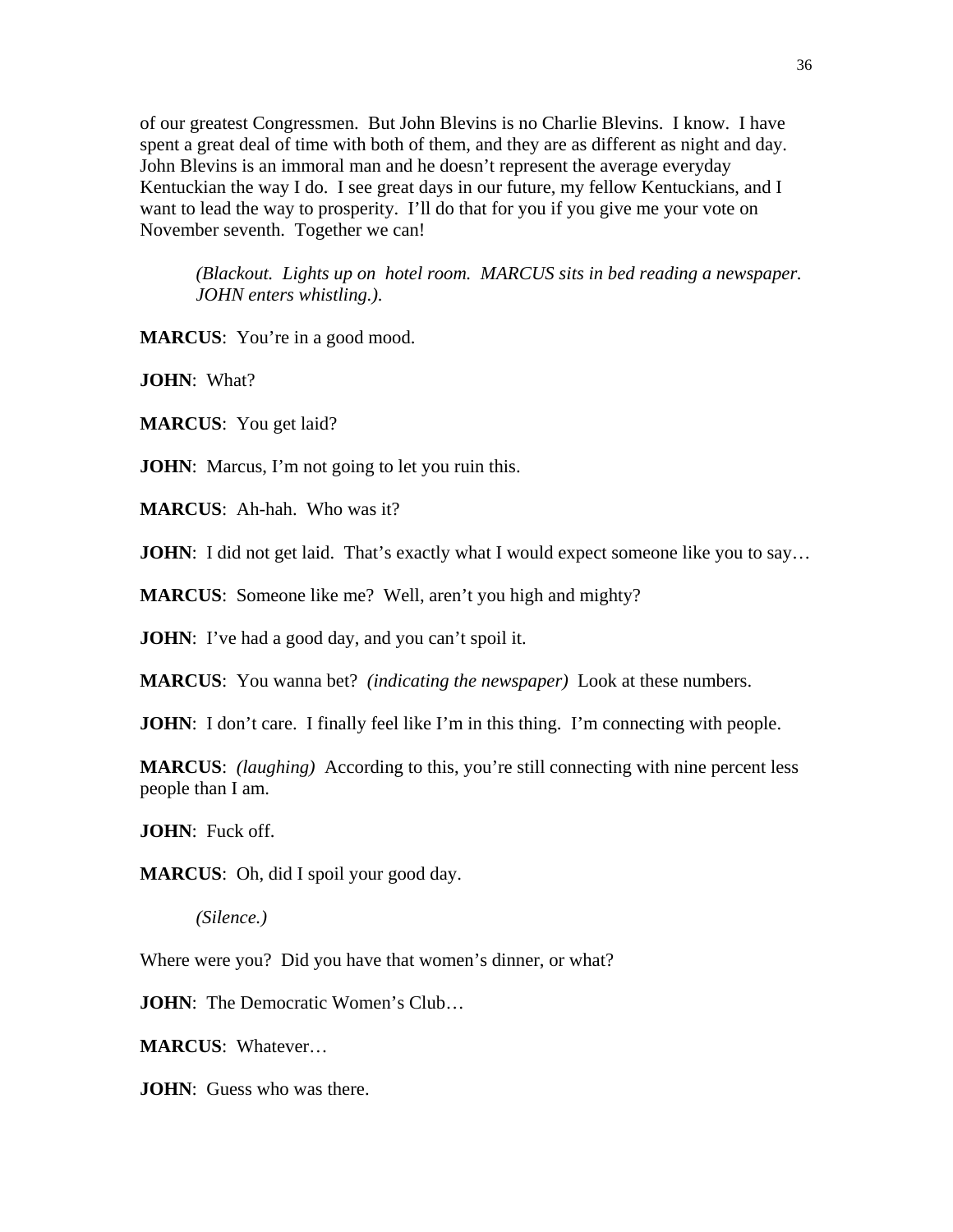of our greatest Congressmen. But John Blevins is no Charlie Blevins. I know. I have spent a great deal of time with both of them, and they are as different as night and day. John Blevins is an immoral man and he doesn't represent the average everyday Kentuckian the way I do. I see great days in our future, my fellow Kentuckians, and I want to lead the way to prosperity. I'll do that for you if you give me your vote on November seventh. Together we can!

> *(Blackout. Lights up on hotel room. MARCUS sits in bed reading a newspaper. JOHN enters whistling.).*

**MARCUS**: You're in a good mood.

**JOHN**: What?

**MARCUS**: You get laid?

**JOHN**: Marcus, I'm not going to let you ruin this.

**MARCUS**: Ah-hah. Who was it?

**JOHN**: I did not get laid. That's exactly what I would expect someone like you to say…

**MARCUS**: Someone like me? Well, aren't you high and mighty?

**JOHN**: I've had a good day, and you can't spoil it.

**MARCUS**: You wanna bet? *(indicating the newspaper)* Look at these numbers.

**JOHN**: I don't care. I finally feel like I'm in this thing. I'm connecting with people.

**MARCUS**: *(laughing)* According to this, you're still connecting with nine percent less people than I am.

**JOHN**: Fuck off.

**MARCUS**: Oh, did I spoil your good day.

> *(Silence.)*

Where were you? Did you have that women's dinner, or what?

**JOHN**: The Democratic Women's Club…

**MARCUS**: Whatever…

**JOHN**: Guess who was there.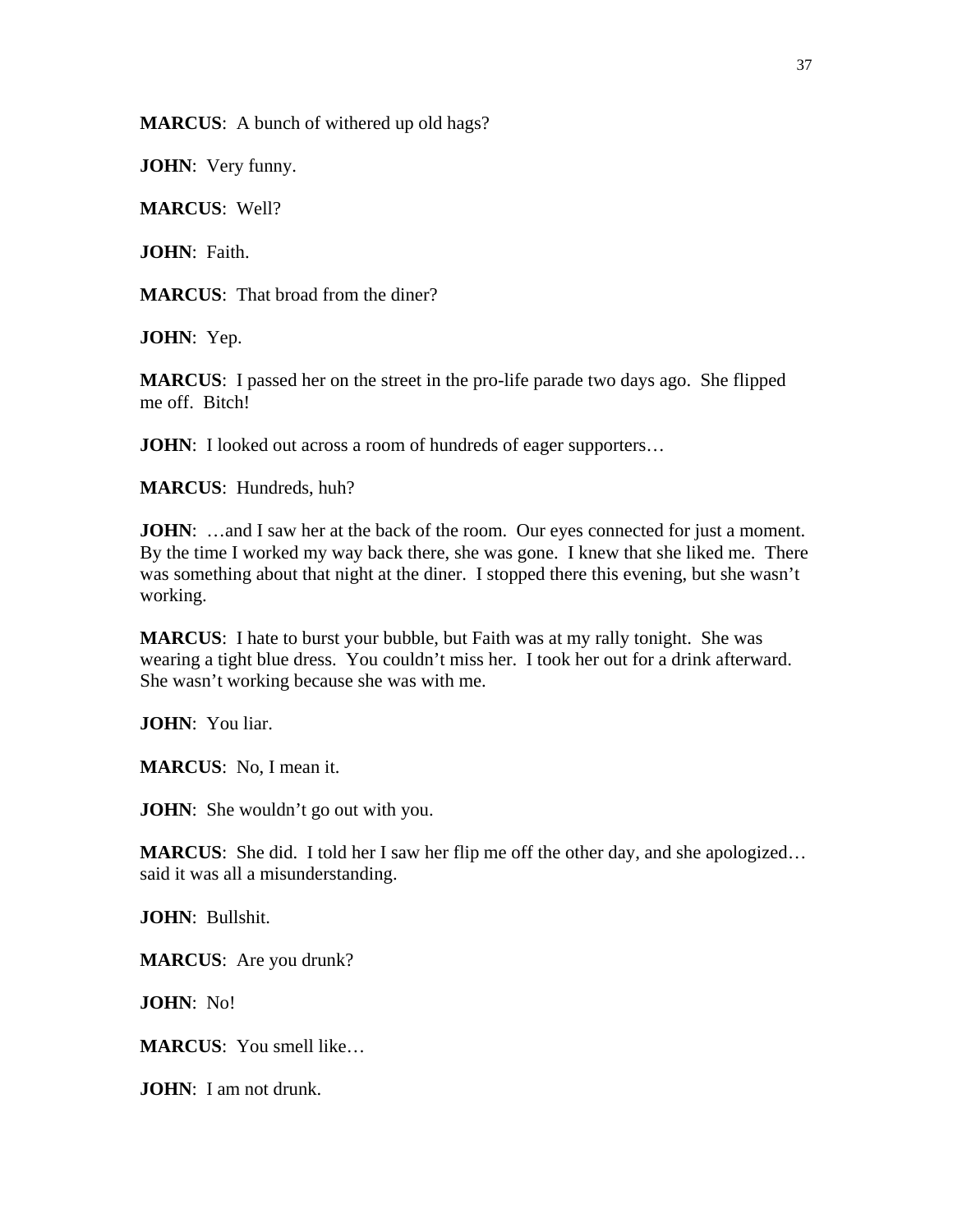**MARCUS**: A bunch of withered up old hags?

**JOHN**: Very funny.

**MARCUS**: Well?

**JOHN**: Faith.

**MARCUS**: That broad from the diner?

**JOHN**: Yep.

**MARCUS**: I passed her on the street in the pro-life parade two days ago. She flipped me off. Bitch!

**JOHN**: I looked out across a room of hundreds of eager supporters…

**MARCUS**: Hundreds, huh?

**JOHN**: …and I saw her at the back of the room. Our eyes connected for just a moment. By the time I worked my way back there, she was gone. I knew that she liked me. There was something about that night at the diner. I stopped there this evening, but she wasn't working.

**MARCUS**: I hate to burst your bubble, but Faith was at my rally tonight. She was wearing a tight blue dress. You couldn't miss her. I took her out for a drink afterward. She wasn't working because she was with me.

**JOHN**: You liar.

**MARCUS**: No, I mean it.

**JOHN**: She wouldn't go out with you.

**MARCUS**: She did. I told her I saw her flip me off the other day, and she apologized… said it was all a misunderstanding.

**JOHN**: Bullshit.

**MARCUS**: Are you drunk?

**JOHN**: No!

**MARCUS**: You smell like…

**JOHN**: I am not drunk.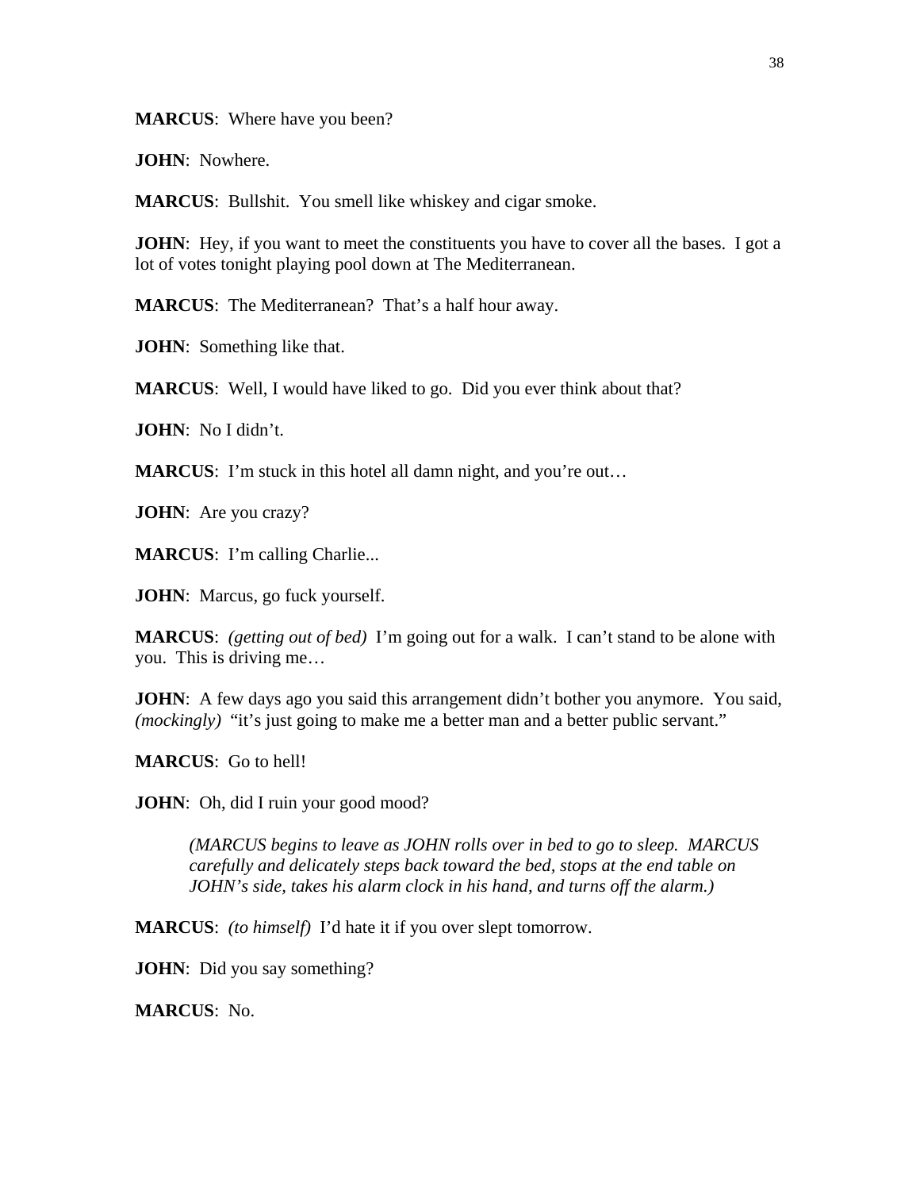**MARCUS**: Where have you been?

**JOHN**: Nowhere.

**MARCUS**: Bullshit. You smell like whiskey and cigar smoke.

**JOHN**: Hey, if you want to meet the constituents you have to cover all the bases. I got a lot of votes tonight playing pool down at The Mediterranean.

**MARCUS**: The Mediterranean? That's a half hour away.

**JOHN**: Something like that.

**MARCUS**: Well, I would have liked to go. Did you ever think about that?

**JOHN**: No I didn't.

**MARCUS**: I'm stuck in this hotel all damn night, and you're out…

**JOHN**: Are you crazy?

**MARCUS**: I'm calling Charlie...

**JOHN**: Marcus, go fuck yourself.

**MARCUS**: *(getting out of bed)* I'm going out for a walk. I can't stand to be alone with you. This is driving me…

**JOHN**: A few days ago you said this arrangement didn't bother you anymore. You said, *(mockingly)* "it's just going to make me a better man and a better public servant."

**MARCUS**: Go to hell!

**JOHN**: Oh, did I ruin your good mood?

> *(MARCUS begins to leave as JOHN rolls over in bed to go to sleep. MARCUS carefully and delicately steps back toward the bed, stops at the end table on JOHN's side, takes his alarm clock in his hand, and turns off the alarm.)*

**MARCUS**: *(to himself)* I'd hate it if you over slept tomorrow.

**JOHN**: Did you say something?

**MARCUS**: No.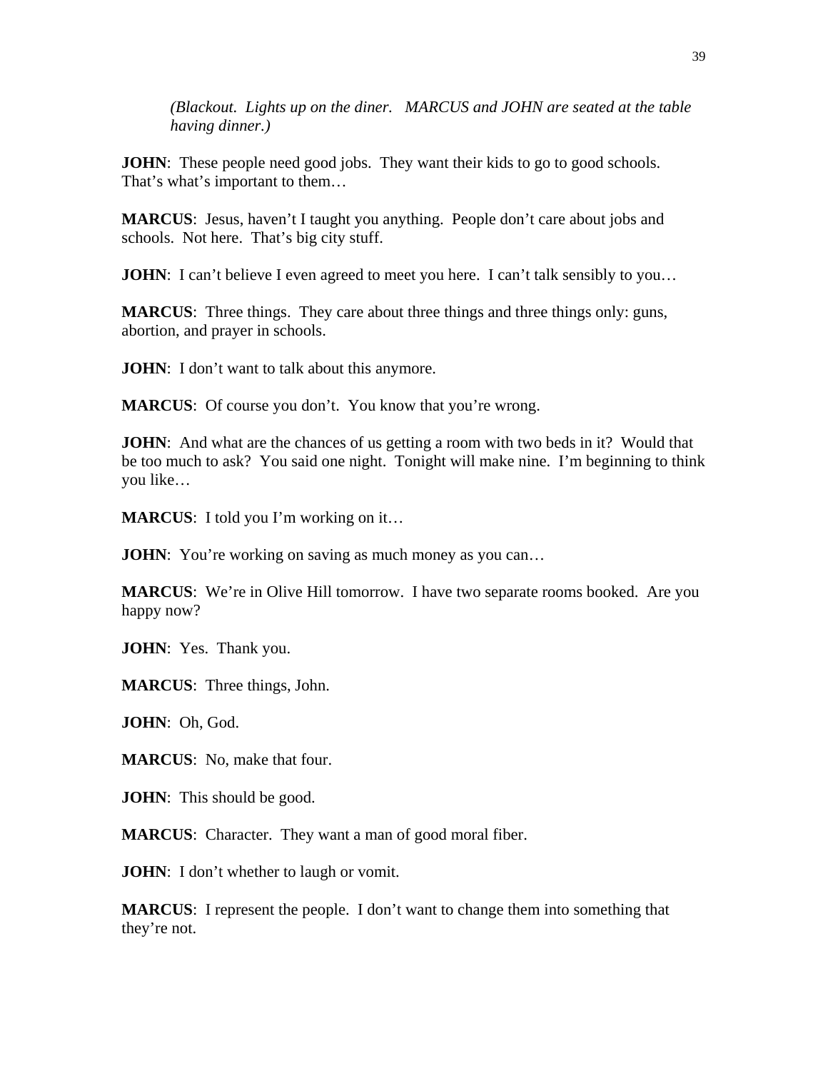*(Blackout. Lights up on the diner. MARCUS and JOHN are seated at the table having dinner.)*

**JOHN**: These people need good jobs. They want their kids to go to good schools. That's what's important to them…

**MARCUS**: Jesus, haven't I taught you anything. People don't care about jobs and schools. Not here. That's big city stuff.

**JOHN**: I can't believe I even agreed to meet you here. I can't talk sensibly to you…

**MARCUS**: Three things. They care about three things and three things only: guns, abortion, and prayer in schools.

**JOHN**: I don't want to talk about this anymore.

**MARCUS**: Of course you don't. You know that you're wrong.

**JOHN**: And what are the chances of us getting a room with two beds in it? Would that be too much to ask? You said one night. Tonight will make nine. I'm beginning to think you like…

**MARCUS**: I told you I'm working on it…

**JOHN**: You're working on saving as much money as you can…

**MARCUS**: We're in Olive Hill tomorrow. I have two separate rooms booked. Are you happy now?

**JOHN**: Yes. Thank you.

**MARCUS**: Three things, John.

**JOHN**: Oh, God.

**MARCUS**: No, make that four.

**JOHN**: This should be good.

**MARCUS**: Character. They want a man of good moral fiber.

**JOHN**: I don't whether to laugh or vomit.

**MARCUS**: I represent the people. I don't want to change them into something that they're not.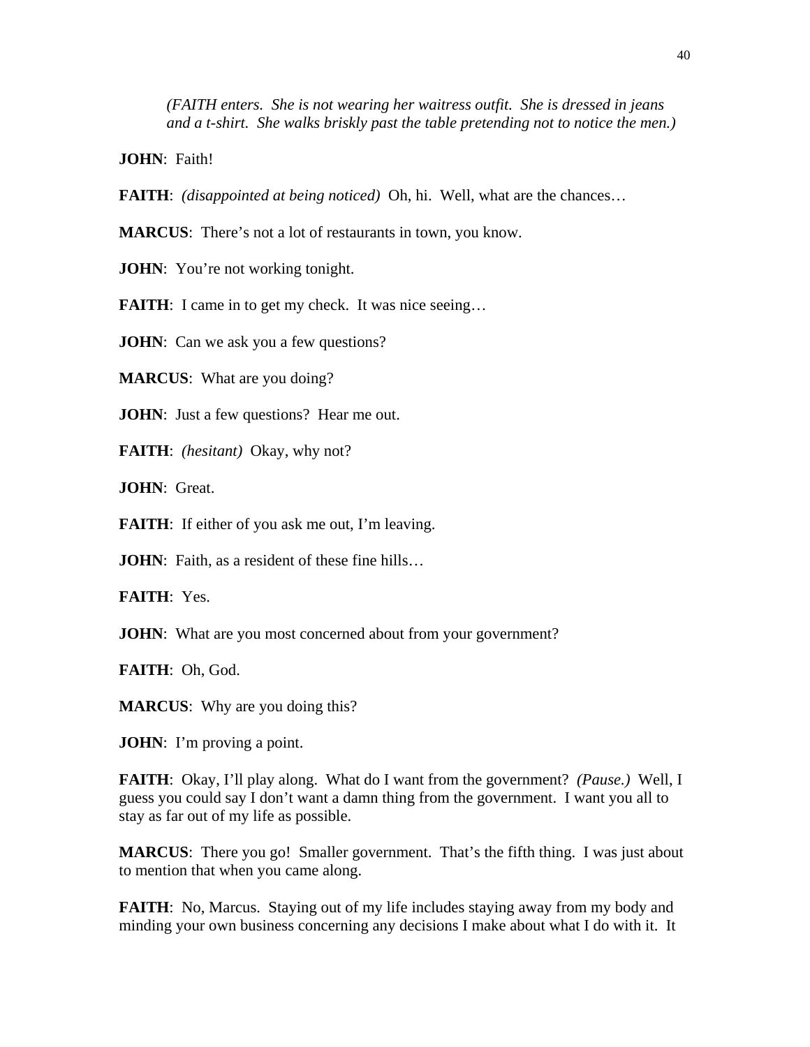*(FAITH enters. She is not wearing her waitress outfit. She is dressed in jeans and a t-shirt. She walks briskly past the table pretending not to notice the men.)*

**JOHN**: Faith!

**FAITH**: *(disappointed at being noticed)* Oh, hi. Well, what are the chances…

**MARCUS**: There's not a lot of restaurants in town, you know.

**JOHN**: You're not working tonight.

**FAITH**: I came in to get my check. It was nice seeing…

**JOHN**: Can we ask you a few questions?

**MARCUS**: What are you doing?

**JOHN**: Just a few questions? Hear me out.

**FAITH**: *(hesitant)* Okay, why not?

**JOHN**: Great.

**FAITH**: If either of you ask me out, I'm leaving.

**JOHN**: Faith, as a resident of these fine hills…

**FAITH**: Yes.

**JOHN**: What are you most concerned about from your government?

**FAITH**: Oh, God.

**MARCUS**: Why are you doing this?

**JOHN**: I'm proving a point.

**FAITH**: Okay, I'll play along. What do I want from the government? *(Pause.)* Well, I guess you could say I don't want a damn thing from the government. I want you all to stay as far out of my life as possible.

**MARCUS**: There you go! Smaller government. That's the fifth thing. I was just about to mention that when you came along.

**FAITH**: No, Marcus. Staying out of my life includes staying away from my body and minding your own business concerning any decisions I make about what I do with it. It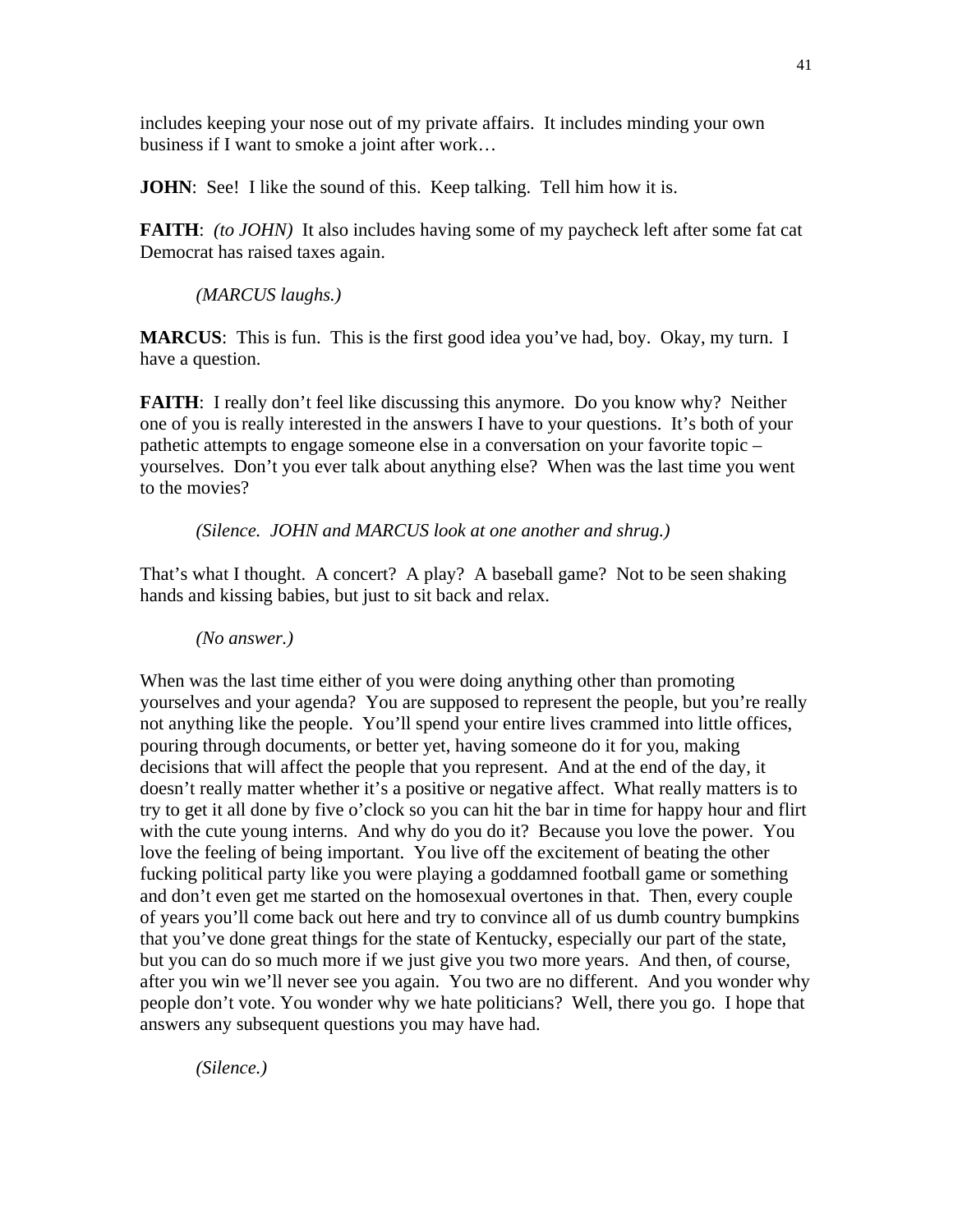includes keeping your nose out of my private affairs. It includes minding your own business if I want to smoke a joint after work…

**JOHN**: See! I like the sound of this. Keep talking. Tell him how it is.

**FAITH**: *(to JOHN)* It also includes having some of my paycheck left after some fat cat Democrat has raised taxes again.

*(MARCUS laughs.)*

**MARCUS**: This is fun. This is the first good idea you've had, boy. Okay, my turn. I have a question.

**FAITH**: I really don't feel like discussing this anymore. Do you know why? Neither one of you is really interested in the answers I have to your questions. It's both of your pathetic attempts to engage someone else in a conversation on your favorite topic – yourselves. Don't you ever talk about anything else? When was the last time you went to the movies?

*(Silence. JOHN and MARCUS look at one another and shrug.)*

That's what I thought. A concert? A play? A baseball game? Not to be seen shaking hands and kissing babies, but just to sit back and relax.

*(No answer.)*

When was the last time either of you were doing anything other than promoting yourselves and your agenda? You are supposed to represent the people, but you're really not anything like the people. You'll spend your entire lives crammed into little offices, pouring through documents, or better yet, having someone do it for you, making decisions that will affect the people that you represent. And at the end of the day, it doesn't really matter whether it's a positive or negative affect. What really matters is to try to get it all done by five o'clock so you can hit the bar in time for happy hour and flirt with the cute young interns. And why do you do it? Because you love the power. You love the feeling of being important. You live off the excitement of beating the other fucking political party like you were playing a goddamned football game or something and don't even get me started on the homosexual overtones in that. Then, every couple of years you'll come back out here and try to convince all of us dumb country bumpkins that you've done great things for the state of Kentucky, especially our part of the state, but you can do so much more if we just give you two more years. And then, of course, after you win we'll never see you again. You two are no different. And you wonder why people don't vote. You wonder why we hate politicians? Well, there you go. I hope that answers any subsequent questions you may have had.

*(Silence.)*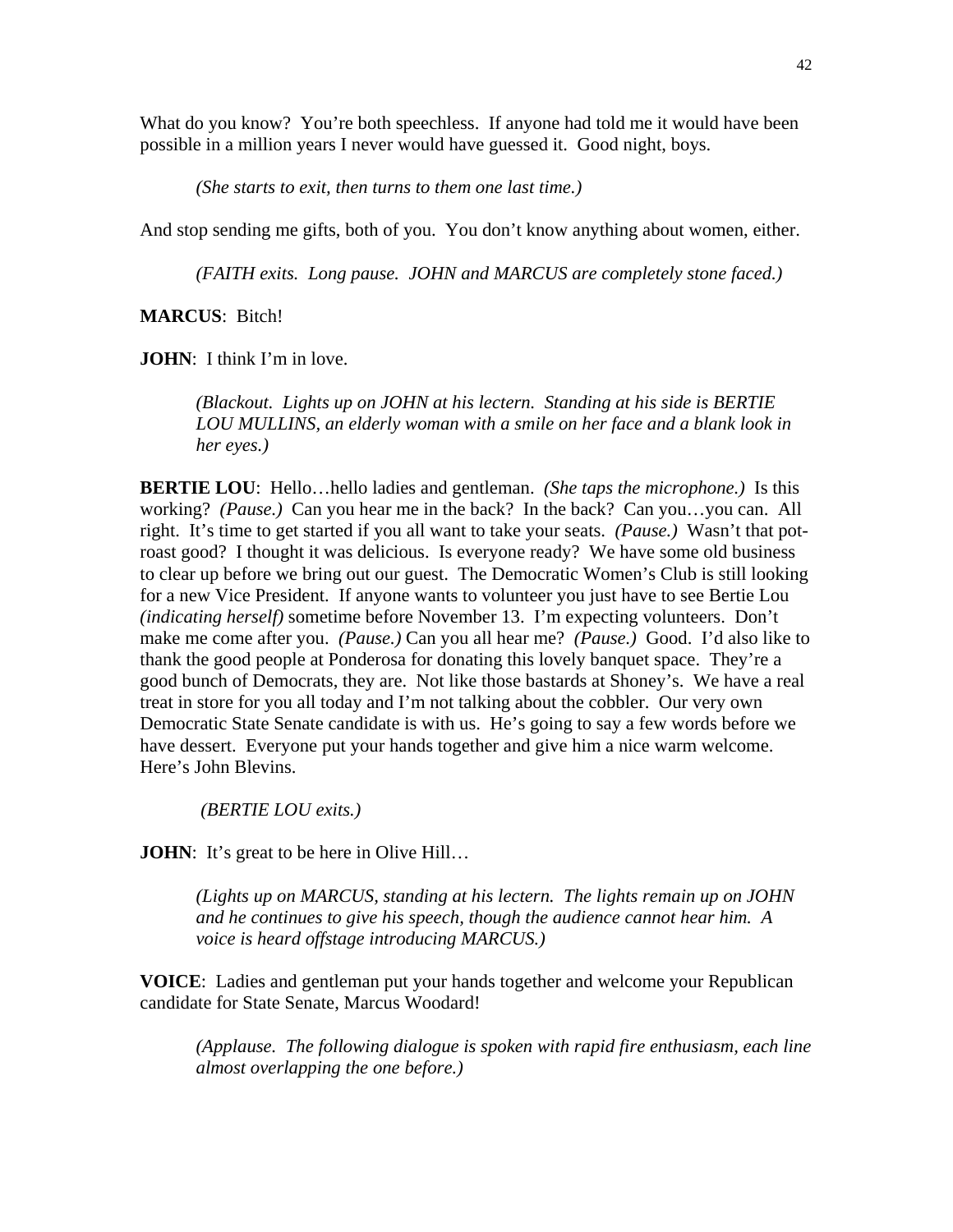What do you know? You're both speechless. If anyone had told me it would have been possible in a million years I never would have guessed it. Good night, boys.

*(She starts to exit, then turns to them one last time.)*

And stop sending me gifts, both of you. You don't know anything about women, either.

*(FAITH exits. Long pause. JOHN and MARCUS are completely stone faced.)*

**MARCUS**: Bitch!

**JOHN**: I think I'm in love.

*(Blackout. Lights up on JOHN at his lectern. Standing at his side is BERTIE LOU MULLINS, an elderly woman with a smile on her face and a blank look in her eyes.)*

**BERTIE LOU**: Hello…hello ladies and gentleman. *(She taps the microphone.)* Is this working? *(Pause.)* Can you hear me in the back? In the back? Can you…you can. All right. It's time to get started if you all want to take your seats. *(Pause.)* Wasn't that pot-roast good? I thought it was delicious. Is everyone ready? We have some old business to clear up before we bring out our guest. The Democratic Women's Club is still looking for a new Vice President. If anyone wants to volunteer you just have to see Bertie Lou *(indicating herself)* sometime before November 13. I'm expecting volunteers. Don't make me come after you. *(Pause.)* Can you all hear me? *(Pause.)* Good. I'd also like to thank the good people at Ponderosa for donating this lovely banquet space. They're a good bunch of Democrats, they are. Not like those bastards at Shoney's. We have a real treat in store for you all today and I'm not talking about the cobbler. Our very own Democratic State Senate candidate is with us. He's going to say a few words before we have dessert. Everyone put your hands together and give him a nice warm welcome. Here's John Blevins.

*(BERTIE LOU exits.)*

**JOHN**: It's great to be here in Olive Hill…

*(Lights up on MARCUS, standing at his lectern. The lights remain up on JOHN and he continues to give his speech, though the audience cannot hear him. A voice is heard offstage introducing MARCUS.)*

**VOICE**: Ladies and gentleman put your hands together and welcome your Republican candidate for State Senate, Marcus Woodard!

*(Applause. The following dialogue is spoken with rapid fire enthusiasm, each line almost overlapping the one before.)*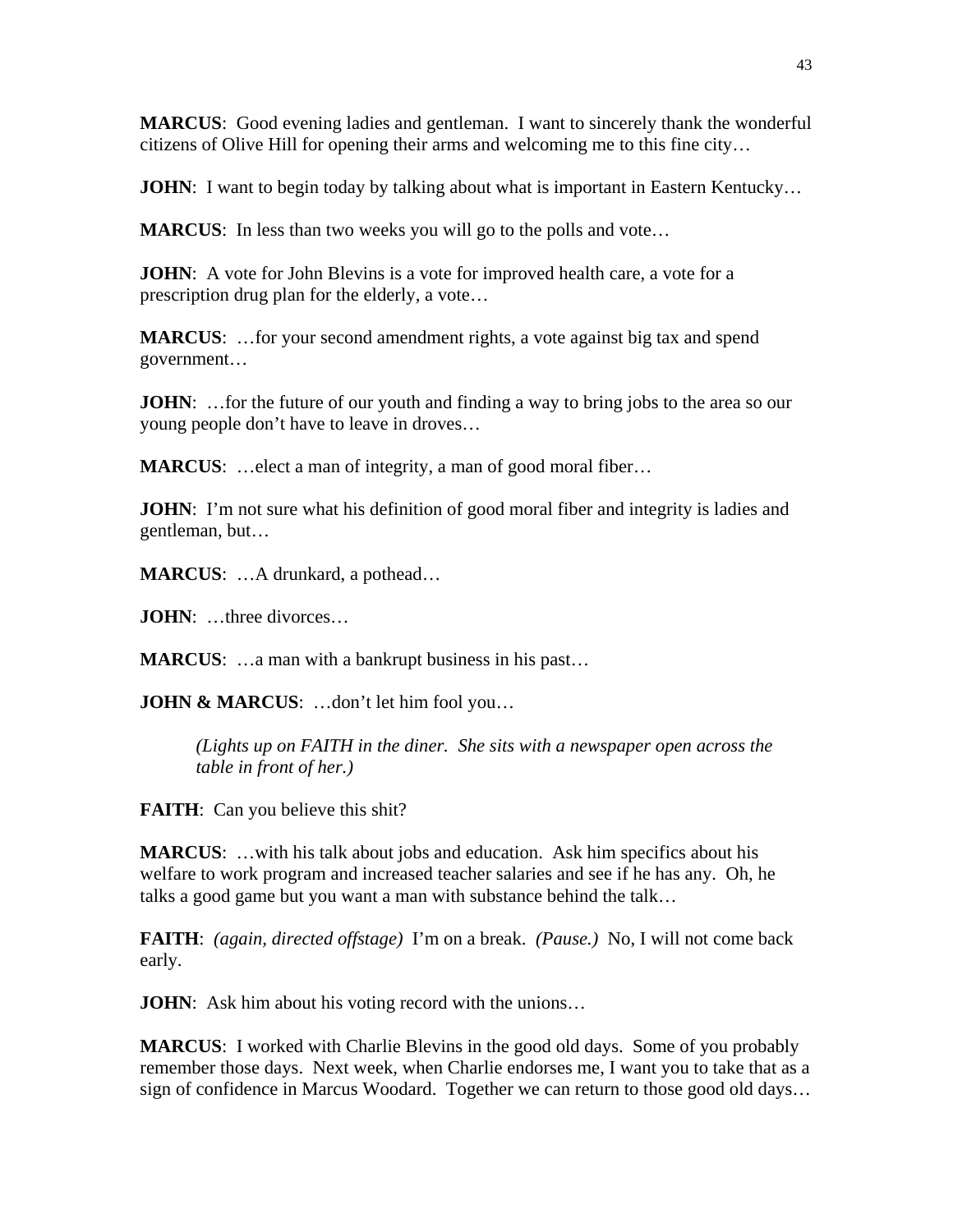**MARCUS**: Good evening ladies and gentleman. I want to sincerely thank the wonderful citizens of Olive Hill for opening their arms and welcoming me to this fine city…

**JOHN**: I want to begin today by talking about what is important in Eastern Kentucky…

**MARCUS**: In less than two weeks you will go to the polls and vote…

**JOHN**: A vote for John Blevins is a vote for improved health care, a vote for a prescription drug plan for the elderly, a vote…

**MARCUS**: …for your second amendment rights, a vote against big tax and spend government…

**JOHN**: …for the future of our youth and finding a way to bring jobs to the area so our young people don't have to leave in droves…

**MARCUS**: …elect a man of integrity, a man of good moral fiber…

**JOHN**: I'm not sure what his definition of good moral fiber and integrity is ladies and gentleman, but…

**MARCUS**: …A drunkard, a pothead…

**JOHN**: …three divorces…

**MARCUS**: …a man with a bankrupt business in his past…

**JOHN & MARCUS**: …don't let him fool you…

> *(Lights up on FAITH in the diner. She sits with a newspaper open across the table in front of her.)*

**FAITH**: Can you believe this shit?

**MARCUS**: …with his talk about jobs and education. Ask him specifics about his welfare to work program and increased teacher salaries and see if he has any. Oh, he talks a good game but you want a man with substance behind the talk…

**FAITH**: *(again, directed offstage)* I'm on a break. *(Pause.)* No, I will not come back early.

**JOHN**: Ask him about his voting record with the unions…

**MARCUS**: I worked with Charlie Blevins in the good old days. Some of you probably remember those days. Next week, when Charlie endorses me, I want you to take that as a sign of confidence in Marcus Woodard. Together we can return to those good old days…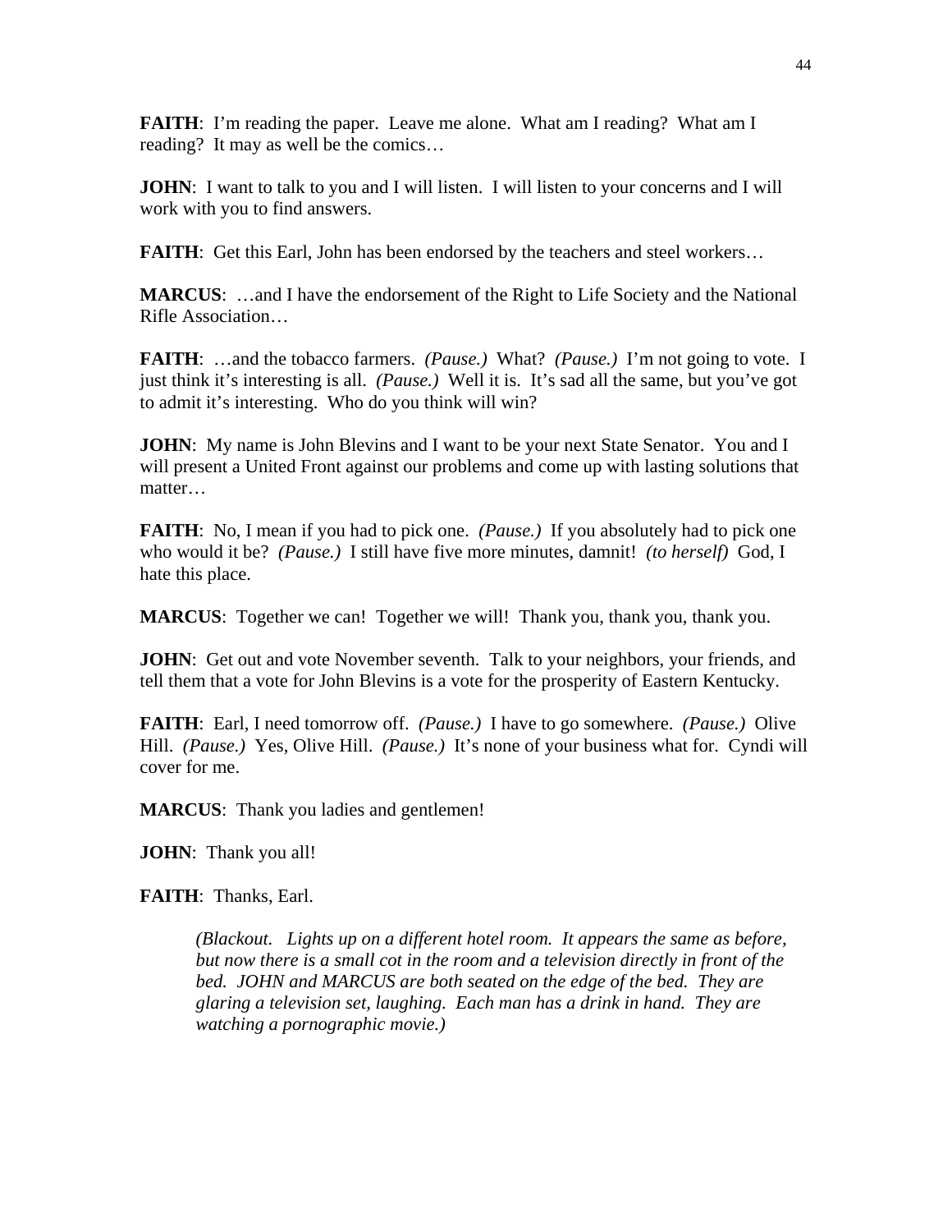**FAITH**: I'm reading the paper. Leave me alone. What am I reading? What am I reading? It may as well be the comics…

**JOHN**: I want to talk to you and I will listen. I will listen to your concerns and I will work with you to find answers.

**FAITH**: Get this Earl, John has been endorsed by the teachers and steel workers…

**MARCUS**: …and I have the endorsement of the Right to Life Society and the National Rifle Association…

**FAITH**: …and the tobacco farmers. *(Pause.)* What? *(Pause.)* I'm not going to vote. I just think it's interesting is all. *(Pause.)* Well it is. It's sad all the same, but you've got to admit it's interesting. Who do you think will win?

**JOHN**: My name is John Blevins and I want to be your next State Senator. You and I will present a United Front against our problems and come up with lasting solutions that matter…

**FAITH**: No, I mean if you had to pick one. *(Pause.)* If you absolutely had to pick one who would it be? *(Pause.)* I still have five more minutes, damnit! *(to herself)* God, I hate this place.

**MARCUS**: Together we can! Together we will! Thank you, thank you, thank you.

**JOHN**: Get out and vote November seventh. Talk to your neighbors, your friends, and tell them that a vote for John Blevins is a vote for the prosperity of Eastern Kentucky.

**FAITH**: Earl, I need tomorrow off. *(Pause.)* I have to go somewhere. *(Pause.)* Olive Hill. *(Pause.)* Yes, Olive Hill. *(Pause.)* It's none of your business what for. Cyndi will cover for me.

**MARCUS**: Thank you ladies and gentlemen!

**JOHN**: Thank you all!

**FAITH**: Thanks, Earl.

> *(Blackout. Lights up on a different hotel room. It appears the same as before, but now there is a small cot in the room and a television directly in front of the bed. JOHN and MARCUS are both seated on the edge of the bed. They are glaring a television set, laughing. Each man has a drink in hand. They are watching a pornographic movie.)*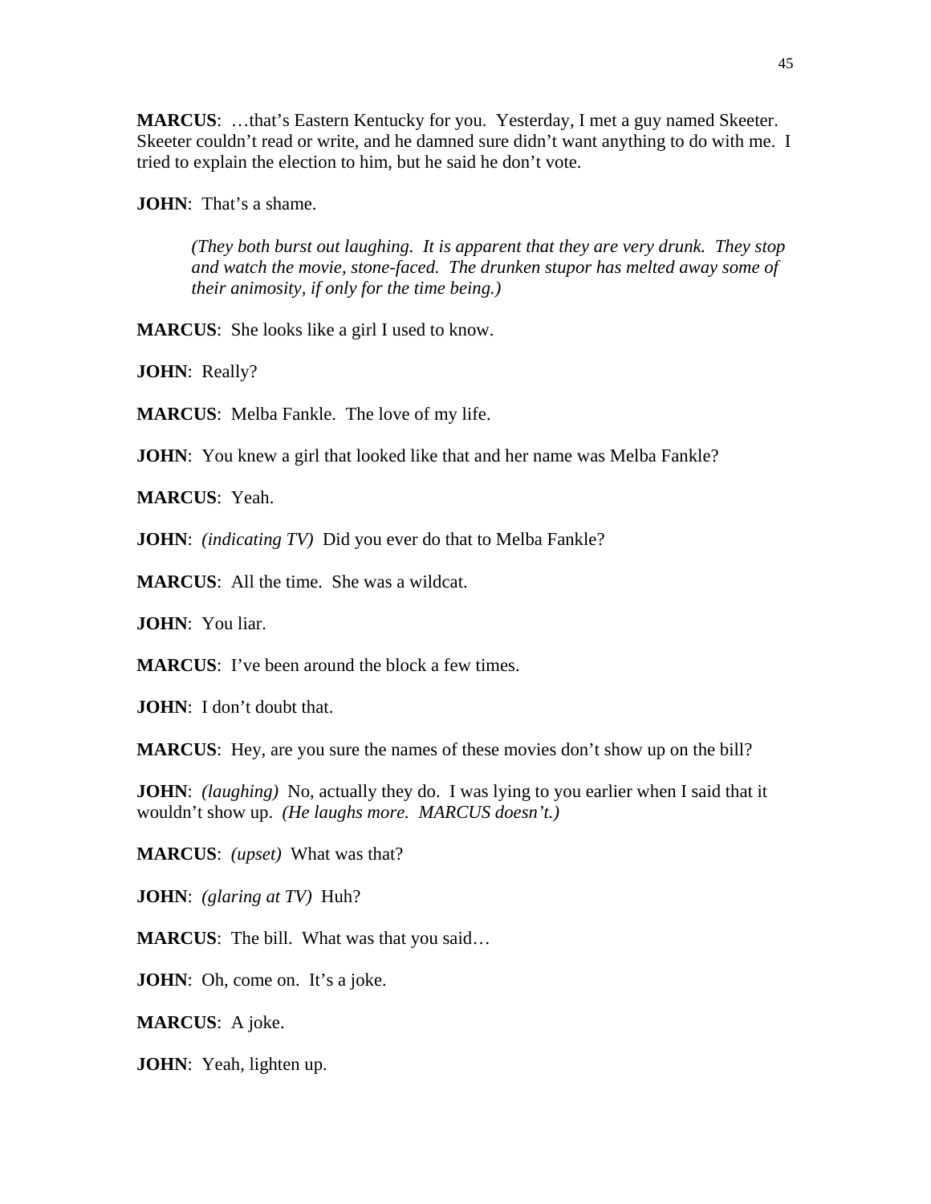**MARCUS**: …that's Eastern Kentucky for you. Yesterday, I met a guy named Skeeter. Skeeter couldn't read or write, and he damned sure didn't want anything to do with me. I tried to explain the election to him, but he said he don't vote.

**JOHN**: That's a shame.

> *(They both burst out laughing. It is apparent that they are very drunk. They stop and watch the movie, stone-faced. The drunken stupor has melted away some of their animosity, if only for the time being.)*

**MARCUS**: She looks like a girl I used to know.

**JOHN**: Really?

**MARCUS**: Melba Fankle. The love of my life.

**JOHN**: You knew a girl that looked like that and her name was Melba Fankle?

**MARCUS**: Yeah.

**JOHN**: *(indicating TV)* Did you ever do that to Melba Fankle?

**MARCUS**: All the time. She was a wildcat.

**JOHN**: You liar.

**MARCUS**: I've been around the block a few times.

**JOHN**: I don't doubt that.

**MARCUS**: Hey, are you sure the names of these movies don't show up on the bill?

**JOHN**: *(laughing)* No, actually they do. I was lying to you earlier when I said that it wouldn't show up. *(He laughs more. MARCUS doesn't.)*

**MARCUS**: *(upset)* What was that?

**JOHN**: *(glaring at TV)* Huh?

**MARCUS**: The bill. What was that you said…

**JOHN**: Oh, come on. It's a joke.

**MARCUS**: A joke.

**JOHN**: Yeah, lighten up.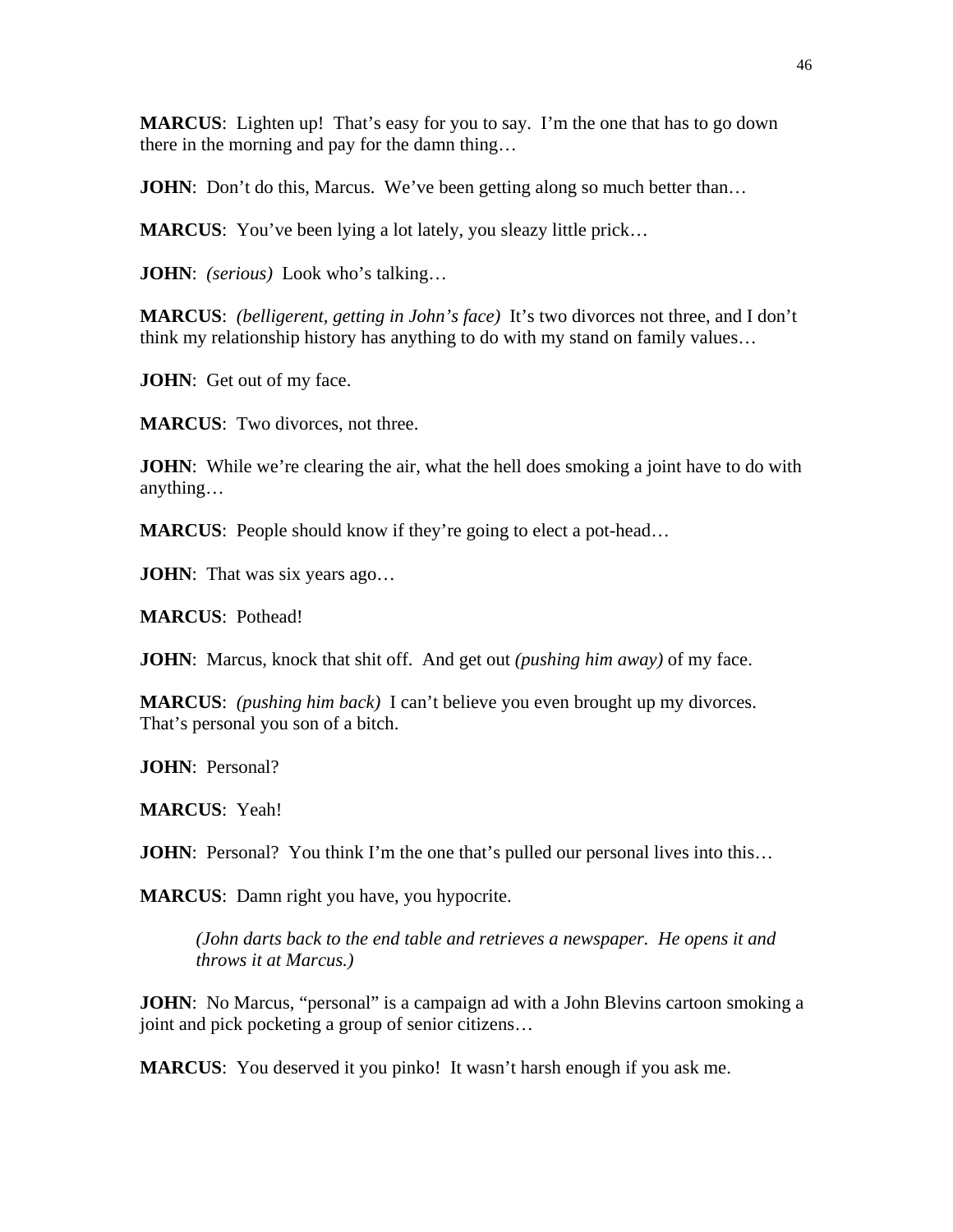**MARCUS**: Lighten up! That's easy for you to say. I'm the one that has to go down there in the morning and pay for the damn thing…

**JOHN**: Don't do this, Marcus. We've been getting along so much better than…

**MARCUS**: You've been lying a lot lately, you sleazy little prick…

**JOHN**: *(serious)* Look who's talking…

**MARCUS**: *(belligerent, getting in John's face)* It's two divorces not three, and I don't think my relationship history has anything to do with my stand on family values…

**JOHN**: Get out of my face.

**MARCUS**: Two divorces, not three.

**JOHN**: While we're clearing the air, what the hell does smoking a joint have to do with anything…

**MARCUS**: People should know if they're going to elect a pot-head…

**JOHN**: That was six years ago…

**MARCUS**: Pothead!

**JOHN**: Marcus, knock that shit off. And get out *(pushing him away)* of my face.

**MARCUS**: *(pushing him back)* I can't believe you even brought up my divorces. That's personal you son of a bitch.

**JOHN**: Personal?

**MARCUS**: Yeah!

**JOHN**: Personal? You think I'm the one that's pulled our personal lives into this…

**MARCUS**: Damn right you have, you hypocrite.

> *(John darts back to the end table and retrieves a newspaper. He opens it and throws it at Marcus.)*

**JOHN**: No Marcus, "personal" is a campaign ad with a John Blevins cartoon smoking a joint and pick pocketing a group of senior citizens…

**MARCUS**: You deserved it you pinko! It wasn't harsh enough if you ask me.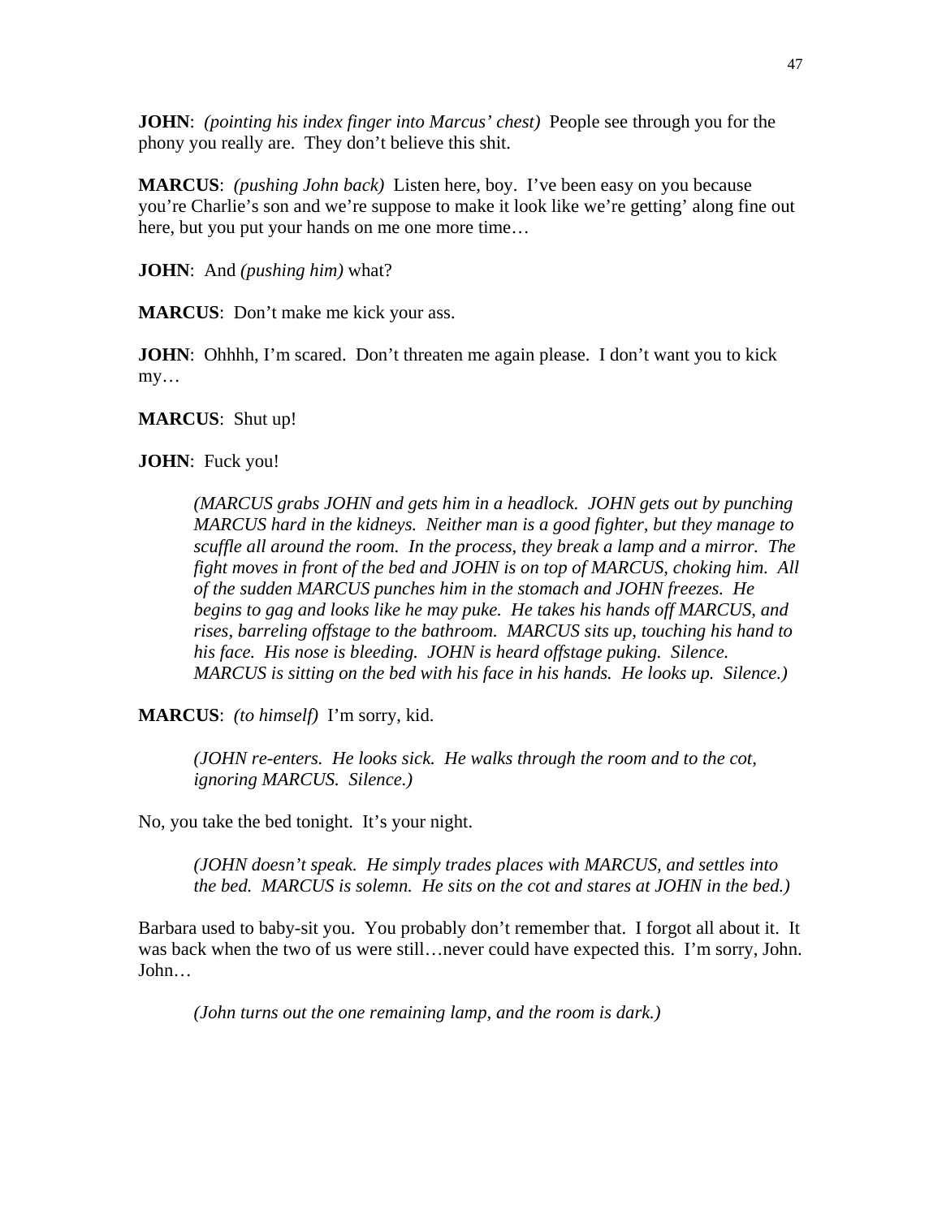**JOHN**: *(pointing his index finger into Marcus' chest)* People see through you for the phony you really are. They don't believe this shit.

**MARCUS**: *(pushing John back)* Listen here, boy. I've been easy on you because you're Charlie's son and we're suppose to make it look like we're getting' along fine out here, but you put your hands on me one more time…

**JOHN**: And *(pushing him)* what?

**MARCUS**: Don't make me kick your ass.

**JOHN**: Ohhhh, I'm scared. Don't threaten me again please. I don't want you to kick my…

**MARCUS**: Shut up!

**JOHN**: Fuck you!

> *(MARCUS grabs JOHN and gets him in a headlock. JOHN gets out by punching MARCUS hard in the kidneys. Neither man is a good fighter, but they manage to scuffle all around the room. In the process, they break a lamp and a mirror. The fight moves in front of the bed and JOHN is on top of MARCUS, choking him. All of the sudden MARCUS punches him in the stomach and JOHN freezes. He begins to gag and looks like he may puke. He takes his hands off MARCUS, and rises, barreling offstage to the bathroom. MARCUS sits up, touching his hand to his face. His nose is bleeding. JOHN is heard offstage puking. Silence. MARCUS is sitting on the bed with his face in his hands. He looks up. Silence.)*

**MARCUS**: *(to himself)* I'm sorry, kid.

> *(JOHN re-enters. He looks sick. He walks through the room and to the cot, ignoring MARCUS. Silence.)*

No, you take the bed tonight. It's your night.

> *(JOHN doesn't speak. He simply trades places with MARCUS, and settles into the bed. MARCUS is solemn. He sits on the cot and stares at JOHN in the bed.)*

Barbara used to baby-sit you. You probably don't remember that. I forgot all about it. It was back when the two of us were still…never could have expected this. I'm sorry, John. John…

> *(John turns out the one remaining lamp, and the room is dark.)*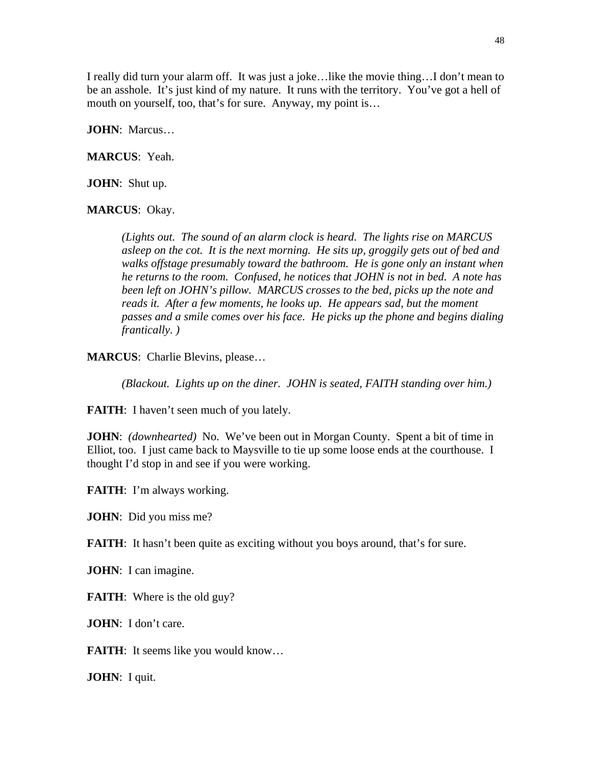I really did turn your alarm off. It was just a joke…like the movie thing…I don't mean to be an asshole. It's just kind of my nature. It runs with the territory. You've got a hell of mouth on yourself, too, that's for sure. Anyway, my point is…

**JOHN**: Marcus…

**MARCUS**: Yeah.

**JOHN**: Shut up.

**MARCUS**: Okay.

> *(Lights out. The sound of an alarm clock is heard. The lights rise on MARCUS asleep on the cot. It is the next morning. He sits up, groggily gets out of bed and walks offstage presumably toward the bathroom. He is gone only an instant when he returns to the room. Confused, he notices that JOHN is not in bed. A note has been left on JOHN's pillow. MARCUS crosses to the bed, picks up the note and reads it. After a few moments, he looks up. He appears sad, but the moment passes and a smile comes over his face. He picks up the phone and begins dialing frantically. )*

**MARCUS**: Charlie Blevins, please…

> *(Blackout. Lights up on the diner. JOHN is seated, FAITH standing over him.)*

**FAITH**: I haven't seen much of you lately.

**JOHN**: *(downhearted)* No. We've been out in Morgan County. Spent a bit of time in Elliot, too. I just came back to Maysville to tie up some loose ends at the courthouse. I thought I'd stop in and see if you were working.

**FAITH**: I'm always working.

**JOHN**: Did you miss me?

**FAITH**: It hasn't been quite as exciting without you boys around, that's for sure.

**JOHN**: I can imagine.

**FAITH**: Where is the old guy?

**JOHN**: I don't care.

**FAITH**: It seems like you would know…

**JOHN**: I quit.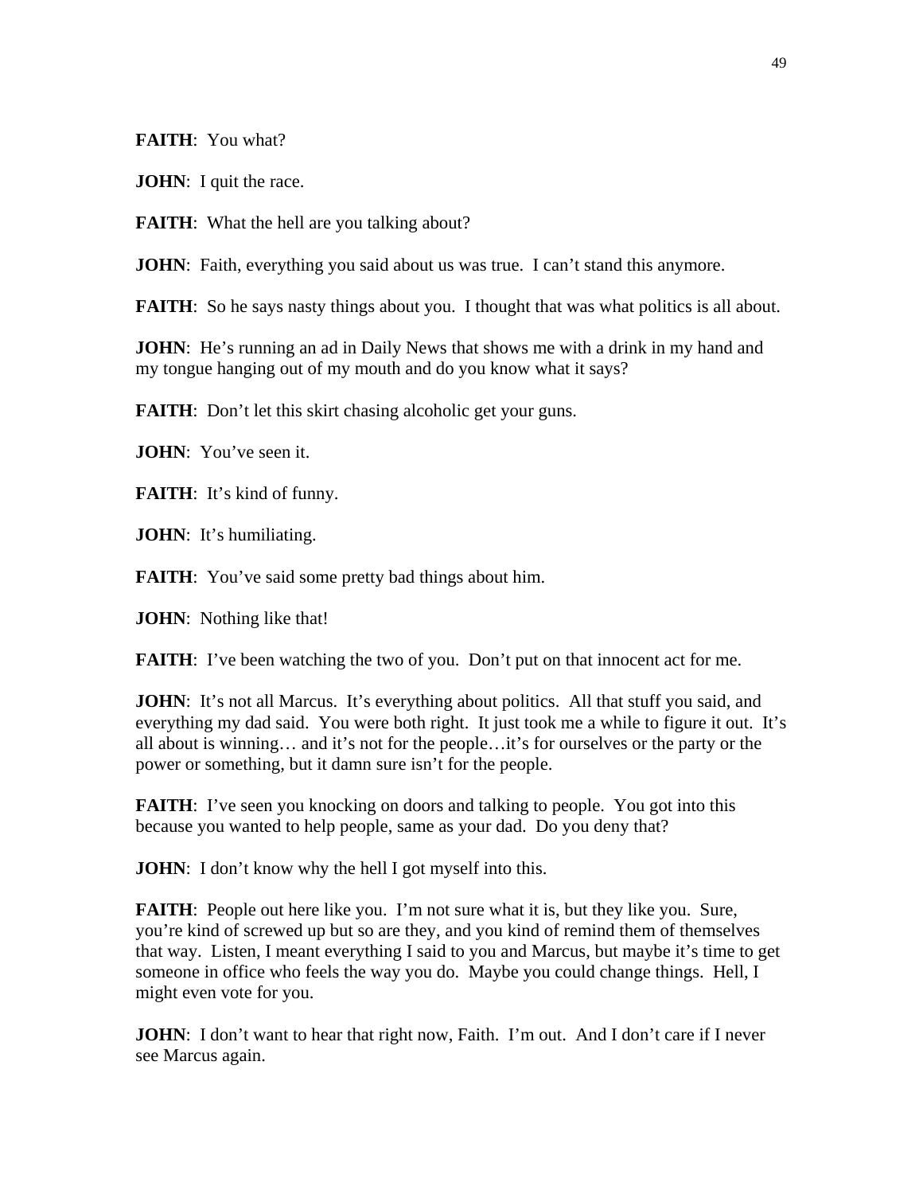**FAITH**: You what?

**JOHN**: I quit the race.

**FAITH**: What the hell are you talking about?

**JOHN**: Faith, everything you said about us was true. I can't stand this anymore.

**FAITH**: So he says nasty things about you. I thought that was what politics is all about.

**JOHN**: He's running an ad in Daily News that shows me with a drink in my hand and my tongue hanging out of my mouth and do you know what it says?

**FAITH**: Don't let this skirt chasing alcoholic get your guns.

**JOHN**: You've seen it.

**FAITH**: It's kind of funny.

**JOHN**: It's humiliating.

**FAITH**: You've said some pretty bad things about him.

**JOHN**: Nothing like that!

**FAITH**: I've been watching the two of you. Don't put on that innocent act for me.

**JOHN**: It's not all Marcus. It's everything about politics. All that stuff you said, and everything my dad said. You were both right. It just took me a while to figure it out. It's all about is winning… and it's not for the people…it's for ourselves or the party or the power or something, but it damn sure isn't for the people.

**FAITH**: I've seen you knocking on doors and talking to people. You got into this because you wanted to help people, same as your dad. Do you deny that?

**JOHN**: I don't know why the hell I got myself into this.

**FAITH**: People out here like you. I'm not sure what it is, but they like you. Sure, you're kind of screwed up but so are they, and you kind of remind them of themselves that way. Listen, I meant everything I said to you and Marcus, but maybe it's time to get someone in office who feels the way you do. Maybe you could change things. Hell, I might even vote for you.

**JOHN**: I don't want to hear that right now, Faith. I'm out. And I don't care if I never see Marcus again.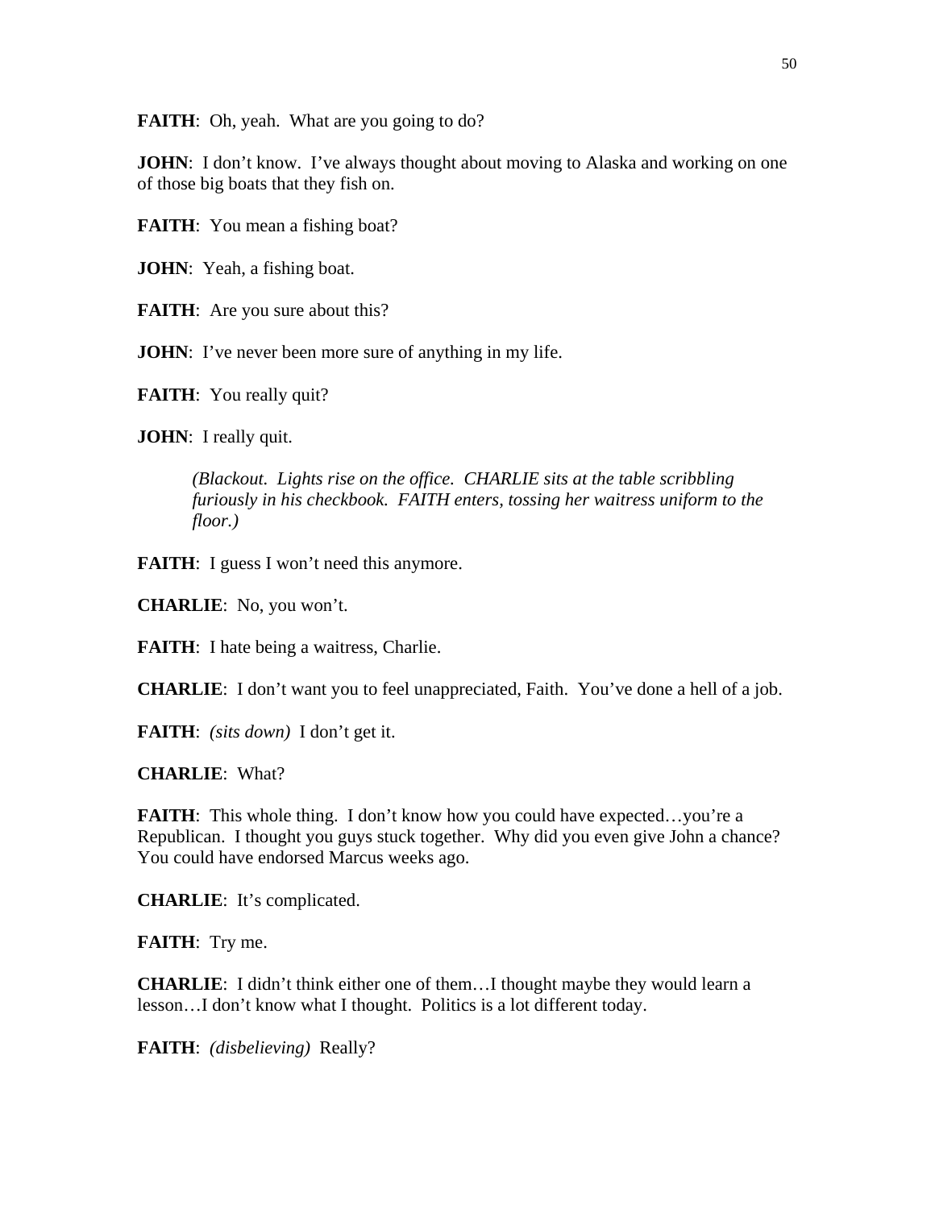**FAITH**: Oh, yeah. What are you going to do?

**JOHN**: I don't know. I've always thought about moving to Alaska and working on one of those big boats that they fish on.

**FAITH**: You mean a fishing boat?

**JOHN**: Yeah, a fishing boat.

**FAITH**: Are you sure about this?

**JOHN**: I've never been more sure of anything in my life.

**FAITH**: You really quit?

**JOHN**: I really quit.

> *(Blackout. Lights rise on the office. CHARLIE sits at the table scribbling furiously in his checkbook. FAITH enters, tossing her waitress uniform to the floor.)*

**FAITH**: I guess I won't need this anymore.

**CHARLIE**: No, you won't.

**FAITH**: I hate being a waitress, Charlie.

**CHARLIE**: I don't want you to feel unappreciated, Faith. You've done a hell of a job.

**FAITH**: *(sits down)* I don't get it.

**CHARLIE**: What?

**FAITH**: This whole thing. I don't know how you could have expected…you're a Republican. I thought you guys stuck together. Why did you even give John a chance? You could have endorsed Marcus weeks ago.

**CHARLIE**: It's complicated.

**FAITH**: Try me.

**CHARLIE**: I didn't think either one of them…I thought maybe they would learn a lesson…I don't know what I thought. Politics is a lot different today.

**FAITH**: *(disbelieving)* Really?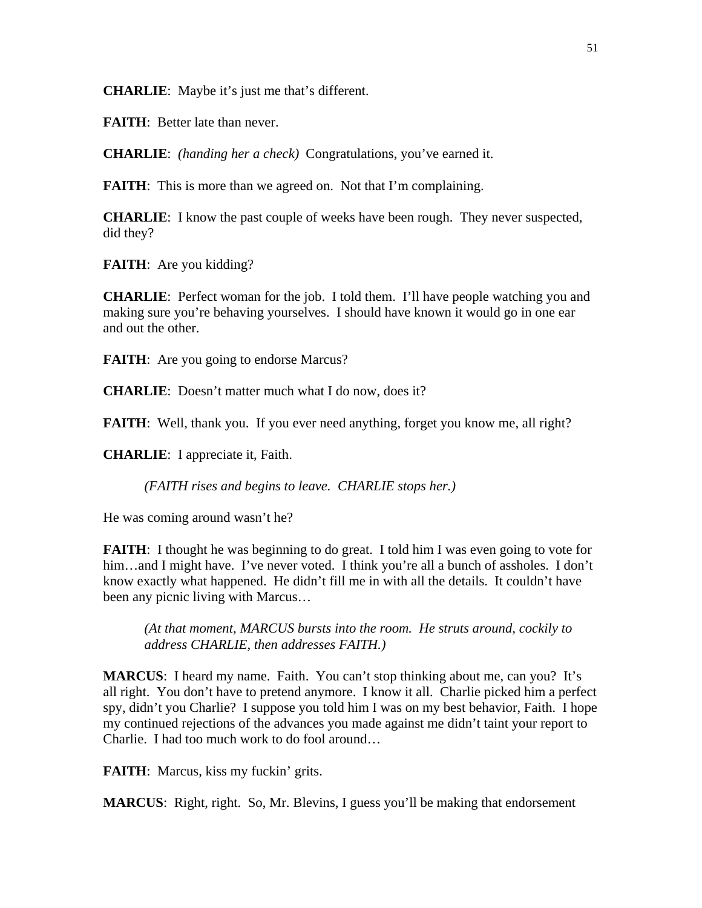**CHARLIE**: Maybe it's just me that's different.

**FAITH**: Better late than never.

**CHARLIE**: *(handing her a check)* Congratulations, you've earned it.

**FAITH**: This is more than we agreed on. Not that I'm complaining.

**CHARLIE**: I know the past couple of weeks have been rough. They never suspected, did they?

**FAITH**: Are you kidding?

**CHARLIE**: Perfect woman for the job. I told them. I'll have people watching you and making sure you're behaving yourselves. I should have known it would go in one ear and out the other.

**FAITH**: Are you going to endorse Marcus?

**CHARLIE**: Doesn't matter much what I do now, does it?

**FAITH**: Well, thank you. If you ever need anything, forget you know me, all right?

**CHARLIE**: I appreciate it, Faith.

*(FAITH rises and begins to leave. CHARLIE stops her.)*

He was coming around wasn't he?

**FAITH**: I thought he was beginning to do great. I told him I was even going to vote for him…and I might have. I've never voted. I think you're all a bunch of assholes. I don't know exactly what happened. He didn't fill me in with all the details. It couldn't have been any picnic living with Marcus…

*(At that moment, MARCUS bursts into the room. He struts around, cockily to address CHARLIE, then addresses FAITH.)*

**MARCUS**: I heard my name. Faith. You can't stop thinking about me, can you? It's all right. You don't have to pretend anymore. I know it all. Charlie picked him a perfect spy, didn't you Charlie? I suppose you told him I was on my best behavior, Faith. I hope my continued rejections of the advances you made against me didn't taint your report to Charlie. I had too much work to do fool around…

**FAITH**: Marcus, kiss my fuckin' grits.

**MARCUS**: Right, right. So, Mr. Blevins, I guess you'll be making that endorsement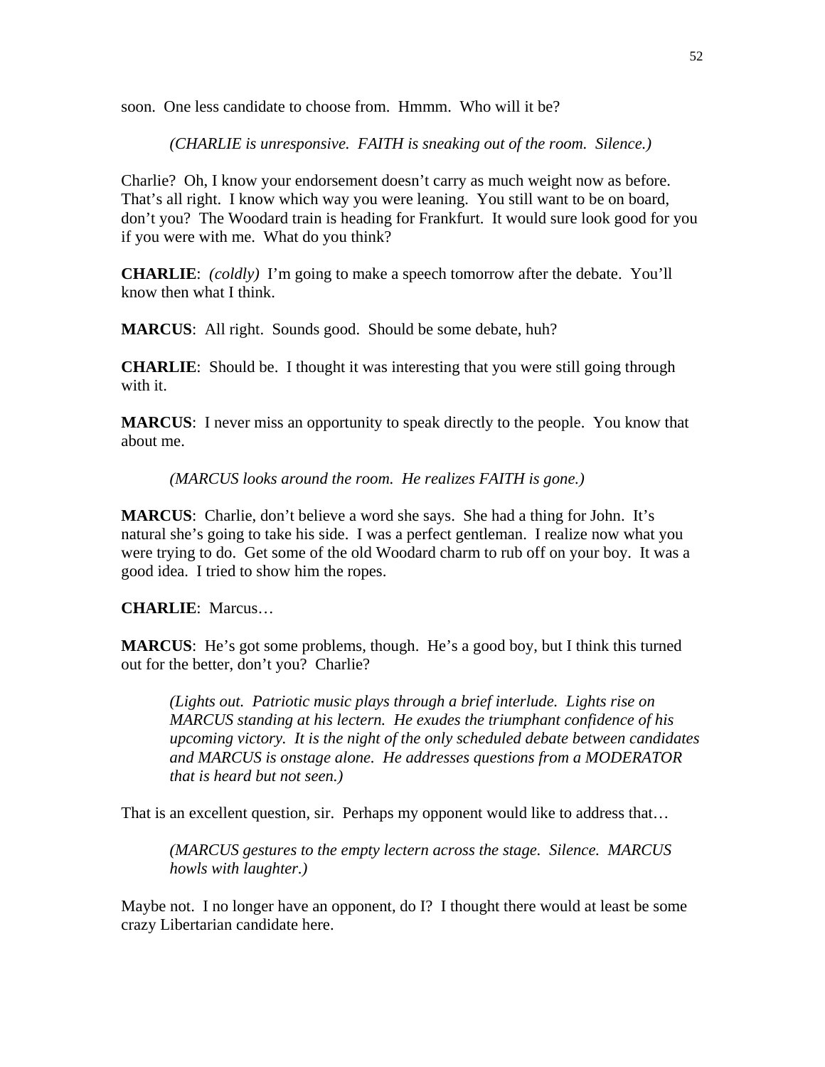soon. One less candidate to choose from. Hmmm. Who will it be?

*(CHARLIE is unresponsive. FAITH is sneaking out of the room. Silence.)*

Charlie? Oh, I know your endorsement doesn't carry as much weight now as before. That's all right. I know which way you were leaning. You still want to be on board, don't you? The Woodard train is heading for Frankfurt. It would sure look good for you if you were with me. What do you think?

**CHARLIE**: *(coldly)* I'm going to make a speech tomorrow after the debate. You'll know then what I think.

**MARCUS**: All right. Sounds good. Should be some debate, huh?

**CHARLIE**: Should be. I thought it was interesting that you were still going through with it.

**MARCUS**: I never miss an opportunity to speak directly to the people. You know that about me.

*(MARCUS looks around the room. He realizes FAITH is gone.)*

**MARCUS**: Charlie, don't believe a word she says. She had a thing for John. It's natural she's going to take his side. I was a perfect gentleman. I realize now what you were trying to do. Get some of the old Woodard charm to rub off on your boy. It was a good idea. I tried to show him the ropes.

**CHARLIE**: Marcus…

**MARCUS**: He's got some problems, though. He's a good boy, but I think this turned out for the better, don't you? Charlie?

*(Lights out. Patriotic music plays through a brief interlude. Lights rise on MARCUS standing at his lectern. He exudes the triumphant confidence of his upcoming victory. It is the night of the only scheduled debate between candidates and MARCUS is onstage alone. He addresses questions from a MODERATOR that is heard but not seen.)*

That is an excellent question, sir. Perhaps my opponent would like to address that…

*(MARCUS gestures to the empty lectern across the stage. Silence. MARCUS howls with laughter.)*

Maybe not. I no longer have an opponent, do I? I thought there would at least be some crazy Libertarian candidate here.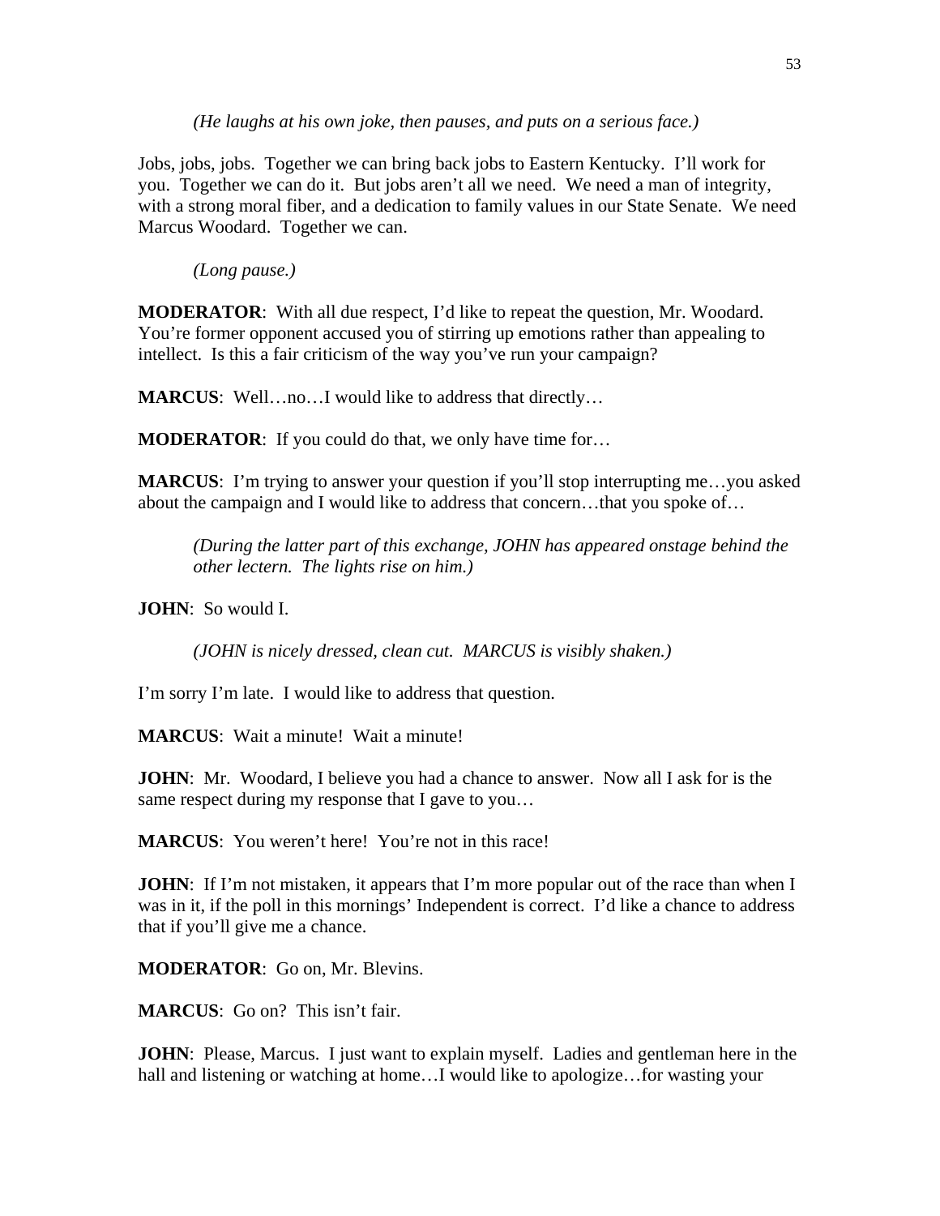*(He laughs at his own joke, then pauses, and puts on a serious face.)*

Jobs, jobs, jobs. Together we can bring back jobs to Eastern Kentucky. I'll work for you. Together we can do it. But jobs aren't all we need. We need a man of integrity, with a strong moral fiber, and a dedication to family values in our State Senate. We need Marcus Woodard. Together we can.

*(Long pause.)*

**MODERATOR**: With all due respect, I'd like to repeat the question, Mr. Woodard. You're former opponent accused you of stirring up emotions rather than appealing to intellect. Is this a fair criticism of the way you've run your campaign?

**MARCUS**: Well…no…I would like to address that directly…

**MODERATOR**: If you could do that, we only have time for…

**MARCUS**: I'm trying to answer your question if you'll stop interrupting me…you asked about the campaign and I would like to address that concern…that you spoke of…

*(During the latter part of this exchange, JOHN has appeared onstage behind the other lectern. The lights rise on him.)*

**JOHN**: So would I.

*(JOHN is nicely dressed, clean cut. MARCUS is visibly shaken.)*

I'm sorry I'm late. I would like to address that question.

**MARCUS**: Wait a minute! Wait a minute!

**JOHN**: Mr. Woodard, I believe you had a chance to answer. Now all I ask for is the same respect during my response that I gave to you…

**MARCUS**: You weren't here! You're not in this race!

**JOHN**: If I'm not mistaken, it appears that I'm more popular out of the race than when I was in it, if the poll in this mornings' Independent is correct. I'd like a chance to address that if you'll give me a chance.

**MODERATOR**: Go on, Mr. Blevins.

**MARCUS**: Go on? This isn't fair.

**JOHN**: Please, Marcus. I just want to explain myself. Ladies and gentleman here in the hall and listening or watching at home…I would like to apologize…for wasting your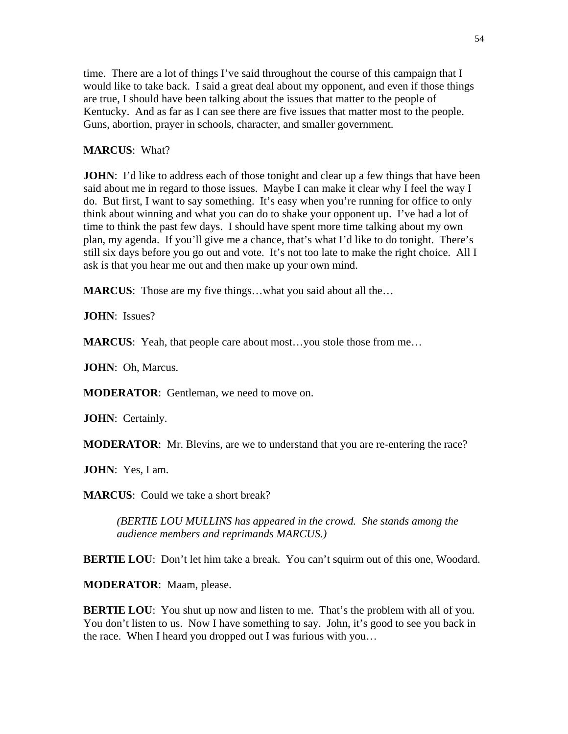time. There are a lot of things I've said throughout the course of this campaign that I would like to take back. I said a great deal about my opponent, and even if those things are true, I should have been talking about the issues that matter to the people of Kentucky. And as far as I can see there are five issues that matter most to the people. Guns, abortion, prayer in schools, character, and smaller government.

**MARCUS**: What?

**JOHN**: I'd like to address each of those tonight and clear up a few things that have been said about me in regard to those issues. Maybe I can make it clear why I feel the way I do. But first, I want to say something. It's easy when you're running for office to only think about winning and what you can do to shake your opponent up. I've had a lot of time to think the past few days. I should have spent more time talking about my own plan, my agenda. If you'll give me a chance, that's what I'd like to do tonight. There's still six days before you go out and vote. It's not too late to make the right choice. All I ask is that you hear me out and then make up your own mind.

**MARCUS**: Those are my five things…what you said about all the…

**JOHN**: Issues?

**MARCUS**: Yeah, that people care about most…you stole those from me…

**JOHN**: Oh, Marcus.

**MODERATOR**: Gentleman, we need to move on.

**JOHN**: Certainly.

**MODERATOR**: Mr. Blevins, are we to understand that you are re-entering the race?

**JOHN**: Yes, I am.

**MARCUS**: Could we take a short break?

*(BERTIE LOU MULLINS has appeared in the crowd. She stands among the audience members and reprimands MARCUS.)*

**BERTIE LOU**: Don't let him take a break. You can't squirm out of this one, Woodard.

**MODERATOR**: Maam, please.

**BERTIE LOU**: You shut up now and listen to me. That's the problem with all of you. You don't listen to us. Now I have something to say. John, it's good to see you back in the race. When I heard you dropped out I was furious with you…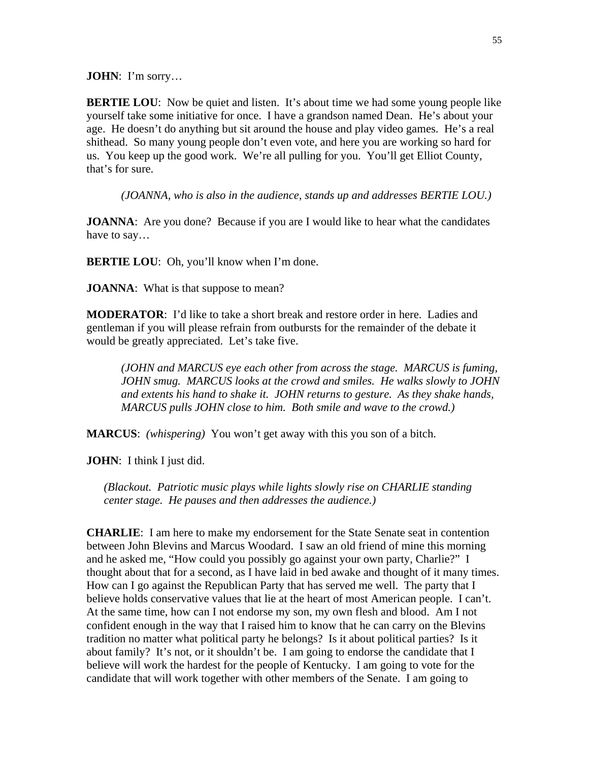**JOHN**: I'm sorry…

**BERTIE LOU**: Now be quiet and listen. It's about time we had some young people like yourself take some initiative for once. I have a grandson named Dean. He's about your age. He doesn't do anything but sit around the house and play video games. He's a real shithead. So many young people don't even vote, and here you are working so hard for us. You keep up the good work. We're all pulling for you. You'll get Elliot County, that's for sure.

*(JOANNA, who is also in the audience, stands up and addresses BERTIE LOU.)*

**JOANNA**: Are you done? Because if you are I would like to hear what the candidates have to say…

**BERTIE LOU**: Oh, you'll know when I'm done.

**JOANNA**: What is that suppose to mean?

**MODERATOR**: I'd like to take a short break and restore order in here. Ladies and gentleman if you will please refrain from outbursts for the remainder of the debate it would be greatly appreciated. Let's take five.

*(JOHN and MARCUS eye each other from across the stage. MARCUS is fuming, JOHN smug. MARCUS looks at the crowd and smiles. He walks slowly to JOHN and extents his hand to shake it. JOHN returns to gesture. As they shake hands, MARCUS pulls JOHN close to him. Both smile and wave to the crowd.)*

**MARCUS**: *(whispering)* You won't get away with this you son of a bitch.

**JOHN**: I think I just did.

*(Blackout. Patriotic music plays while lights slowly rise on CHARLIE standing center stage. He pauses and then addresses the audience.)*

**CHARLIE**: I am here to make my endorsement for the State Senate seat in contention between John Blevins and Marcus Woodard. I saw an old friend of mine this morning and he asked me, "How could you possibly go against your own party, Charlie?" I thought about that for a second, as I have laid in bed awake and thought of it many times. How can I go against the Republican Party that has served me well. The party that I believe holds conservative values that lie at the heart of most American people. I can't. At the same time, how can I not endorse my son, my own flesh and blood. Am I not confident enough in the way that I raised him to know that he can carry on the Blevins tradition no matter what political party he belongs? Is it about political parties? Is it about family? It's not, or it shouldn't be. I am going to endorse the candidate that I believe will work the hardest for the people of Kentucky. I am going to vote for the candidate that will work together with other members of the Senate. I am going to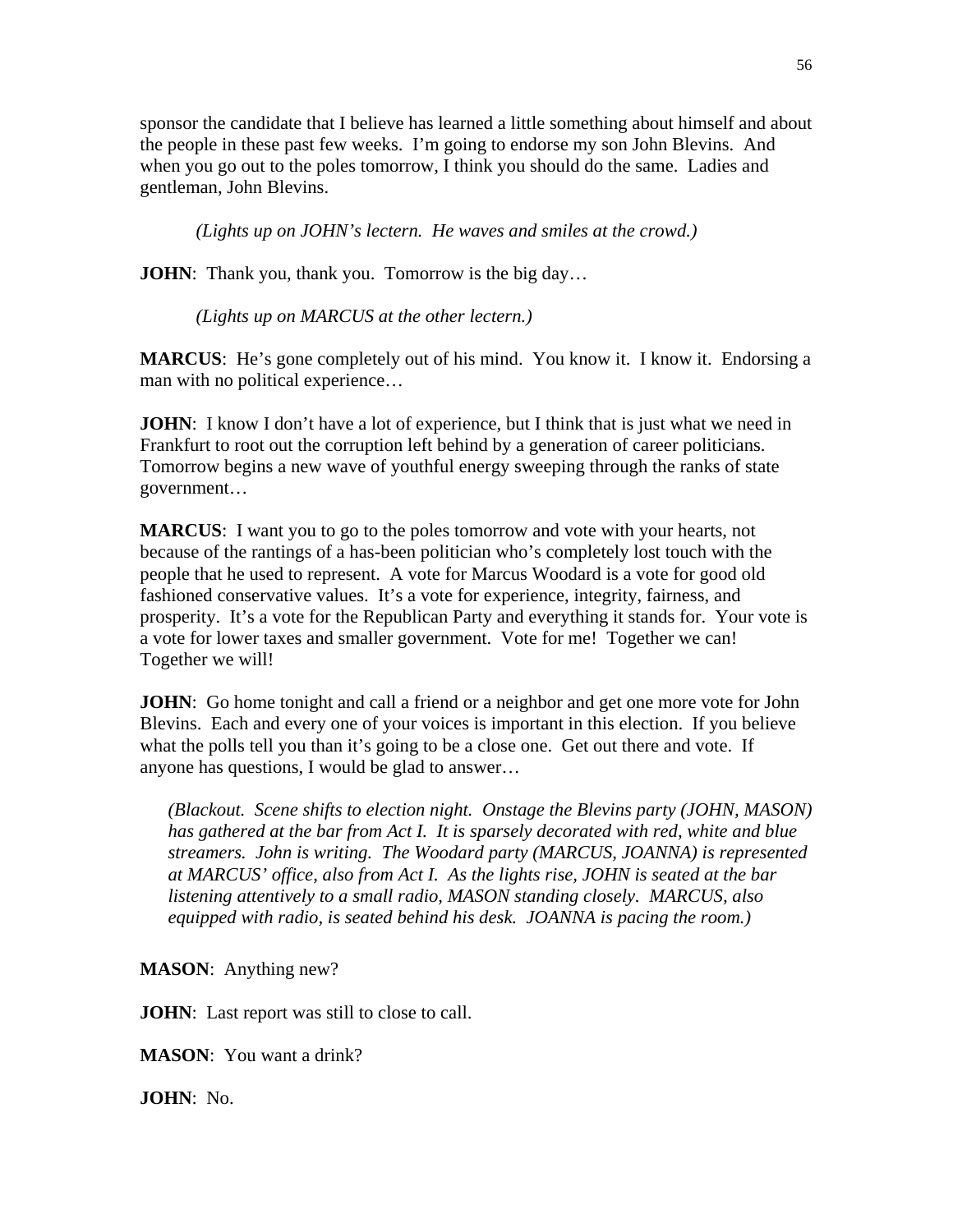sponsor the candidate that I believe has learned a little something about himself and about the people in these past few weeks. I'm going to endorse my son John Blevins. And when you go out to the poles tomorrow, I think you should do the same. Ladies and gentleman, John Blevins.

*(Lights up on JOHN's lectern. He waves and smiles at the crowd.)*

**JOHN**: Thank you, thank you. Tomorrow is the big day…

*(Lights up on MARCUS at the other lectern.)*

**MARCUS**: He's gone completely out of his mind. You know it. I know it. Endorsing a man with no political experience…

**JOHN**: I know I don't have a lot of experience, but I think that is just what we need in Frankfurt to root out the corruption left behind by a generation of career politicians. Tomorrow begins a new wave of youthful energy sweeping through the ranks of state government…

**MARCUS**: I want you to go to the poles tomorrow and vote with your hearts, not because of the rantings of a has-been politician who's completely lost touch with the people that he used to represent. A vote for Marcus Woodard is a vote for good old fashioned conservative values. It's a vote for experience, integrity, fairness, and prosperity. It's a vote for the Republican Party and everything it stands for. Your vote is a vote for lower taxes and smaller government. Vote for me! Together we can! Together we will!

**JOHN**: Go home tonight and call a friend or a neighbor and get one more vote for John Blevins. Each and every one of your voices is important in this election. If you believe what the polls tell you than it's going to be a close one. Get out there and vote. If anyone has questions, I would be glad to answer…

*(Blackout. Scene shifts to election night. Onstage the Blevins party (JOHN, MASON) has gathered at the bar from Act I. It is sparsely decorated with red, white and blue streamers. John is writing. The Woodard party (MARCUS, JOANNA) is represented at MARCUS' office, also from Act I. As the lights rise, JOHN is seated at the bar listening attentively to a small radio, MASON standing closely. MARCUS, also equipped with radio, is seated behind his desk. JOANNA is pacing the room.)*

**MASON**: Anything new?

**JOHN**: Last report was still to close to call.

**MASON**: You want a drink?

**JOHN**: No.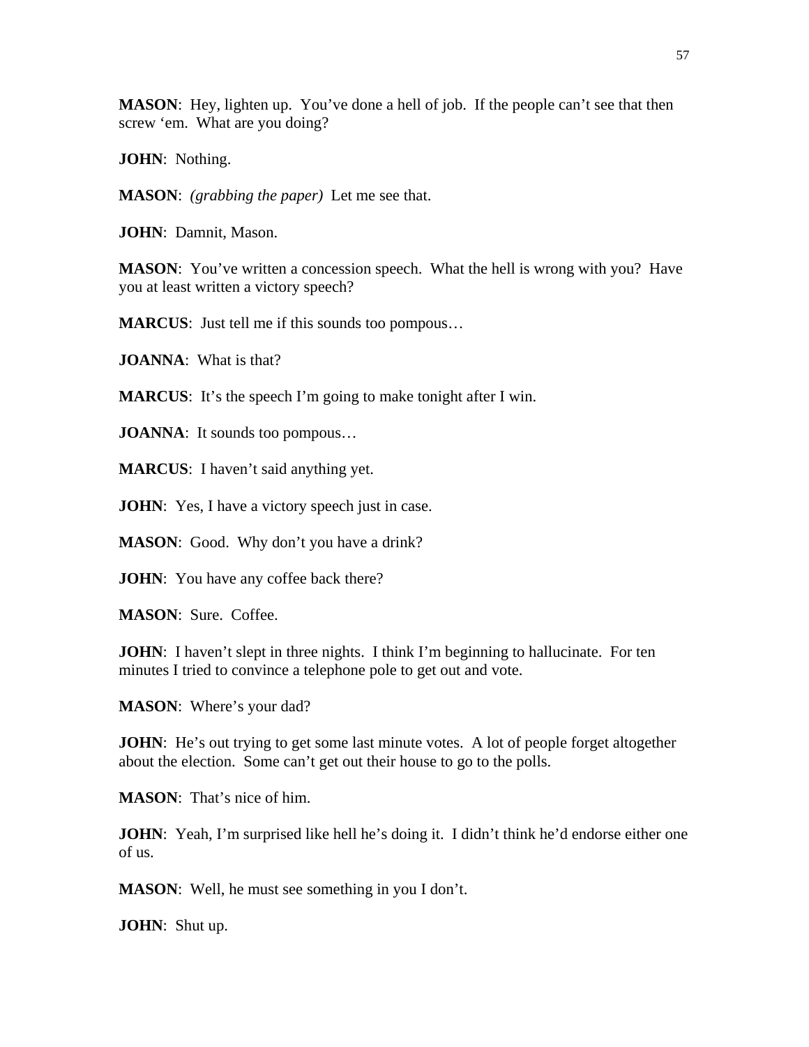**MASON**: Hey, lighten up. You've done a hell of job. If the people can't see that then screw 'em. What are you doing?

**JOHN**: Nothing.

**MASON**: *(grabbing the paper)* Let me see that.

**JOHN**: Damnit, Mason.

**MASON**: You've written a concession speech. What the hell is wrong with you? Have you at least written a victory speech?

**MARCUS**: Just tell me if this sounds too pompous…

**JOANNA**: What is that?

**MARCUS**: It's the speech I'm going to make tonight after I win.

**JOANNA**: It sounds too pompous…

**MARCUS**: I haven't said anything yet.

**JOHN**: Yes, I have a victory speech just in case.

**MASON**: Good. Why don't you have a drink?

**JOHN**: You have any coffee back there?

**MASON**: Sure. Coffee.

**JOHN**: I haven't slept in three nights. I think I'm beginning to hallucinate. For ten minutes I tried to convince a telephone pole to get out and vote.

**MASON**: Where's your dad?

**JOHN**: He's out trying to get some last minute votes. A lot of people forget altogether about the election. Some can't get out their house to go to the polls.

**MASON**: That's nice of him.

**JOHN**: Yeah, I'm surprised like hell he's doing it. I didn't think he'd endorse either one of us.

**MASON**: Well, he must see something in you I don't.

**JOHN**: Shut up.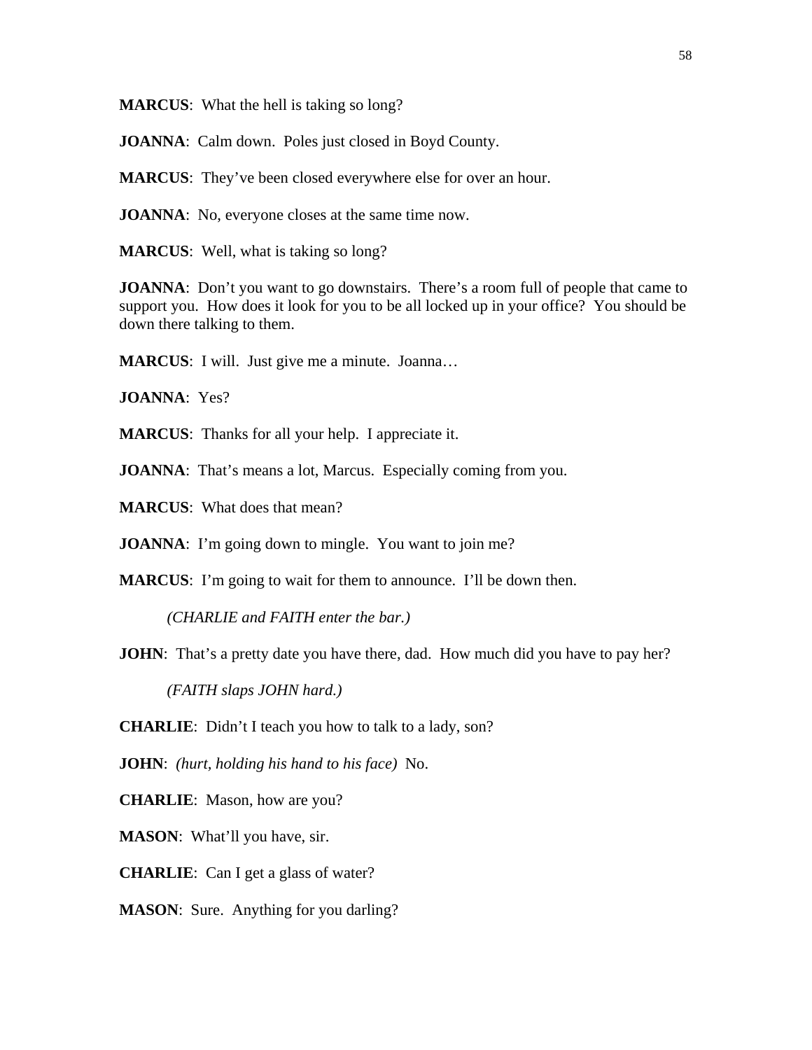**MARCUS**: What the hell is taking so long?

**JOANNA**: Calm down. Poles just closed in Boyd County.

**MARCUS**: They've been closed everywhere else for over an hour.

**JOANNA**: No, everyone closes at the same time now.

**MARCUS**: Well, what is taking so long?

**JOANNA**: Don't you want to go downstairs. There's a room full of people that came to support you. How does it look for you to be all locked up in your office? You should be down there talking to them.

**MARCUS**: I will. Just give me a minute. Joanna…

**JOANNA**: Yes?

**MARCUS**: Thanks for all your help. I appreciate it.

**JOANNA**: That's means a lot, Marcus. Especially coming from you.

**MARCUS**: What does that mean?

**JOANNA**: I'm going down to mingle. You want to join me?

**MARCUS**: I'm going to wait for them to announce. I'll be down then.

*(CHARLIE and FAITH enter the bar.)*

**JOHN**: That's a pretty date you have there, dad. How much did you have to pay her?

*(FAITH slaps JOHN hard.)*

**CHARLIE**: Didn't I teach you how to talk to a lady, son?

**JOHN**: *(hurt, holding his hand to his face)* No.

**CHARLIE**: Mason, how are you?

**MASON**: What'll you have, sir.

**CHARLIE**: Can I get a glass of water?

**MASON**: Sure. Anything for you darling?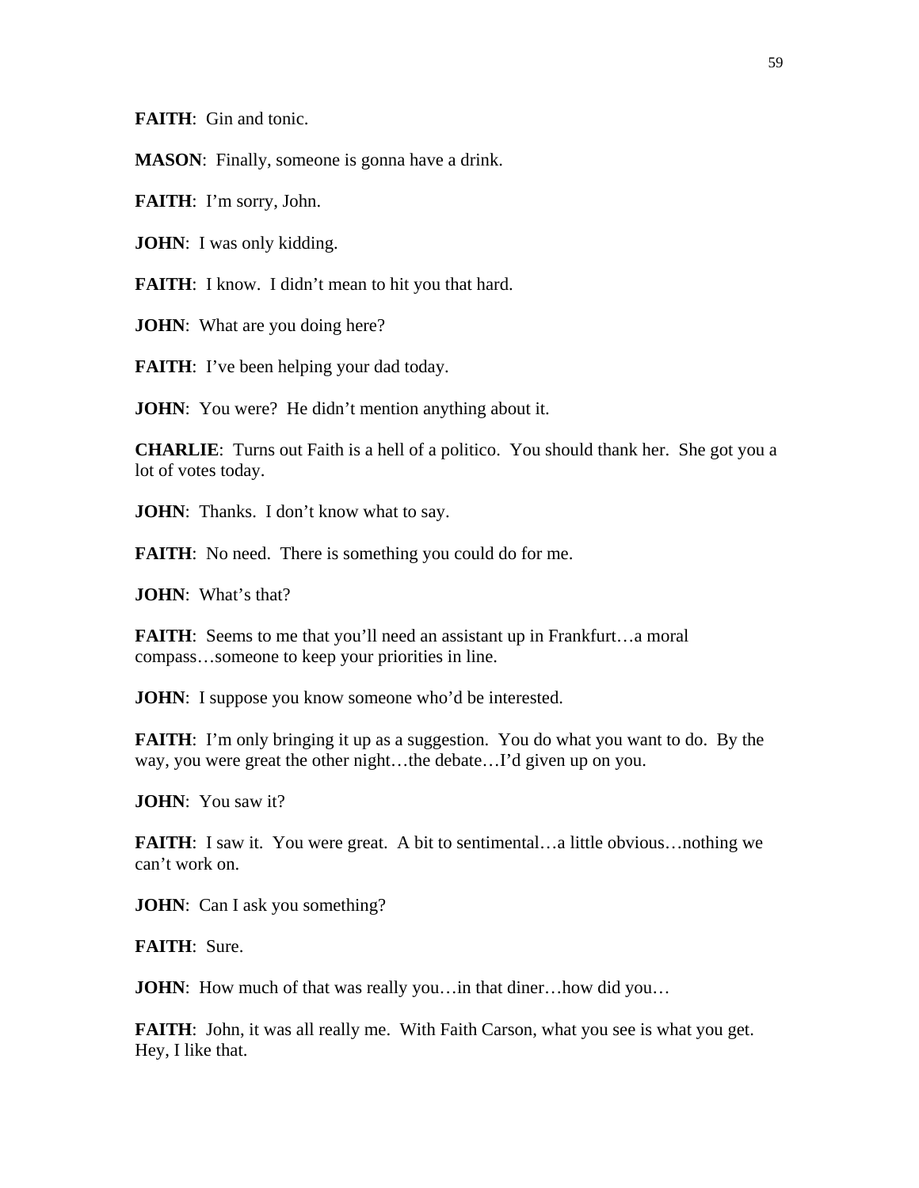**FAITH**: Gin and tonic.

**MASON**: Finally, someone is gonna have a drink.

**FAITH**: I'm sorry, John.

**JOHN**: I was only kidding.

**FAITH**: I know. I didn't mean to hit you that hard.

**JOHN**: What are you doing here?

**FAITH**: I've been helping your dad today.

**JOHN**: You were? He didn't mention anything about it.

**CHARLIE**: Turns out Faith is a hell of a politico. You should thank her. She got you a lot of votes today.

**JOHN**: Thanks. I don't know what to say.

**FAITH**: No need. There is something you could do for me.

**JOHN**: What's that?

**FAITH**: Seems to me that you'll need an assistant up in Frankfurt…a moral compass…someone to keep your priorities in line.

**JOHN**: I suppose you know someone who'd be interested.

**FAITH**: I'm only bringing it up as a suggestion. You do what you want to do. By the way, you were great the other night…the debate…I'd given up on you.

**JOHN**: You saw it?

**FAITH**: I saw it. You were great. A bit to sentimental…a little obvious…nothing we can't work on.

**JOHN**: Can I ask you something?

**FAITH**: Sure.

**JOHN**: How much of that was really you…in that diner…how did you…

**FAITH**: John, it was all really me. With Faith Carson, what you see is what you get. Hey, I like that.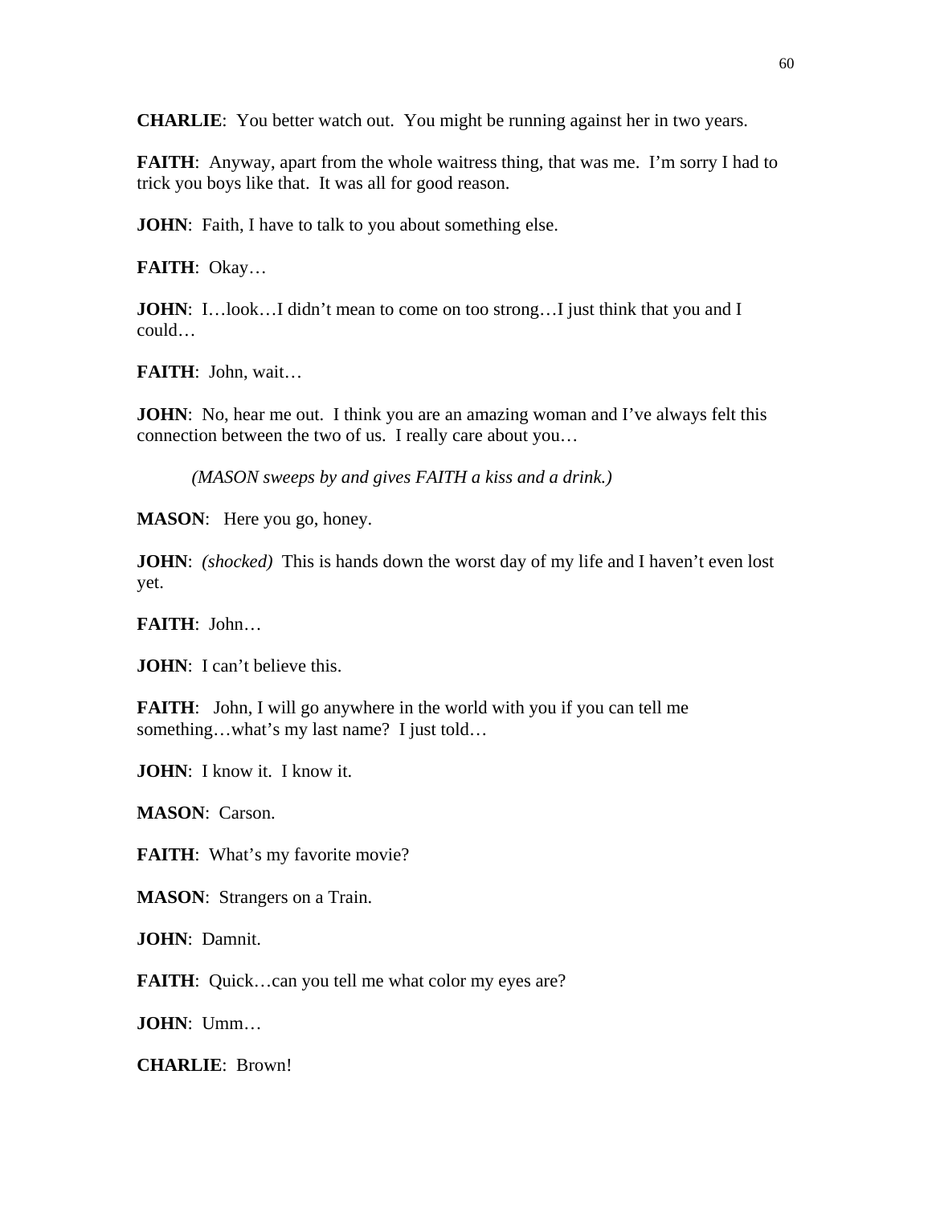**CHARLIE**: You better watch out. You might be running against her in two years.

**FAITH**: Anyway, apart from the whole waitress thing, that was me. I'm sorry I had to trick you boys like that. It was all for good reason.

**JOHN**: Faith, I have to talk to you about something else.

**FAITH**: Okay…

**JOHN**: I…look…I didn't mean to come on too strong…I just think that you and I could…

**FAITH**: John, wait…

**JOHN**: No, hear me out. I think you are an amazing woman and I've always felt this connection between the two of us. I really care about you…

*(MASON sweeps by and gives FAITH a kiss and a drink.)*

**MASON**: Here you go, honey.

**JOHN**: *(shocked)* This is hands down the worst day of my life and I haven't even lost yet.

**FAITH**: John…

**JOHN**: I can't believe this.

**FAITH**: John, I will go anywhere in the world with you if you can tell me something…what's my last name? I just told…

**JOHN**: I know it. I know it.

**MASON**: Carson.

**FAITH**: What's my favorite movie?

**MASON**: Strangers on a Train.

**JOHN**: Damnit.

**FAITH**: Quick…can you tell me what color my eyes are?

**JOHN**: Umm…

**CHARLIE**: Brown!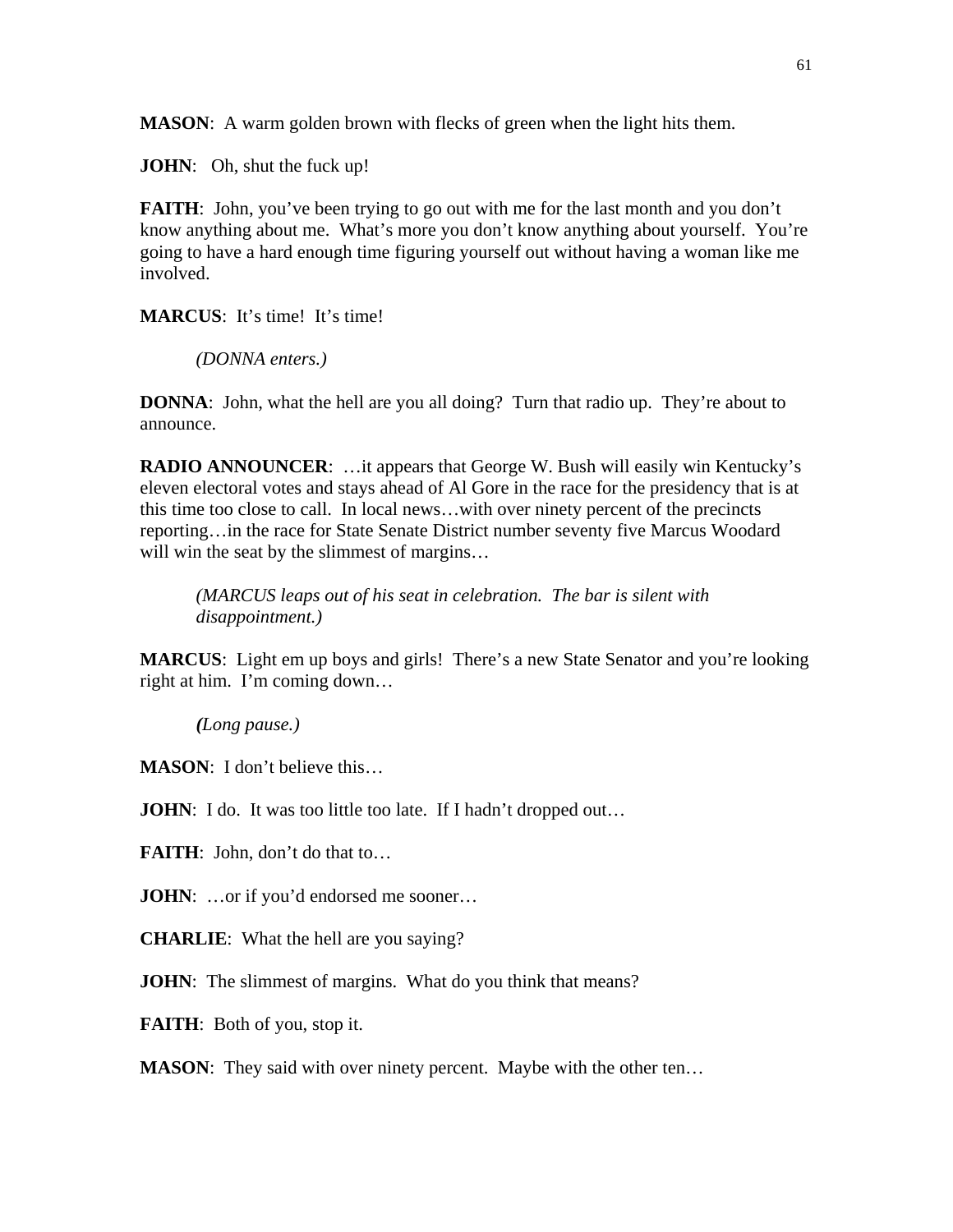**MASON**: A warm golden brown with flecks of green when the light hits them.

**JOHN**: Oh, shut the fuck up!

**FAITH**: John, you've been trying to go out with me for the last month and you don't know anything about me. What's more you don't know anything about yourself. You're going to have a hard enough time figuring yourself out without having a woman like me involved.

**MARCUS**: It's time! It's time!

*(DONNA enters.)*

**DONNA**: John, what the hell are you all doing? Turn that radio up. They're about to announce.

**RADIO ANNOUNCER**: …it appears that George W. Bush will easily win Kentucky's eleven electoral votes and stays ahead of Al Gore in the race for the presidency that is at this time too close to call. In local news…with over ninety percent of the precincts reporting…in the race for State Senate District number seventy five Marcus Woodard will win the seat by the slimmest of margins…

*(MARCUS leaps out of his seat in celebration. The bar is silent with disappointment.)*

**MARCUS**: Light em up boys and girls! There's a new State Senator and you're looking right at him. I'm coming down…

***(**Long pause.)*

**MASON**: I don't believe this…

**JOHN**: I do. It was too little too late. If I hadn't dropped out…

**FAITH**: John, don't do that to…

**JOHN**: …or if you'd endorsed me sooner…

**CHARLIE**: What the hell are you saying?

**JOHN**: The slimmest of margins. What do you think that means?

**FAITH**: Both of you, stop it.

**MASON**: They said with over ninety percent. Maybe with the other ten…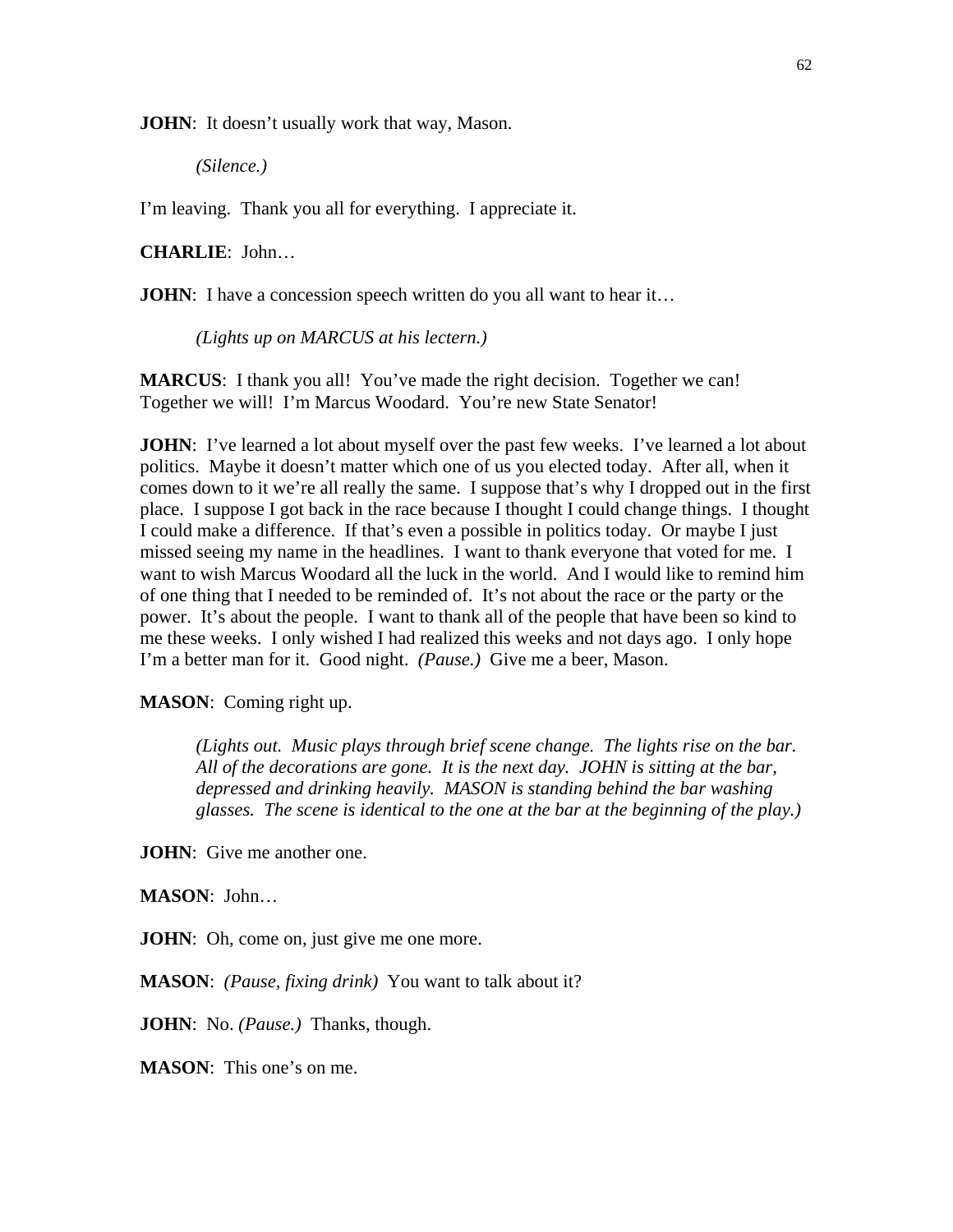**JOHN**: It doesn't usually work that way, Mason.

*(Silence.)*

I'm leaving. Thank you all for everything. I appreciate it.

**CHARLIE**: John…

**JOHN**: I have a concession speech written do you all want to hear it…

*(Lights up on MARCUS at his lectern.)*

**MARCUS**: I thank you all! You've made the right decision. Together we can! Together we will! I'm Marcus Woodard. You're new State Senator!

**JOHN**: I've learned a lot about myself over the past few weeks. I've learned a lot about politics. Maybe it doesn't matter which one of us you elected today. After all, when it comes down to it we're all really the same. I suppose that's why I dropped out in the first place. I suppose I got back in the race because I thought I could change things. I thought I could make a difference. If that's even a possible in politics today. Or maybe I just missed seeing my name in the headlines. I want to thank everyone that voted for me. I want to wish Marcus Woodard all the luck in the world. And I would like to remind him of one thing that I needed to be reminded of. It's not about the race or the party or the power. It's about the people. I want to thank all of the people that have been so kind to me these weeks. I only wished I had realized this weeks and not days ago. I only hope I'm a better man for it. Good night. *(Pause.)* Give me a beer, Mason.

**MASON**: Coming right up.

*(Lights out. Music plays through brief scene change. The lights rise on the bar. All of the decorations are gone. It is the next day. JOHN is sitting at the bar, depressed and drinking heavily. MASON is standing behind the bar washing glasses. The scene is identical to the one at the bar at the beginning of the play.)*

**JOHN**: Give me another one.

**MASON**: John…

**JOHN**: Oh, come on, just give me one more.

**MASON**: *(Pause, fixing drink)* You want to talk about it?

**JOHN**: No. *(Pause.)* Thanks, though.

**MASON**: This one's on me.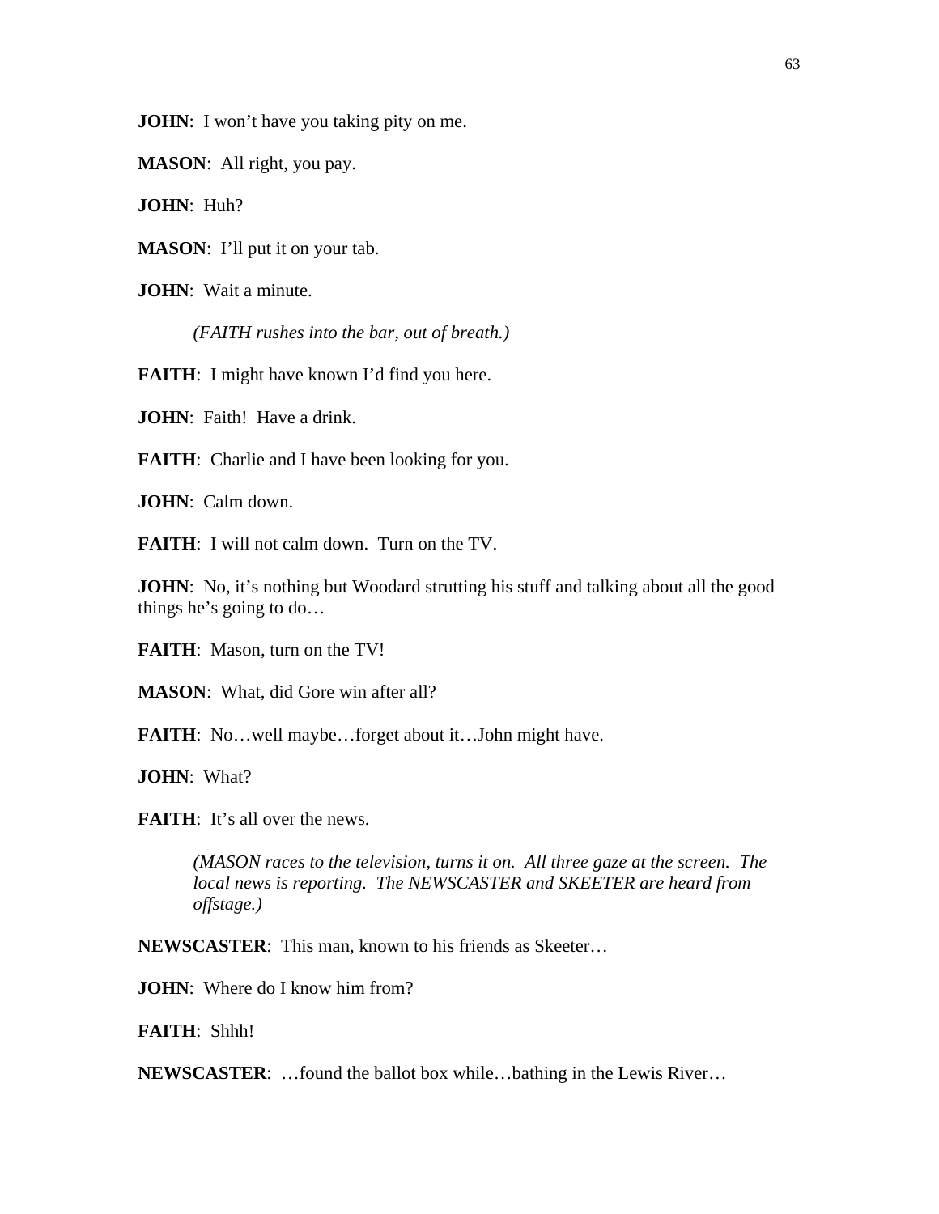**JOHN**: I won't have you taking pity on me.

**MASON**: All right, you pay.

**JOHN**: Huh?

**MASON**: I'll put it on your tab.

**JOHN**: Wait a minute.

*(FAITH rushes into the bar, out of breath.)*

**FAITH**: I might have known I'd find you here.

**JOHN**: Faith! Have a drink.

**FAITH**: Charlie and I have been looking for you.

**JOHN**: Calm down.

**FAITH**: I will not calm down. Turn on the TV.

**JOHN**: No, it's nothing but Woodard strutting his stuff and talking about all the good things he's going to do…

**FAITH**: Mason, turn on the TV!

**MASON**: What, did Gore win after all?

**FAITH**: No…well maybe…forget about it…John might have.

**JOHN**: What?

**FAITH**: It's all over the news.

*(MASON races to the television, turns it on. All three gaze at the screen. The local news is reporting. The NEWSCASTER and SKEETER are heard from offstage.)*

**NEWSCASTER**: This man, known to his friends as Skeeter…

**JOHN**: Where do I know him from?

**FAITH**: Shhh!

**NEWSCASTER**: …found the ballot box while…bathing in the Lewis River…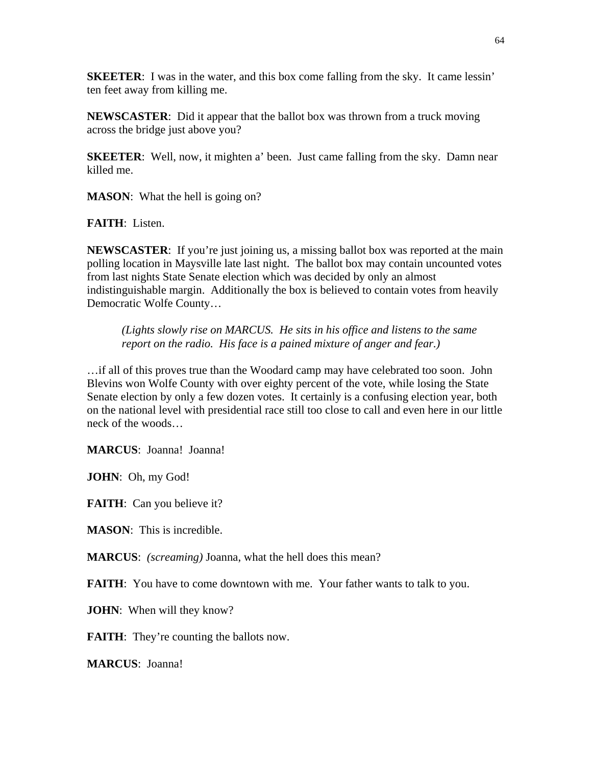**SKEETER**: I was in the water, and this box come falling from the sky. It came lessin' ten feet away from killing me.

**NEWSCASTER**: Did it appear that the ballot box was thrown from a truck moving across the bridge just above you?

**SKEETER**: Well, now, it mighten a' been. Just came falling from the sky. Damn near killed me.

**MASON**: What the hell is going on?

**FAITH**: Listen.

**NEWSCASTER**: If you're just joining us, a missing ballot box was reported at the main polling location in Maysville late last night. The ballot box may contain uncounted votes from last nights State Senate election which was decided by only an almost indistinguishable margin. Additionally the box is believed to contain votes from heavily Democratic Wolfe County…

> *(Lights slowly rise on MARCUS. He sits in his office and listens to the same report on the radio. His face is a pained mixture of anger and fear.)*

…if all of this proves true than the Woodard camp may have celebrated too soon. John Blevins won Wolfe County with over eighty percent of the vote, while losing the State Senate election by only a few dozen votes. It certainly is a confusing election year, both on the national level with presidential race still too close to call and even here in our little neck of the woods…

**MARCUS**: Joanna! Joanna!

**JOHN**: Oh, my God!

**FAITH**: Can you believe it?

**MASON**: This is incredible.

**MARCUS**: *(screaming)* Joanna, what the hell does this mean?

**FAITH**: You have to come downtown with me. Your father wants to talk to you.

**JOHN**: When will they know?

**FAITH**: They're counting the ballots now.

**MARCUS**: Joanna!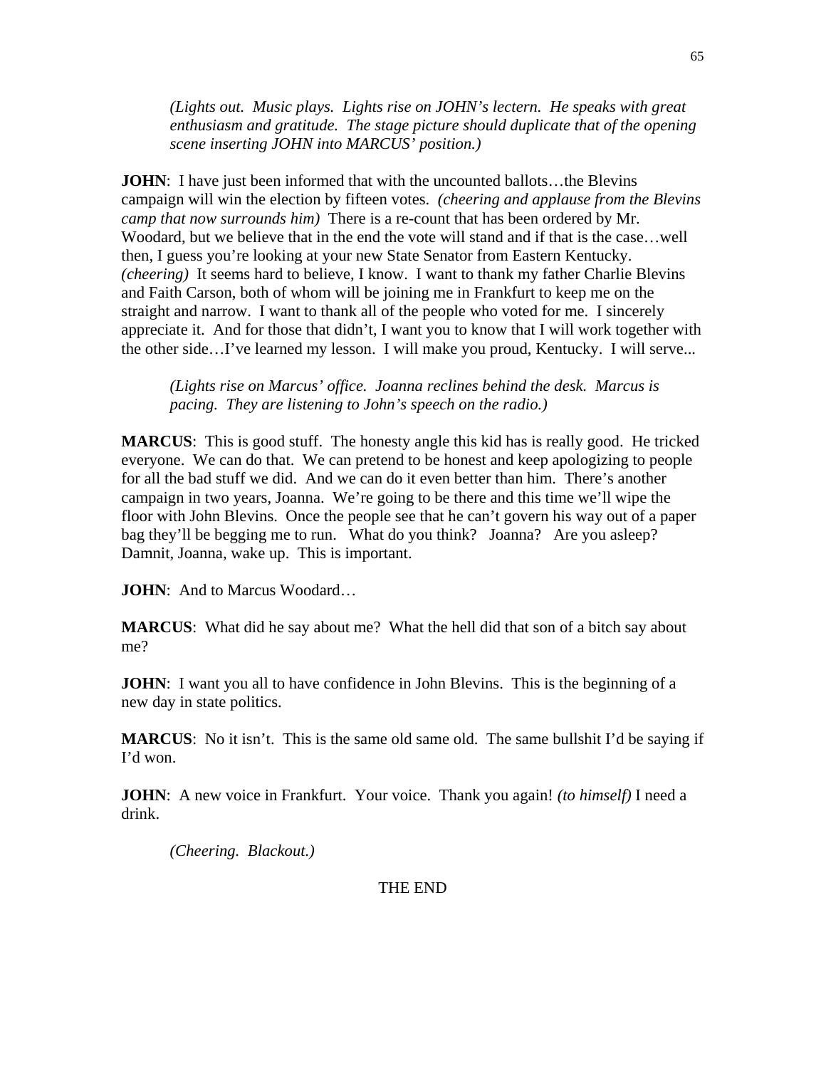*(Lights out. Music plays. Lights rise on JOHN's lectern. He speaks with great enthusiasm and gratitude. The stage picture should duplicate that of the opening scene inserting JOHN into MARCUS' position.)*

**JOHN**: I have just been informed that with the uncounted ballots…the Blevins campaign will win the election by fifteen votes. *(cheering and applause from the Blevins camp that now surrounds him)* There is a re-count that has been ordered by Mr. Woodard, but we believe that in the end the vote will stand and if that is the case…well then, I guess you're looking at your new State Senator from Eastern Kentucky. *(cheering)* It seems hard to believe, I know. I want to thank my father Charlie Blevins and Faith Carson, both of whom will be joining me in Frankfurt to keep me on the straight and narrow. I want to thank all of the people who voted for me. I sincerely appreciate it. And for those that didn't, I want you to know that I will work together with the other side…I've learned my lesson. I will make you proud, Kentucky. I will serve...

*(Lights rise on Marcus' office. Joanna reclines behind the desk. Marcus is pacing. They are listening to John's speech on the radio.)*

**MARCUS**: This is good stuff. The honesty angle this kid has is really good. He tricked everyone. We can do that. We can pretend to be honest and keep apologizing to people for all the bad stuff we did. And we can do it even better than him. There's another campaign in two years, Joanna. We're going to be there and this time we'll wipe the floor with John Blevins. Once the people see that he can't govern his way out of a paper bag they'll be begging me to run. What do you think? Joanna? Are you asleep? Damnit, Joanna, wake up. This is important.

**JOHN**: And to Marcus Woodard…

**MARCUS**: What did he say about me? What the hell did that son of a bitch say about me?

**JOHN**: I want you all to have confidence in John Blevins. This is the beginning of a new day in state politics.

**MARCUS**: No it isn't. This is the same old same old. The same bullshit I'd be saying if I'd won.

**JOHN**: A new voice in Frankfurt. Your voice. Thank you again! *(to himself)* I need a drink.

*(Cheering. Blackout.)*

THE END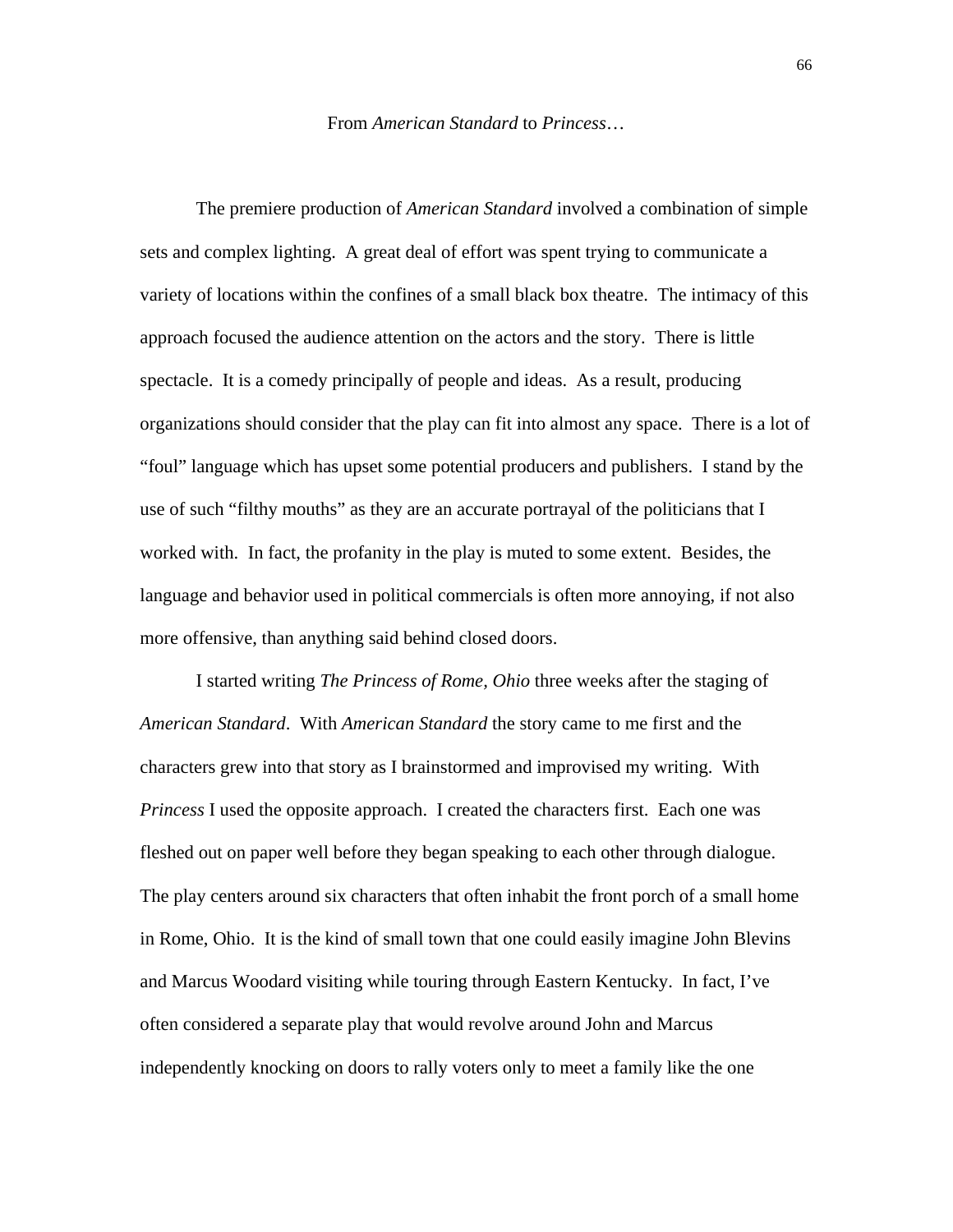## From *American Standard* to *Princess*…

The premiere production of *American Standard* involved a combination of simple sets and complex lighting. A great deal of effort was spent trying to communicate a variety of locations within the confines of a small black box theatre. The intimacy of this approach focused the audience attention on the actors and the story. There is little spectacle. It is a comedy principally of people and ideas. As a result, producing organizations should consider that the play can fit into almost any space. There is a lot of "foul" language which has upset some potential producers and publishers. I stand by the use of such "filthy mouths" as they are an accurate portrayal of the politicians that I worked with. In fact, the profanity in the play is muted to some extent. Besides, the language and behavior used in political commercials is often more annoying, if not also more offensive, than anything said behind closed doors.

I started writing *The Princess of Rome, Ohio* three weeks after the staging of *American Standard*. With *American Standard* the story came to me first and the characters grew into that story as I brainstormed and improvised my writing. With *Princess* I used the opposite approach. I created the characters first. Each one was fleshed out on paper well before they began speaking to each other through dialogue. The play centers around six characters that often inhabit the front porch of a small home in Rome, Ohio. It is the kind of small town that one could easily imagine John Blevins and Marcus Woodard visiting while touring through Eastern Kentucky. In fact, I've often considered a separate play that would revolve around John and Marcus independently knocking on doors to rally voters only to meet a family like the one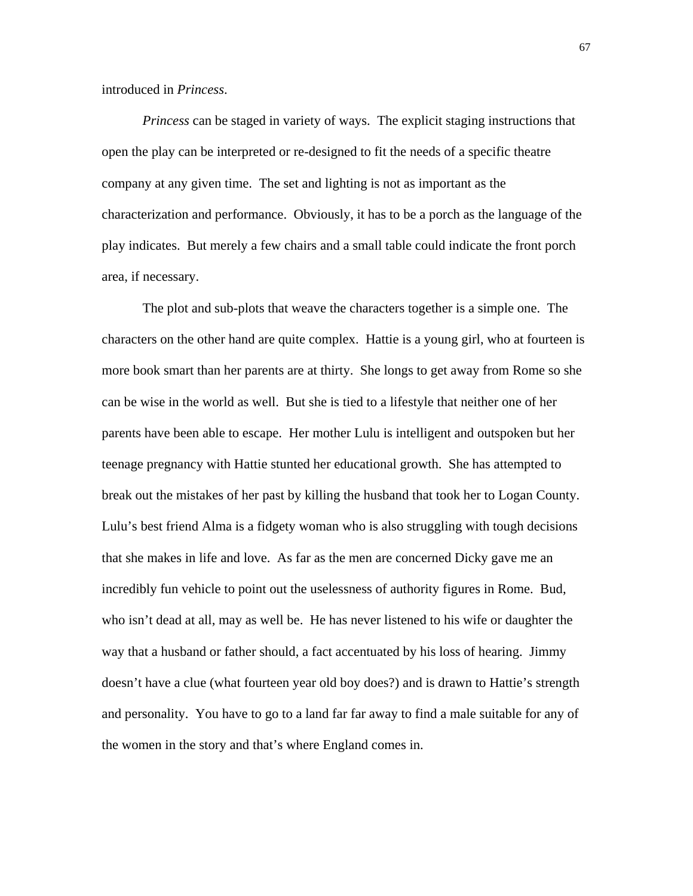introduced in *Princess*.

*Princess* can be staged in variety of ways. The explicit staging instructions that open the play can be interpreted or re-designed to fit the needs of a specific theatre company at any given time. The set and lighting is not as important as the characterization and performance. Obviously, it has to be a porch as the language of the play indicates. But merely a few chairs and a small table could indicate the front porch area, if necessary.

The plot and sub-plots that weave the characters together is a simple one. The characters on the other hand are quite complex. Hattie is a young girl, who at fourteen is more book smart than her parents are at thirty. She longs to get away from Rome so she can be wise in the world as well. But she is tied to a lifestyle that neither one of her parents have been able to escape. Her mother Lulu is intelligent and outspoken but her teenage pregnancy with Hattie stunted her educational growth. She has attempted to break out the mistakes of her past by killing the husband that took her to Logan County. Lulu's best friend Alma is a fidgety woman who is also struggling with tough decisions that she makes in life and love. As far as the men are concerned Dicky gave me an incredibly fun vehicle to point out the uselessness of authority figures in Rome. Bud, who isn't dead at all, may as well be. He has never listened to his wife or daughter the way that a husband or father should, a fact accentuated by his loss of hearing. Jimmy doesn't have a clue (what fourteen year old boy does?) and is drawn to Hattie's strength and personality. You have to go to a land far far away to find a male suitable for any of the women in the story and that's where England comes in.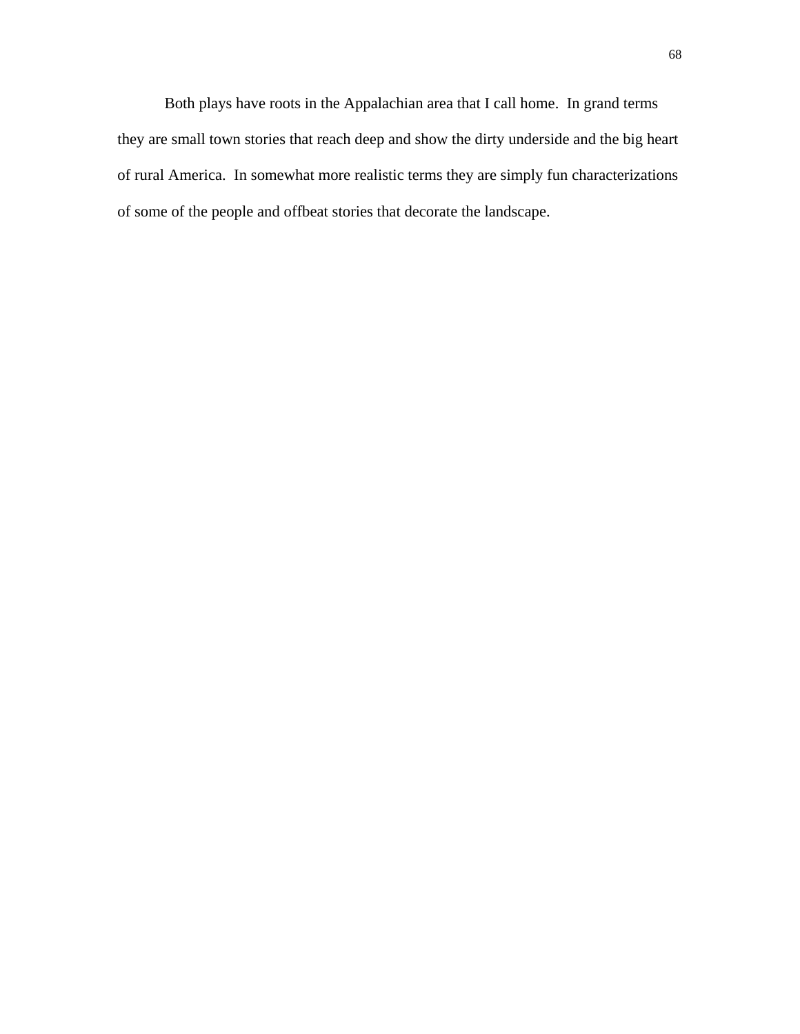Both plays have roots in the Appalachian area that I call home.  In grand terms they are small town stories that reach deep and show the dirty underside and the big heart of rural America.  In somewhat more realistic terms they are simply fun characterizations of some of the people and offbeat stories that decorate the landscape.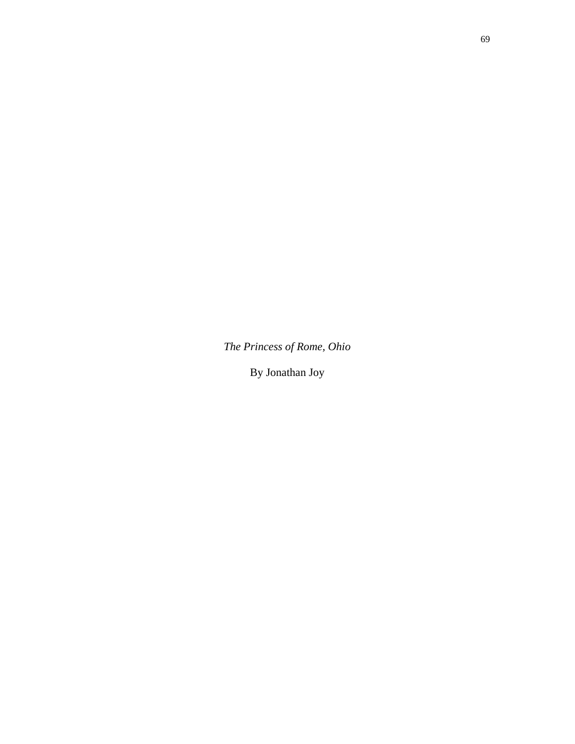*The Princess of Rome, Ohio*

By Jonathan Joy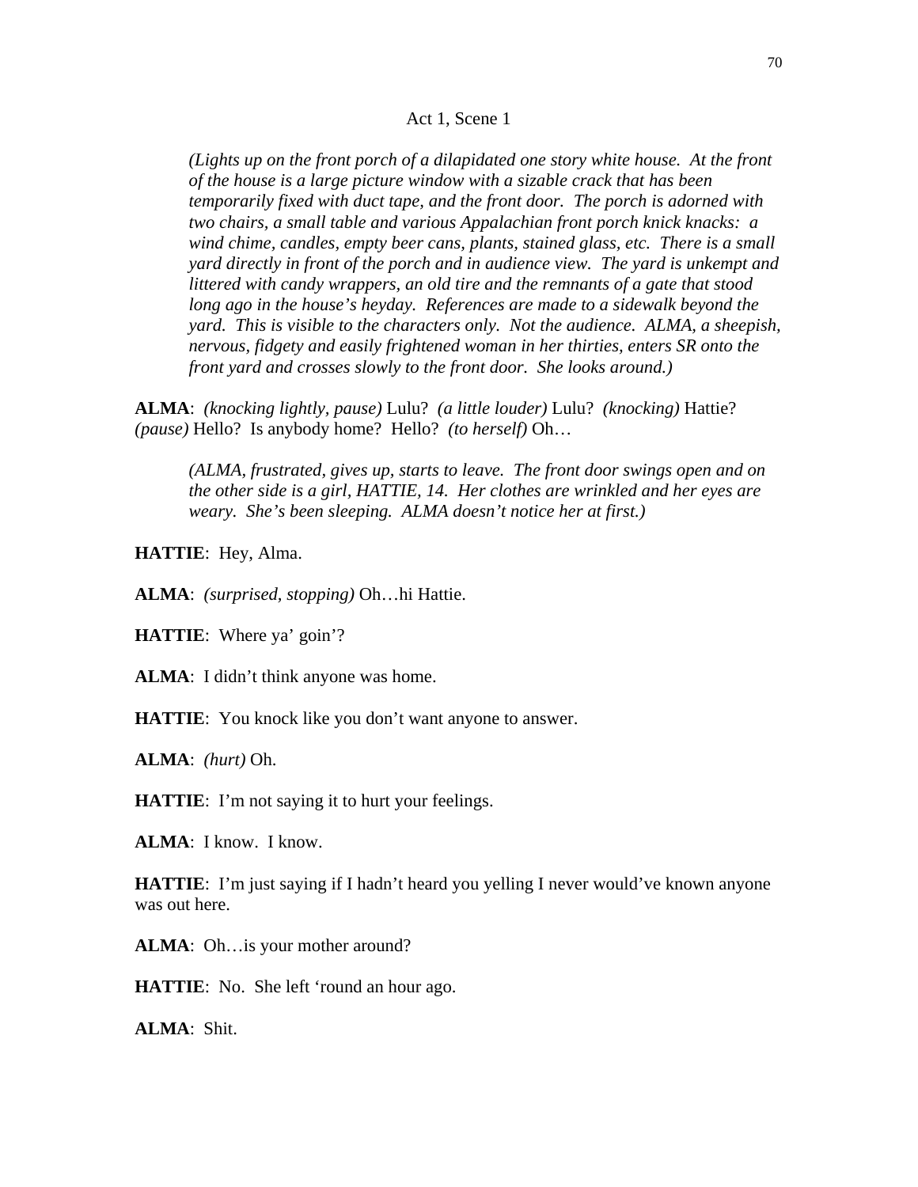Act 1, Scene 1

*(Lights up on the front porch of a dilapidated one story white house. At the front of the house is a large picture window with a sizable crack that has been temporarily fixed with duct tape, and the front door. The porch is adorned with two chairs, a small table and various Appalachian front porch knick knacks: a wind chime, candles, empty beer cans, plants, stained glass, etc. There is a small yard directly in front of the porch and in audience view. The yard is unkempt and littered with candy wrappers, an old tire and the remnants of a gate that stood long ago in the house's heyday. References are made to a sidewalk beyond the yard. This is visible to the characters only. Not the audience. ALMA, a sheepish, nervous, fidgety and easily frightened woman in her thirties, enters SR onto the front yard and crosses slowly to the front door. She looks around.)*

**ALMA**: *(knocking lightly, pause)* Lulu? *(a little louder)* Lulu? *(knocking)* Hattie? *(pause)* Hello? Is anybody home? Hello? *(to herself)* Oh…

*(ALMA, frustrated, gives up, starts to leave. The front door swings open and on the other side is a girl, HATTIE, 14. Her clothes are wrinkled and her eyes are weary. She's been sleeping. ALMA doesn't notice her at first.)*

**HATTIE**: Hey, Alma.

**ALMA**: *(surprised, stopping)* Oh…hi Hattie.

**HATTIE**: Where ya' goin'?

**ALMA**: I didn't think anyone was home.

**HATTIE**: You knock like you don't want anyone to answer.

**ALMA**: *(hurt)* Oh.

**HATTIE**: I'm not saying it to hurt your feelings.

**ALMA**: I know. I know.

**HATTIE**: I'm just saying if I hadn't heard you yelling I never would've known anyone was out here.

**ALMA**: Oh…is your mother around?

**HATTIE**: No. She left 'round an hour ago.

**ALMA**: Shit.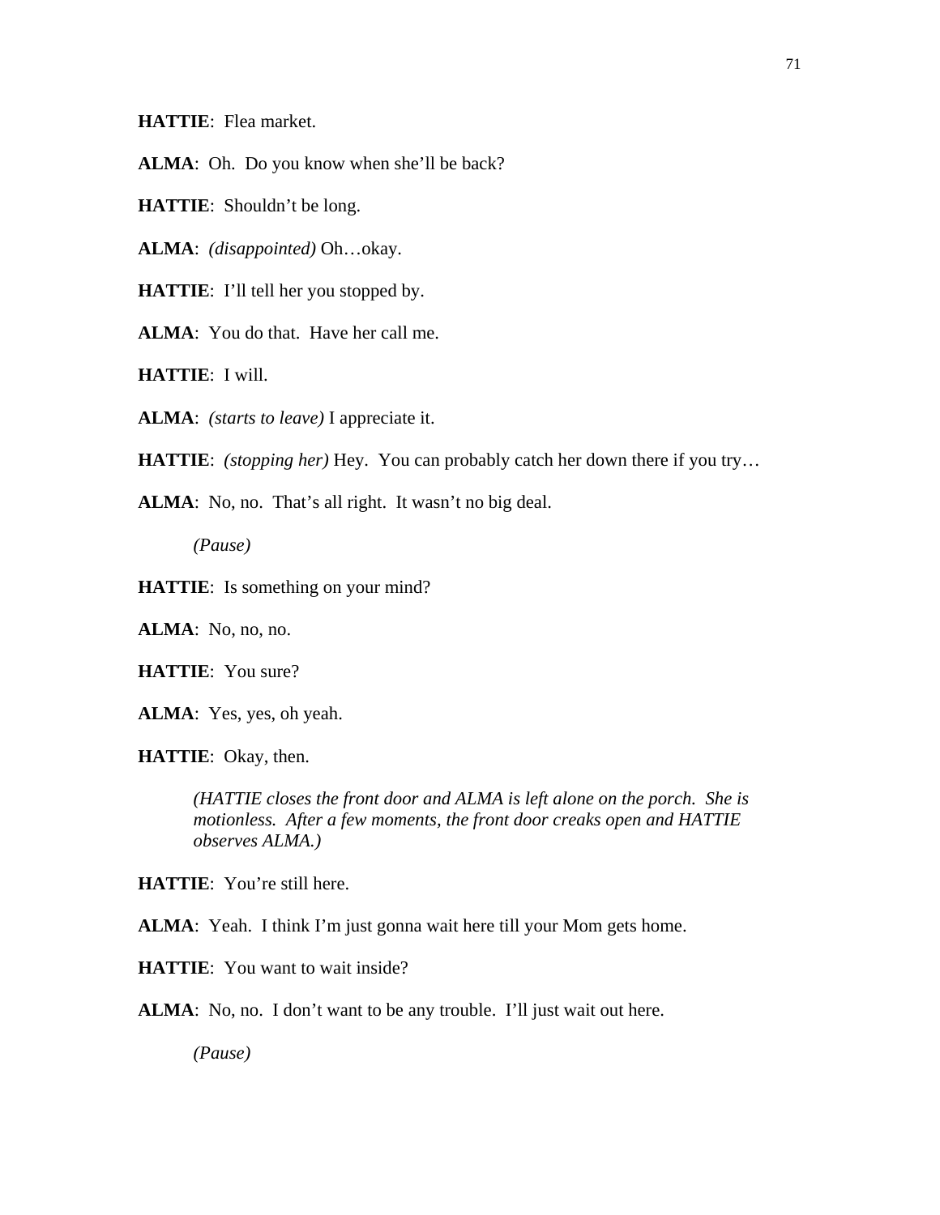**HATTIE**: Flea market.

**ALMA**: Oh. Do you know when she'll be back?

**HATTIE**: Shouldn't be long.

**ALMA**: *(disappointed)* Oh…okay.

**HATTIE**: I'll tell her you stopped by.

**ALMA**: You do that. Have her call me.

**HATTIE**: I will.

**ALMA**: *(starts to leave)* I appreciate it.

**HATTIE**: *(stopping her)* Hey. You can probably catch her down there if you try…

**ALMA**: No, no. That's all right. It wasn't no big deal.

*(Pause)*

**HATTIE**: Is something on your mind?

**ALMA**: No, no, no.

**HATTIE**: You sure?

**ALMA**: Yes, yes, oh yeah.

**HATTIE**: Okay, then.

*(HATTIE closes the front door and ALMA is left alone on the porch. She is motionless. After a few moments, the front door creaks open and HATTIE observes ALMA.)*

**HATTIE**: You're still here.

**ALMA**: Yeah. I think I'm just gonna wait here till your Mom gets home.

**HATTIE**: You want to wait inside?

**ALMA**: No, no. I don't want to be any trouble. I'll just wait out here.

*(Pause)*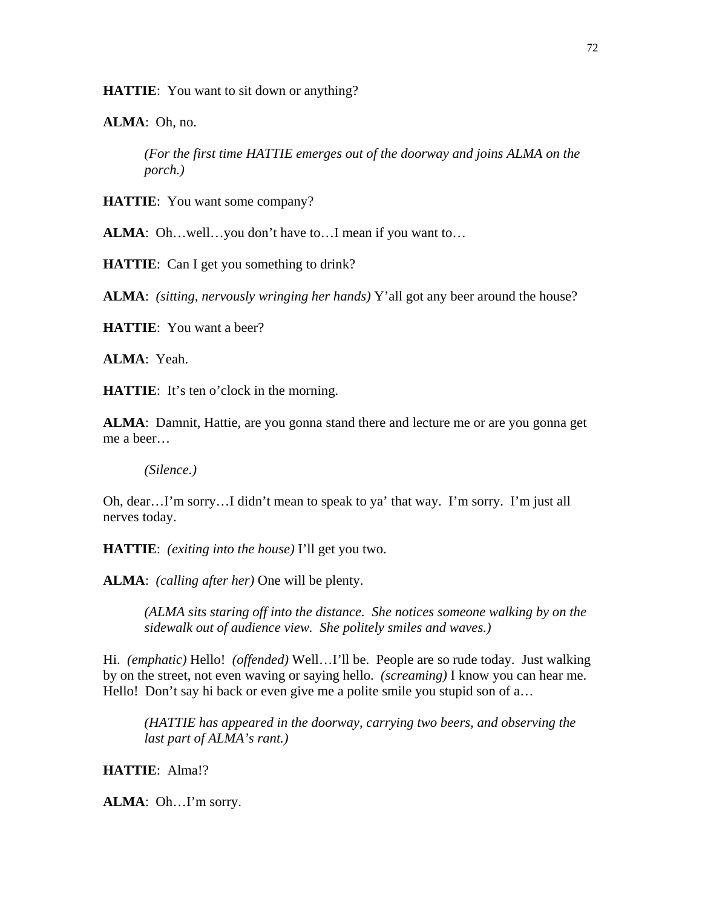**HATTIE**: You want to sit down or anything?

**ALMA**: Oh, no.

> *(For the first time HATTIE emerges out of the doorway and joins ALMA on the porch.)*

**HATTIE**: You want some company?

**ALMA**: Oh…well…you don't have to…I mean if you want to…

**HATTIE**: Can I get you something to drink?

**ALMA**: *(sitting, nervously wringing her hands)* Y'all got any beer around the house?

**HATTIE**: You want a beer?

**ALMA**: Yeah.

**HATTIE**: It's ten o'clock in the morning.

**ALMA**: Damnit, Hattie, are you gonna stand there and lecture me or are you gonna get me a beer…

> *(Silence.)*

Oh, dear…I'm sorry…I didn't mean to speak to ya' that way. I'm sorry. I'm just all nerves today.

**HATTIE**: *(exiting into the house)* I'll get you two.

**ALMA**: *(calling after her)* One will be plenty.

> *(ALMA sits staring off into the distance. She notices someone walking by on the sidewalk out of audience view. She politely smiles and waves.)*

Hi. *(emphatic)* Hello! *(offended)* Well…I'll be. People are so rude today. Just walking by on the street, not even waving or saying hello. *(screaming)* I know you can hear me. Hello! Don't say hi back or even give me a polite smile you stupid son of a…

> *(HATTIE has appeared in the doorway, carrying two beers, and observing the last part of ALMA's rant.)*

**HATTIE**: Alma!?

**ALMA**: Oh…I'm sorry.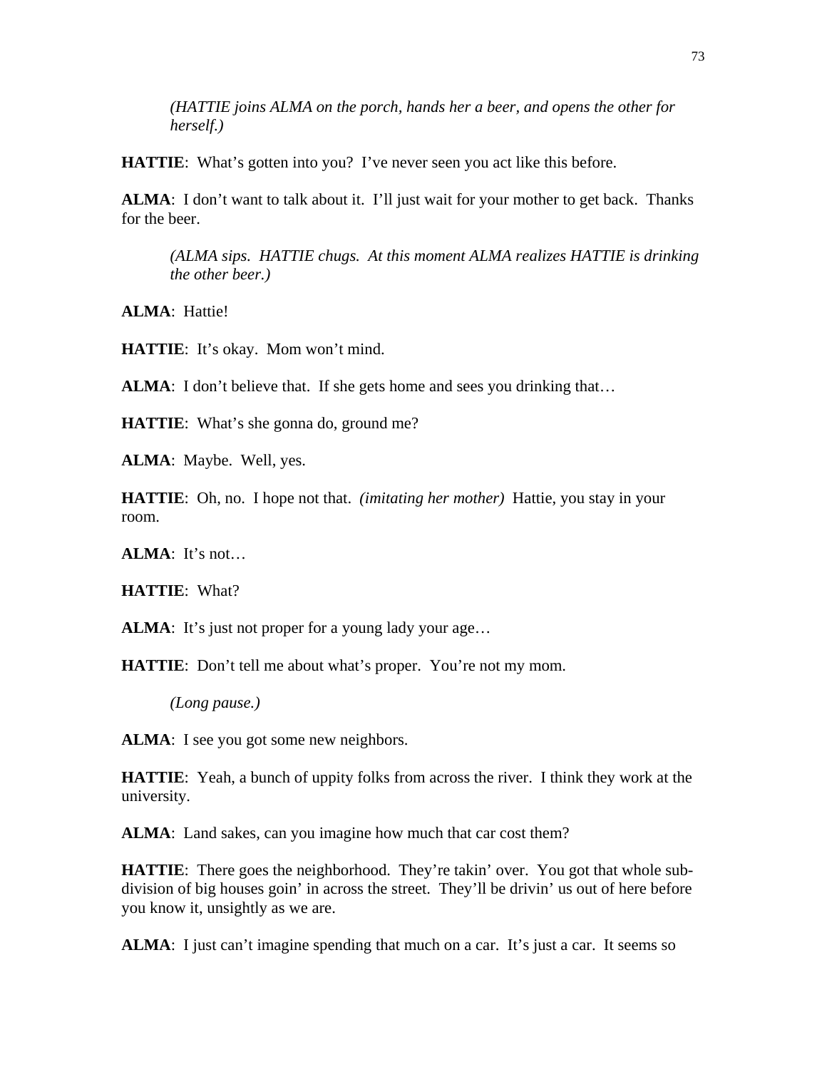*(HATTIE joins ALMA on the porch, hands her a beer, and opens the other for herself.)*

**HATTIE**: What's gotten into you? I've never seen you act like this before.

**ALMA**: I don't want to talk about it. I'll just wait for your mother to get back. Thanks for the beer.

*(ALMA sips. HATTIE chugs. At this moment ALMA realizes HATTIE is drinking the other beer.)*

**ALMA**: Hattie!

**HATTIE**: It's okay. Mom won't mind.

**ALMA**: I don't believe that. If she gets home and sees you drinking that…

**HATTIE**: What's she gonna do, ground me?

**ALMA**: Maybe. Well, yes.

**HATTIE**: Oh, no. I hope not that. *(imitating her mother)* Hattie, you stay in your room.

**ALMA**: It's not…

**HATTIE**: What?

**ALMA**: It's just not proper for a young lady your age…

**HATTIE**: Don't tell me about what's proper. You're not my mom.

*(Long pause.)*

**ALMA**: I see you got some new neighbors.

**HATTIE**: Yeah, a bunch of uppity folks from across the river. I think they work at the university.

**ALMA**: Land sakes, can you imagine how much that car cost them?

**HATTIE**: There goes the neighborhood. They're takin' over. You got that whole sub-division of big houses goin' in across the street. They'll be drivin' us out of here before you know it, unsightly as we are.

**ALMA**: I just can't imagine spending that much on a car. It's just a car. It seems so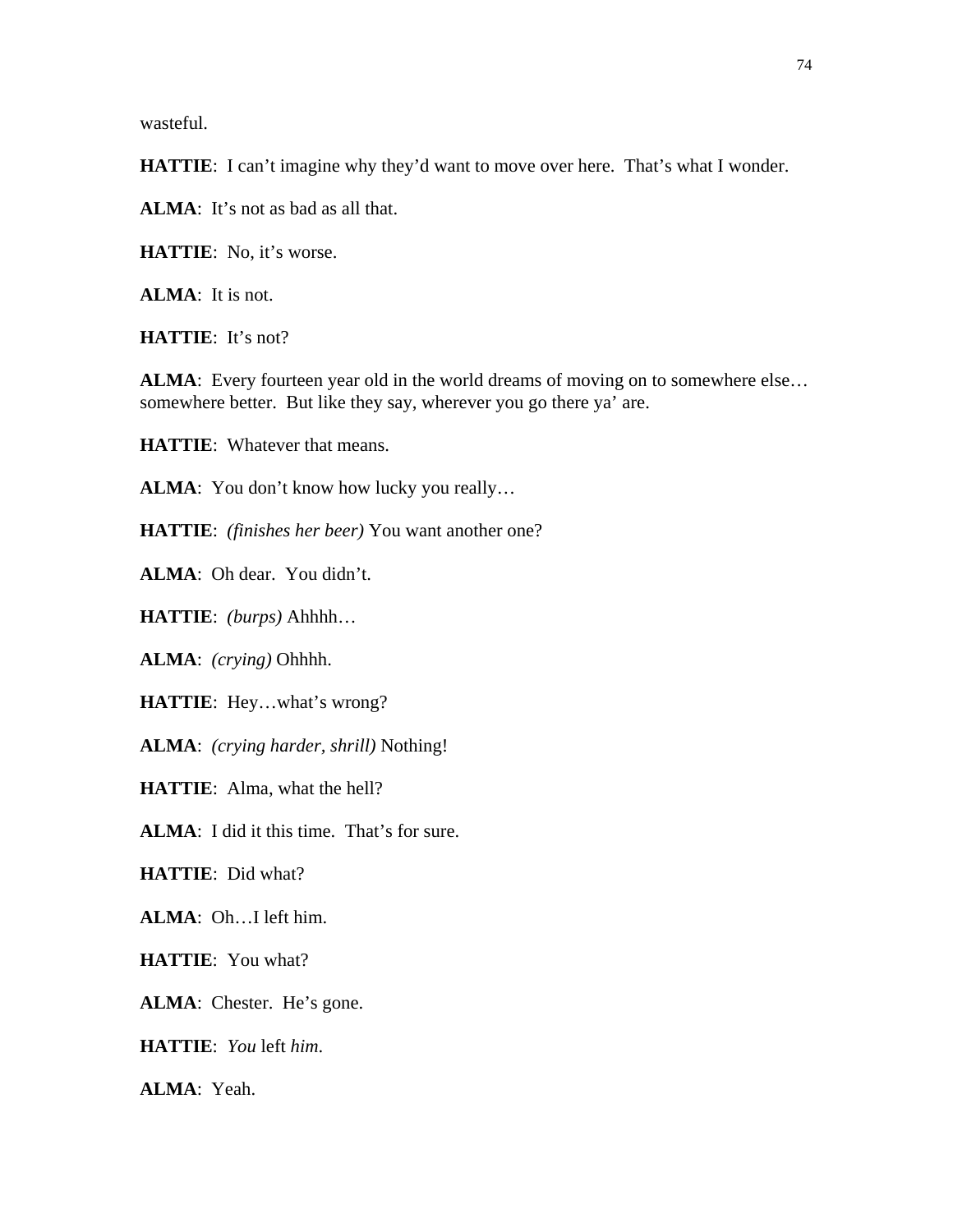wasteful.

**HATTIE**: I can’t imagine why they’d want to move over here. That’s what I wonder.

**ALMA**: It’s not as bad as all that.

**HATTIE**: No, it’s worse.

**ALMA**: It is not.

**HATTIE**: It’s not?

**ALMA**: Every fourteen year old in the world dreams of moving on to somewhere else… somewhere better. But like they say, wherever you go there ya’ are.

**HATTIE**: Whatever that means.

**ALMA**: You don’t know how lucky you really…

**HATTIE**: *(finishes her beer)* You want another one?

**ALMA**: Oh dear. You didn’t.

**HATTIE**: *(burps)* Ahhhh…

**ALMA**: *(crying)* Ohhhh.

**HATTIE**: Hey…what’s wrong?

**ALMA**: *(crying harder, shrill)* Nothing!

**HATTIE**: Alma, what the hell?

**ALMA**: I did it this time. That’s for sure.

**HATTIE**: Did what?

**ALMA**: Oh…I left him.

**HATTIE**: You what?

**ALMA**: Chester. He’s gone.

**HATTIE**: *You* left *him*.

**ALMA**: Yeah.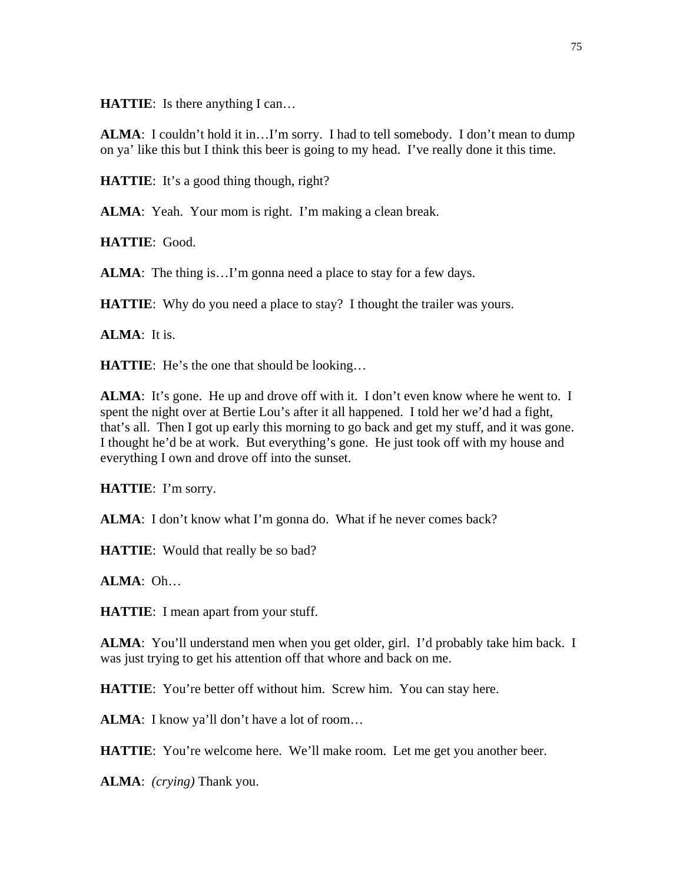**HATTIE**: Is there anything I can…

**ALMA**: I couldn't hold it in…I'm sorry. I had to tell somebody. I don't mean to dump on ya' like this but I think this beer is going to my head. I've really done it this time.

**HATTIE**: It's a good thing though, right?

**ALMA**: Yeah. Your mom is right. I'm making a clean break.

**HATTIE**: Good.

**ALMA**: The thing is…I'm gonna need a place to stay for a few days.

**HATTIE**: Why do you need a place to stay? I thought the trailer was yours.

**ALMA**: It is.

**HATTIE**: He's the one that should be looking…

**ALMA**: It's gone. He up and drove off with it. I don't even know where he went to. I spent the night over at Bertie Lou's after it all happened. I told her we'd had a fight, that's all. Then I got up early this morning to go back and get my stuff, and it was gone. I thought he'd be at work. But everything's gone. He just took off with my house and everything I own and drove off into the sunset.

**HATTIE**: I'm sorry.

**ALMA**: I don't know what I'm gonna do. What if he never comes back?

**HATTIE**: Would that really be so bad?

**ALMA**: Oh…

**HATTIE**: I mean apart from your stuff.

**ALMA**: You'll understand men when you get older, girl. I'd probably take him back. I was just trying to get his attention off that whore and back on me.

**HATTIE**: You're better off without him. Screw him. You can stay here.

**ALMA**: I know ya'll don't have a lot of room…

**HATTIE**: You're welcome here. We'll make room. Let me get you another beer.

**ALMA**: *(crying)* Thank you.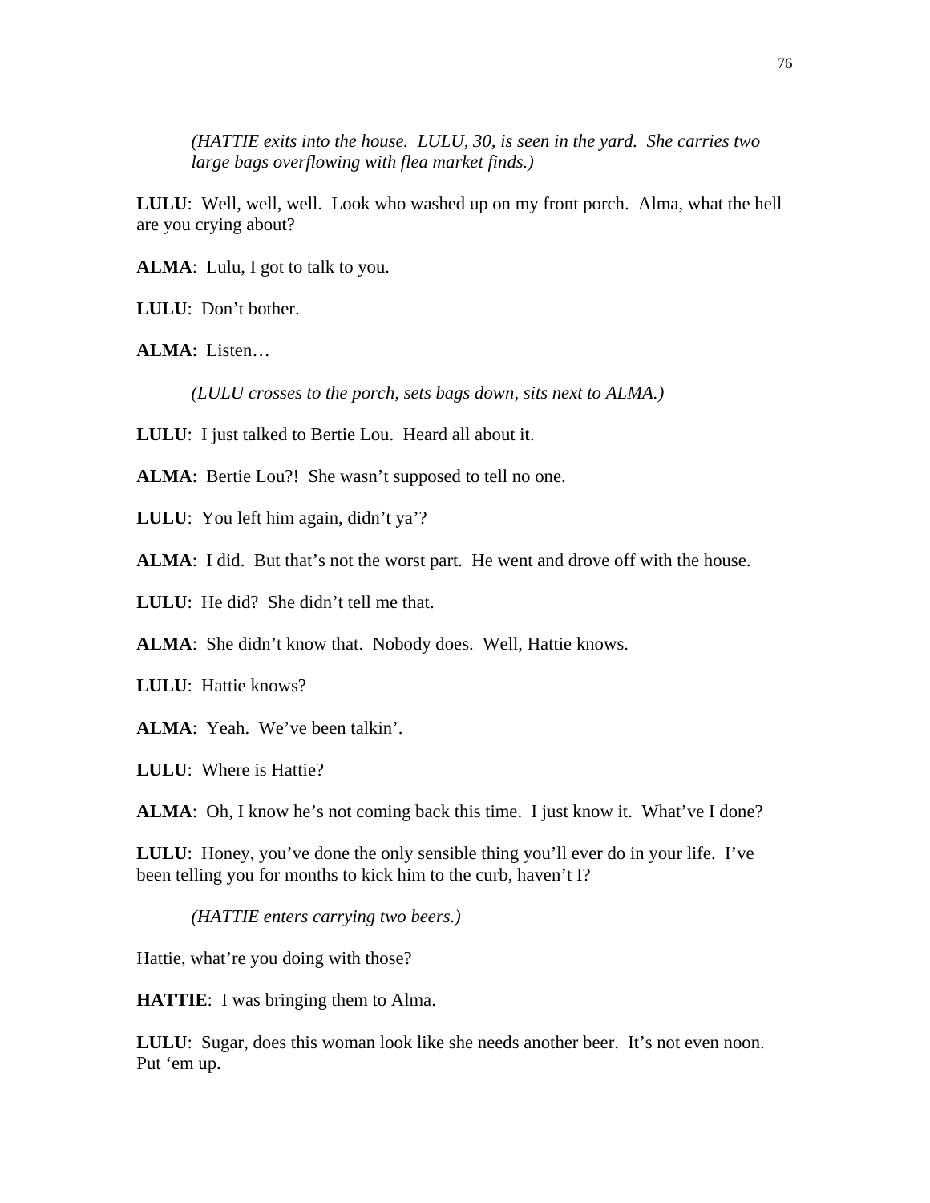*(HATTIE exits into the house. LULU, 30, is seen in the yard. She carries two large bags overflowing with flea market finds.)*

**LULU**: Well, well, well. Look who washed up on my front porch. Alma, what the hell are you crying about?

**ALMA**: Lulu, I got to talk to you.

**LULU**: Don't bother.

**ALMA**: Listen…

*(LULU crosses to the porch, sets bags down, sits next to ALMA.)*

**LULU**: I just talked to Bertie Lou. Heard all about it.

**ALMA**: Bertie Lou?! She wasn't supposed to tell no one.

**LULU**: You left him again, didn't ya'?

**ALMA**: I did. But that's not the worst part. He went and drove off with the house.

**LULU**: He did? She didn't tell me that.

**ALMA**: She didn't know that. Nobody does. Well, Hattie knows.

**LULU**: Hattie knows?

**ALMA**: Yeah. We've been talkin'.

**LULU**: Where is Hattie?

**ALMA**: Oh, I know he's not coming back this time. I just know it. What've I done?

**LULU**: Honey, you've done the only sensible thing you'll ever do in your life. I've been telling you for months to kick him to the curb, haven't I?

*(HATTIE enters carrying two beers.)*

Hattie, what're you doing with those?

**HATTIE**: I was bringing them to Alma.

**LULU**: Sugar, does this woman look like she needs another beer. It's not even noon. Put 'em up.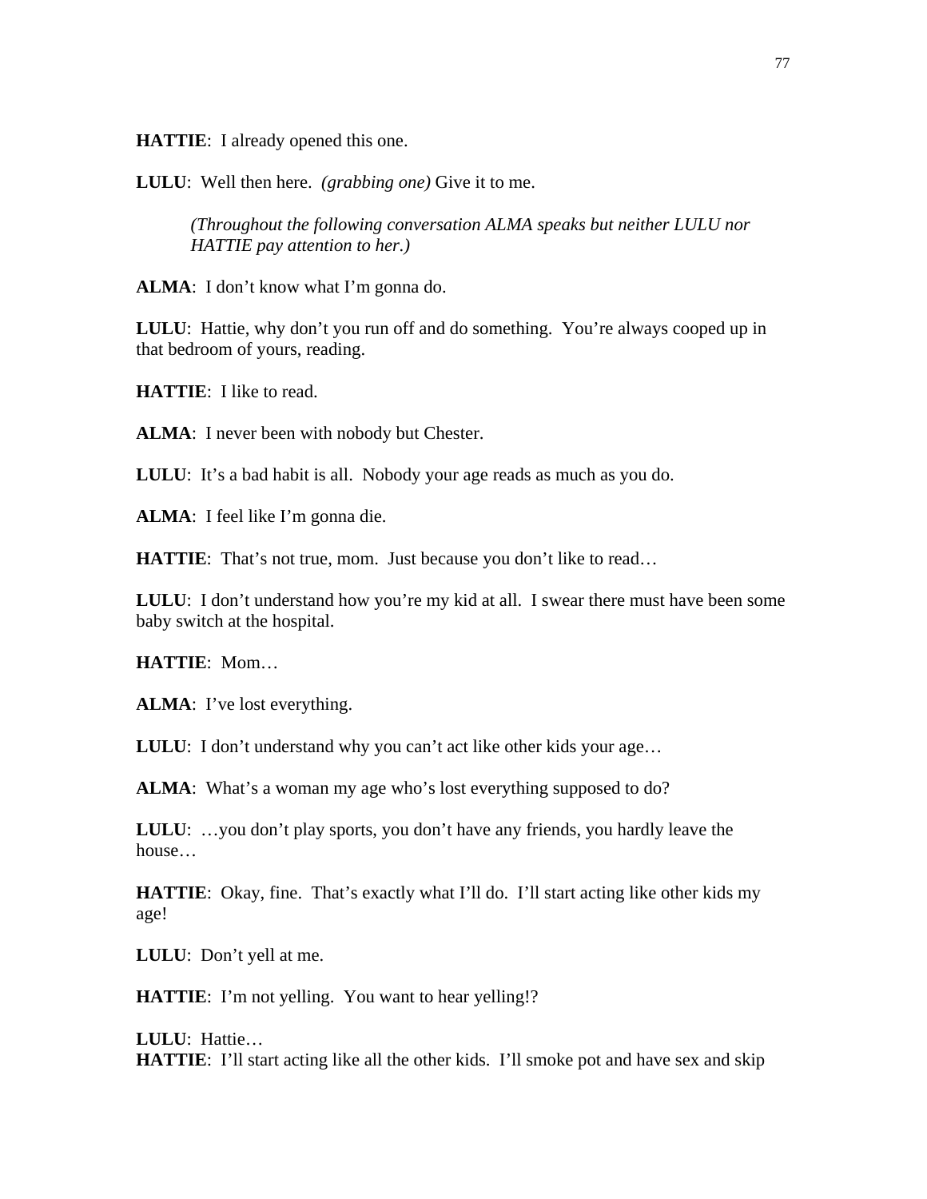**HATTIE**: I already opened this one.

**LULU**: Well then here. *(grabbing one)* Give it to me.

> *(Throughout the following conversation ALMA speaks but neither LULU nor HATTIE pay attention to her.)*

**ALMA**: I don't know what I'm gonna do.

**LULU**: Hattie, why don't you run off and do something. You're always cooped up in that bedroom of yours, reading.

**HATTIE**: I like to read.

**ALMA**: I never been with nobody but Chester.

**LULU**: It's a bad habit is all. Nobody your age reads as much as you do.

**ALMA**: I feel like I'm gonna die.

**HATTIE**: That's not true, mom. Just because you don't like to read…

**LULU**: I don't understand how you're my kid at all. I swear there must have been some baby switch at the hospital.

**HATTIE**: Mom…

**ALMA**: I've lost everything.

**LULU**: I don't understand why you can't act like other kids your age…

**ALMA**: What's a woman my age who's lost everything supposed to do?

**LULU**: …you don't play sports, you don't have any friends, you hardly leave the house…

**HATTIE**: Okay, fine. That's exactly what I'll do. I'll start acting like other kids my age!

**LULU**: Don't yell at me.

**HATTIE**: I'm not yelling. You want to hear yelling!?

**LULU**: Hattie…

**HATTIE**: I'll start acting like all the other kids. I'll smoke pot and have sex and skip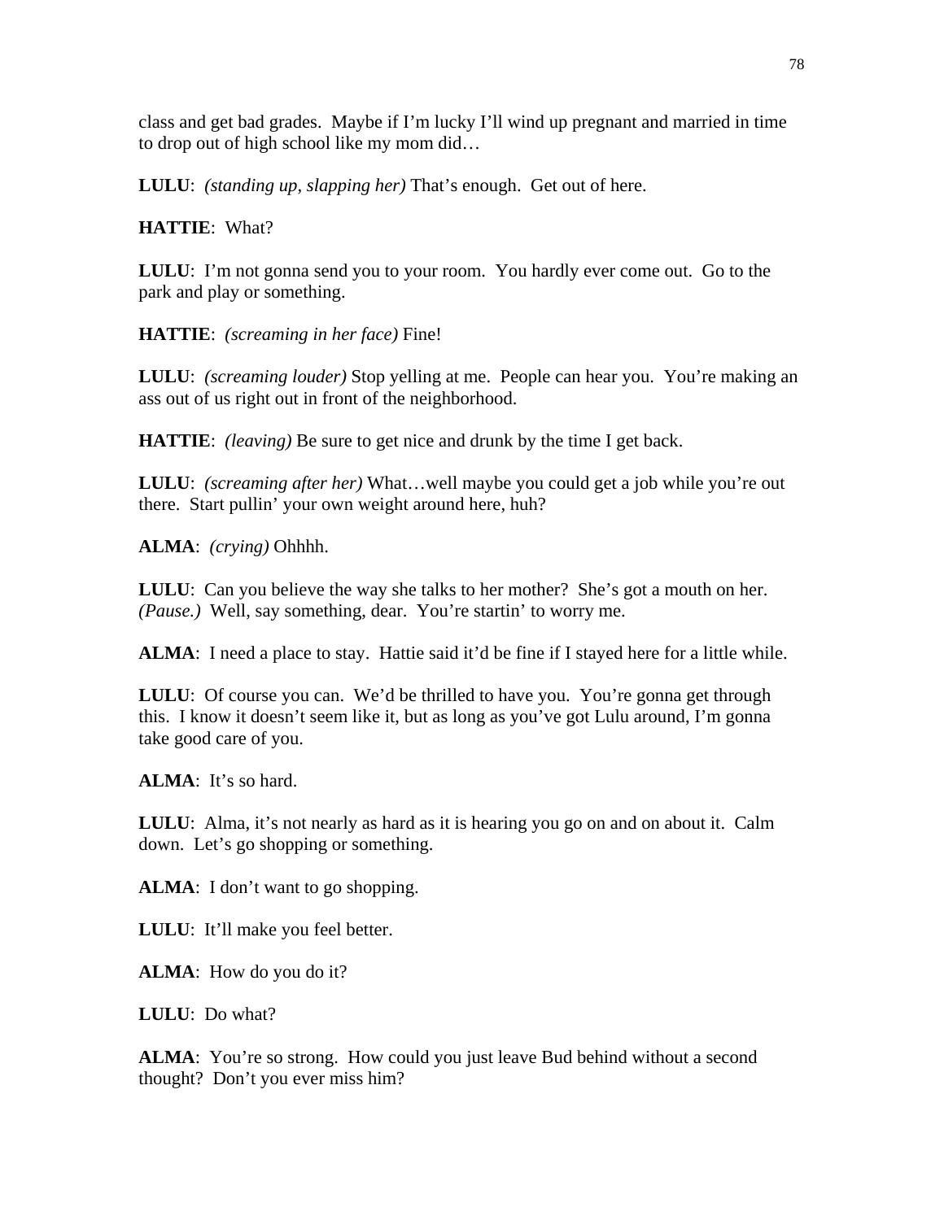class and get bad grades. Maybe if I'm lucky I'll wind up pregnant and married in time to drop out of high school like my mom did…

**LULU**: *(standing up, slapping her)* That's enough. Get out of here.

**HATTIE**: What?

**LULU**: I'm not gonna send you to your room. You hardly ever come out. Go to the park and play or something.

**HATTIE**: *(screaming in her face)* Fine!

**LULU**: *(screaming louder)* Stop yelling at me. People can hear you. You're making an ass out of us right out in front of the neighborhood.

**HATTIE**: *(leaving)* Be sure to get nice and drunk by the time I get back.

**LULU**: *(screaming after her)* What…well maybe you could get a job while you're out there. Start pullin' your own weight around here, huh?

**ALMA**: *(crying)* Ohhhh.

**LULU**: Can you believe the way she talks to her mother? She's got a mouth on her. *(Pause.)* Well, say something, dear. You're startin' to worry me.

**ALMA**: I need a place to stay. Hattie said it'd be fine if I stayed here for a little while.

**LULU**: Of course you can. We'd be thrilled to have you. You're gonna get through this. I know it doesn't seem like it, but as long as you've got Lulu around, I'm gonna take good care of you.

**ALMA**: It's so hard.

**LULU**: Alma, it's not nearly as hard as it is hearing you go on and on about it. Calm down. Let's go shopping or something.

**ALMA**: I don't want to go shopping.

**LULU**: It'll make you feel better.

**ALMA**: How do you do it?

**LULU**: Do what?

**ALMA**: You're so strong. How could you just leave Bud behind without a second thought? Don't you ever miss him?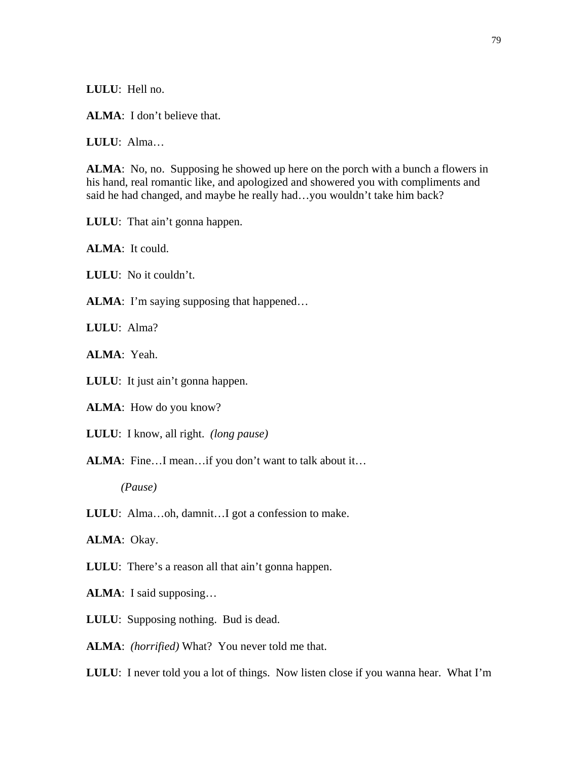**LULU**: Hell no.

**ALMA**: I don't believe that.

**LULU**: Alma…

**ALMA**: No, no. Supposing he showed up here on the porch with a bunch a flowers in his hand, real romantic like, and apologized and showered you with compliments and said he had changed, and maybe he really had…you wouldn't take him back?

**LULU**: That ain't gonna happen.

**ALMA**: It could.

**LULU**: No it couldn't.

**ALMA**: I'm saying supposing that happened…

**LULU**: Alma?

**ALMA**: Yeah.

**LULU**: It just ain't gonna happen.

**ALMA**: How do you know?

**LULU**: I know, all right. *(long pause)*

**ALMA**: Fine…I mean…if you don't want to talk about it…

*(Pause)*

**LULU**: Alma…oh, damnit…I got a confession to make.

**ALMA**: Okay.

**LULU**: There's a reason all that ain't gonna happen.

**ALMA**: I said supposing…

**LULU**: Supposing nothing. Bud is dead.

**ALMA**: *(horrified)* What? You never told me that.

**LULU**: I never told you a lot of things. Now listen close if you wanna hear. What I'm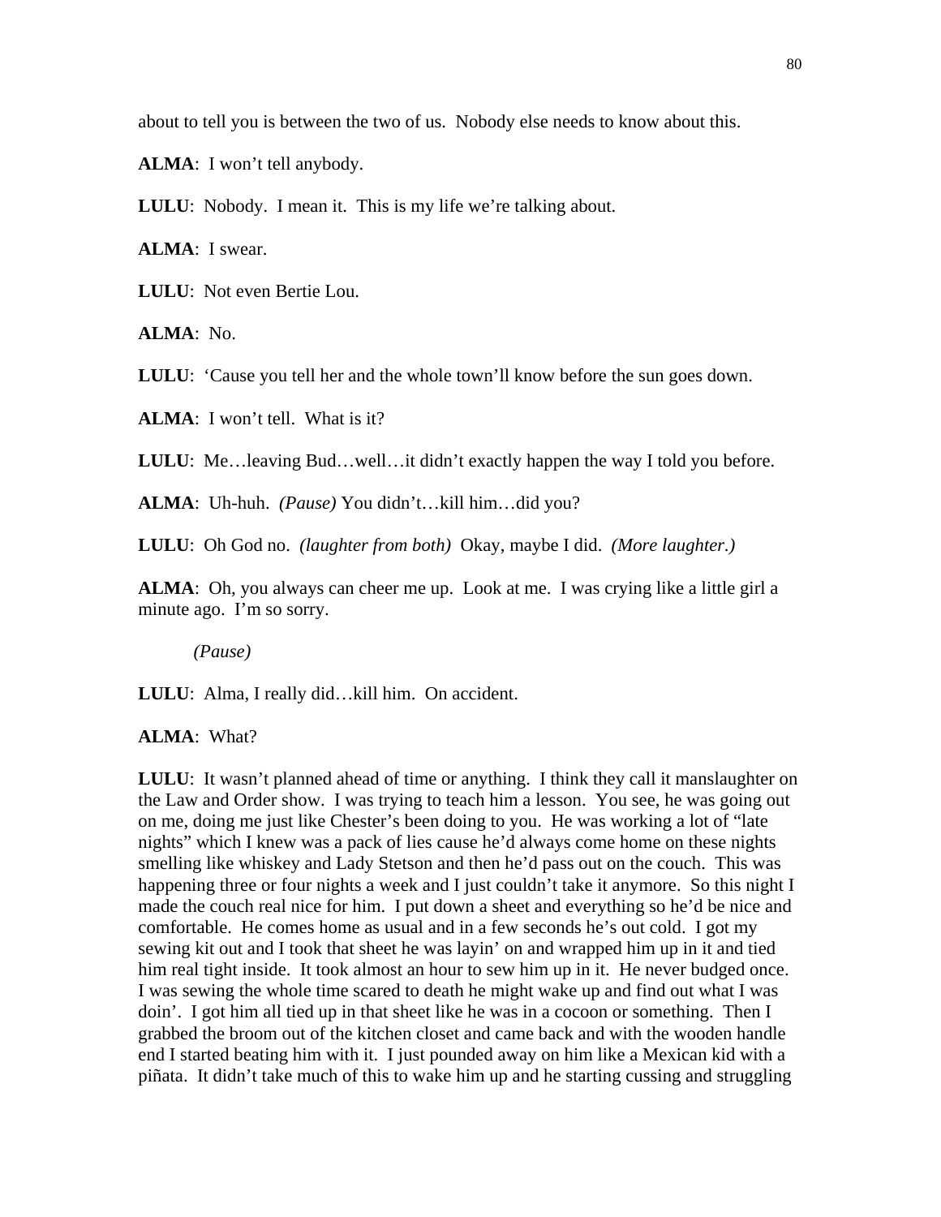about to tell you is between the two of us. Nobody else needs to know about this.

**ALMA**: I won't tell anybody.

**LULU**: Nobody. I mean it. This is my life we're talking about.

**ALMA**: I swear.

**LULU**: Not even Bertie Lou.

**ALMA**: No.

**LULU**: 'Cause you tell her and the whole town'll know before the sun goes down.

**ALMA**: I won't tell. What is it?

**LULU**: Me…leaving Bud…well…it didn't exactly happen the way I told you before.

**ALMA**: Uh-huh. *(Pause)* You didn't…kill him…did you?

**LULU**: Oh God no. *(laughter from both)* Okay, maybe I did. *(More laughter.)*

**ALMA**: Oh, you always can cheer me up. Look at me. I was crying like a little girl a minute ago. I'm so sorry.

*(Pause)*

**LULU**: Alma, I really did…kill him. On accident.

**ALMA**: What?

**LULU**: It wasn't planned ahead of time or anything. I think they call it manslaughter on the Law and Order show. I was trying to teach him a lesson. You see, he was going out on me, doing me just like Chester's been doing to you. He was working a lot of "late nights" which I knew was a pack of lies cause he'd always come home on these nights smelling like whiskey and Lady Stetson and then he'd pass out on the couch. This was happening three or four nights a week and I just couldn't take it anymore. So this night I made the couch real nice for him. I put down a sheet and everything so he'd be nice and comfortable. He comes home as usual and in a few seconds he's out cold. I got my sewing kit out and I took that sheet he was layin' on and wrapped him up in it and tied him real tight inside. It took almost an hour to sew him up in it. He never budged once. I was sewing the whole time scared to death he might wake up and find out what I was doin'. I got him all tied up in that sheet like he was in a cocoon or something. Then I grabbed the broom out of the kitchen closet and came back and with the wooden handle end I started beating him with it. I just pounded away on him like a Mexican kid with a piñata. It didn't take much of this to wake him up and he starting cussing and struggling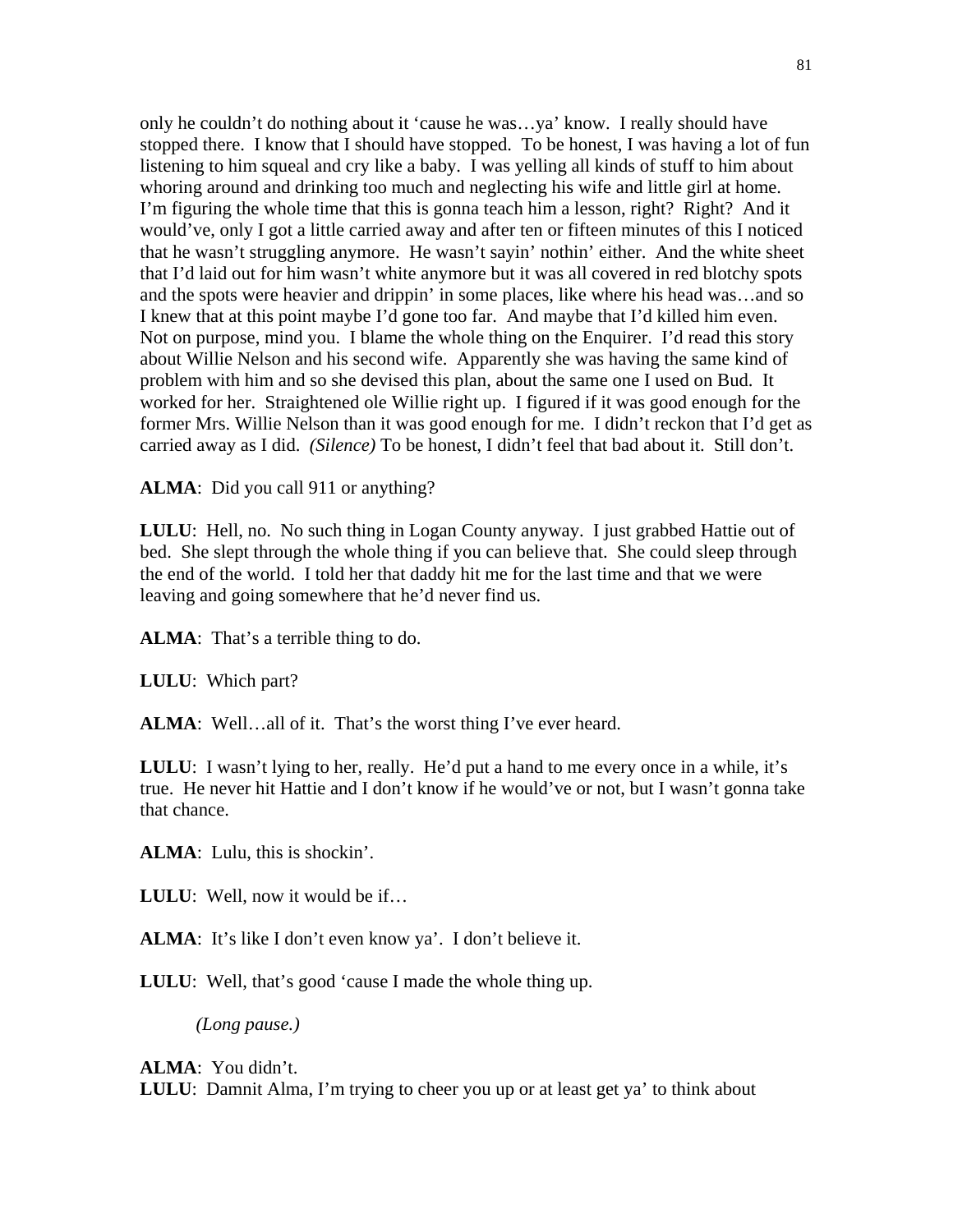only he couldn't do nothing about it 'cause he was…ya' know. I really should have stopped there. I know that I should have stopped. To be honest, I was having a lot of fun listening to him squeal and cry like a baby. I was yelling all kinds of stuff to him about whoring around and drinking too much and neglecting his wife and little girl at home. I'm figuring the whole time that this is gonna teach him a lesson, right? Right? And it would've, only I got a little carried away and after ten or fifteen minutes of this I noticed that he wasn't struggling anymore. He wasn't sayin' nothin' either. And the white sheet that I'd laid out for him wasn't white anymore but it was all covered in red blotchy spots and the spots were heavier and drippin' in some places, like where his head was…and so I knew that at this point maybe I'd gone too far. And maybe that I'd killed him even. Not on purpose, mind you. I blame the whole thing on the Enquirer. I'd read this story about Willie Nelson and his second wife. Apparently she was having the same kind of problem with him and so she devised this plan, about the same one I used on Bud. It worked for her. Straightened ole Willie right up. I figured if it was good enough for the former Mrs. Willie Nelson than it was good enough for me. I didn't reckon that I'd get as carried away as I did. *(Silence)* To be honest, I didn't feel that bad about it. Still don't.

**ALMA**: Did you call 911 or anything?

**LULU**: Hell, no. No such thing in Logan County anyway. I just grabbed Hattie out of bed. She slept through the whole thing if you can believe that. She could sleep through the end of the world. I told her that daddy hit me for the last time and that we were leaving and going somewhere that he'd never find us.

**ALMA**: That's a terrible thing to do.

**LULU**: Which part?

**ALMA**: Well…all of it. That's the worst thing I've ever heard.

**LULU**: I wasn't lying to her, really. He'd put a hand to me every once in a while, it's true. He never hit Hattie and I don't know if he would've or not, but I wasn't gonna take that chance.

**ALMA**: Lulu, this is shockin'.

**LULU**: Well, now it would be if…

**ALMA**: It's like I don't even know ya'. I don't believe it.

**LULU**: Well, that's good 'cause I made the whole thing up.

*(Long pause.)*

**ALMA**: You didn't.

**LULU**: Damnit Alma, I'm trying to cheer you up or at least get ya' to think about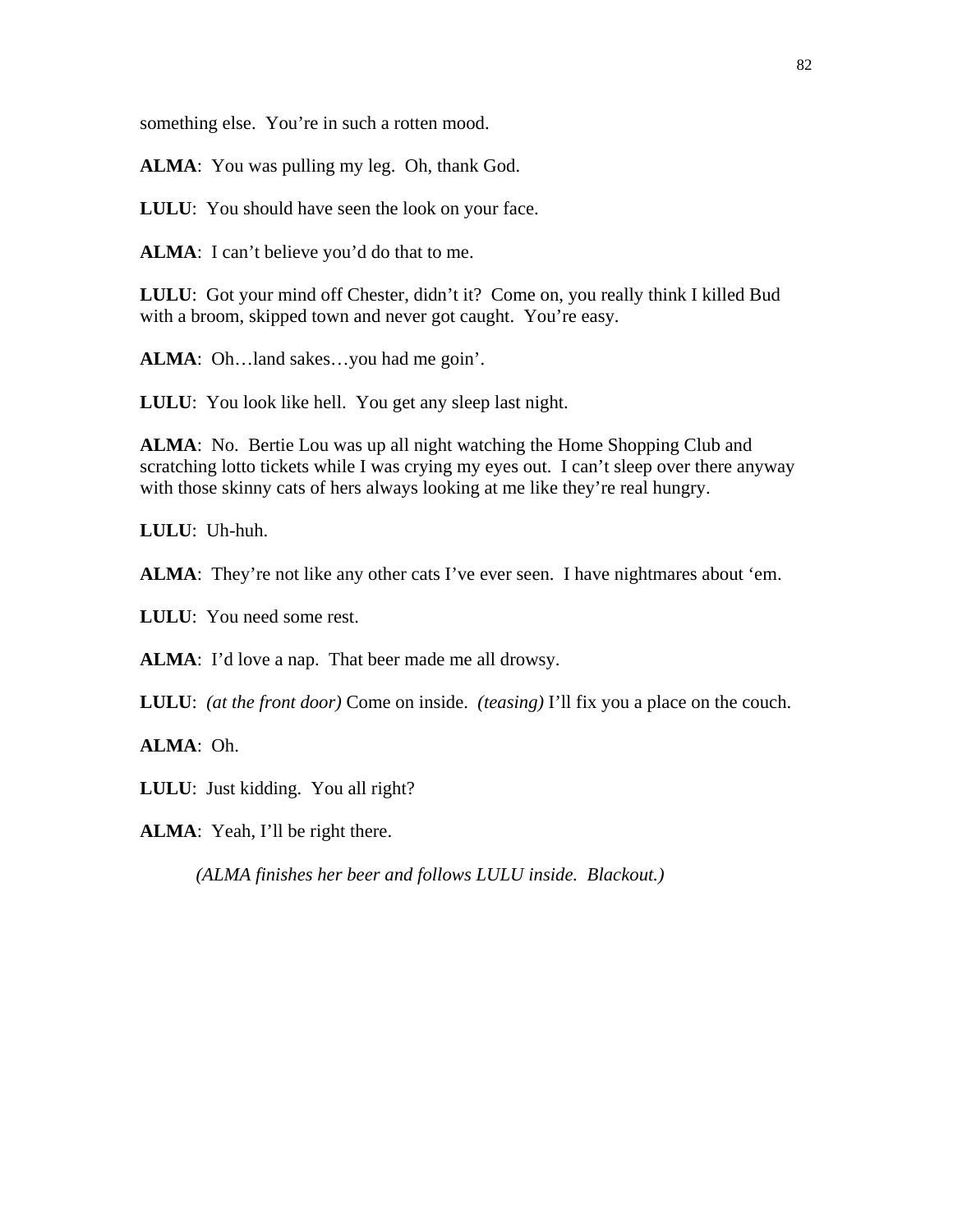something else.  You're in such a rotten mood.

**ALMA**:  You was pulling my leg.  Oh, thank God.

**LULU**:  You should have seen the look on your face.

**ALMA**:  I can't believe you'd do that to me.

**LULU**:  Got your mind off Chester, didn't it?  Come on, you really think I killed Bud with a broom, skipped town and never got caught.  You're easy.

**ALMA**:  Oh…land sakes…you had me goin'.

**LULU**:  You look like hell.  You get any sleep last night.

**ALMA**:  No.  Bertie Lou was up all night watching the Home Shopping Club and scratching lotto tickets while I was crying my eyes out.  I can't sleep over there anyway with those skinny cats of hers always looking at me like they're real hungry.

**LULU**:  Uh-huh.

**ALMA**:  They're not like any other cats I've ever seen.  I have nightmares about 'em.

**LULU**:  You need some rest.

**ALMA**:  I'd love a nap.  That beer made me all drowsy.

**LULU**:  *(at the front door)* Come on inside.  *(teasing)* I'll fix you a place on the couch.

**ALMA**:  Oh.

**LULU**:  Just kidding.  You all right?

**ALMA**:  Yeah, I'll be right there.

*(ALMA finishes her beer and follows LULU inside.  Blackout.)*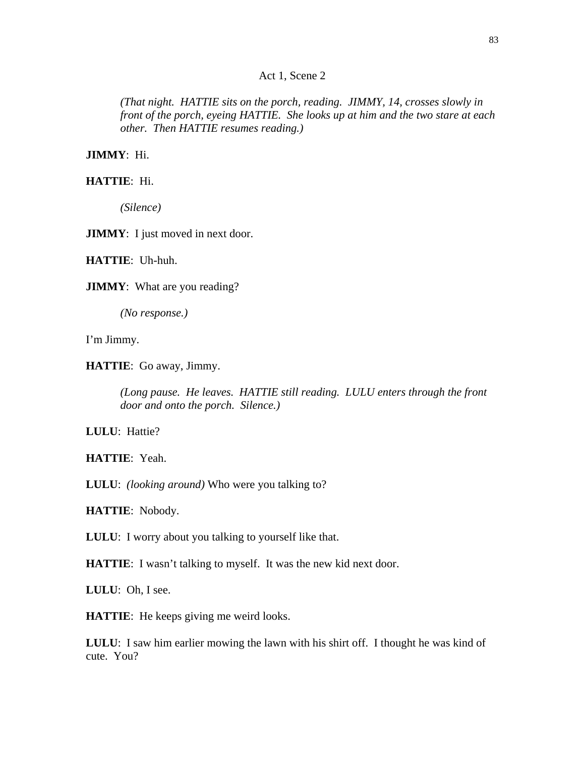Act 1, Scene 2

*(That night. HATTIE sits on the porch, reading. JIMMY, 14, crosses slowly in front of the porch, eyeing HATTIE. She looks up at him and the two stare at each other. Then HATTIE resumes reading.)*

**JIMMY**: Hi.

**HATTIE**: Hi.

*(Silence)*

**JIMMY**: I just moved in next door.

**HATTIE**: Uh-huh.

**JIMMY**: What are you reading?

*(No response.)*

I'm Jimmy.

**HATTIE**: Go away, Jimmy.

*(Long pause. He leaves. HATTIE still reading. LULU enters through the front door and onto the porch. Silence.)*

**LULU**: Hattie?

**HATTIE**: Yeah.

**LULU**: *(looking around)* Who were you talking to?

**HATTIE**: Nobody.

**LULU**: I worry about you talking to yourself like that.

**HATTIE**: I wasn't talking to myself. It was the new kid next door.

**LULU**: Oh, I see.

**HATTIE**: He keeps giving me weird looks.

**LULU**: I saw him earlier mowing the lawn with his shirt off. I thought he was kind of cute. You?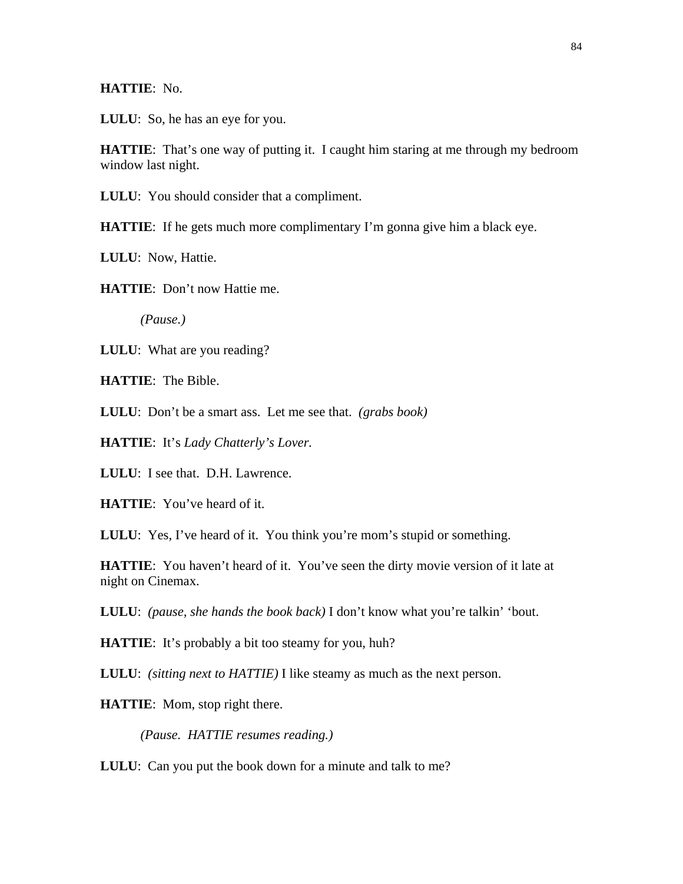**HATTIE**: No.

**LULU**: So, he has an eye for you.

**HATTIE**: That's one way of putting it. I caught him staring at me through my bedroom window last night.

**LULU**: You should consider that a compliment.

**HATTIE**: If he gets much more complimentary I'm gonna give him a black eye.

**LULU**: Now, Hattie.

**HATTIE**: Don't now Hattie me.

*(Pause.)*

**LULU**: What are you reading?

**HATTIE**: The Bible.

**LULU**: Don't be a smart ass. Let me see that. *(grabs book)*

**HATTIE**: It's *Lady Chatterly's Lover.*

**LULU**: I see that. D.H. Lawrence.

**HATTIE**: You've heard of it.

**LULU**: Yes, I've heard of it. You think you're mom's stupid or something.

**HATTIE**: You haven't heard of it. You've seen the dirty movie version of it late at night on Cinemax.

**LULU**: *(pause, she hands the book back)* I don't know what you're talkin' 'bout.

**HATTIE**: It's probably a bit too steamy for you, huh?

**LULU**: *(sitting next to HATTIE)* I like steamy as much as the next person.

**HATTIE**: Mom, stop right there.

*(Pause. HATTIE resumes reading.)*

**LULU**: Can you put the book down for a minute and talk to me?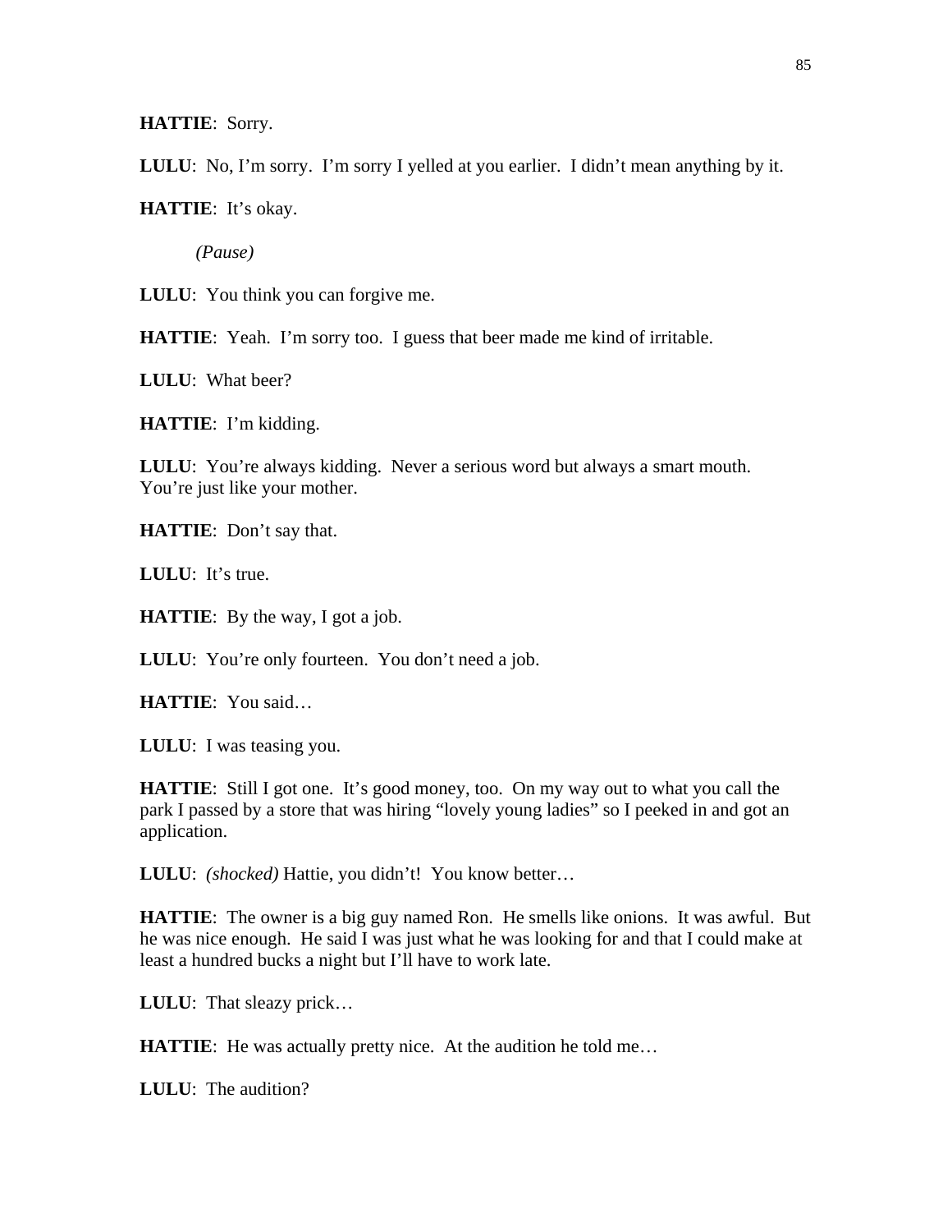**HATTIE**: Sorry.

**LULU**: No, I'm sorry. I'm sorry I yelled at you earlier. I didn't mean anything by it.

**HATTIE**: It's okay.

*(Pause)*

**LULU**: You think you can forgive me.

**HATTIE**: Yeah. I'm sorry too. I guess that beer made me kind of irritable.

**LULU**: What beer?

**HATTIE**: I'm kidding.

**LULU**: You're always kidding. Never a serious word but always a smart mouth. You're just like your mother.

**HATTIE**: Don't say that.

**LULU**: It's true.

**HATTIE**: By the way, I got a job.

**LULU**: You're only fourteen. You don't need a job.

**HATTIE**: You said…

**LULU**: I was teasing you.

**HATTIE**: Still I got one. It's good money, too. On my way out to what you call the park I passed by a store that was hiring "lovely young ladies" so I peeked in and got an application.

**LULU**: *(shocked)* Hattie, you didn't! You know better…

**HATTIE**: The owner is a big guy named Ron. He smells like onions. It was awful. But he was nice enough. He said I was just what he was looking for and that I could make at least a hundred bucks a night but I'll have to work late.

**LULU**: That sleazy prick…

**HATTIE**: He was actually pretty nice. At the audition he told me…

**LULU**: The audition?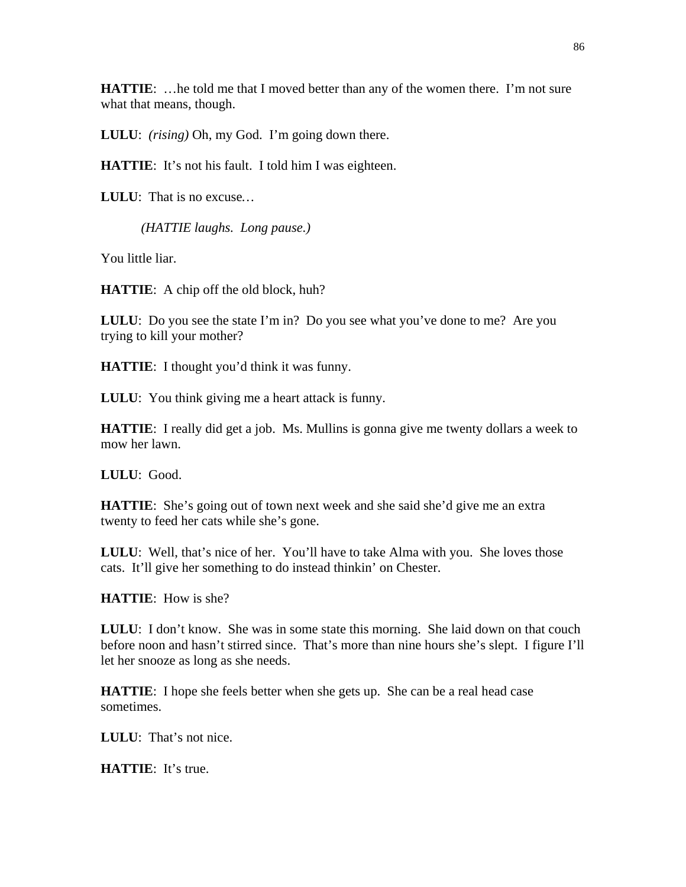**HATTIE**: …he told me that I moved better than any of the women there. I'm not sure what that means, though.

**LULU**: *(rising)* Oh, my God. I'm going down there.

**HATTIE**: It's not his fault. I told him I was eighteen.

**LULU**: That is no excuse…

*(HATTIE laughs. Long pause.)*

You little liar.

**HATTIE**: A chip off the old block, huh?

**LULU**: Do you see the state I'm in? Do you see what you've done to me? Are you trying to kill your mother?

**HATTIE**: I thought you'd think it was funny.

**LULU**: You think giving me a heart attack is funny.

**HATTIE**: I really did get a job. Ms. Mullins is gonna give me twenty dollars a week to mow her lawn.

**LULU**: Good.

**HATTIE**: She's going out of town next week and she said she'd give me an extra twenty to feed her cats while she's gone.

**LULU**: Well, that's nice of her. You'll have to take Alma with you. She loves those cats. It'll give her something to do instead thinkin' on Chester.

**HATTIE**: How is she?

**LULU**: I don't know. She was in some state this morning. She laid down on that couch before noon and hasn't stirred since. That's more than nine hours she's slept. I figure I'll let her snooze as long as she needs.

**HATTIE**: I hope she feels better when she gets up. She can be a real head case sometimes.

**LULU**: That's not nice.

**HATTIE**: It's true.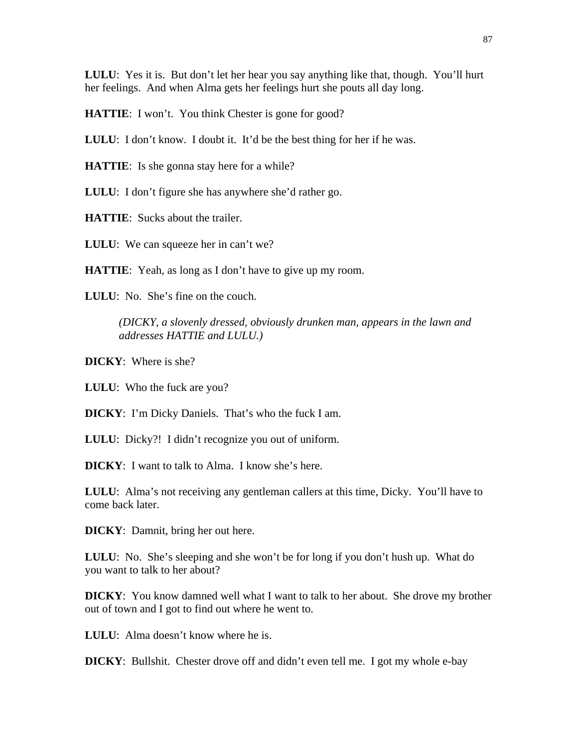**LULU**: Yes it is. But don't let her hear you say anything like that, though. You'll hurt her feelings. And when Alma gets her feelings hurt she pouts all day long.

**HATTIE**: I won't. You think Chester is gone for good?

**LULU**: I don't know. I doubt it. It'd be the best thing for her if he was.

**HATTIE**: Is she gonna stay here for a while?

**LULU**: I don't figure she has anywhere she'd rather go.

**HATTIE**: Sucks about the trailer.

**LULU**: We can squeeze her in can't we?

**HATTIE**: Yeah, as long as I don't have to give up my room.

**LULU**: No. She's fine on the couch.

> *(DICKY, a slovenly dressed, obviously drunken man, appears in the lawn and addresses HATTIE and LULU.)*

**DICKY**: Where is she?

**LULU**: Who the fuck are you?

**DICKY**: I'm Dicky Daniels. That's who the fuck I am.

**LULU**: Dicky?! I didn't recognize you out of uniform.

**DICKY**: I want to talk to Alma. I know she's here.

**LULU**: Alma's not receiving any gentleman callers at this time, Dicky. You'll have to come back later.

**DICKY**: Damnit, bring her out here.

**LULU**: No. She's sleeping and she won't be for long if you don't hush up. What do you want to talk to her about?

**DICKY**: You know damned well what I want to talk to her about. She drove my brother out of town and I got to find out where he went to.

**LULU**: Alma doesn't know where he is.

**DICKY**: Bullshit. Chester drove off and didn't even tell me. I got my whole e-bay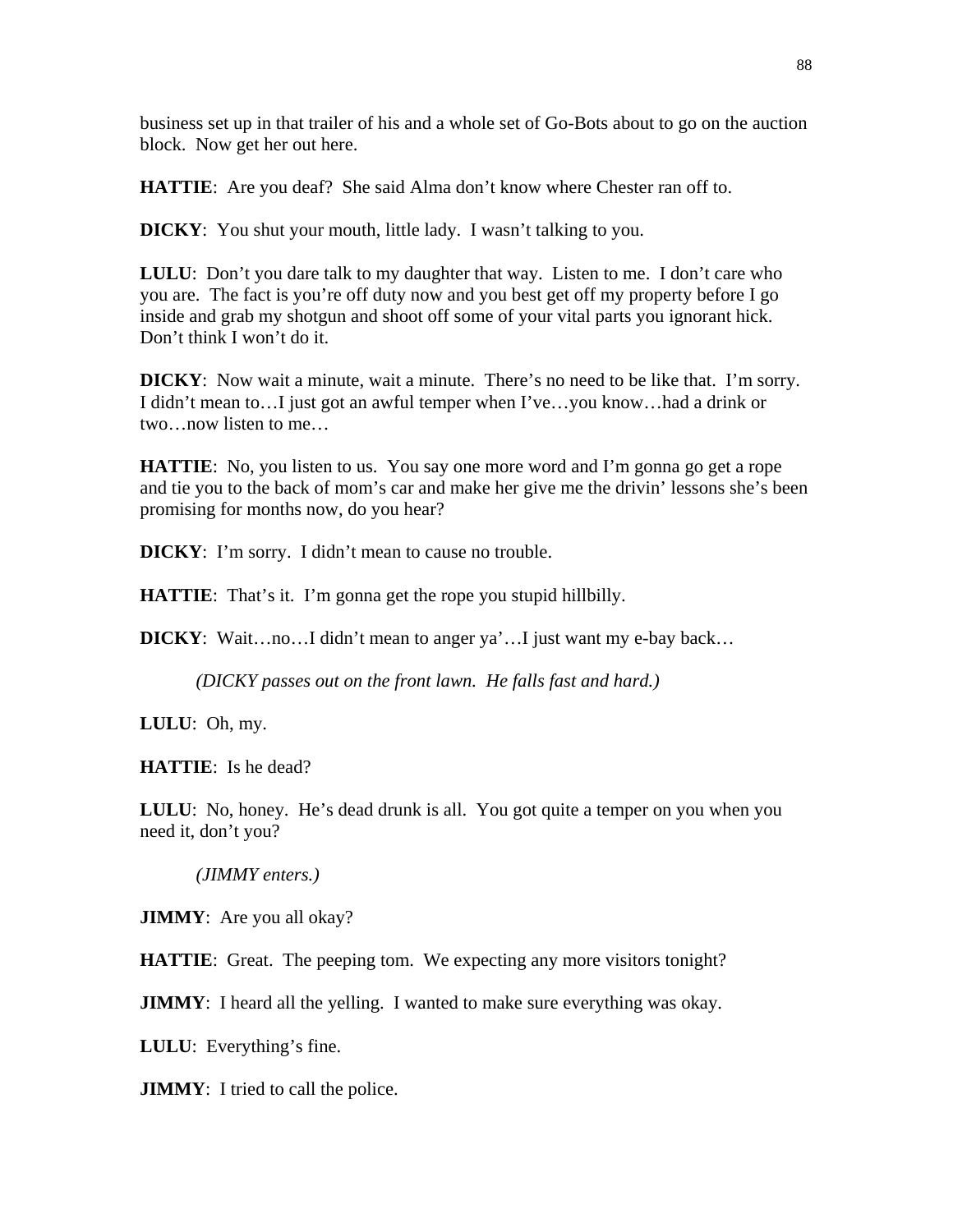business set up in that trailer of his and a whole set of Go-Bots about to go on the auction block. Now get her out here.

**HATTIE**: Are you deaf? She said Alma don't know where Chester ran off to.

**DICKY**: You shut your mouth, little lady. I wasn't talking to you.

**LULU**: Don't you dare talk to my daughter that way. Listen to me. I don't care who you are. The fact is you're off duty now and you best get off my property before I go inside and grab my shotgun and shoot off some of your vital parts you ignorant hick. Don't think I won't do it.

**DICKY**: Now wait a minute, wait a minute. There's no need to be like that. I'm sorry. I didn't mean to…I just got an awful temper when I've…you know…had a drink or two…now listen to me…

**HATTIE**: No, you listen to us. You say one more word and I'm gonna go get a rope and tie you to the back of mom's car and make her give me the drivin' lessons she's been promising for months now, do you hear?

**DICKY**: I'm sorry. I didn't mean to cause no trouble.

**HATTIE**: That's it. I'm gonna get the rope you stupid hillbilly.

**DICKY**: Wait…no…I didn't mean to anger ya'…I just want my e-bay back…

*(DICKY passes out on the front lawn. He falls fast and hard.)*

**LULU**: Oh, my.

**HATTIE**: Is he dead?

**LULU**: No, honey. He's dead drunk is all. You got quite a temper on you when you need it, don't you?

*(JIMMY enters.)*

**JIMMY**: Are you all okay?

**HATTIE**: Great. The peeping tom. We expecting any more visitors tonight?

**JIMMY**: I heard all the yelling. I wanted to make sure everything was okay.

**LULU**: Everything's fine.

**JIMMY**: I tried to call the police.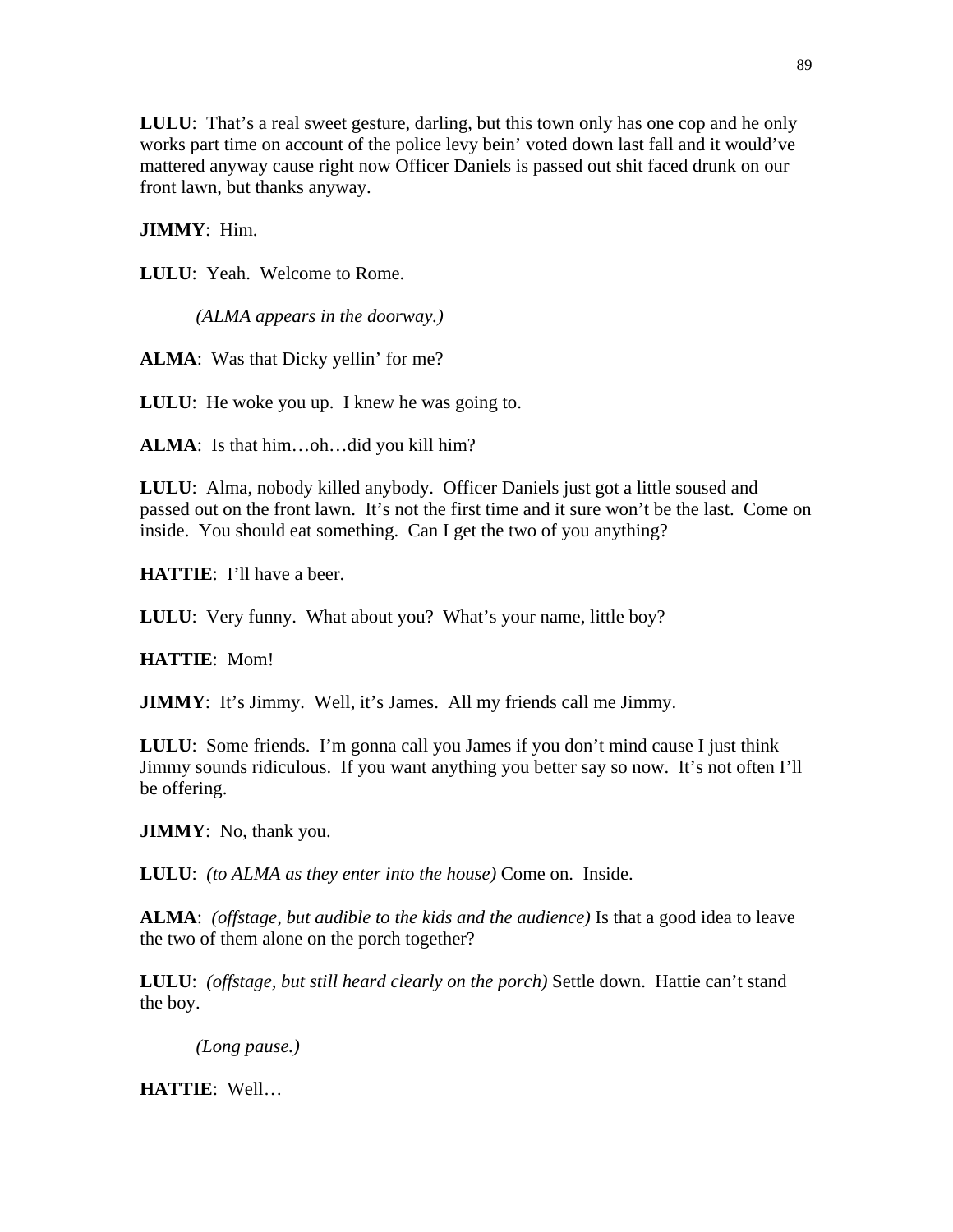**LULU**: That's a real sweet gesture, darling, but this town only has one cop and he only works part time on account of the police levy bein' voted down last fall and it would've mattered anyway cause right now Officer Daniels is passed out shit faced drunk on our front lawn, but thanks anyway.

**JIMMY**: Him.

**LULU**: Yeah. Welcome to Rome.

*(ALMA appears in the doorway.)*

**ALMA**: Was that Dicky yellin' for me?

**LULU**: He woke you up. I knew he was going to.

**ALMA**: Is that him…oh…did you kill him?

**LULU**: Alma, nobody killed anybody. Officer Daniels just got a little soused and passed out on the front lawn. It's not the first time and it sure won't be the last. Come on inside. You should eat something. Can I get the two of you anything?

**HATTIE**: I'll have a beer.

**LULU**: Very funny. What about you? What's your name, little boy?

**HATTIE**: Mom!

**JIMMY**: It's Jimmy. Well, it's James. All my friends call me Jimmy.

**LULU**: Some friends. I'm gonna call you James if you don't mind cause I just think Jimmy sounds ridiculous. If you want anything you better say so now. It's not often I'll be offering.

**JIMMY**: No, thank you.

**LULU**: *(to ALMA as they enter into the house)* Come on. Inside.

**ALMA**: *(offstage, but audible to the kids and the audience)* Is that a good idea to leave the two of them alone on the porch together?

**LULU**: *(offstage, but still heard clearly on the porch)* Settle down. Hattie can't stand the boy.

*(Long pause.)*

**HATTIE**: Well…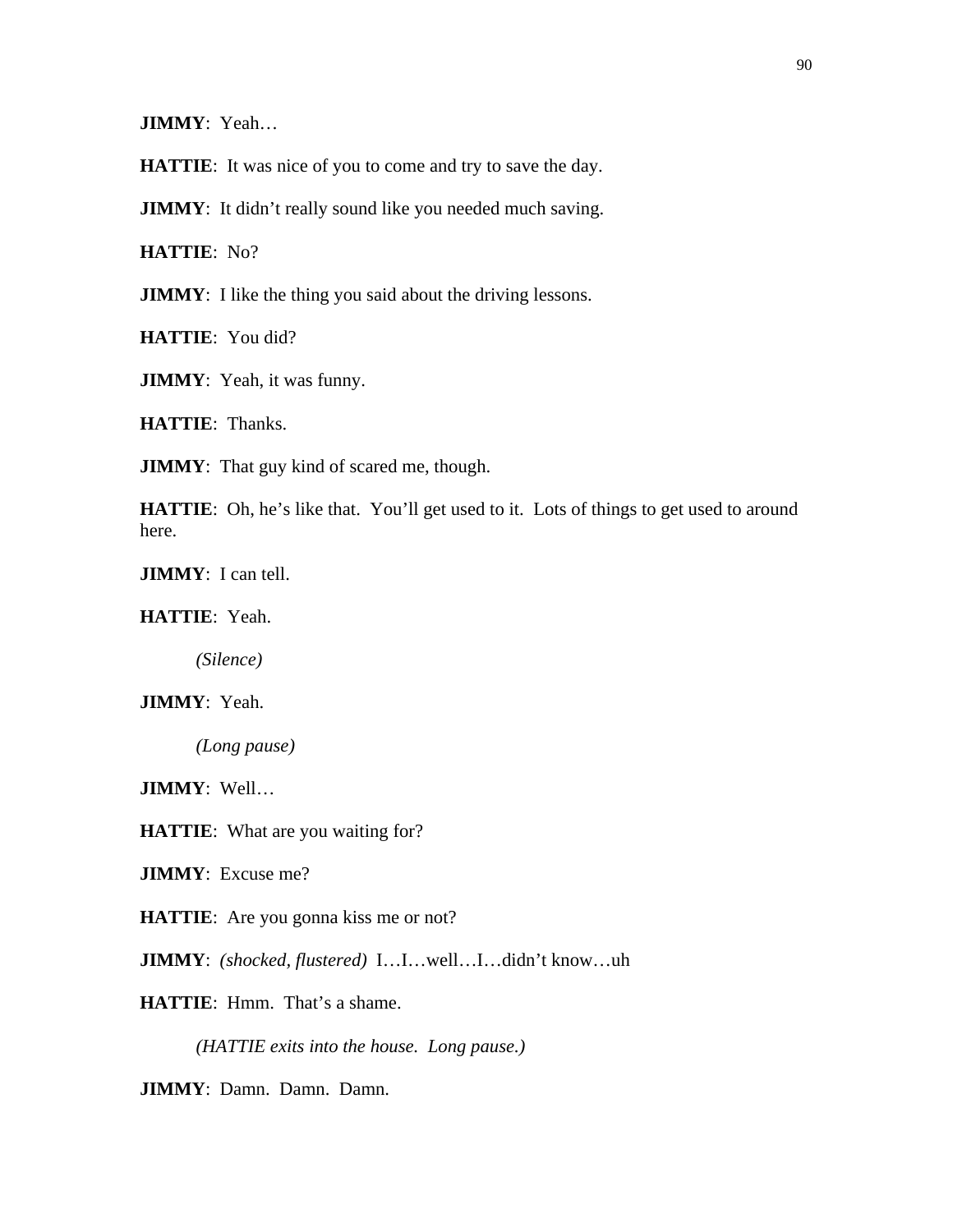**JIMMY**: Yeah…

**HATTIE**: It was nice of you to come and try to save the day.

**JIMMY**: It didn't really sound like you needed much saving.

**HATTIE**: No?

**JIMMY**: I like the thing you said about the driving lessons.

**HATTIE**: You did?

**JIMMY**: Yeah, it was funny.

**HATTIE**: Thanks.

**JIMMY**: That guy kind of scared me, though.

**HATTIE**: Oh, he's like that. You'll get used to it. Lots of things to get used to around here.

**JIMMY**: I can tell.

**HATTIE**: Yeah.

*(Silence)*

**JIMMY**: Yeah.

*(Long pause)*

**JIMMY**: Well…

**HATTIE**: What are you waiting for?

**JIMMY**: Excuse me?

**HATTIE**: Are you gonna kiss me or not?

**JIMMY**: *(shocked, flustered)* I…I…well…I…didn't know…uh

**HATTIE**: Hmm. That's a shame.

*(HATTIE exits into the house. Long pause.)*

**JIMMY**: Damn. Damn. Damn.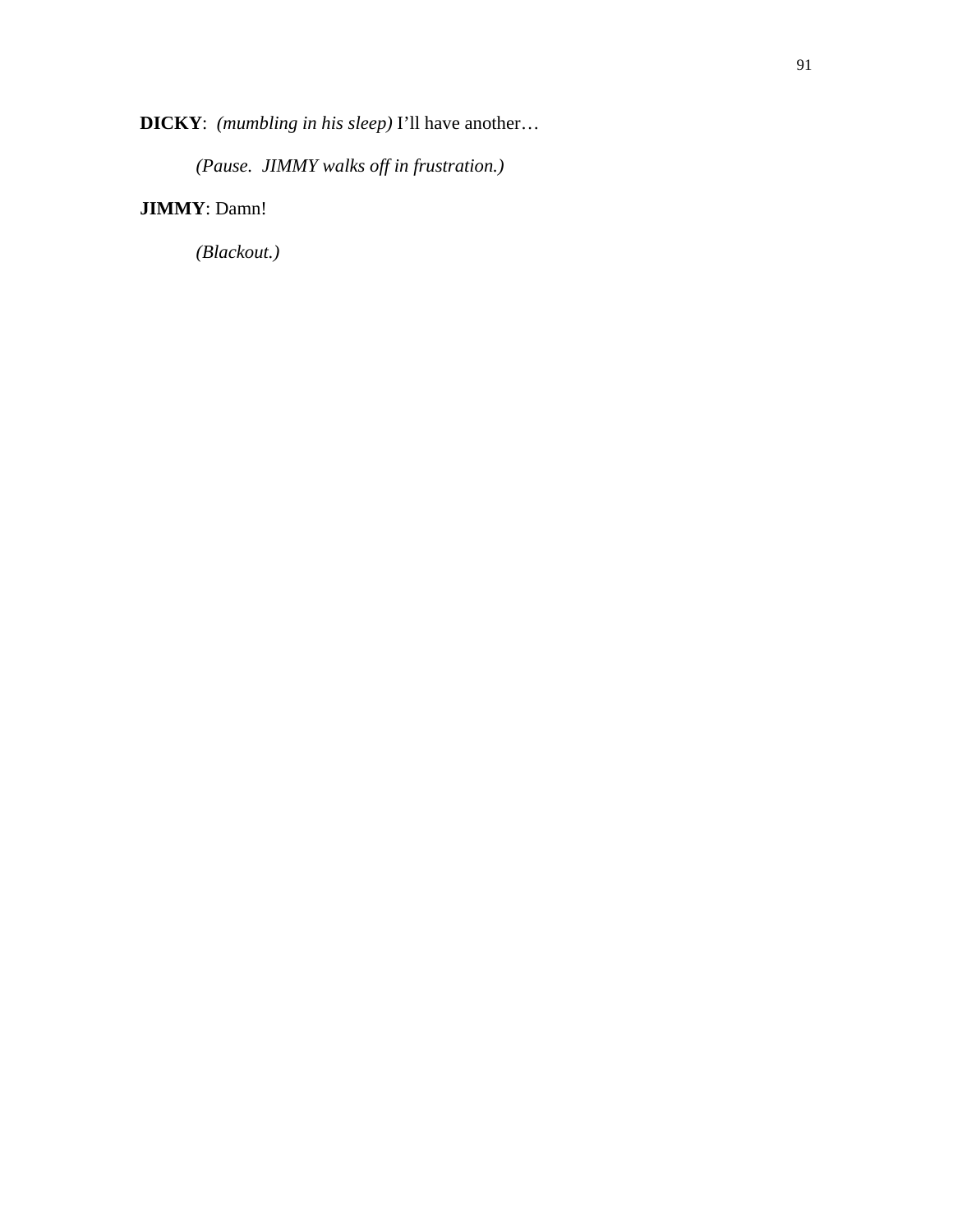**DICKY**: *(mumbling in his sleep)* I'll have another…

*(Pause. JIMMY walks off in frustration.)*

**JIMMY**: Damn!

*(Blackout.)*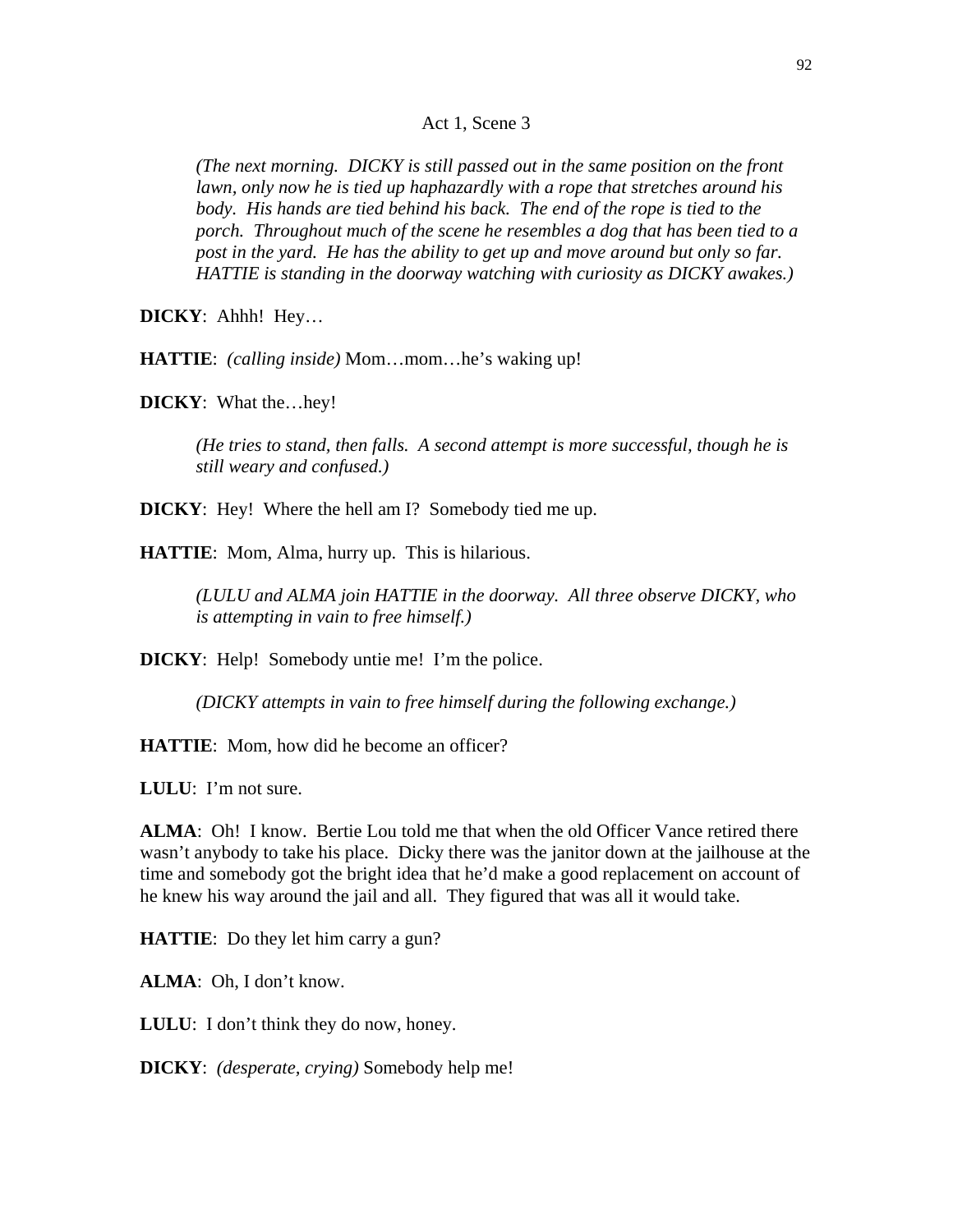Act 1, Scene 3

*(The next morning. DICKY is still passed out in the same position on the front lawn, only now he is tied up haphazardly with a rope that stretches around his body. His hands are tied behind his back. The end of the rope is tied to the porch. Throughout much of the scene he resembles a dog that has been tied to a post in the yard. He has the ability to get up and move around but only so far. HATTIE is standing in the doorway watching with curiosity as DICKY awakes.)*

**DICKY**: Ahhh! Hey…

**HATTIE**: *(calling inside)* Mom…mom…he's waking up!

**DICKY**: What the…hey!

*(He tries to stand, then falls. A second attempt is more successful, though he is still weary and confused.)*

**DICKY**: Hey! Where the hell am I? Somebody tied me up.

**HATTIE**: Mom, Alma, hurry up. This is hilarious.

*(LULU and ALMA join HATTIE in the doorway. All three observe DICKY, who is attempting in vain to free himself.)*

**DICKY**: Help! Somebody untie me! I'm the police.

*(DICKY attempts in vain to free himself during the following exchange.)*

**HATTIE**: Mom, how did he become an officer?

**LULU**: I'm not sure.

**ALMA**: Oh! I know. Bertie Lou told me that when the old Officer Vance retired there wasn't anybody to take his place. Dicky there was the janitor down at the jailhouse at the time and somebody got the bright idea that he'd make a good replacement on account of he knew his way around the jail and all. They figured that was all it would take.

**HATTIE**: Do they let him carry a gun?

**ALMA**: Oh, I don't know.

**LULU**: I don't think they do now, honey.

**DICKY**: *(desperate, crying)* Somebody help me!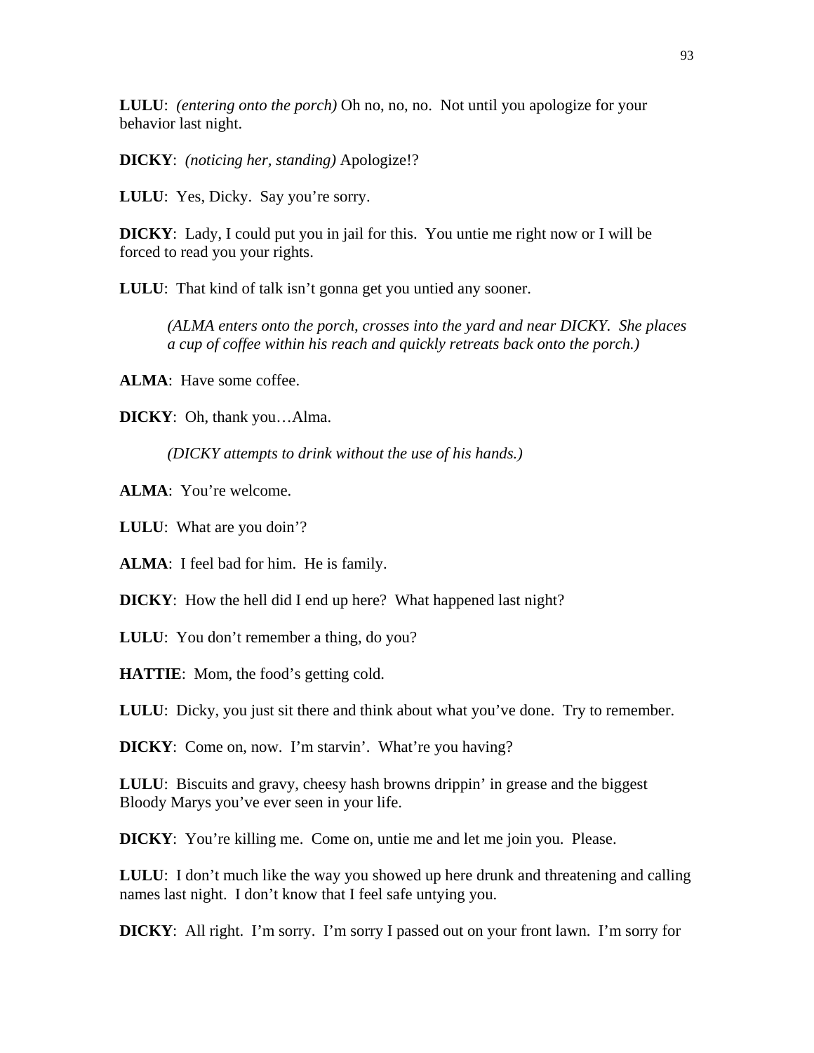**LULU**: *(entering onto the porch)* Oh no, no, no. Not until you apologize for your behavior last night.

**DICKY**: *(noticing her, standing)* Apologize!?

**LULU**: Yes, Dicky. Say you're sorry.

**DICKY**: Lady, I could put you in jail for this. You untie me right now or I will be forced to read you your rights.

**LULU**: That kind of talk isn't gonna get you untied any sooner.

> *(ALMA enters onto the porch, crosses into the yard and near DICKY. She places a cup of coffee within his reach and quickly retreats back onto the porch.)*

**ALMA**: Have some coffee.

**DICKY**: Oh, thank you…Alma.

> *(DICKY attempts to drink without the use of his hands.)*

**ALMA**: You're welcome.

**LULU**: What are you doin'?

**ALMA**: I feel bad for him. He is family.

**DICKY**: How the hell did I end up here? What happened last night?

**LULU**: You don't remember a thing, do you?

**HATTIE**: Mom, the food's getting cold.

**LULU**: Dicky, you just sit there and think about what you've done. Try to remember.

**DICKY**: Come on, now. I'm starvin'. What're you having?

**LULU**: Biscuits and gravy, cheesy hash browns drippin' in grease and the biggest Bloody Marys you've ever seen in your life.

**DICKY**: You're killing me. Come on, untie me and let me join you. Please.

**LULU**: I don't much like the way you showed up here drunk and threatening and calling names last night. I don't know that I feel safe untying you.

**DICKY**: All right. I'm sorry. I'm sorry I passed out on your front lawn. I'm sorry for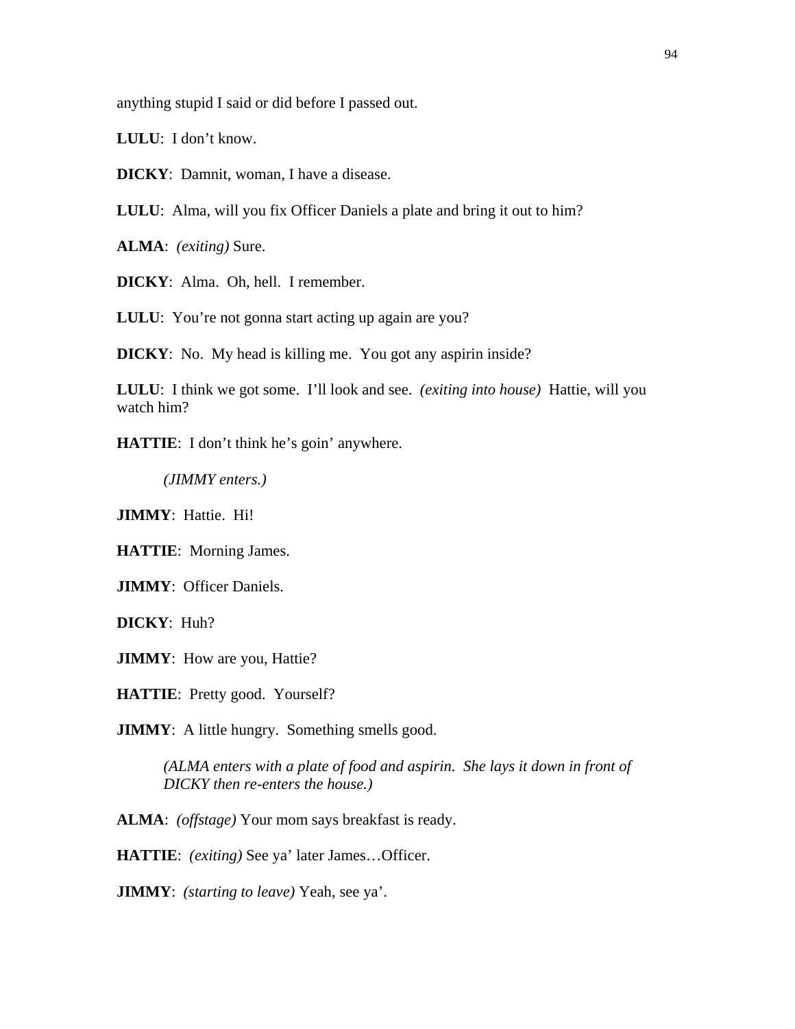anything stupid I said or did before I passed out.

**LULU**: I don't know.

**DICKY**: Damnit, woman, I have a disease.

**LULU**: Alma, will you fix Officer Daniels a plate and bring it out to him?

**ALMA**: *(exiting)* Sure.

**DICKY**: Alma. Oh, hell. I remember.

**LULU**: You're not gonna start acting up again are you?

**DICKY**: No. My head is killing me. You got any aspirin inside?

**LULU**: I think we got some. I'll look and see. *(exiting into house)* Hattie, will you watch him?

**HATTIE**: I don't think he's goin' anywhere.

*(JIMMY enters.)*

**JIMMY**: Hattie. Hi!

**HATTIE**: Morning James.

**JIMMY**: Officer Daniels.

**DICKY**: Huh?

**JIMMY**: How are you, Hattie?

**HATTIE**: Pretty good. Yourself?

**JIMMY**: A little hungry. Something smells good.

*(ALMA enters with a plate of food and aspirin. She lays it down in front of DICKY then re-enters the house.)*

**ALMA**: *(offstage)* Your mom says breakfast is ready.

**HATTIE**: *(exiting)* See ya' later James…Officer.

**JIMMY**: *(starting to leave)* Yeah, see ya'.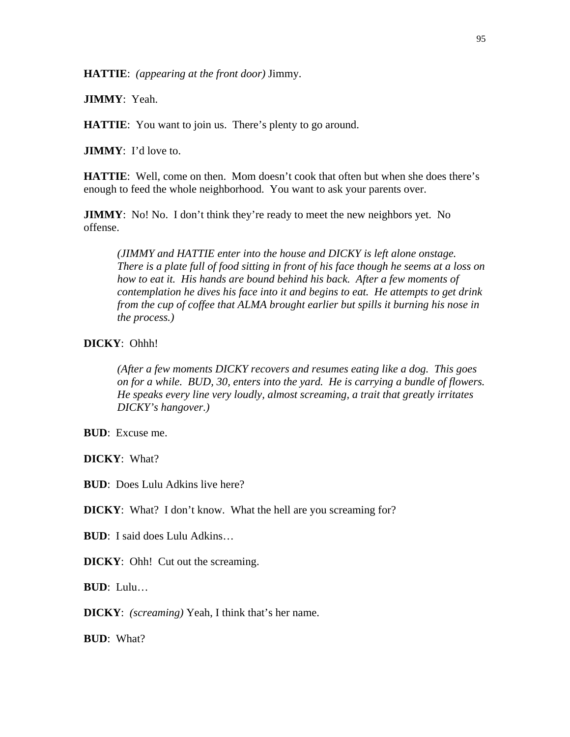**HATTIE**: *(appearing at the front door)* Jimmy.

**JIMMY**: Yeah.

**HATTIE**: You want to join us. There's plenty to go around.

**JIMMY**: I'd love to.

**HATTIE**: Well, come on then. Mom doesn't cook that often but when she does there's enough to feed the whole neighborhood. You want to ask your parents over.

**JIMMY**: No! No. I don't think they're ready to meet the new neighbors yet. No offense.

> *(JIMMY and HATTIE enter into the house and DICKY is left alone onstage. There is a plate full of food sitting in front of his face though he seems at a loss on how to eat it. His hands are bound behind his back. After a few moments of contemplation he dives his face into it and begins to eat. He attempts to get drink from the cup of coffee that ALMA brought earlier but spills it burning his nose in the process.)*

**DICKY**: Ohhh!

> *(After a few moments DICKY recovers and resumes eating like a dog. This goes on for a while. BUD, 30, enters into the yard. He is carrying a bundle of flowers. He speaks every line very loudly, almost screaming, a trait that greatly irritates DICKY's hangover.)*

**BUD**: Excuse me.

**DICKY**: What?

**BUD**: Does Lulu Adkins live here?

**DICKY**: What? I don't know. What the hell are you screaming for?

**BUD**: I said does Lulu Adkins…

**DICKY**: Ohh! Cut out the screaming.

**BUD**: Lulu…

**DICKY**: *(screaming)* Yeah, I think that's her name.

**BUD**: What?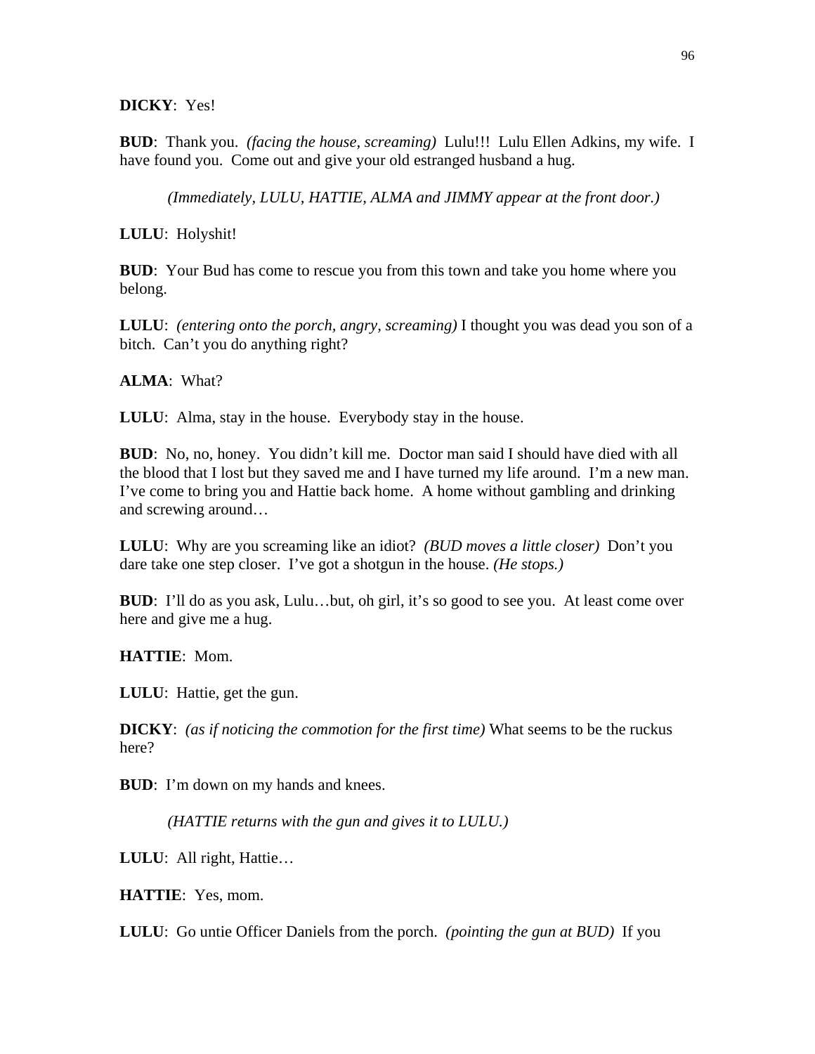**DICKY**: Yes!

**BUD**: Thank you. *(facing the house, screaming)* Lulu!!! Lulu Ellen Adkins, my wife. I have found you. Come out and give your old estranged husband a hug.

*(Immediately, LULU, HATTIE, ALMA and JIMMY appear at the front door.)*

**LULU**: Holyshit!

**BUD**: Your Bud has come to rescue you from this town and take you home where you belong.

**LULU**: *(entering onto the porch, angry, screaming)* I thought you was dead you son of a bitch. Can't you do anything right?

**ALMA**: What?

**LULU**: Alma, stay in the house. Everybody stay in the house.

**BUD**: No, no, honey. You didn't kill me. Doctor man said I should have died with all the blood that I lost but they saved me and I have turned my life around. I'm a new man. I've come to bring you and Hattie back home. A home without gambling and drinking and screwing around…

**LULU**: Why are you screaming like an idiot? *(BUD moves a little closer)* Don't you dare take one step closer. I've got a shotgun in the house. *(He stops.)*

**BUD**: I'll do as you ask, Lulu…but, oh girl, it's so good to see you. At least come over here and give me a hug.

**HATTIE**: Mom.

**LULU**: Hattie, get the gun.

**DICKY**: *(as if noticing the commotion for the first time)* What seems to be the ruckus here?

**BUD**: I'm down on my hands and knees.

*(HATTIE returns with the gun and gives it to LULU.)*

**LULU**: All right, Hattie…

**HATTIE**: Yes, mom.

**LULU**: Go untie Officer Daniels from the porch. *(pointing the gun at BUD)* If you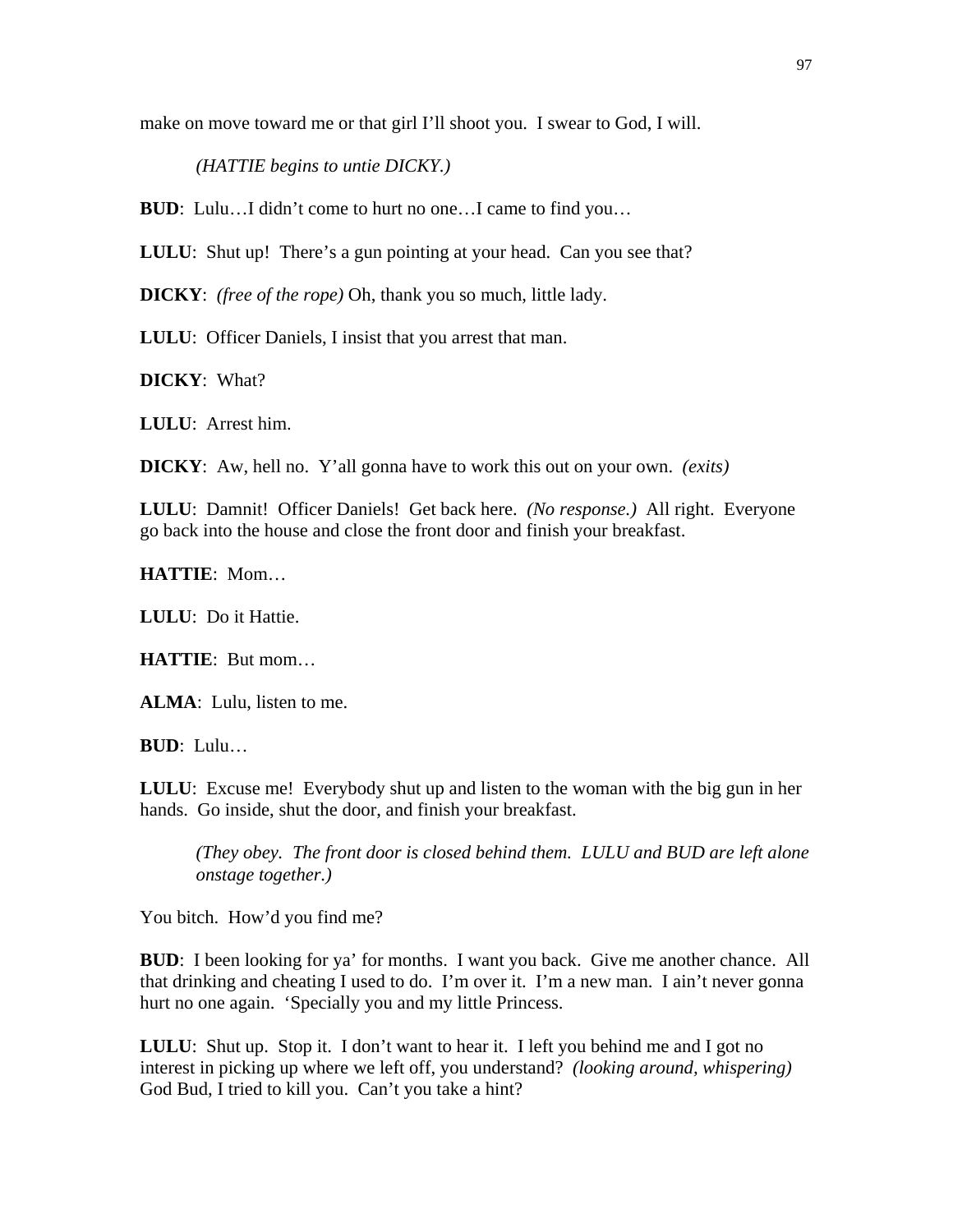make on move toward me or that girl I'll shoot you. I swear to God, I will.

*(HATTIE begins to untie DICKY.)*

**BUD**: Lulu…I didn't come to hurt no one…I came to find you…

**LULU**: Shut up! There's a gun pointing at your head. Can you see that?

**DICKY**: *(free of the rope)* Oh, thank you so much, little lady.

**LULU**: Officer Daniels, I insist that you arrest that man.

**DICKY**: What?

**LULU**: Arrest him.

**DICKY**: Aw, hell no. Y'all gonna have to work this out on your own. *(exits)*

**LULU**: Damnit! Officer Daniels! Get back here. *(No response.)* All right. Everyone go back into the house and close the front door and finish your breakfast.

**HATTIE**: Mom…

**LULU**: Do it Hattie.

**HATTIE**: But mom…

**ALMA**: Lulu, listen to me.

**BUD**: Lulu…

**LULU**: Excuse me! Everybody shut up and listen to the woman with the big gun in her hands. Go inside, shut the door, and finish your breakfast.

*(They obey. The front door is closed behind them. LULU and BUD are left alone onstage together.)*

You bitch. How'd you find me?

**BUD**: I been looking for ya' for months. I want you back. Give me another chance. All that drinking and cheating I used to do. I'm over it. I'm a new man. I ain't never gonna hurt no one again. 'Specially you and my little Princess.

**LULU**: Shut up. Stop it. I don't want to hear it. I left you behind me and I got no interest in picking up where we left off, you understand? *(looking around, whispering)* God Bud, I tried to kill you. Can't you take a hint?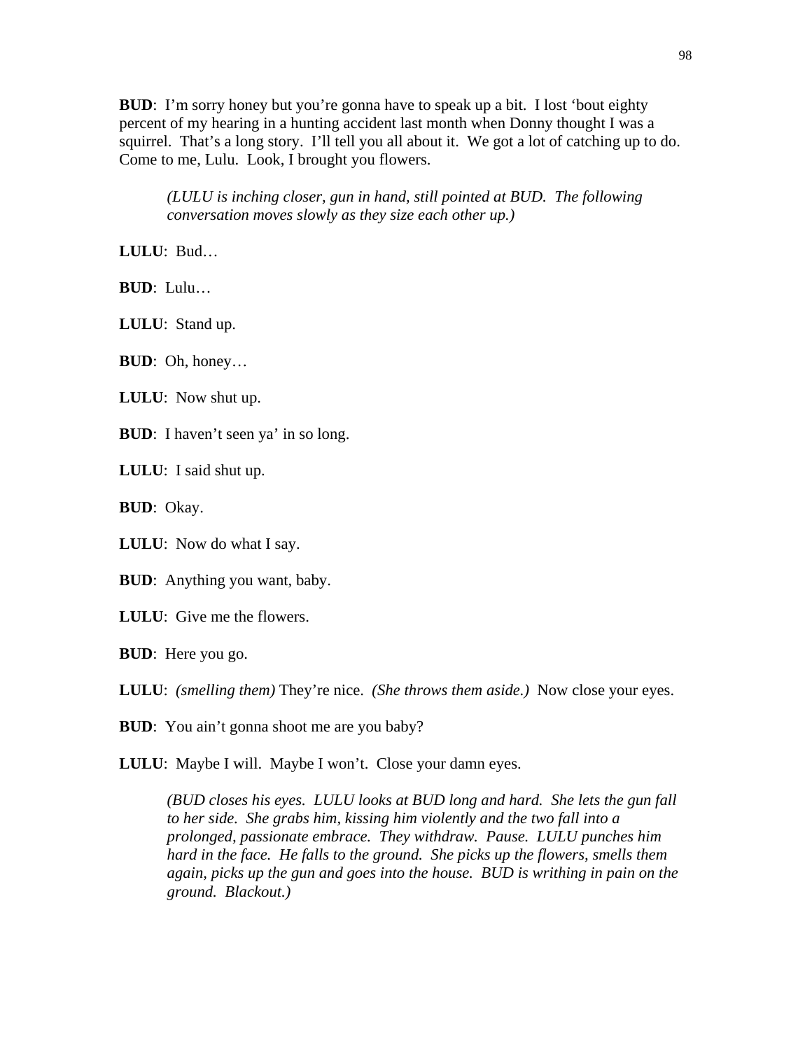**BUD**: I'm sorry honey but you're gonna have to speak up a bit. I lost 'bout eighty percent of my hearing in a hunting accident last month when Donny thought I was a squirrel. That's a long story. I'll tell you all about it. We got a lot of catching up to do. Come to me, Lulu. Look, I brought you flowers.

> *(LULU is inching closer, gun in hand, still pointed at BUD. The following conversation moves slowly as they size each other up.)*

**LULU**: Bud…

**BUD**: Lulu…

**LULU**: Stand up.

**BUD**: Oh, honey…

**LULU**: Now shut up.

**BUD**: I haven't seen ya' in so long.

**LULU**: I said shut up.

**BUD**: Okay.

**LULU**: Now do what I say.

**BUD**: Anything you want, baby.

**LULU**: Give me the flowers.

**BUD**: Here you go.

**LULU**: *(smelling them)* They're nice. *(She throws them aside.)* Now close your eyes.

**BUD**: You ain't gonna shoot me are you baby?

**LULU**: Maybe I will. Maybe I won't. Close your damn eyes.

> *(BUD closes his eyes. LULU looks at BUD long and hard. She lets the gun fall to her side. She grabs him, kissing him violently and the two fall into a prolonged, passionate embrace. They withdraw. Pause. LULU punches him hard in the face. He falls to the ground. She picks up the flowers, smells them again, picks up the gun and goes into the house. BUD is writhing in pain on the ground. Blackout.)*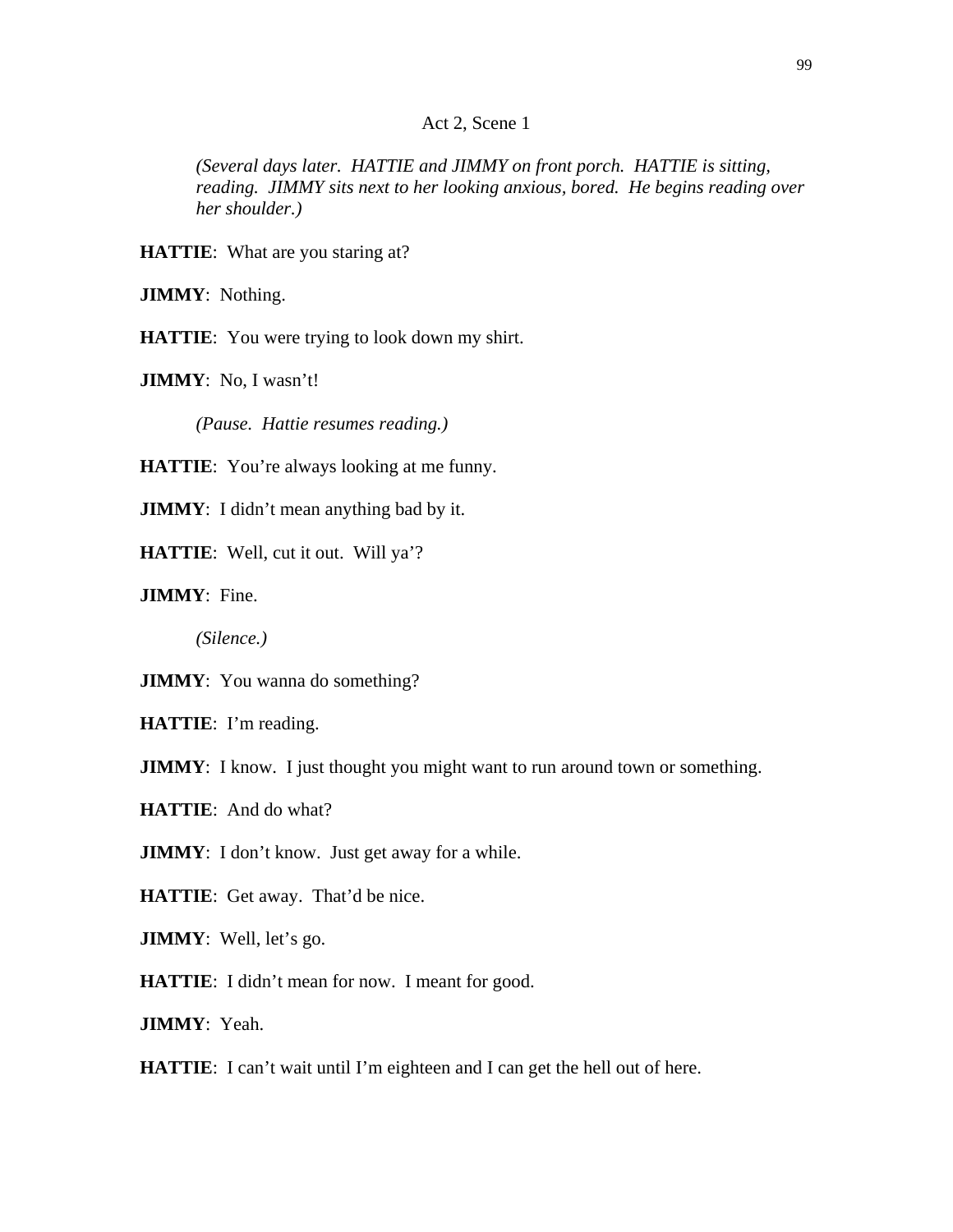## Act 2, Scene 1

*(Several days later. HATTIE and JIMMY on front porch. HATTIE is sitting, reading. JIMMY sits next to her looking anxious, bored. He begins reading over her shoulder.)*

**HATTIE**: What are you staring at?

**JIMMY**: Nothing.

**HATTIE**: You were trying to look down my shirt.

**JIMMY**: No, I wasn't!

*(Pause. Hattie resumes reading.)*

**HATTIE**: You're always looking at me funny.

**JIMMY**: I didn't mean anything bad by it.

**HATTIE**: Well, cut it out. Will ya'?

**JIMMY**: Fine.

*(Silence.)*

**JIMMY**: You wanna do something?

**HATTIE**: I'm reading.

**JIMMY**: I know. I just thought you might want to run around town or something.

**HATTIE**: And do what?

**JIMMY**: I don't know. Just get away for a while.

**HATTIE**: Get away. That'd be nice.

**JIMMY**: Well, let's go.

**HATTIE**: I didn't mean for now. I meant for good.

**JIMMY**: Yeah.

**HATTIE**: I can't wait until I'm eighteen and I can get the hell out of here.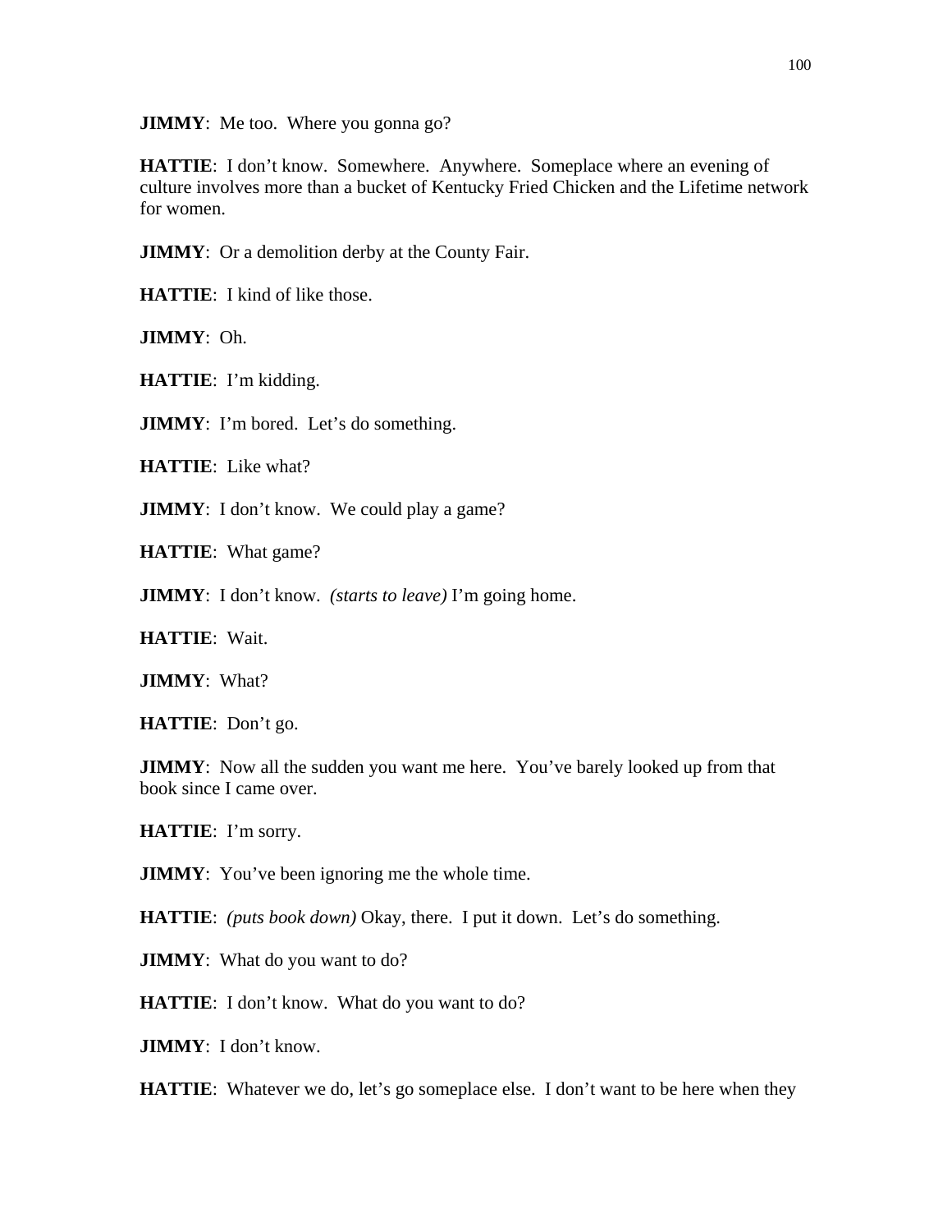**JIMMY**: Me too. Where you gonna go?

**HATTIE**: I don't know. Somewhere. Anywhere. Someplace where an evening of culture involves more than a bucket of Kentucky Fried Chicken and the Lifetime network for women.

**JIMMY**: Or a demolition derby at the County Fair.

**HATTIE**: I kind of like those.

**JIMMY**: Oh.

**HATTIE**: I'm kidding.

**JIMMY**: I'm bored. Let's do something.

**HATTIE**: Like what?

**JIMMY**: I don't know. We could play a game?

**HATTIE**: What game?

**JIMMY**: I don't know. *(starts to leave)* I'm going home.

**HATTIE**: Wait.

**JIMMY**: What?

**HATTIE**: Don't go.

**JIMMY**: Now all the sudden you want me here. You've barely looked up from that book since I came over.

**HATTIE**: I'm sorry.

**JIMMY**: You've been ignoring me the whole time.

**HATTIE**: *(puts book down)* Okay, there. I put it down. Let's do something.

**JIMMY**: What do you want to do?

**HATTIE**: I don't know. What do you want to do?

**JIMMY**: I don't know.

**HATTIE**: Whatever we do, let's go someplace else. I don't want to be here when they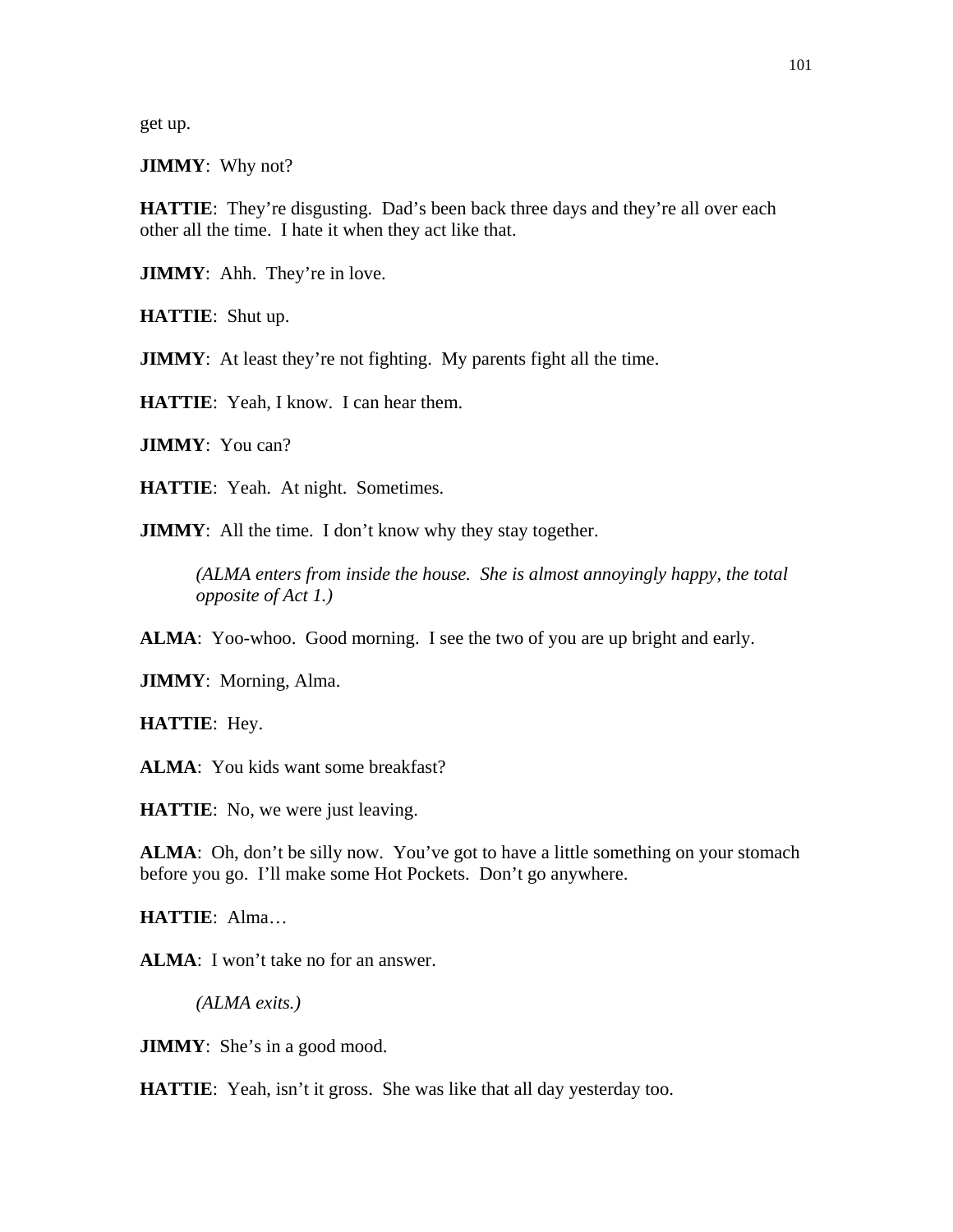get up.

**JIMMY**: Why not?

**HATTIE**: They're disgusting. Dad's been back three days and they're all over each other all the time. I hate it when they act like that.

**JIMMY**: Ahh. They're in love.

**HATTIE**: Shut up.

**JIMMY**: At least they're not fighting. My parents fight all the time.

**HATTIE**: Yeah, I know. I can hear them.

**JIMMY**: You can?

**HATTIE**: Yeah. At night. Sometimes.

**JIMMY**: All the time. I don't know why they stay together.

> *(ALMA enters from inside the house. She is almost annoyingly happy, the total opposite of Act 1.)*

**ALMA**: Yoo-whoo. Good morning. I see the two of you are up bright and early.

**JIMMY**: Morning, Alma.

**HATTIE**: Hey.

**ALMA**: You kids want some breakfast?

**HATTIE**: No, we were just leaving.

**ALMA**: Oh, don't be silly now. You've got to have a little something on your stomach before you go. I'll make some Hot Pockets. Don't go anywhere.

**HATTIE**: Alma…

**ALMA**: I won't take no for an answer.

> *(ALMA exits.)*

**JIMMY**: She's in a good mood.

**HATTIE**: Yeah, isn't it gross. She was like that all day yesterday too.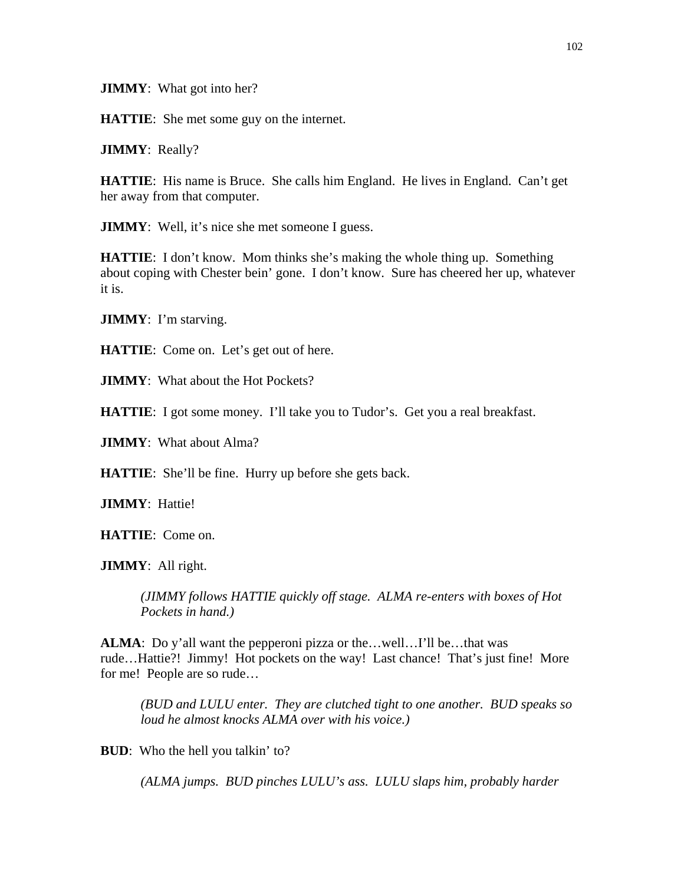**JIMMY**: What got into her?

**HATTIE**: She met some guy on the internet.

**JIMMY**: Really?

**HATTIE**: His name is Bruce. She calls him England. He lives in England. Can't get her away from that computer.

**JIMMY**: Well, it's nice she met someone I guess.

**HATTIE**: I don't know. Mom thinks she's making the whole thing up. Something about coping with Chester bein' gone. I don't know. Sure has cheered her up, whatever it is.

**JIMMY**: I'm starving.

**HATTIE**: Come on. Let's get out of here.

**JIMMY**: What about the Hot Pockets?

**HATTIE**: I got some money. I'll take you to Tudor's. Get you a real breakfast.

**JIMMY**: What about Alma?

**HATTIE**: She'll be fine. Hurry up before she gets back.

**JIMMY**: Hattie!

**HATTIE**: Come on.

**JIMMY**: All right.

> *(JIMMY follows HATTIE quickly off stage. ALMA re-enters with boxes of Hot Pockets in hand.)*

**ALMA**: Do y'all want the pepperoni pizza or the…well…I'll be…that was rude…Hattie?! Jimmy! Hot pockets on the way! Last chance! That's just fine! More for me! People are so rude…

> *(BUD and LULU enter. They are clutched tight to one another. BUD speaks so loud he almost knocks ALMA over with his voice.)*

**BUD**: Who the hell you talkin' to?

> *(ALMA jumps. BUD pinches LULU's ass. LULU slaps him, probably harder*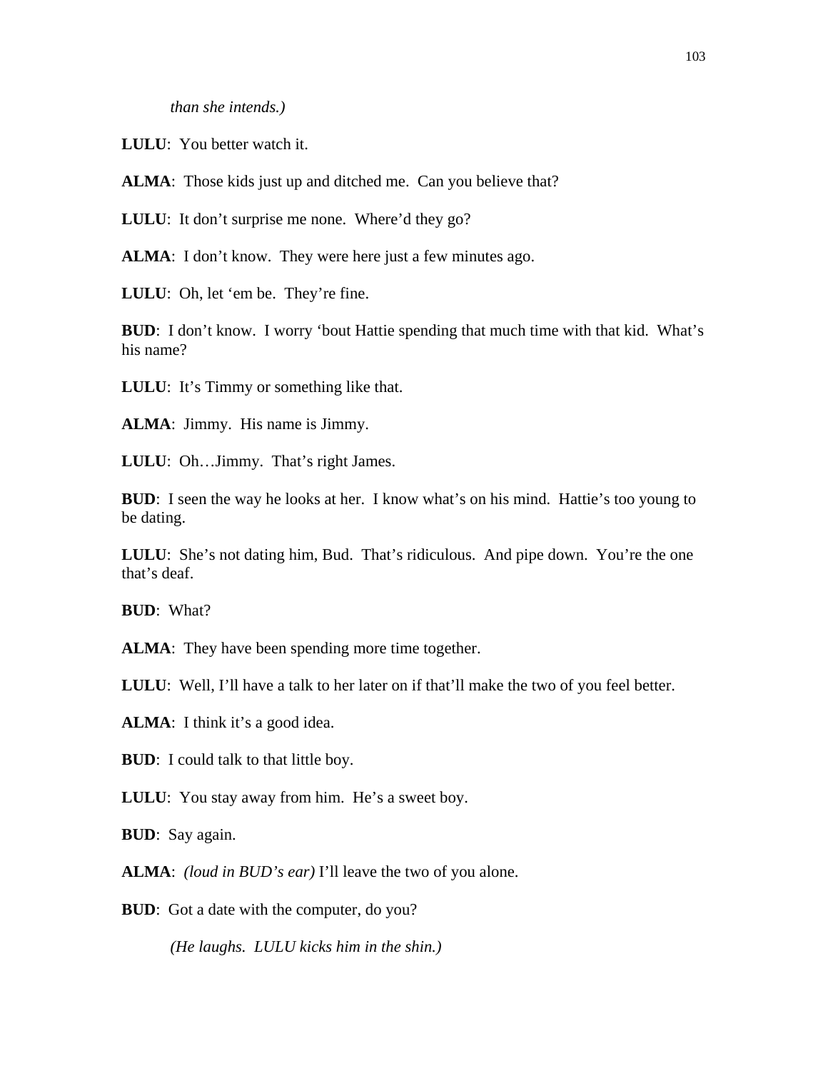*than she intends.)*

**LULU**: You better watch it.

**ALMA**: Those kids just up and ditched me. Can you believe that?

**LULU**: It don't surprise me none. Where'd they go?

**ALMA**: I don't know. They were here just a few minutes ago.

**LULU**: Oh, let 'em be. They're fine.

**BUD**: I don't know. I worry 'bout Hattie spending that much time with that kid. What's his name?

**LULU**: It's Timmy or something like that.

**ALMA**: Jimmy. His name is Jimmy.

**LULU**: Oh…Jimmy. That's right James.

**BUD**: I seen the way he looks at her. I know what's on his mind. Hattie's too young to be dating.

**LULU**: She's not dating him, Bud. That's ridiculous. And pipe down. You're the one that's deaf.

**BUD**: What?

**ALMA**: They have been spending more time together.

**LULU**: Well, I'll have a talk to her later on if that'll make the two of you feel better.

**ALMA**: I think it's a good idea.

**BUD**: I could talk to that little boy.

**LULU**: You stay away from him. He's a sweet boy.

**BUD**: Say again.

**ALMA**: *(loud in BUD's ear)* I'll leave the two of you alone.

**BUD**: Got a date with the computer, do you?

*(He laughs. LULU kicks him in the shin.)*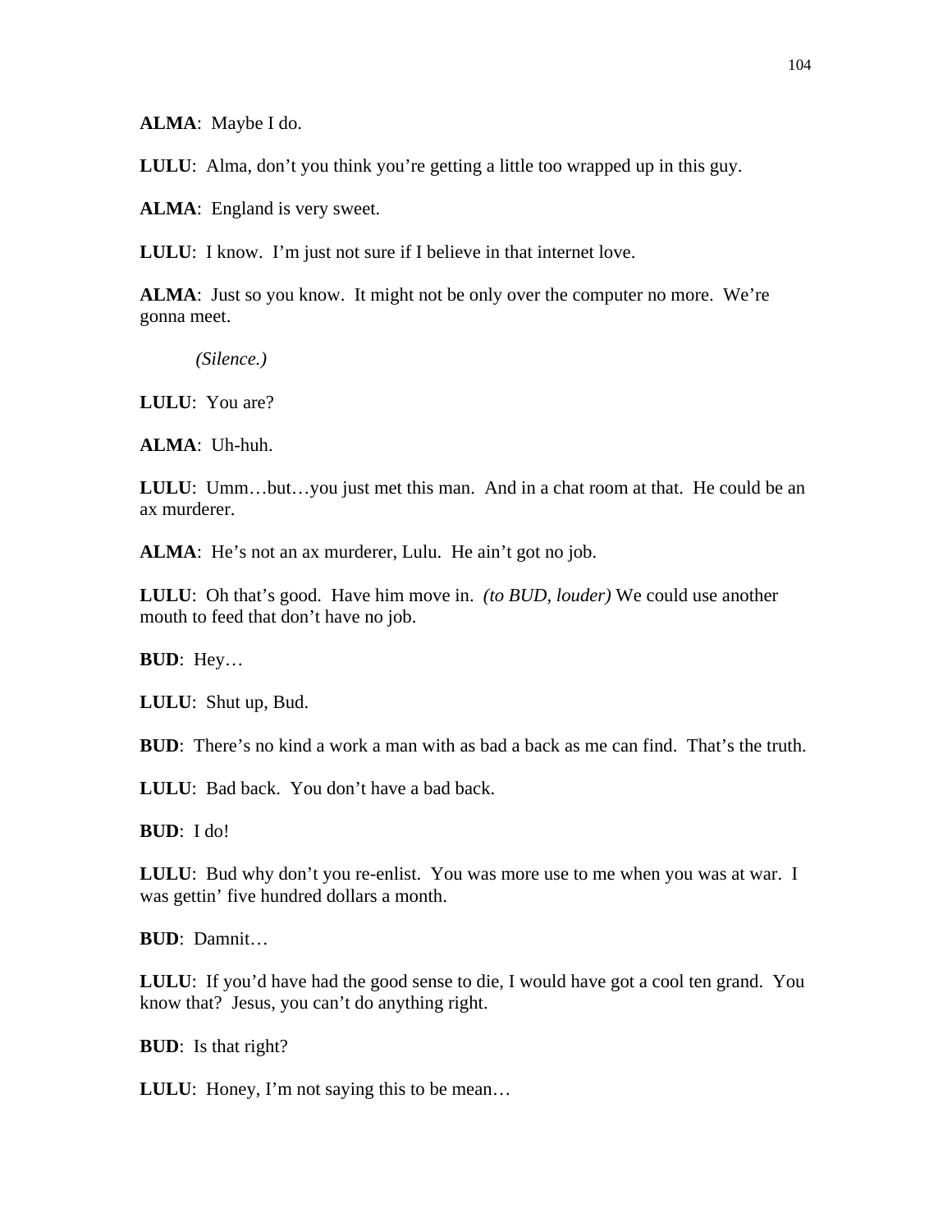**ALMA**: Maybe I do.

**LULU**: Alma, don't you think you're getting a little too wrapped up in this guy.

**ALMA**: England is very sweet.

**LULU**: I know. I'm just not sure if I believe in that internet love.

**ALMA**: Just so you know. It might not be only over the computer no more. We're gonna meet.

*(Silence.)*

**LULU**: You are?

**ALMA**: Uh-huh.

**LULU**: Umm…but…you just met this man. And in a chat room at that. He could be an ax murderer.

**ALMA**: He's not an ax murderer, Lulu. He ain't got no job.

**LULU**: Oh that's good. Have him move in. *(to BUD, louder)* We could use another mouth to feed that don't have no job.

**BUD**: Hey…

**LULU**: Shut up, Bud.

**BUD**: There's no kind a work a man with as bad a back as me can find. That's the truth.

**LULU**: Bad back. You don't have a bad back.

**BUD**: I do!

**LULU**: Bud why don't you re-enlist. You was more use to me when you was at war. I was gettin' five hundred dollars a month.

**BUD**: Damnit…

**LULU**: If you'd have had the good sense to die, I would have got a cool ten grand. You know that? Jesus, you can't do anything right.

**BUD**: Is that right?

**LULU**: Honey, I'm not saying this to be mean…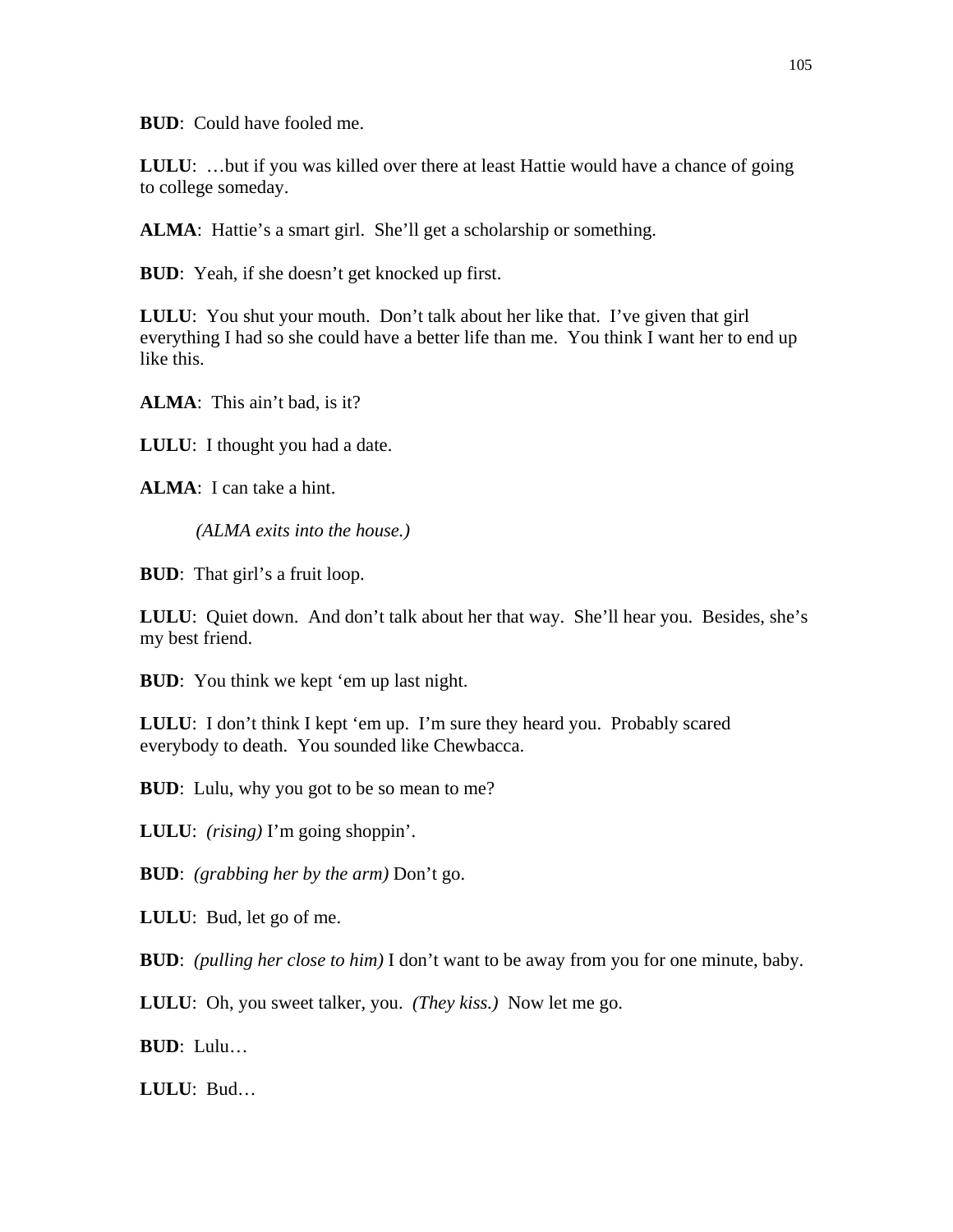**BUD**: Could have fooled me.

**LULU**: …but if you was killed over there at least Hattie would have a chance of going to college someday.

**ALMA**: Hattie's a smart girl. She'll get a scholarship or something.

**BUD**: Yeah, if she doesn't get knocked up first.

**LULU**: You shut your mouth. Don't talk about her like that. I've given that girl everything I had so she could have a better life than me. You think I want her to end up like this.

**ALMA**: This ain't bad, is it?

**LULU**: I thought you had a date.

**ALMA**: I can take a hint.

*(ALMA exits into the house.)*

**BUD**: That girl's a fruit loop.

**LULU**: Quiet down. And don't talk about her that way. She'll hear you. Besides, she's my best friend.

**BUD**: You think we kept 'em up last night.

**LULU**: I don't think I kept 'em up. I'm sure they heard you. Probably scared everybody to death. You sounded like Chewbacca.

**BUD**: Lulu, why you got to be so mean to me?

**LULU**: *(rising)* I'm going shoppin'.

**BUD**: *(grabbing her by the arm)* Don't go.

**LULU**: Bud, let go of me.

**BUD**: *(pulling her close to him)* I don't want to be away from you for one minute, baby.

**LULU**: Oh, you sweet talker, you. *(They kiss.)* Now let me go.

**BUD**: Lulu…

**LULU**: Bud…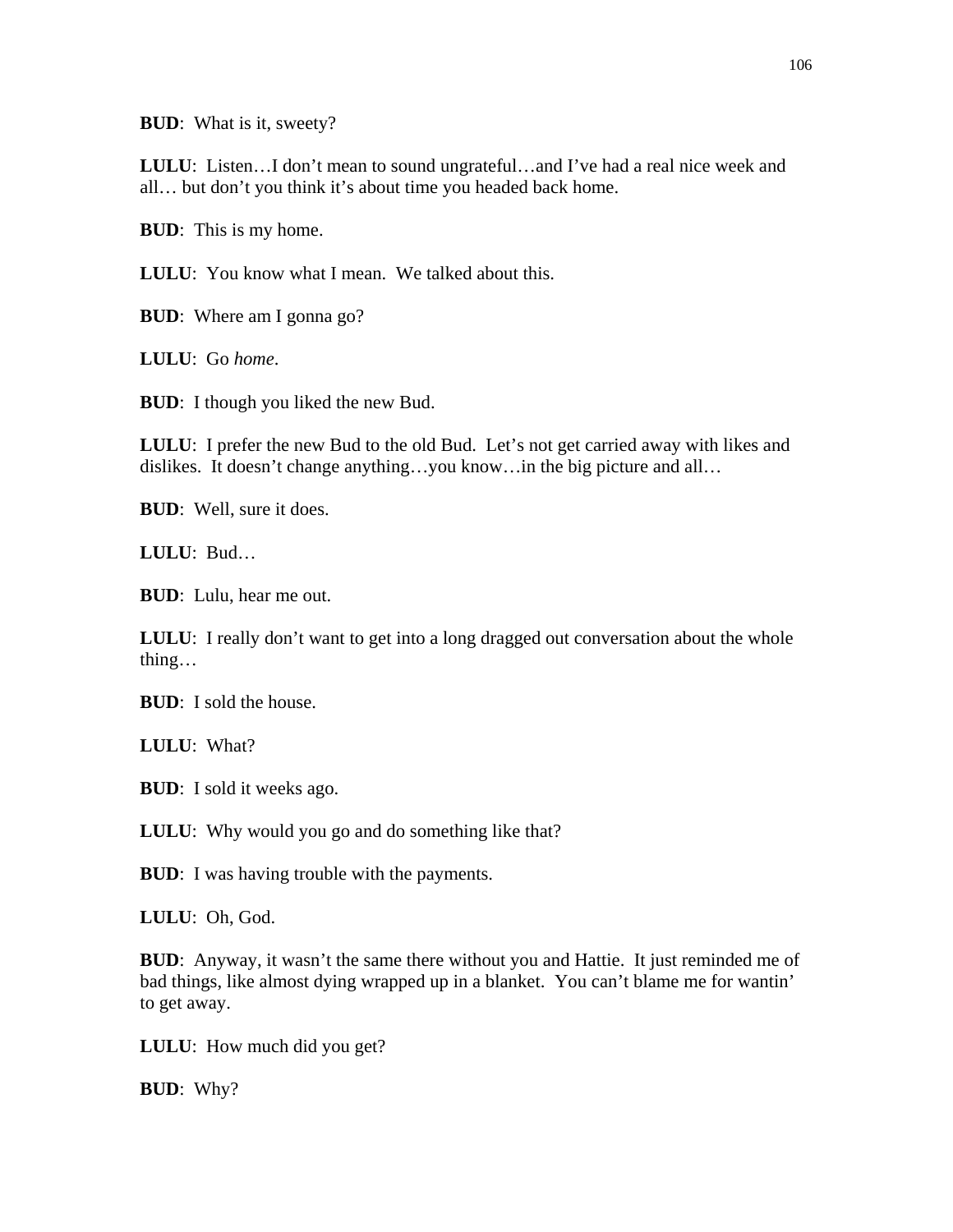**BUD**: What is it, sweety?

**LULU**: Listen…I don't mean to sound ungrateful…and I've had a real nice week and all… but don't you think it's about time you headed back home.

**BUD**: This is my home.

**LULU**: You know what I mean. We talked about this.

**BUD**: Where am I gonna go?

**LULU**: Go *home*.

**BUD**: I though you liked the new Bud.

**LULU**: I prefer the new Bud to the old Bud. Let's not get carried away with likes and dislikes. It doesn't change anything…you know…in the big picture and all…

**BUD**: Well, sure it does.

**LULU**: Bud…

**BUD**: Lulu, hear me out.

**LULU**: I really don't want to get into a long dragged out conversation about the whole thing…

**BUD**: I sold the house.

**LULU**: What?

**BUD**: I sold it weeks ago.

**LULU**: Why would you go and do something like that?

**BUD**: I was having trouble with the payments.

**LULU**: Oh, God.

**BUD**: Anyway, it wasn't the same there without you and Hattie. It just reminded me of bad things, like almost dying wrapped up in a blanket. You can't blame me for wantin' to get away.

**LULU**: How much did you get?

**BUD**: Why?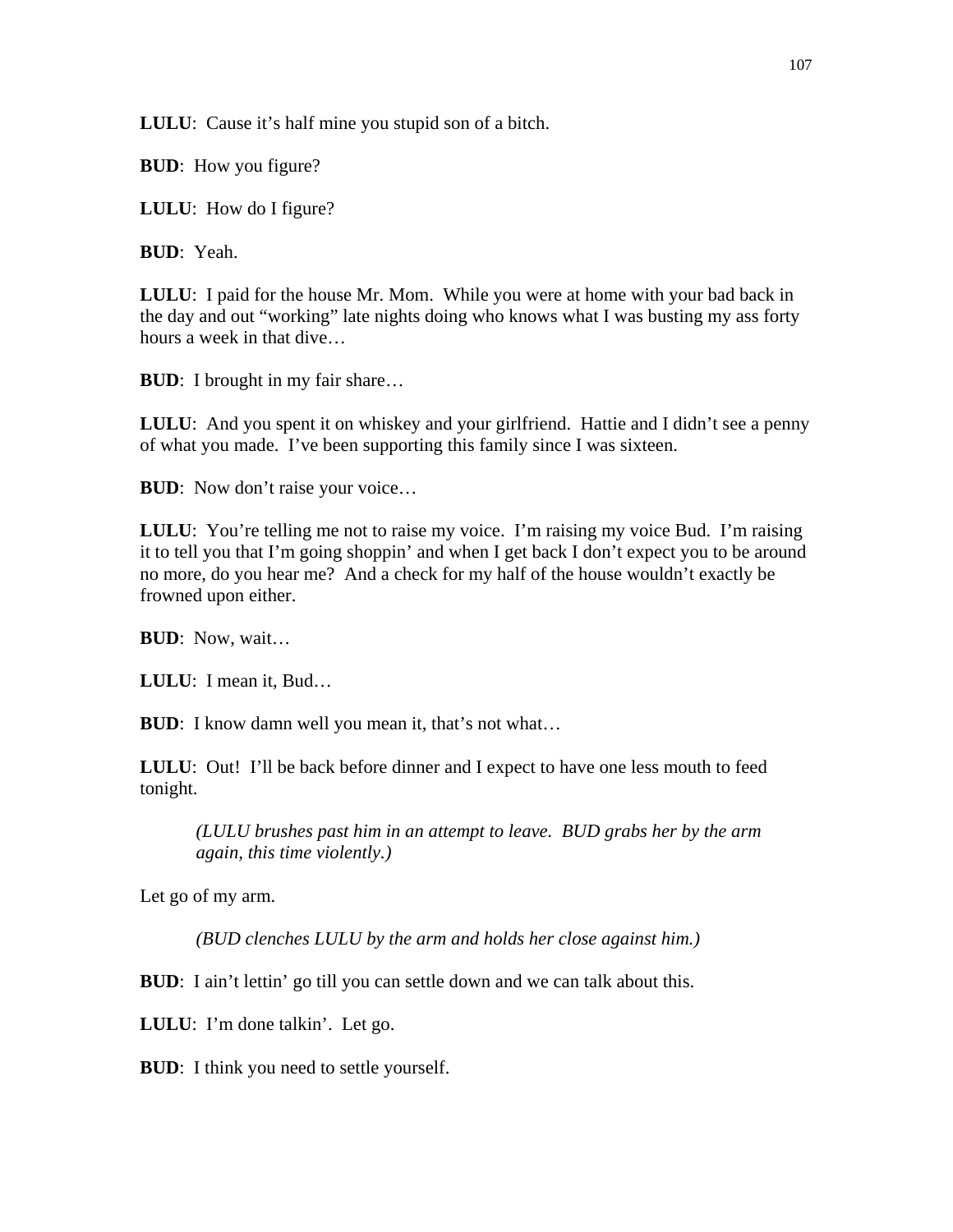**LULU**: Cause it's half mine you stupid son of a bitch.

**BUD**: How you figure?

**LULU**: How do I figure?

**BUD**: Yeah.

**LULU**: I paid for the house Mr. Mom. While you were at home with your bad back in the day and out "working" late nights doing who knows what I was busting my ass forty hours a week in that dive…

**BUD**: I brought in my fair share…

**LULU**: And you spent it on whiskey and your girlfriend. Hattie and I didn't see a penny of what you made. I've been supporting this family since I was sixteen.

**BUD**: Now don't raise your voice…

**LULU**: You're telling me not to raise my voice. I'm raising my voice Bud. I'm raising it to tell you that I'm going shoppin' and when I get back I don't expect you to be around no more, do you hear me? And a check for my half of the house wouldn't exactly be frowned upon either.

**BUD**: Now, wait…

**LULU**: I mean it, Bud…

**BUD**: I know damn well you mean it, that's not what…

**LULU**: Out! I'll be back before dinner and I expect to have one less mouth to feed tonight.

> *(LULU brushes past him in an attempt to leave. BUD grabs her by the arm again, this time violently.)*

Let go of my arm.

> *(BUD clenches LULU by the arm and holds her close against him.)*

**BUD**: I ain't lettin' go till you can settle down and we can talk about this.

**LULU**: I'm done talkin'. Let go.

**BUD**: I think you need to settle yourself.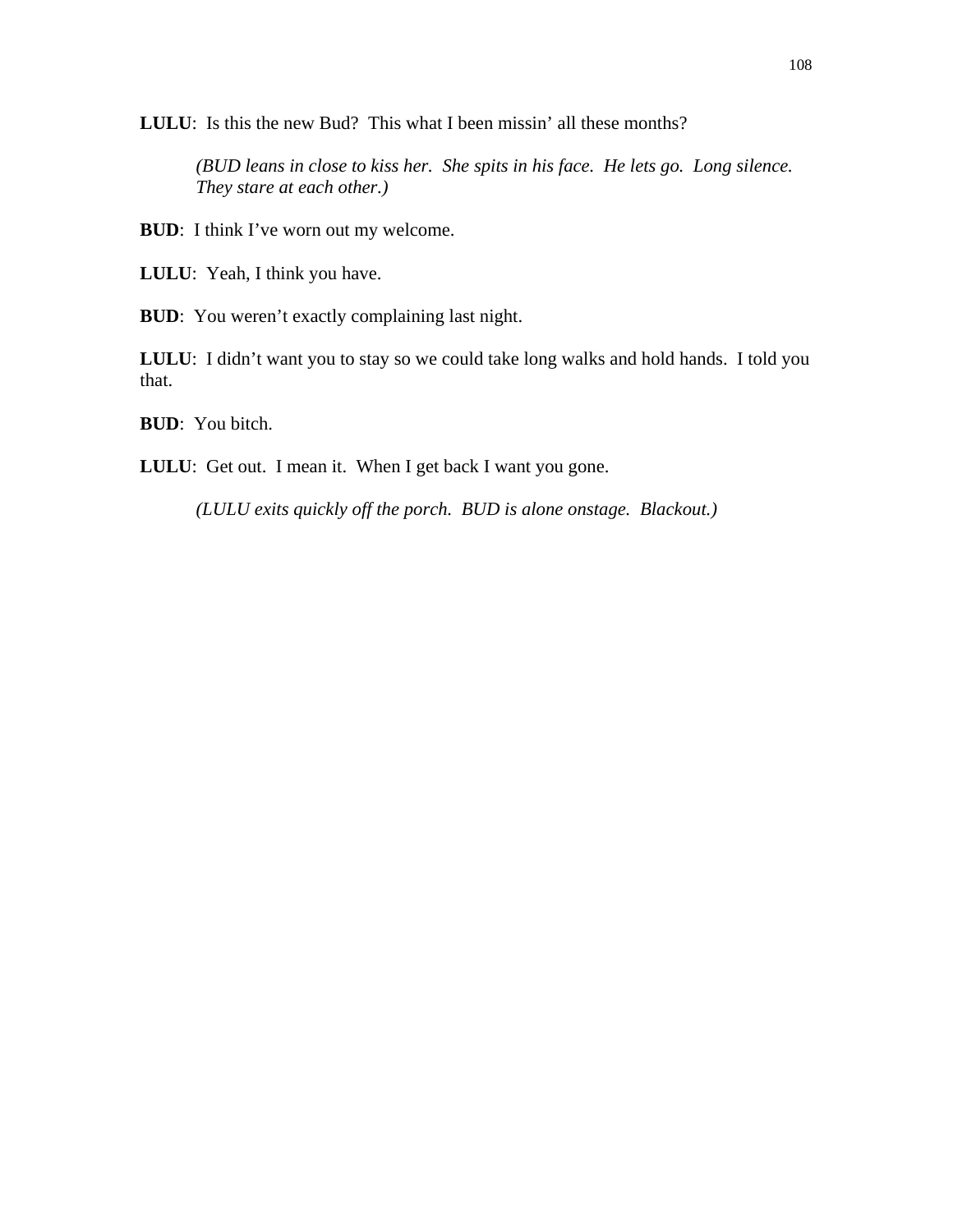**LULU**: Is this the new Bud? This what I been missin' all these months?

*(BUD leans in close to kiss her. She spits in his face. He lets go. Long silence. They stare at each other.)*

**BUD**: I think I've worn out my welcome.

**LULU**: Yeah, I think you have.

**BUD**: You weren't exactly complaining last night.

**LULU**: I didn't want you to stay so we could take long walks and hold hands. I told you that.

**BUD**: You bitch.

**LULU**: Get out. I mean it. When I get back I want you gone.

*(LULU exits quickly off the porch. BUD is alone onstage. Blackout.)*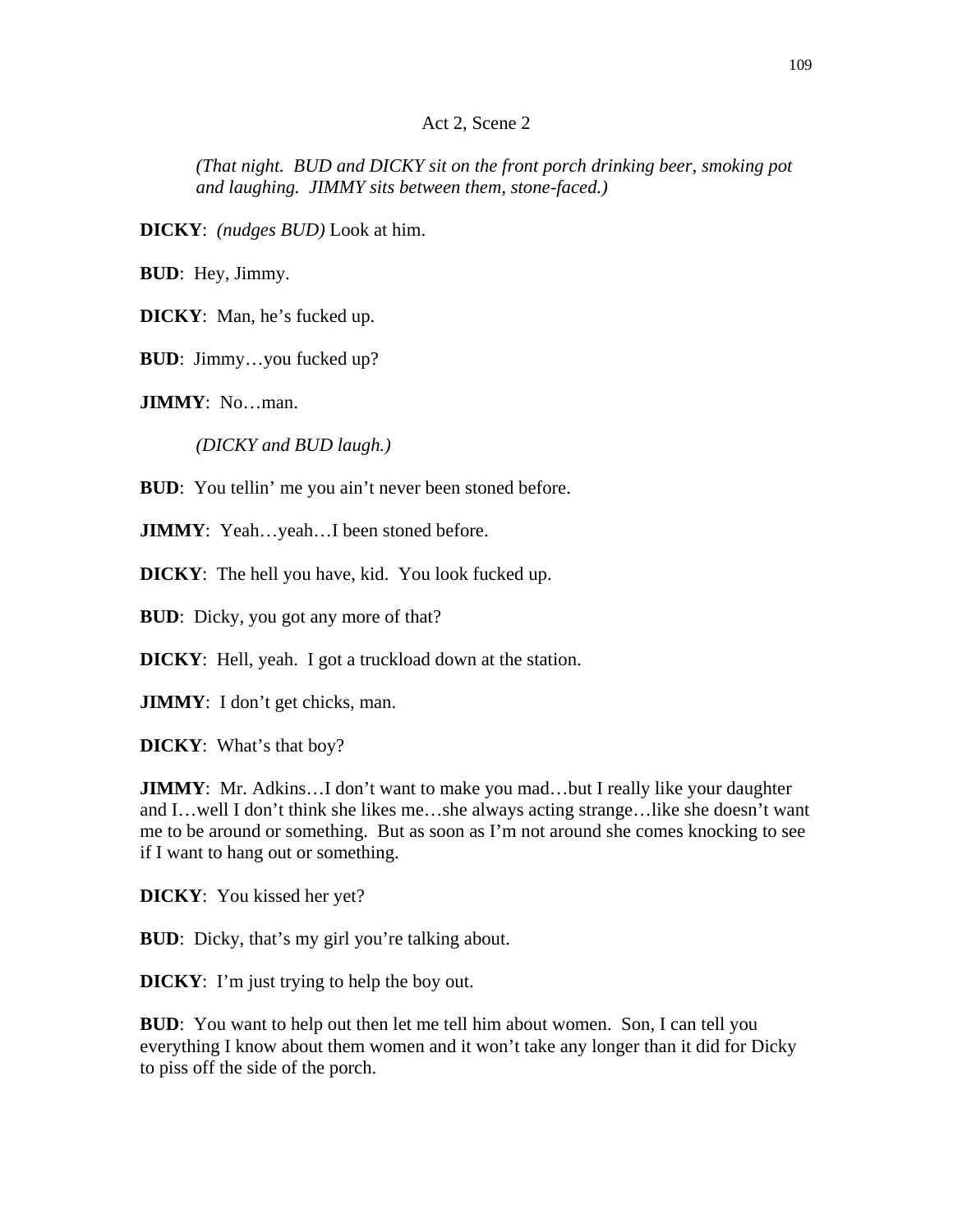Act 2, Scene 2

*(That night. BUD and DICKY sit on the front porch drinking beer, smoking pot and laughing. JIMMY sits between them, stone-faced.)*

**DICKY**: *(nudges BUD)* Look at him.

**BUD**: Hey, Jimmy.

**DICKY**: Man, he's fucked up.

**BUD**: Jimmy…you fucked up?

**JIMMY**: No…man.

*(DICKY and BUD laugh.)*

**BUD**: You tellin' me you ain't never been stoned before.

**JIMMY**: Yeah…yeah…I been stoned before.

**DICKY**: The hell you have, kid. You look fucked up.

**BUD**: Dicky, you got any more of that?

**DICKY**: Hell, yeah. I got a truckload down at the station.

**JIMMY**: I don't get chicks, man.

**DICKY**: What's that boy?

**JIMMY**: Mr. Adkins…I don't want to make you mad…but I really like your daughter and I…well I don't think she likes me…she always acting strange…like she doesn't want me to be around or something. But as soon as I'm not around she comes knocking to see if I want to hang out or something.

**DICKY**: You kissed her yet?

**BUD**: Dicky, that's my girl you're talking about.

**DICKY**: I'm just trying to help the boy out.

**BUD**: You want to help out then let me tell him about women. Son, I can tell you everything I know about them women and it won't take any longer than it did for Dicky to piss off the side of the porch.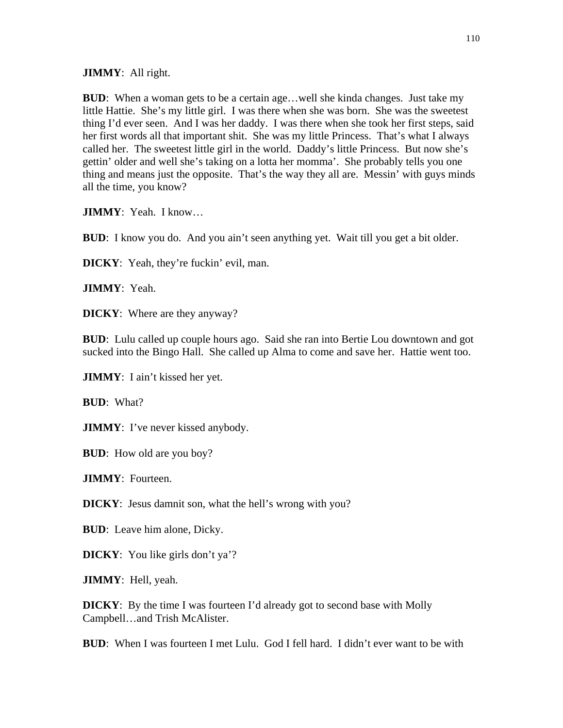**JIMMY**: All right.

**BUD**: When a woman gets to be a certain age…well she kinda changes. Just take my little Hattie. She's my little girl. I was there when she was born. She was the sweetest thing I'd ever seen. And I was her daddy. I was there when she took her first steps, said her first words all that important shit. She was my little Princess. That's what I always called her. The sweetest little girl in the world. Daddy's little Princess. But now she's gettin' older and well she's taking on a lotta her momma'. She probably tells you one thing and means just the opposite. That's the way they all are. Messin' with guys minds all the time, you know?

**JIMMY**: Yeah. I know…

**BUD**: I know you do. And you ain't seen anything yet. Wait till you get a bit older.

**DICKY**: Yeah, they're fuckin' evil, man.

**JIMMY**: Yeah.

**DICKY**: Where are they anyway?

**BUD**: Lulu called up couple hours ago. Said she ran into Bertie Lou downtown and got sucked into the Bingo Hall. She called up Alma to come and save her. Hattie went too.

**JIMMY**: I ain't kissed her yet.

**BUD**: What?

**JIMMY**: I've never kissed anybody.

**BUD**: How old are you boy?

**JIMMY**: Fourteen.

**DICKY**: Jesus damnit son, what the hell's wrong with you?

**BUD**: Leave him alone, Dicky.

**DICKY**: You like girls don't ya'?

**JIMMY**: Hell, yeah.

**DICKY**: By the time I was fourteen I'd already got to second base with Molly Campbell…and Trish McAlister.

**BUD**: When I was fourteen I met Lulu. God I fell hard. I didn't ever want to be with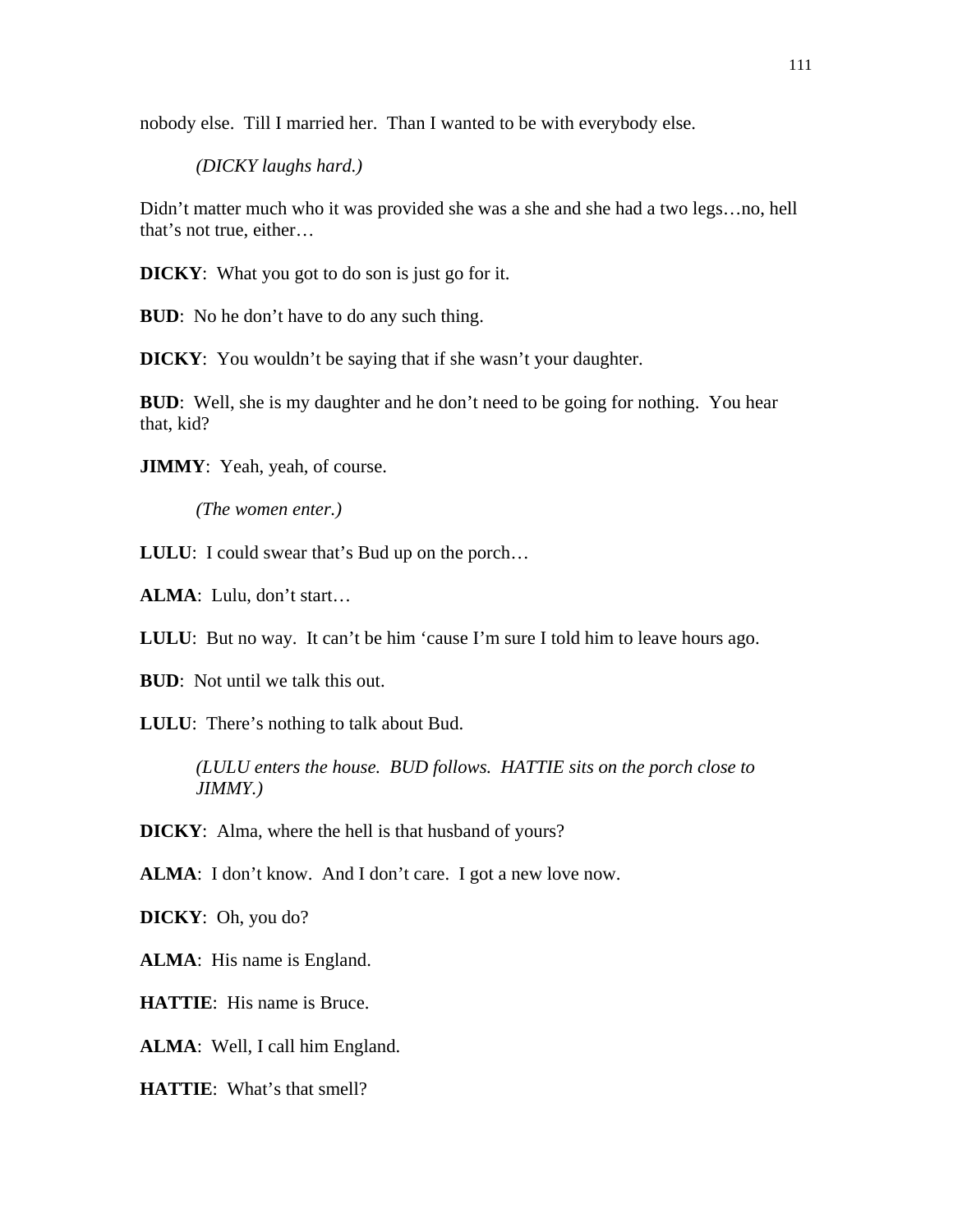nobody else.  Till I married her.  Than I wanted to be with everybody else.

*(DICKY laughs hard.)*

Didn't matter much who it was provided she was a she and she had a two legs…no, hell that's not true, either…

**DICKY**:  What you got to do son is just go for it.

**BUD**:  No he don't have to do any such thing.

**DICKY**:  You wouldn't be saying that if she wasn't your daughter.

**BUD**:  Well, she is my daughter and he don't need to be going for nothing.  You hear that, kid?

**JIMMY**:  Yeah, yeah, of course.

*(The women enter.)*

**LULU**:  I could swear that's Bud up on the porch…

**ALMA**:  Lulu, don't start…

**LULU**:  But no way.  It can't be him 'cause I'm sure I told him to leave hours ago.

**BUD**:  Not until we talk this out.

**LULU**:  There's nothing to talk about Bud.

*(LULU enters the house.  BUD follows.  HATTIE sits on the porch close to JIMMY.)*

**DICKY**:  Alma, where the hell is that husband of yours?

**ALMA**:  I don't know.  And I don't care.  I got a new love now.

**DICKY**:  Oh, you do?

**ALMA**:  His name is England.

**HATTIE**:  His name is Bruce.

**ALMA**:  Well, I call him England.

**HATTIE**:  What's that smell?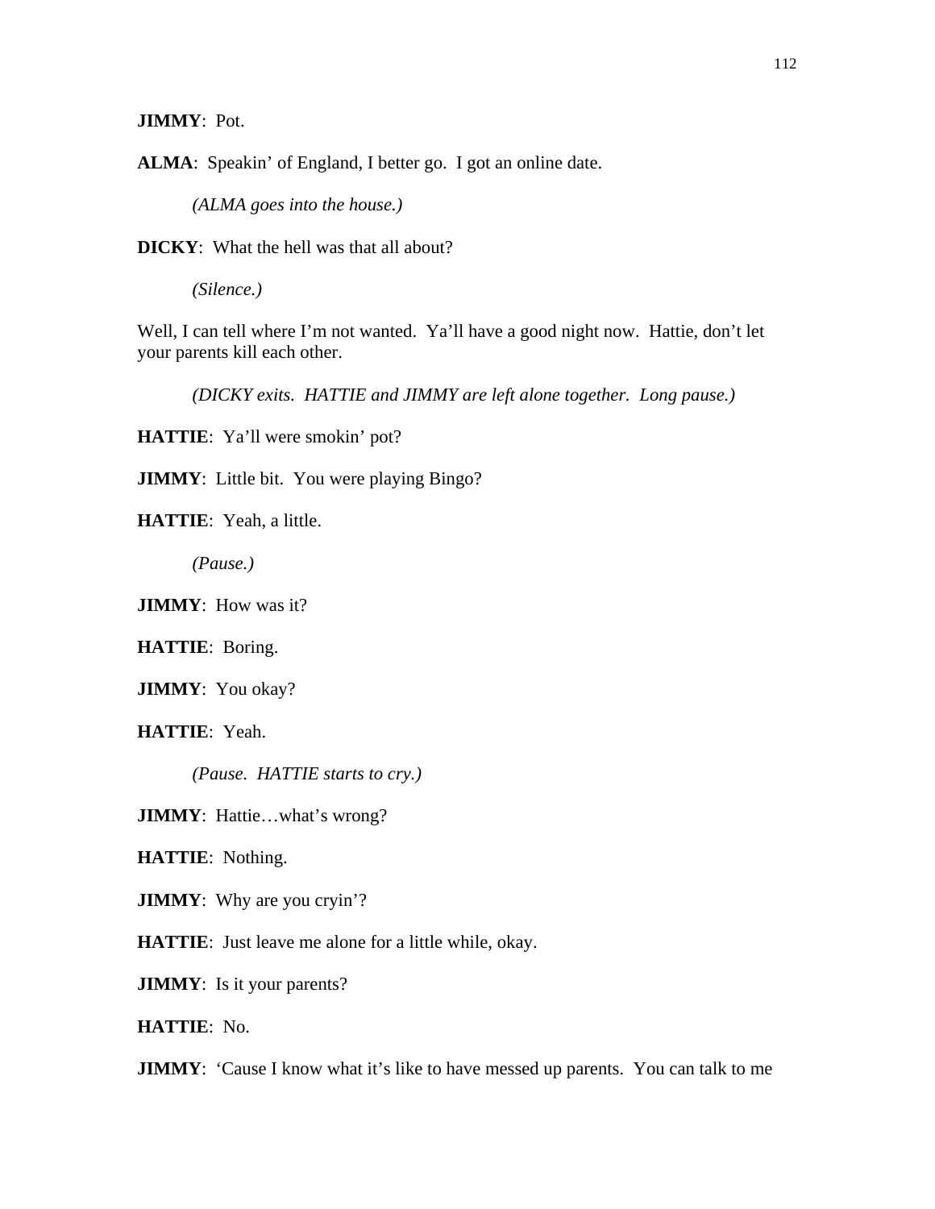**JIMMY**: Pot.

**ALMA**: Speakin' of England, I better go. I got an online date.

*(ALMA goes into the house.)*

**DICKY**: What the hell was that all about?

*(Silence.)*

Well, I can tell where I'm not wanted. Ya'll have a good night now. Hattie, don't let your parents kill each other.

*(DICKY exits. HATTIE and JIMMY are left alone together. Long pause.)*

**HATTIE**: Ya'll were smokin' pot?

**JIMMY**: Little bit. You were playing Bingo?

**HATTIE**: Yeah, a little.

*(Pause.)*

**JIMMY**: How was it?

**HATTIE**: Boring.

**JIMMY**: You okay?

**HATTIE**: Yeah.

*(Pause. HATTIE starts to cry.)*

**JIMMY**: Hattie…what's wrong?

**HATTIE**: Nothing.

**JIMMY**: Why are you cryin'?

**HATTIE**: Just leave me alone for a little while, okay.

**JIMMY**: Is it your parents?

**HATTIE**: No.

**JIMMY**: 'Cause I know what it's like to have messed up parents. You can talk to me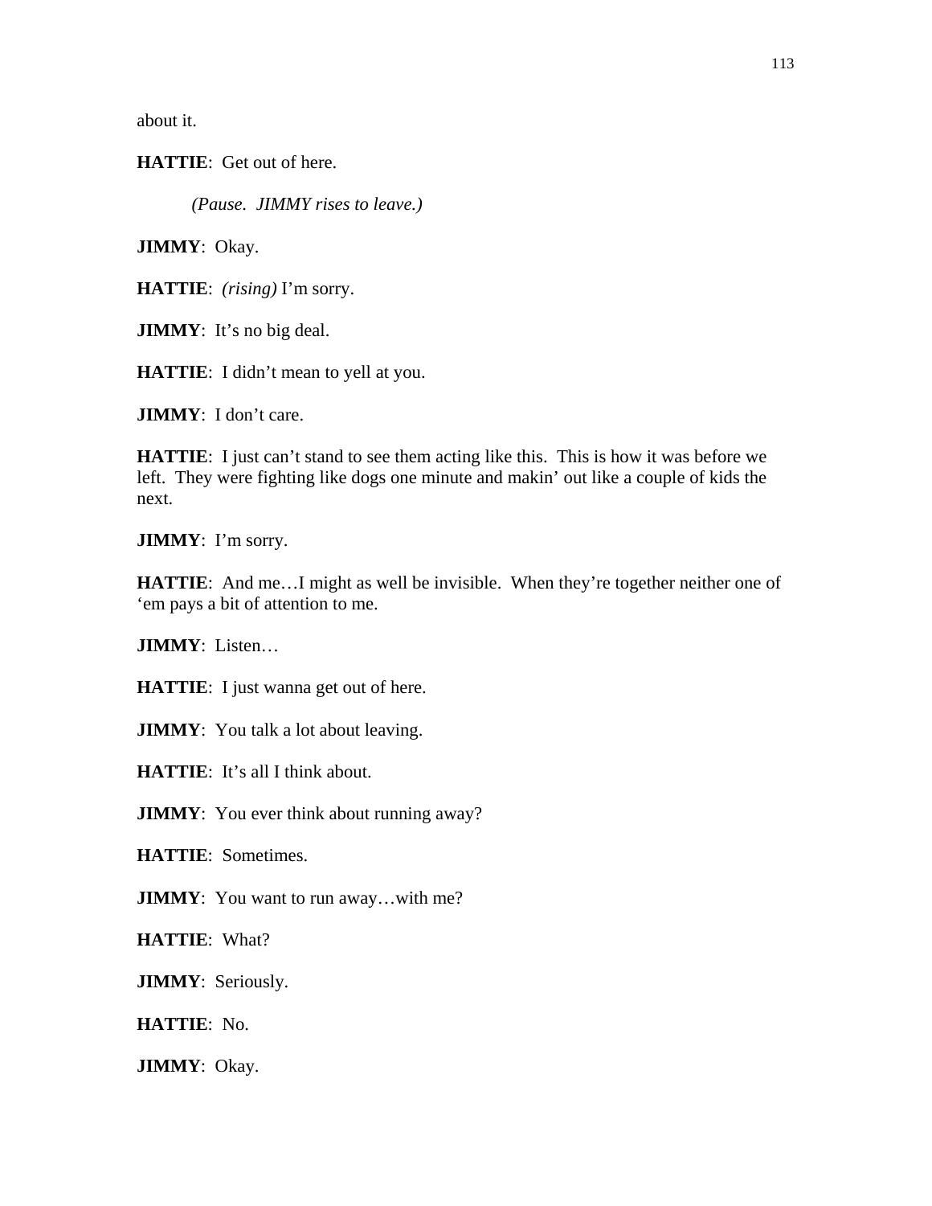about it.

**HATTIE**: Get out of here.

*(Pause. JIMMY rises to leave.)*

**JIMMY**: Okay.

**HATTIE**: *(rising)* I'm sorry.

**JIMMY**: It's no big deal.

**HATTIE**: I didn't mean to yell at you.

**JIMMY**: I don't care.

**HATTIE**: I just can't stand to see them acting like this. This is how it was before we left. They were fighting like dogs one minute and makin' out like a couple of kids the next.

**JIMMY**: I'm sorry.

**HATTIE**: And me…I might as well be invisible. When they're together neither one of 'em pays a bit of attention to me.

**JIMMY**: Listen…

**HATTIE**: I just wanna get out of here.

**JIMMY**: You talk a lot about leaving.

**HATTIE**: It's all I think about.

**JIMMY**: You ever think about running away?

**HATTIE**: Sometimes.

**JIMMY**: You want to run away…with me?

**HATTIE**: What?

**JIMMY**: Seriously.

**HATTIE**: No.

**JIMMY**: Okay.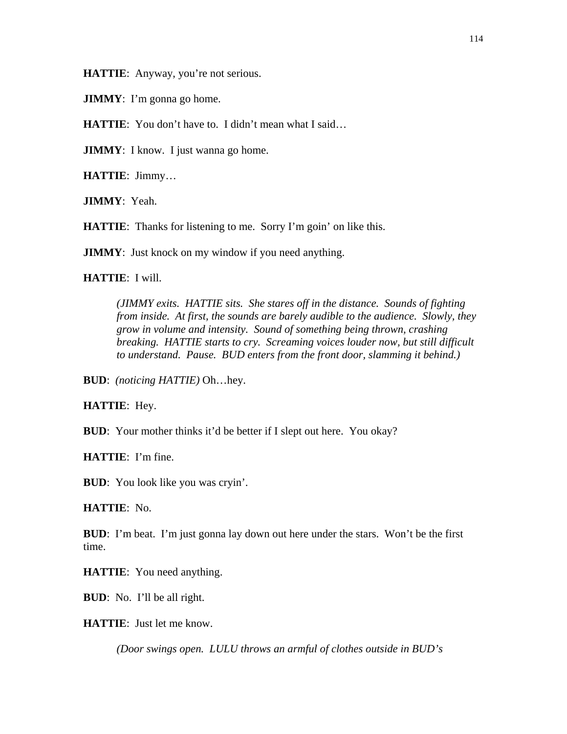**HATTIE**: Anyway, you're not serious.

**JIMMY**: I'm gonna go home.

**HATTIE**: You don't have to. I didn't mean what I said…

**JIMMY**: I know. I just wanna go home.

**HATTIE**: Jimmy…

**JIMMY**: Yeah.

**HATTIE**: Thanks for listening to me. Sorry I'm goin' on like this.

**JIMMY**: Just knock on my window if you need anything.

**HATTIE**: I will.

> *(JIMMY exits. HATTIE sits. She stares off in the distance. Sounds of fighting from inside. At first, the sounds are barely audible to the audience. Slowly, they grow in volume and intensity. Sound of something being thrown, crashing breaking. HATTIE starts to cry. Screaming voices louder now, but still difficult to understand. Pause. BUD enters from the front door, slamming it behind.)*

**BUD**: *(noticing HATTIE)* Oh…hey.

**HATTIE**: Hey.

**BUD**: Your mother thinks it'd be better if I slept out here. You okay?

**HATTIE**: I'm fine.

**BUD**: You look like you was cryin'.

**HATTIE**: No.

**BUD**: I'm beat. I'm just gonna lay down out here under the stars. Won't be the first time.

**HATTIE**: You need anything.

**BUD**: No. I'll be all right.

**HATTIE**: Just let me know.

> *(Door swings open. LULU throws an armful of clothes outside in BUD's*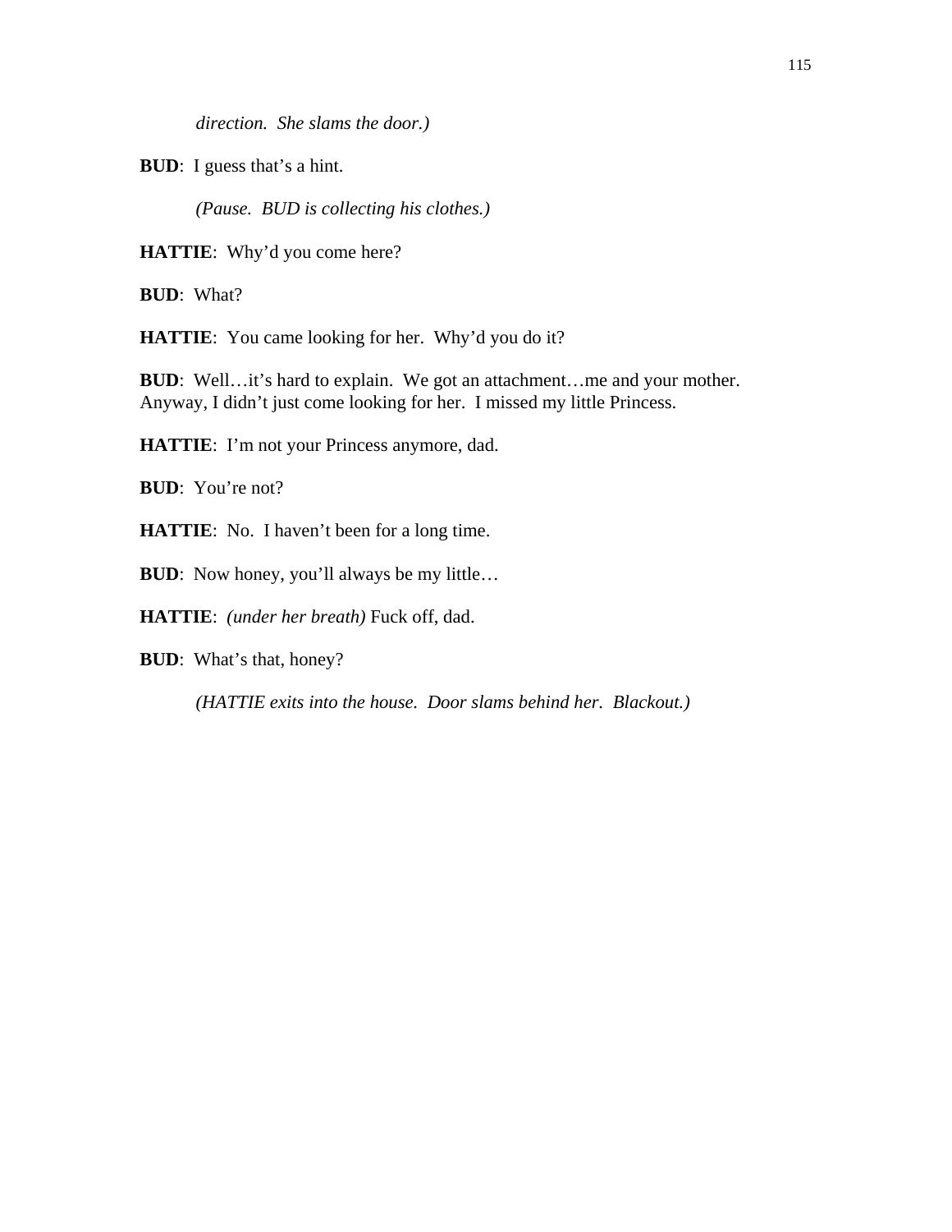*direction. She slams the door.)*

**BUD**: I guess that's a hint.

*(Pause. BUD is collecting his clothes.)*

**HATTIE**: Why'd you come here?

**BUD**: What?

**HATTIE**: You came looking for her. Why'd you do it?

**BUD**: Well…it's hard to explain. We got an attachment…me and your mother. Anyway, I didn't just come looking for her. I missed my little Princess.

**HATTIE**: I'm not your Princess anymore, dad.

**BUD**: You're not?

**HATTIE**: No. I haven't been for a long time.

**BUD**: Now honey, you'll always be my little…

**HATTIE**: *(under her breath)* Fuck off, dad.

**BUD**: What's that, honey?

*(HATTIE exits into the house. Door slams behind her. Blackout.)*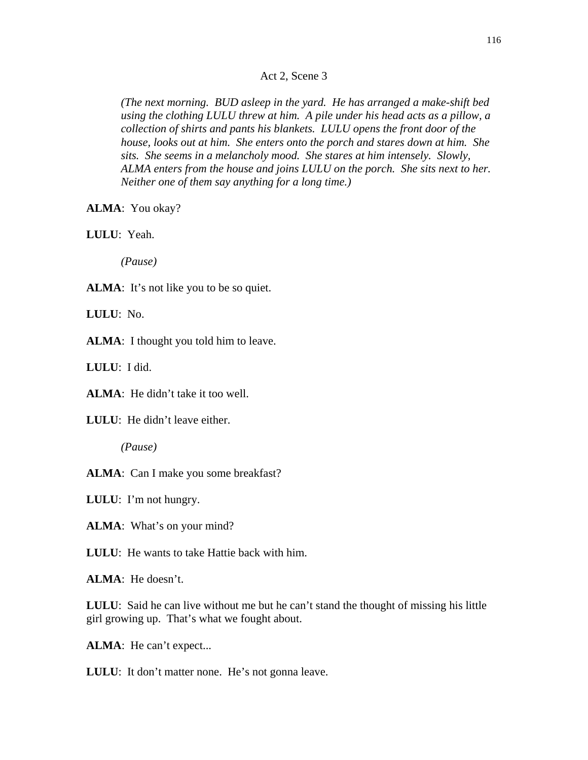Act 2, Scene 3

*(The next morning. BUD asleep in the yard. He has arranged a make-shift bed using the clothing LULU threw at him. A pile under his head acts as a pillow, a collection of shirts and pants his blankets. LULU opens the front door of the house, looks out at him. She enters onto the porch and stares down at him. She sits. She seems in a melancholy mood. She stares at him intensely. Slowly, ALMA enters from the house and joins LULU on the porch. She sits next to her. Neither one of them say anything for a long time.)*

**ALMA**: You okay?

**LULU**: Yeah.

*(Pause)*

**ALMA**: It's not like you to be so quiet.

**LULU**: No.

**ALMA**: I thought you told him to leave.

**LULU**: I did.

**ALMA**: He didn't take it too well.

**LULU**: He didn't leave either.

*(Pause)*

**ALMA**: Can I make you some breakfast?

**LULU**: I'm not hungry.

**ALMA**: What's on your mind?

**LULU**: He wants to take Hattie back with him.

**ALMA**: He doesn't.

**LULU**: Said he can live without me but he can't stand the thought of missing his little girl growing up. That's what we fought about.

**ALMA**: He can't expect...

**LULU**: It don't matter none. He's not gonna leave.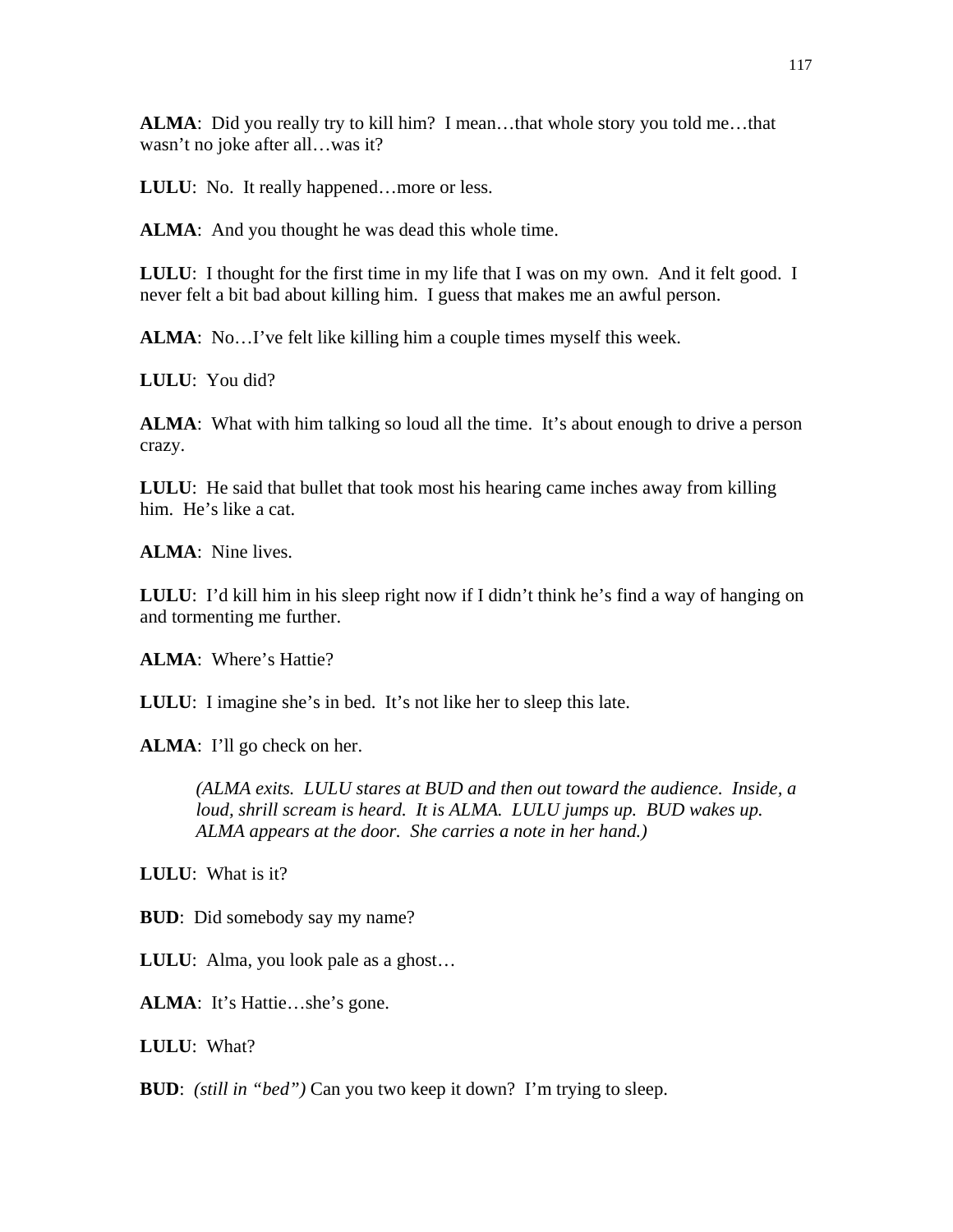**ALMA**: Did you really try to kill him? I mean…that whole story you told me…that wasn't no joke after all…was it?

**LULU**: No. It really happened…more or less.

**ALMA**: And you thought he was dead this whole time.

**LULU**: I thought for the first time in my life that I was on my own. And it felt good. I never felt a bit bad about killing him. I guess that makes me an awful person.

**ALMA**: No…I've felt like killing him a couple times myself this week.

**LULU**: You did?

**ALMA**: What with him talking so loud all the time. It's about enough to drive a person crazy.

**LULU**: He said that bullet that took most his hearing came inches away from killing him. He's like a cat.

**ALMA**: Nine lives.

**LULU**: I'd kill him in his sleep right now if I didn't think he's find a way of hanging on and tormenting me further.

**ALMA**: Where's Hattie?

**LULU**: I imagine she's in bed. It's not like her to sleep this late.

**ALMA**: I'll go check on her.

> *(ALMA exits. LULU stares at BUD and then out toward the audience. Inside, a loud, shrill scream is heard. It is ALMA. LULU jumps up. BUD wakes up. ALMA appears at the door. She carries a note in her hand.)*

**LULU**: What is it?

**BUD**: Did somebody say my name?

**LULU**: Alma, you look pale as a ghost…

**ALMA**: It's Hattie…she's gone.

**LULU**: What?

**BUD**: *(still in "bed")* Can you two keep it down? I'm trying to sleep.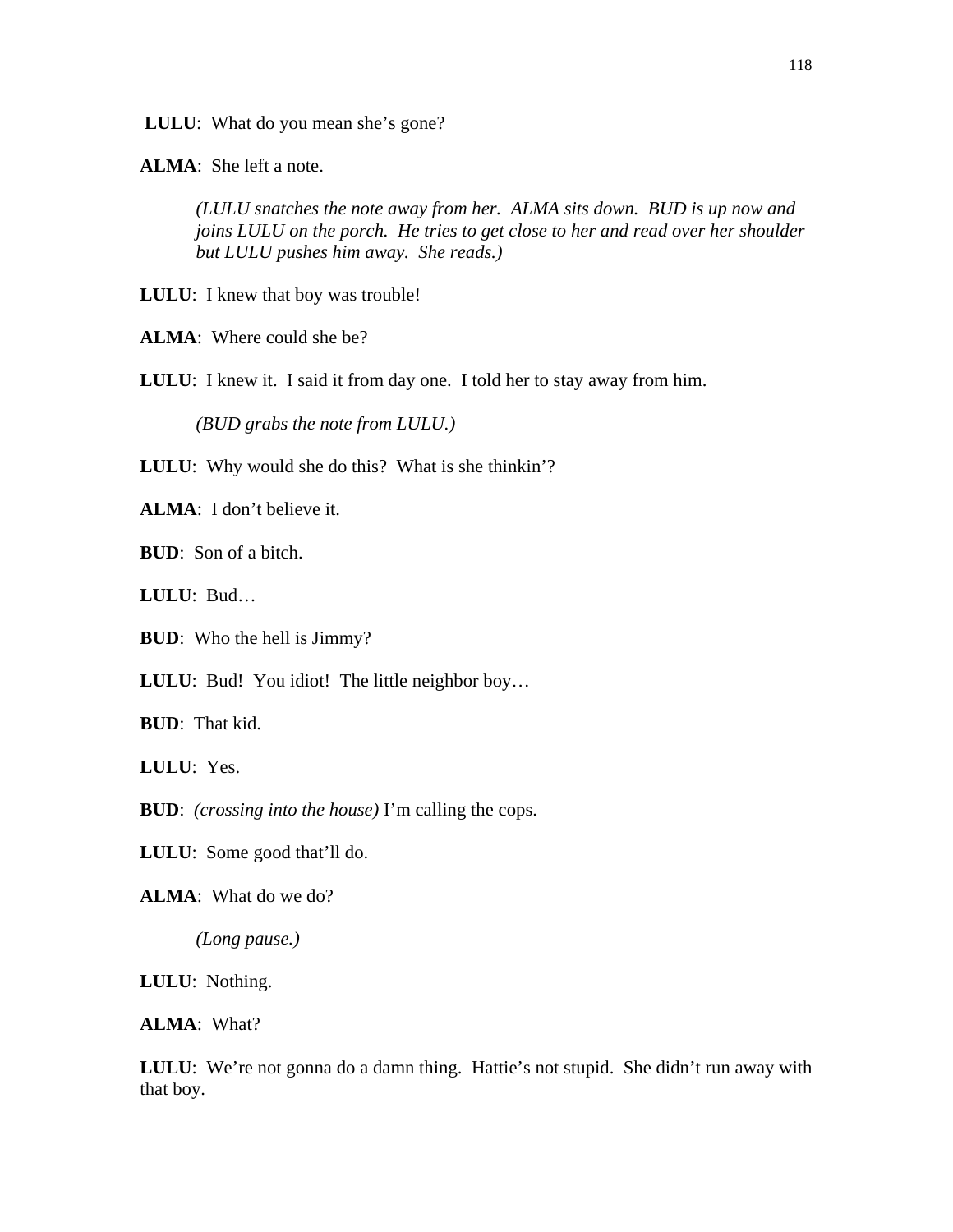**LULU**: What do you mean she's gone?

**ALMA**: She left a note.

> *(LULU snatches the note away from her. ALMA sits down. BUD is up now and joins LULU on the porch. He tries to get close to her and read over her shoulder but LULU pushes him away. She reads.)*

**LULU**: I knew that boy was trouble!

**ALMA**: Where could she be?

**LULU**: I knew it. I said it from day one. I told her to stay away from him.

> *(BUD grabs the note from LULU.)*

**LULU**: Why would she do this? What is she thinkin'?

**ALMA**: I don't believe it.

**BUD**: Son of a bitch.

**LULU**: Bud…

**BUD**: Who the hell is Jimmy?

**LULU**: Bud! You idiot! The little neighbor boy…

**BUD**: That kid.

**LULU**: Yes.

**BUD**: *(crossing into the house)* I'm calling the cops.

**LULU**: Some good that'll do.

**ALMA**: What do we do?

> *(Long pause.)*

**LULU**: Nothing.

**ALMA**: What?

**LULU**: We're not gonna do a damn thing. Hattie's not stupid. She didn't run away with that boy.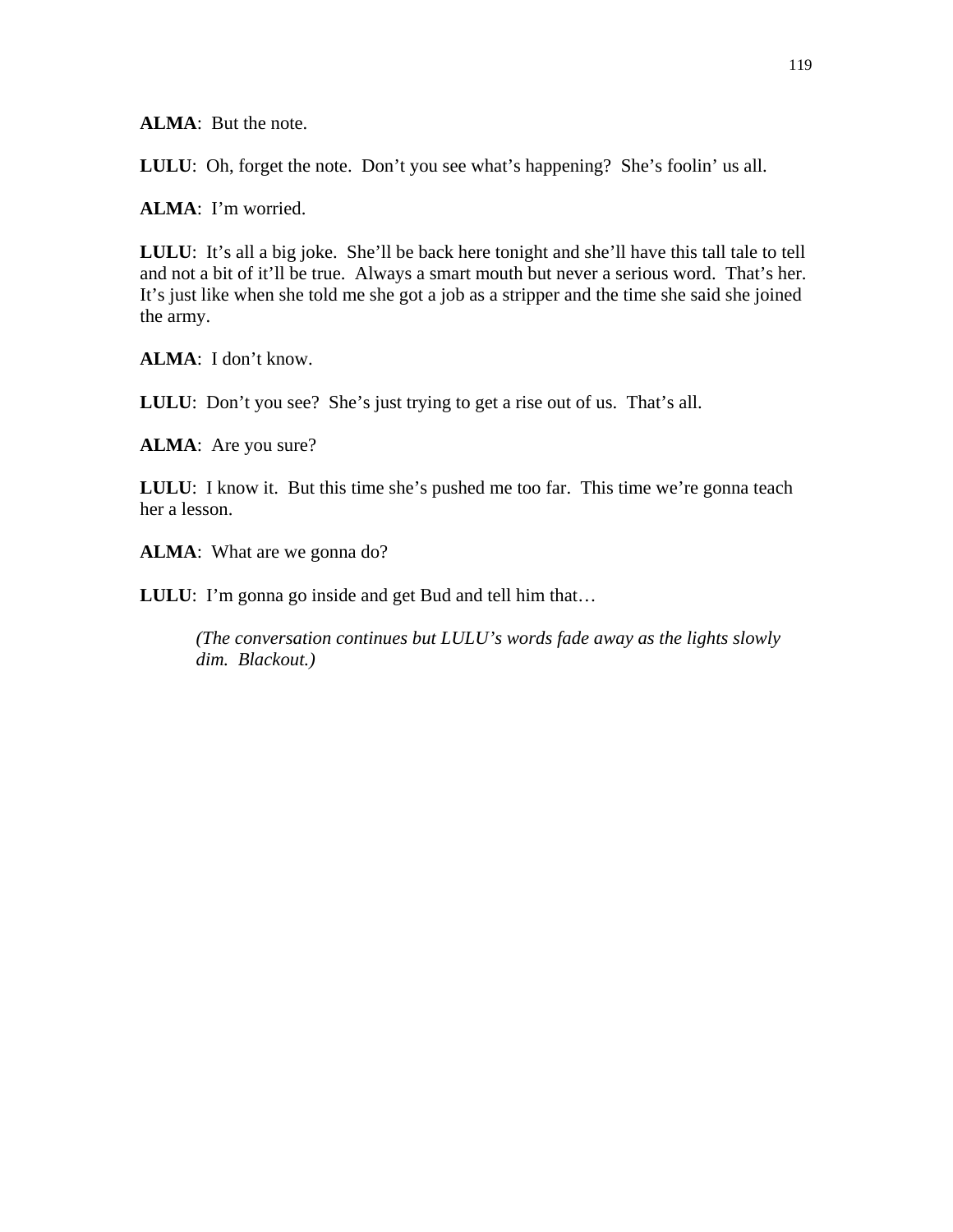**ALMA**: But the note.

**LULU**: Oh, forget the note. Don't you see what's happening? She's foolin' us all.

**ALMA**: I'm worried.

**LULU**: It's all a big joke. She'll be back here tonight and she'll have this tall tale to tell and not a bit of it'll be true. Always a smart mouth but never a serious word. That's her. It's just like when she told me she got a job as a stripper and the time she said she joined the army.

**ALMA**: I don't know.

**LULU**: Don't you see? She's just trying to get a rise out of us. That's all.

**ALMA**: Are you sure?

**LULU**: I know it. But this time she's pushed me too far. This time we're gonna teach her a lesson.

**ALMA**: What are we gonna do?

**LULU**: I'm gonna go inside and get Bud and tell him that…

> *(The conversation continues but LULU's words fade away as the lights slowly dim. Blackout.)*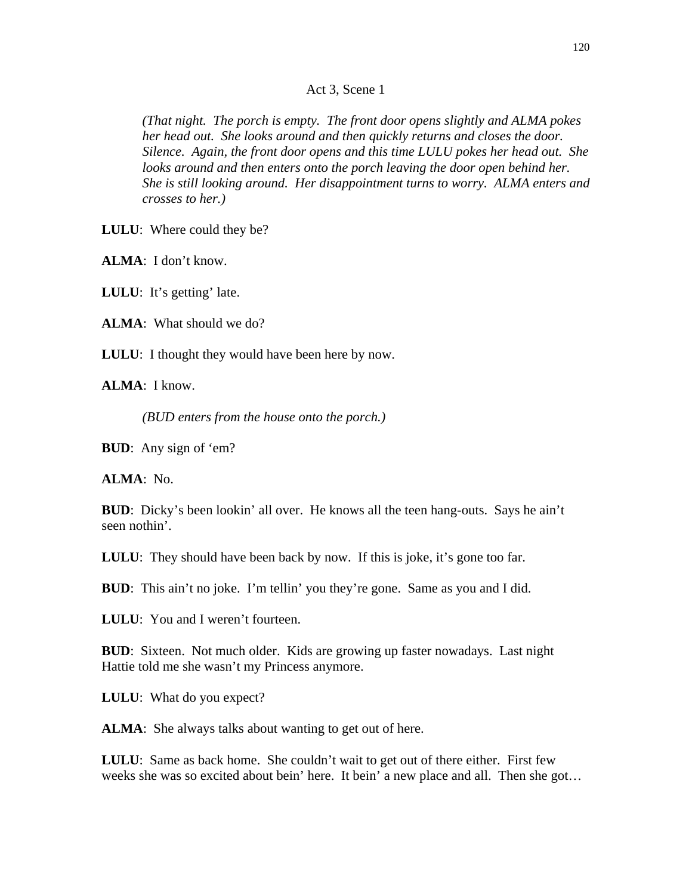Act 3, Scene 1

*(That night. The porch is empty. The front door opens slightly and ALMA pokes her head out. She looks around and then quickly returns and closes the door. Silence. Again, the front door opens and this time LULU pokes her head out. She looks around and then enters onto the porch leaving the door open behind her. She is still looking around. Her disappointment turns to worry. ALMA enters and crosses to her.)*

**LULU**: Where could they be?

**ALMA**: I don't know.

**LULU**: It's getting' late.

**ALMA**: What should we do?

**LULU**: I thought they would have been here by now.

**ALMA**: I know.

*(BUD enters from the house onto the porch.)*

**BUD**: Any sign of 'em?

**ALMA**: No.

**BUD**: Dicky's been lookin' all over. He knows all the teen hang-outs. Says he ain't seen nothin'.

**LULU**: They should have been back by now. If this is joke, it's gone too far.

**BUD**: This ain't no joke. I'm tellin' you they're gone. Same as you and I did.

**LULU**: You and I weren't fourteen.

**BUD**: Sixteen. Not much older. Kids are growing up faster nowadays. Last night Hattie told me she wasn't my Princess anymore.

**LULU**: What do you expect?

**ALMA**: She always talks about wanting to get out of here.

**LULU**: Same as back home. She couldn't wait to get out of there either. First few weeks she was so excited about bein' here. It bein' a new place and all. Then she got…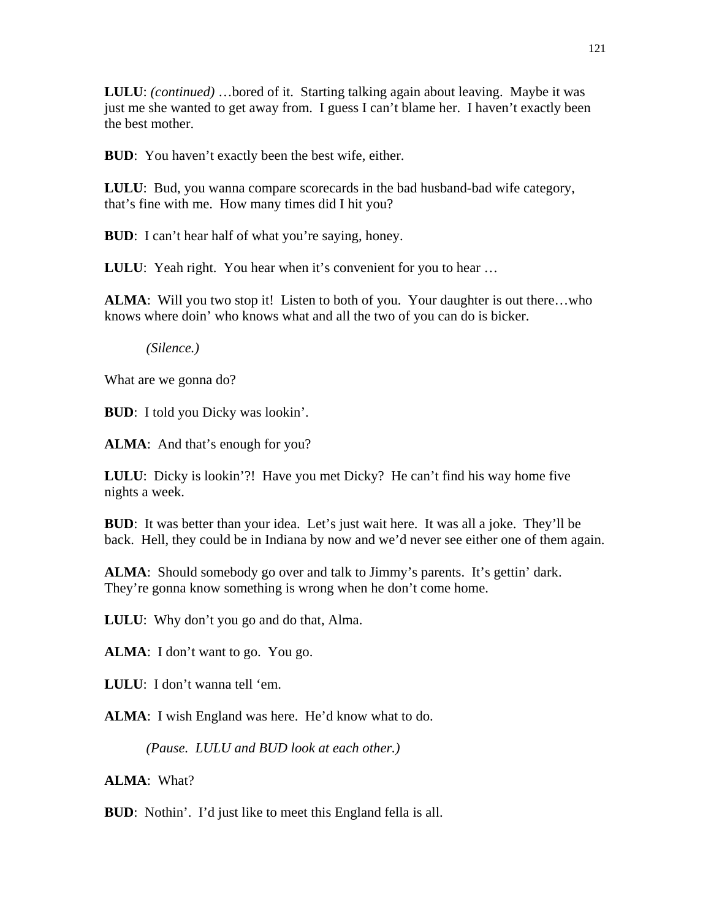**LULU**: *(continued)* …bored of it. Starting talking again about leaving. Maybe it was just me she wanted to get away from. I guess I can't blame her. I haven't exactly been the best mother.

**BUD**: You haven't exactly been the best wife, either.

**LULU**: Bud, you wanna compare scorecards in the bad husband-bad wife category, that's fine with me. How many times did I hit you?

**BUD**: I can't hear half of what you're saying, honey.

**LULU**: Yeah right. You hear when it's convenient for you to hear …

**ALMA**: Will you two stop it! Listen to both of you. Your daughter is out there…who knows where doin' who knows what and all the two of you can do is bicker.

*(Silence.)*

What are we gonna do?

**BUD**: I told you Dicky was lookin'.

**ALMA**: And that's enough for you?

**LULU**: Dicky is lookin'?! Have you met Dicky? He can't find his way home five nights a week.

**BUD**: It was better than your idea. Let's just wait here. It was all a joke. They'll be back. Hell, they could be in Indiana by now and we'd never see either one of them again.

**ALMA**: Should somebody go over and talk to Jimmy's parents. It's gettin' dark. They're gonna know something is wrong when he don't come home.

**LULU**: Why don't you go and do that, Alma.

**ALMA**: I don't want to go. You go.

**LULU**: I don't wanna tell 'em.

**ALMA**: I wish England was here. He'd know what to do.

*(Pause. LULU and BUD look at each other.)*

**ALMA**: What?

**BUD**: Nothin'. I'd just like to meet this England fella is all.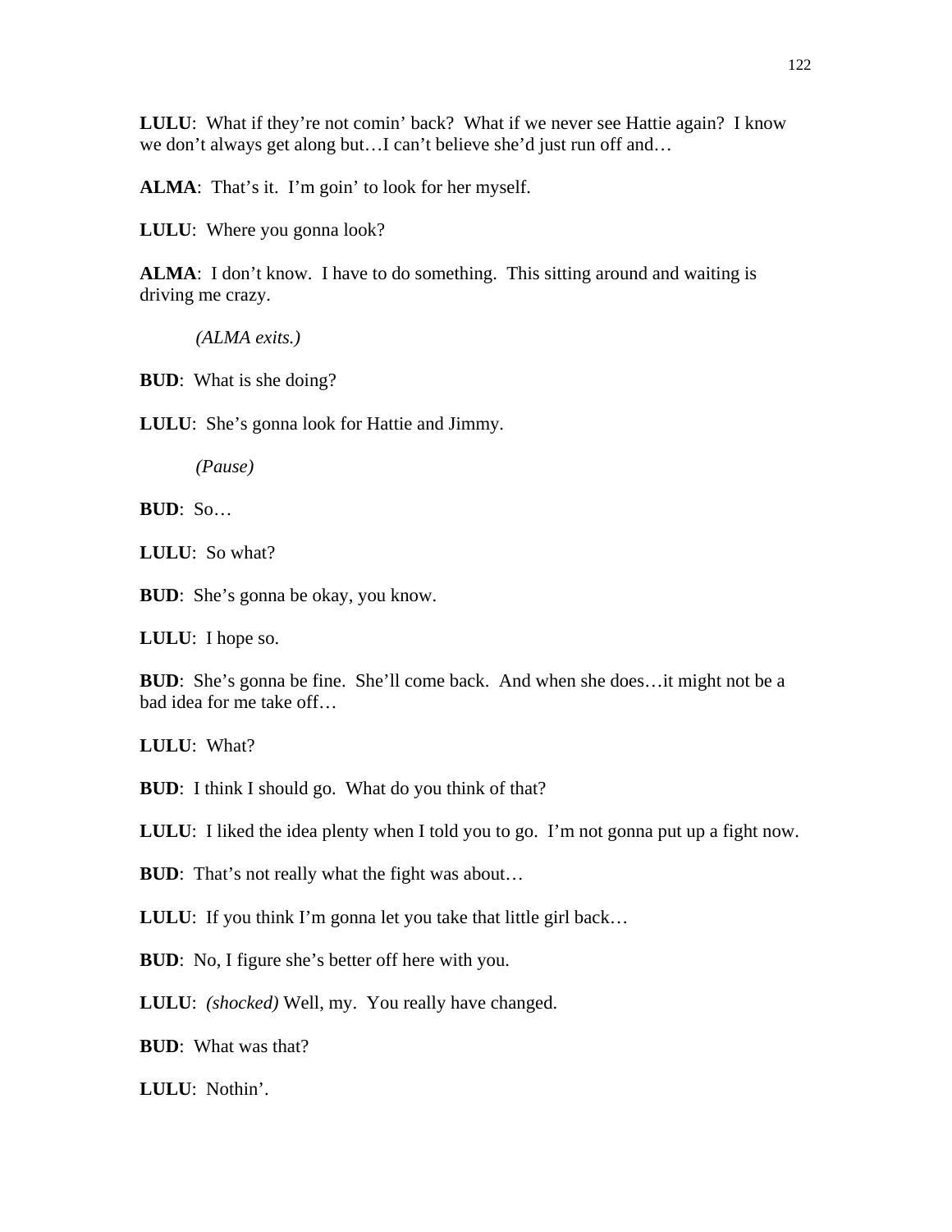**LULU**: What if they're not comin' back? What if we never see Hattie again? I know we don't always get along but…I can't believe she'd just run off and…

**ALMA**: That's it. I'm goin' to look for her myself.

**LULU**: Where you gonna look?

**ALMA**: I don't know. I have to do something. This sitting around and waiting is driving me crazy.

*(ALMA exits.)*

**BUD**: What is she doing?

**LULU**: She's gonna look for Hattie and Jimmy.

*(Pause)*

**BUD**: So…

**LULU**: So what?

**BUD**: She's gonna be okay, you know.

**LULU**: I hope so.

**BUD**: She's gonna be fine. She'll come back. And when she does…it might not be a bad idea for me take off…

**LULU**: What?

**BUD**: I think I should go. What do you think of that?

**LULU**: I liked the idea plenty when I told you to go. I'm not gonna put up a fight now.

**BUD**: That's not really what the fight was about…

**LULU**: If you think I'm gonna let you take that little girl back…

**BUD**: No, I figure she's better off here with you.

**LULU**: *(shocked)* Well, my. You really have changed.

**BUD**: What was that?

**LULU**: Nothin'.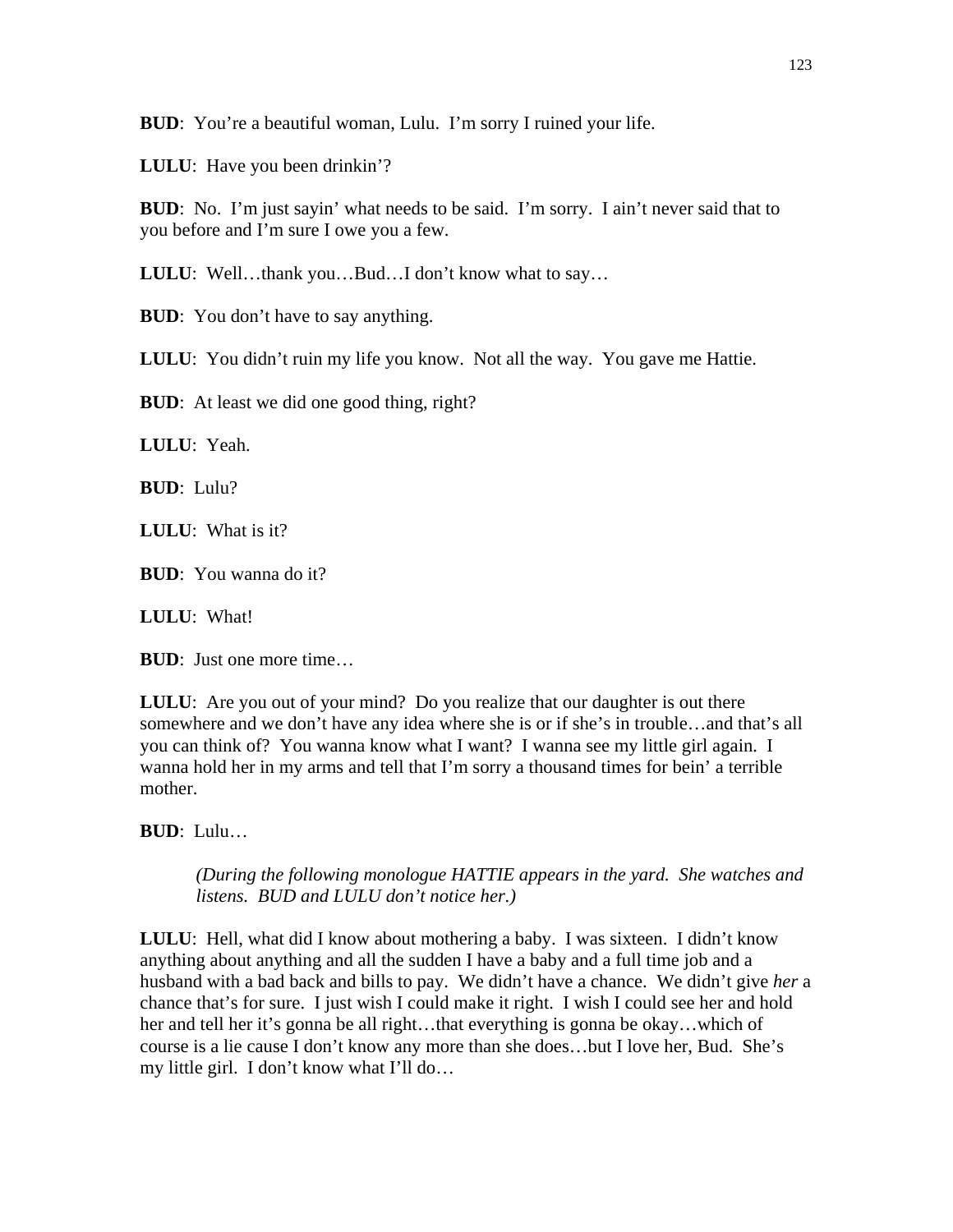**BUD**: You're a beautiful woman, Lulu. I'm sorry I ruined your life.

**LULU**: Have you been drinkin'?

**BUD**: No. I'm just sayin' what needs to be said. I'm sorry. I ain't never said that to you before and I'm sure I owe you a few.

**LULU**: Well…thank you…Bud…I don't know what to say…

**BUD**: You don't have to say anything.

**LULU**: You didn't ruin my life you know. Not all the way. You gave me Hattie.

**BUD**: At least we did one good thing, right?

**LULU**: Yeah.

**BUD**: Lulu?

**LULU**: What is it?

**BUD**: You wanna do it?

**LULU**: What!

**BUD**: Just one more time…

**LULU**: Are you out of your mind? Do you realize that our daughter is out there somewhere and we don't have any idea where she is or if she's in trouble…and that's all you can think of? You wanna know what I want? I wanna see my little girl again. I wanna hold her in my arms and tell that I'm sorry a thousand times for bein' a terrible mother.

**BUD**: Lulu…

> *(During the following monologue HATTIE appears in the yard. She watches and listens. BUD and LULU don't notice her.)*

**LULU**: Hell, what did I know about mothering a baby. I was sixteen. I didn't know anything about anything and all the sudden I have a baby and a full time job and a husband with a bad back and bills to pay. We didn't have a chance. We didn't give *her* a chance that's for sure. I just wish I could make it right. I wish I could see her and hold her and tell her it's gonna be all right…that everything is gonna be okay…which of course is a lie cause I don't know any more than she does…but I love her, Bud. She's my little girl. I don't know what I'll do…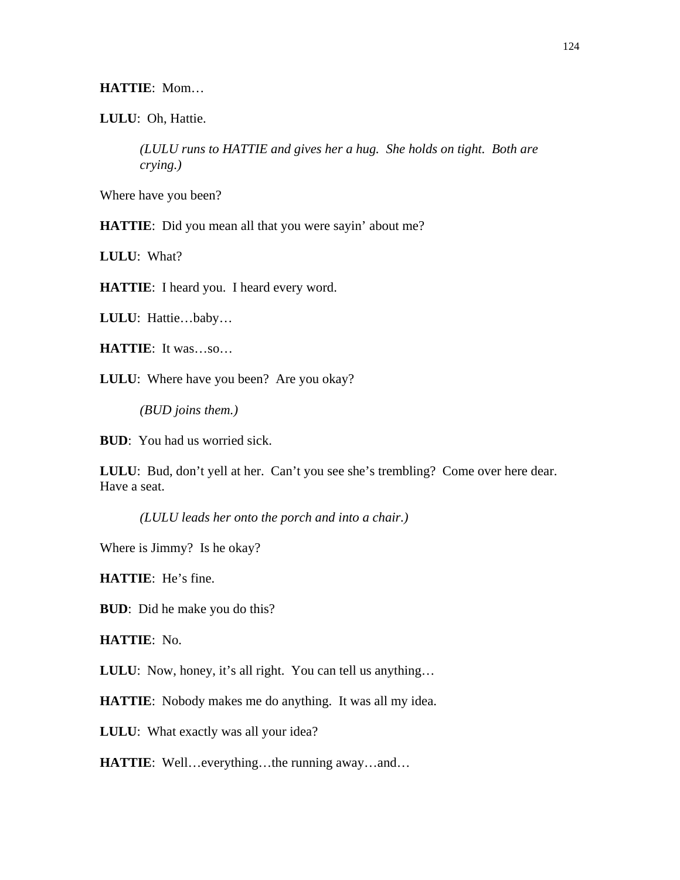**HATTIE**: Mom…

**LULU**: Oh, Hattie.

> *(LULU runs to HATTIE and gives her a hug. She holds on tight. Both are crying.)*

Where have you been?

**HATTIE**: Did you mean all that you were sayin' about me?

**LULU**: What?

**HATTIE**: I heard you. I heard every word.

**LULU**: Hattie…baby…

**HATTIE**: It was…so…

**LULU**: Where have you been? Are you okay?

> *(BUD joins them.)*

**BUD**: You had us worried sick.

**LULU**: Bud, don't yell at her. Can't you see she's trembling? Come over here dear. Have a seat.

> *(LULU leads her onto the porch and into a chair.)*

Where is Jimmy? Is he okay?

**HATTIE**: He's fine.

**BUD**: Did he make you do this?

**HATTIE**: No.

**LULU**: Now, honey, it's all right. You can tell us anything…

**HATTIE**: Nobody makes me do anything. It was all my idea.

**LULU**: What exactly was all your idea?

**HATTIE**: Well…everything…the running away…and…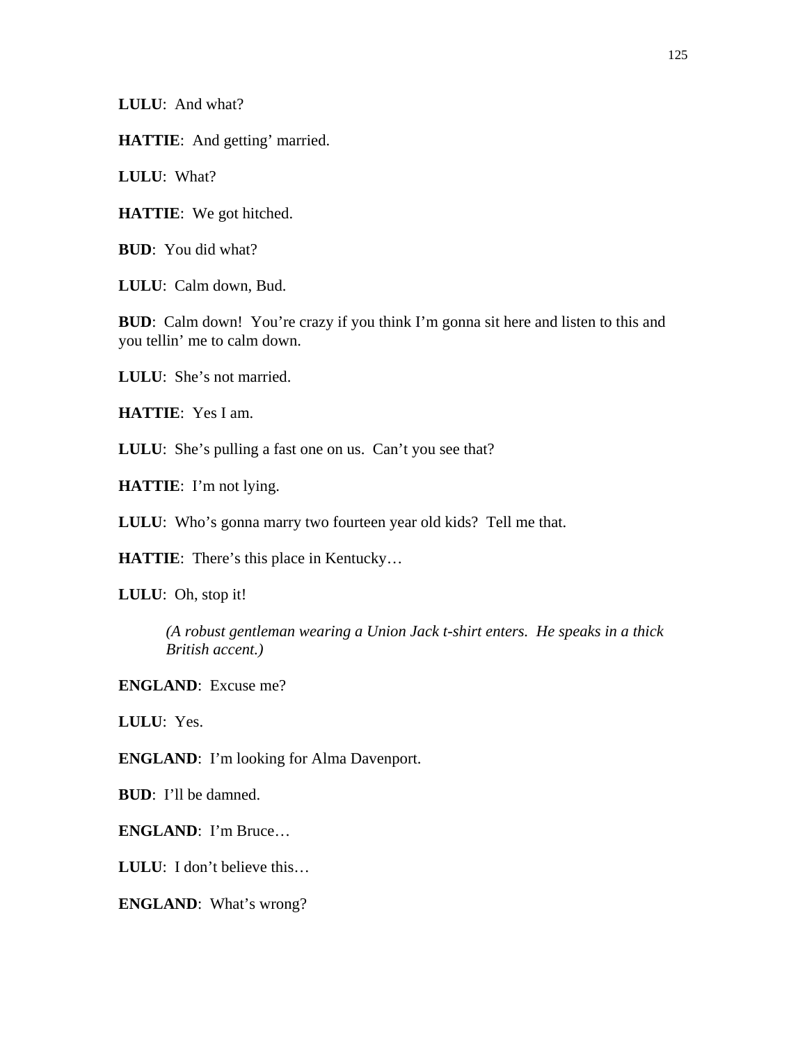**LULU**: And what?

**HATTIE**: And getting' married.

**LULU**: What?

**HATTIE**: We got hitched.

**BUD**: You did what?

**LULU**: Calm down, Bud.

**BUD**: Calm down! You're crazy if you think I'm gonna sit here and listen to this and you tellin' me to calm down.

**LULU**: She's not married.

**HATTIE**: Yes I am.

**LULU**: She's pulling a fast one on us. Can't you see that?

**HATTIE**: I'm not lying.

**LULU**: Who's gonna marry two fourteen year old kids? Tell me that.

**HATTIE**: There's this place in Kentucky…

**LULU**: Oh, stop it!

> *(A robust gentleman wearing a Union Jack t-shirt enters. He speaks in a thick British accent.)*

**ENGLAND**: Excuse me?

**LULU**: Yes.

**ENGLAND**: I'm looking for Alma Davenport.

**BUD**: I'll be damned.

**ENGLAND**: I'm Bruce…

**LULU**: I don't believe this…

**ENGLAND**: What's wrong?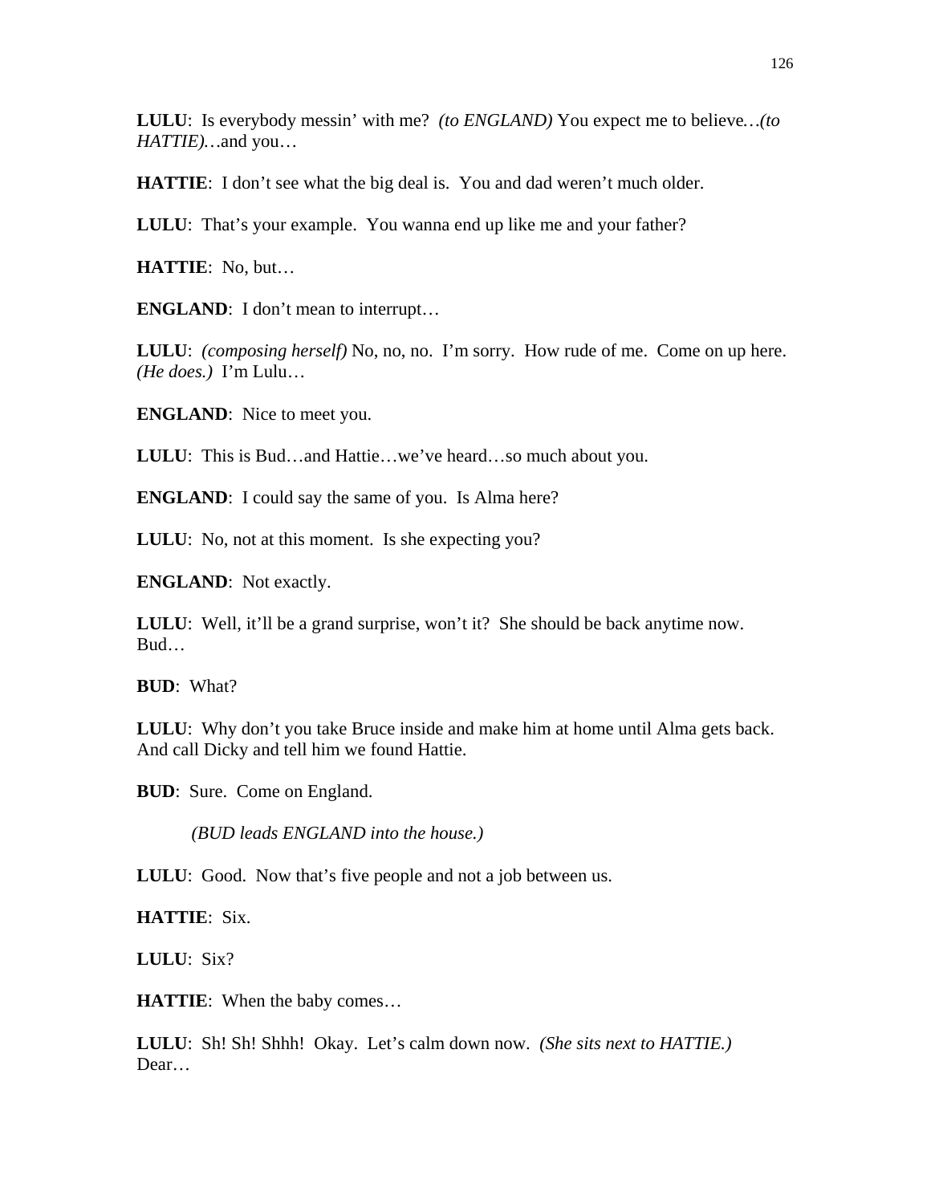**LULU**: Is everybody messin' with me? *(to ENGLAND)* You expect me to believe…*(to HATTIE)*…and you…

**HATTIE**: I don't see what the big deal is. You and dad weren't much older.

**LULU**: That's your example. You wanna end up like me and your father?

**HATTIE**: No, but…

**ENGLAND**: I don't mean to interrupt…

**LULU**: *(composing herself)* No, no, no. I'm sorry. How rude of me. Come on up here. *(He does.)* I'm Lulu…

**ENGLAND**: Nice to meet you.

**LULU**: This is Bud…and Hattie…we've heard…so much about you.

**ENGLAND**: I could say the same of you. Is Alma here?

**LULU**: No, not at this moment. Is she expecting you?

**ENGLAND**: Not exactly.

**LULU**: Well, it'll be a grand surprise, won't it? She should be back anytime now. Bud…

**BUD**: What?

**LULU**: Why don't you take Bruce inside and make him at home until Alma gets back. And call Dicky and tell him we found Hattie.

**BUD**: Sure. Come on England.

*(BUD leads ENGLAND into the house.)*

**LULU**: Good. Now that's five people and not a job between us.

**HATTIE**: Six.

**LULU**: Six?

**HATTIE**: When the baby comes…

**LULU**: Sh! Sh! Shhh! Okay. Let's calm down now. *(She sits next to HATTIE.)* Dear…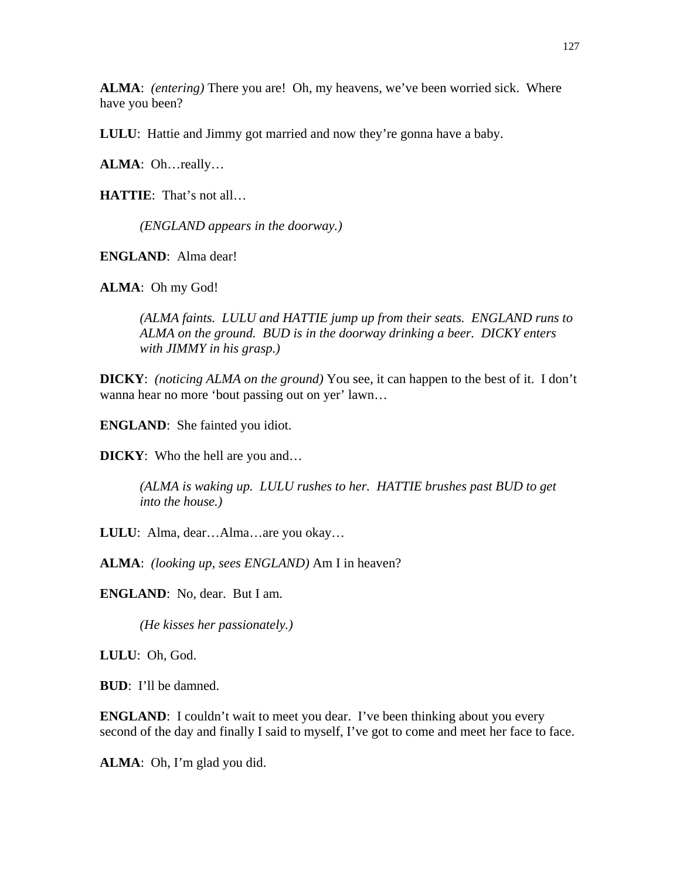**ALMA**: *(entering)* There you are! Oh, my heavens, we've been worried sick. Where have you been?

**LULU**: Hattie and Jimmy got married and now they're gonna have a baby.

**ALMA**: Oh…really…

**HATTIE**: That's not all…

*(ENGLAND appears in the doorway.)*

**ENGLAND**: Alma dear!

**ALMA**: Oh my God!

*(ALMA faints. LULU and HATTIE jump up from their seats. ENGLAND runs to ALMA on the ground. BUD is in the doorway drinking a beer. DICKY enters with JIMMY in his grasp.)*

**DICKY**: *(noticing ALMA on the ground)* You see, it can happen to the best of it. I don't wanna hear no more 'bout passing out on yer' lawn…

**ENGLAND**: She fainted you idiot.

**DICKY**: Who the hell are you and…

*(ALMA is waking up. LULU rushes to her. HATTIE brushes past BUD to get into the house.)*

**LULU**: Alma, dear…Alma…are you okay…

**ALMA**: *(looking up, sees ENGLAND)* Am I in heaven?

**ENGLAND**: No, dear. But I am.

*(He kisses her passionately.)*

**LULU**: Oh, God.

**BUD**: I'll be damned.

**ENGLAND**: I couldn't wait to meet you dear. I've been thinking about you every second of the day and finally I said to myself, I've got to come and meet her face to face.

**ALMA**: Oh, I'm glad you did.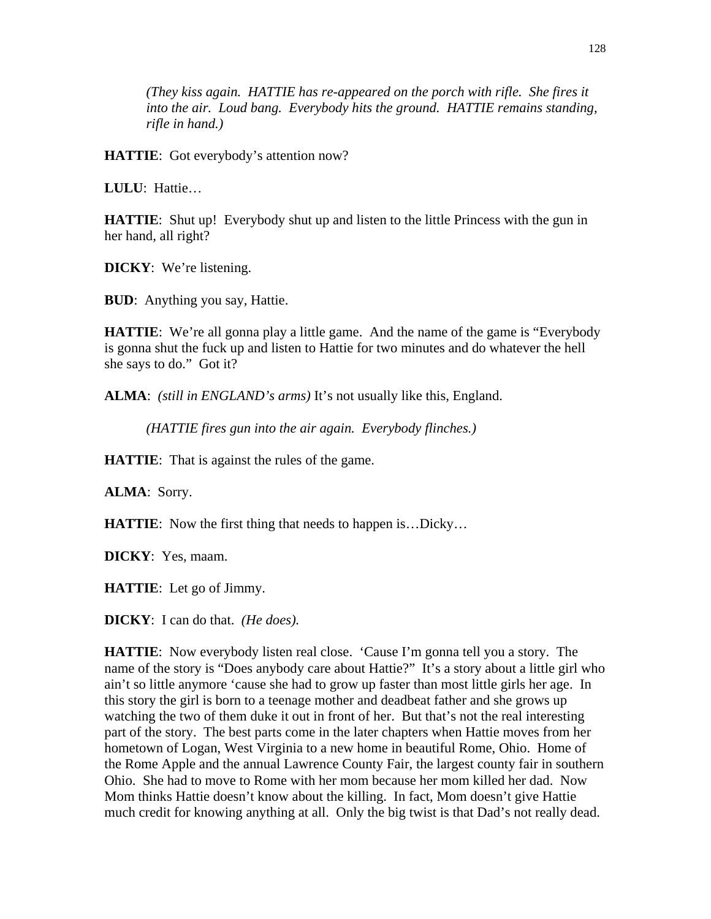*(They kiss again. HATTIE has re-appeared on the porch with rifle. She fires it into the air. Loud bang. Everybody hits the ground. HATTIE remains standing, rifle in hand.)*

**HATTIE**: Got everybody's attention now?

**LULU**: Hattie…

**HATTIE**: Shut up! Everybody shut up and listen to the little Princess with the gun in her hand, all right?

**DICKY**: We're listening.

**BUD**: Anything you say, Hattie.

**HATTIE**: We're all gonna play a little game. And the name of the game is "Everybody is gonna shut the fuck up and listen to Hattie for two minutes and do whatever the hell she says to do." Got it?

**ALMA**: *(still in ENGLAND's arms)* It's not usually like this, England.

*(HATTIE fires gun into the air again. Everybody flinches.)*

**HATTIE**: That is against the rules of the game.

**ALMA**: Sorry.

**HATTIE**: Now the first thing that needs to happen is…Dicky…

**DICKY**: Yes, maam.

**HATTIE**: Let go of Jimmy.

**DICKY**: I can do that. *(He does).*

**HATTIE**: Now everybody listen real close. 'Cause I'm gonna tell you a story. The name of the story is "Does anybody care about Hattie?" It's a story about a little girl who ain't so little anymore 'cause she had to grow up faster than most little girls her age. In this story the girl is born to a teenage mother and deadbeat father and she grows up watching the two of them duke it out in front of her. But that's not the real interesting part of the story. The best parts come in the later chapters when Hattie moves from her hometown of Logan, West Virginia to a new home in beautiful Rome, Ohio. Home of the Rome Apple and the annual Lawrence County Fair, the largest county fair in southern Ohio. She had to move to Rome with her mom because her mom killed her dad. Now Mom thinks Hattie doesn't know about the killing. In fact, Mom doesn't give Hattie much credit for knowing anything at all. Only the big twist is that Dad's not really dead.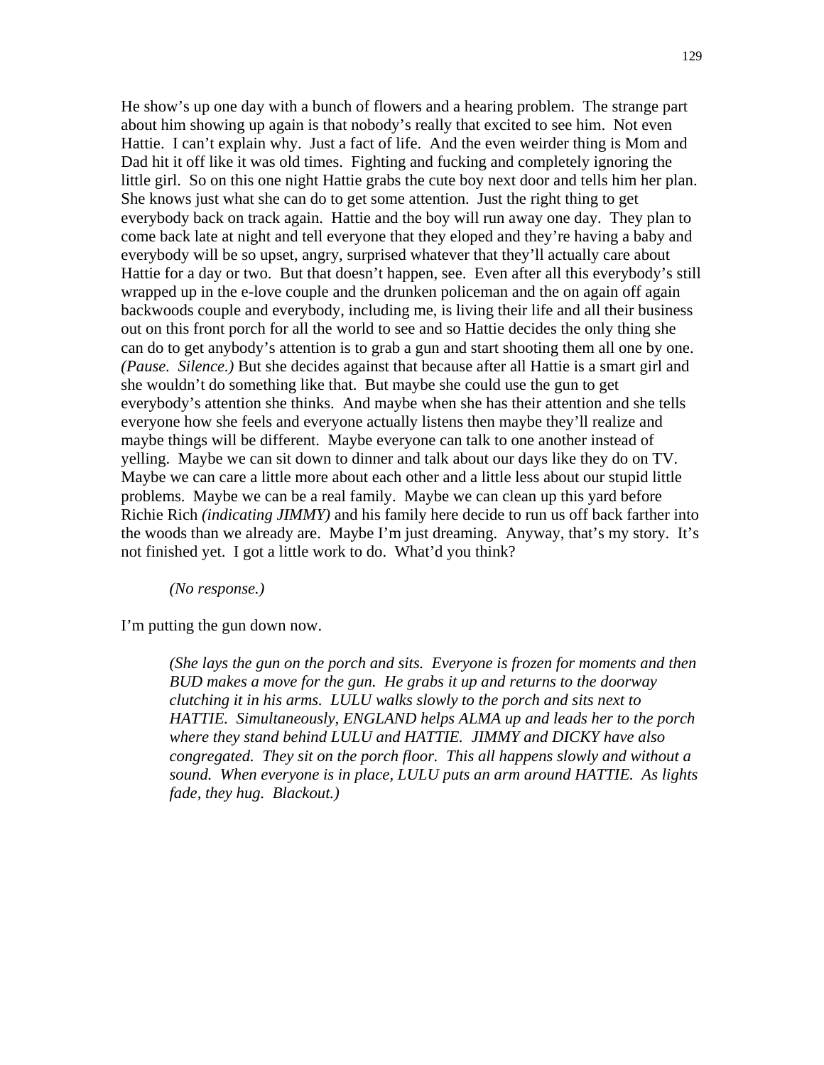He show's up one day with a bunch of flowers and a hearing problem. The strange part about him showing up again is that nobody's really that excited to see him. Not even Hattie. I can't explain why. Just a fact of life. And the even weirder thing is Mom and Dad hit it off like it was old times. Fighting and fucking and completely ignoring the little girl. So on this one night Hattie grabs the cute boy next door and tells him her plan. She knows just what she can do to get some attention. Just the right thing to get everybody back on track again. Hattie and the boy will run away one day. They plan to come back late at night and tell everyone that they eloped and they're having a baby and everybody will be so upset, angry, surprised whatever that they'll actually care about Hattie for a day or two. But that doesn't happen, see. Even after all this everybody's still wrapped up in the e-love couple and the drunken policeman and the on again off again backwoods couple and everybody, including me, is living their life and all their business out on this front porch for all the world to see and so Hattie decides the only thing she can do to get anybody's attention is to grab a gun and start shooting them all one by one. *(Pause. Silence.)* But she decides against that because after all Hattie is a smart girl and she wouldn't do something like that. But maybe she could use the gun to get everybody's attention she thinks. And maybe when she has their attention and she tells everyone how she feels and everyone actually listens then maybe they'll realize and maybe things will be different. Maybe everyone can talk to one another instead of yelling. Maybe we can sit down to dinner and talk about our days like they do on TV. Maybe we can care a little more about each other and a little less about our stupid little problems. Maybe we can be a real family. Maybe we can clean up this yard before Richie Rich *(indicating JIMMY)* and his family here decide to run us off back farther into the woods than we already are. Maybe I'm just dreaming. Anyway, that's my story. It's not finished yet. I got a little work to do. What'd you think?

*(No response.)*

I'm putting the gun down now.

*(She lays the gun on the porch and sits. Everyone is frozen for moments and then BUD makes a move for the gun. He grabs it up and returns to the doorway clutching it in his arms. LULU walks slowly to the porch and sits next to HATTIE. Simultaneously, ENGLAND helps ALMA up and leads her to the porch where they stand behind LULU and HATTIE. JIMMY and DICKY have also congregated. They sit on the porch floor. This all happens slowly and without a sound. When everyone is in place, LULU puts an arm around HATTIE. As lights fade, they hug. Blackout.)*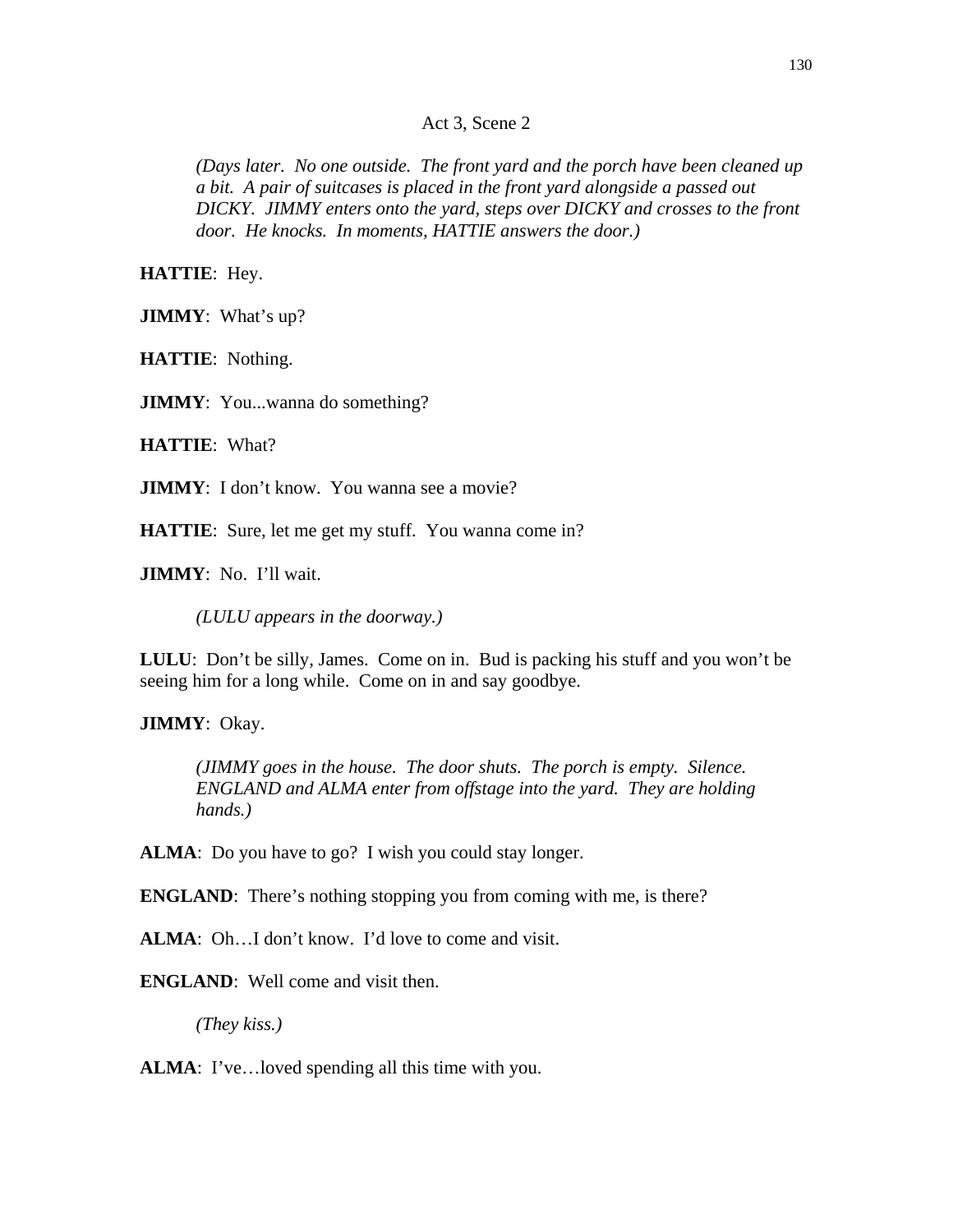Act 3, Scene 2

*(Days later. No one outside. The front yard and the porch have been cleaned up a bit. A pair of suitcases is placed in the front yard alongside a passed out DICKY. JIMMY enters onto the yard, steps over DICKY and crosses to the front door. He knocks. In moments, HATTIE answers the door.)*

**HATTIE**: Hey.

**JIMMY**: What's up?

**HATTIE**: Nothing.

**JIMMY**: You...wanna do something?

**HATTIE**: What?

**JIMMY**: I don't know. You wanna see a movie?

**HATTIE**: Sure, let me get my stuff. You wanna come in?

**JIMMY**: No. I'll wait.

*(LULU appears in the doorway.)*

**LULU**: Don't be silly, James. Come on in. Bud is packing his stuff and you won't be seeing him for a long while. Come on in and say goodbye.

**JIMMY**: Okay.

*(JIMMY goes in the house. The door shuts. The porch is empty. Silence. ENGLAND and ALMA enter from offstage into the yard. They are holding hands.)*

**ALMA**: Do you have to go? I wish you could stay longer.

**ENGLAND**: There's nothing stopping you from coming with me, is there?

**ALMA**: Oh…I don't know. I'd love to come and visit.

**ENGLAND**: Well come and visit then.

*(They kiss.)*

**ALMA**: I've…loved spending all this time with you.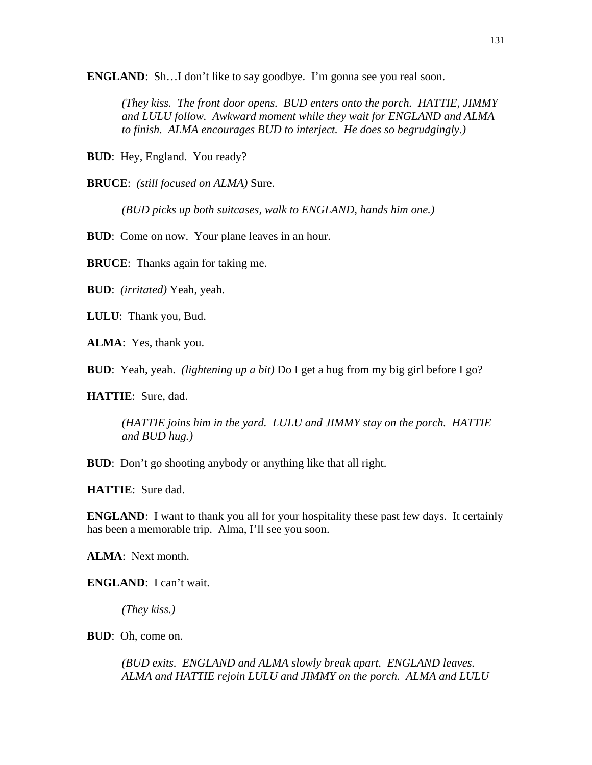**ENGLAND**: Sh…I don't like to say goodbye. I'm gonna see you real soon.

> *(They kiss. The front door opens. BUD enters onto the porch. HATTIE, JIMMY and LULU follow. Awkward moment while they wait for ENGLAND and ALMA to finish. ALMA encourages BUD to interject. He does so begrudgingly.)*

**BUD**: Hey, England. You ready?

**BRUCE**: *(still focused on ALMA)* Sure.

> *(BUD picks up both suitcases, walk to ENGLAND, hands him one.)*

**BUD**: Come on now. Your plane leaves in an hour.

**BRUCE**: Thanks again for taking me.

**BUD**: *(irritated)* Yeah, yeah.

**LULU**: Thank you, Bud.

**ALMA**: Yes, thank you.

**BUD**: Yeah, yeah. *(lightening up a bit)* Do I get a hug from my big girl before I go?

**HATTIE**: Sure, dad.

> *(HATTIE joins him in the yard. LULU and JIMMY stay on the porch. HATTIE and BUD hug.)*

**BUD**: Don't go shooting anybody or anything like that all right.

**HATTIE**: Sure dad.

**ENGLAND**: I want to thank you all for your hospitality these past few days. It certainly has been a memorable trip. Alma, I'll see you soon.

**ALMA**: Next month.

**ENGLAND**: I can't wait.

> *(They kiss.)*

**BUD**: Oh, come on.

> *(BUD exits. ENGLAND and ALMA slowly break apart. ENGLAND leaves. ALMA and HATTIE rejoin LULU and JIMMY on the porch. ALMA and LULU*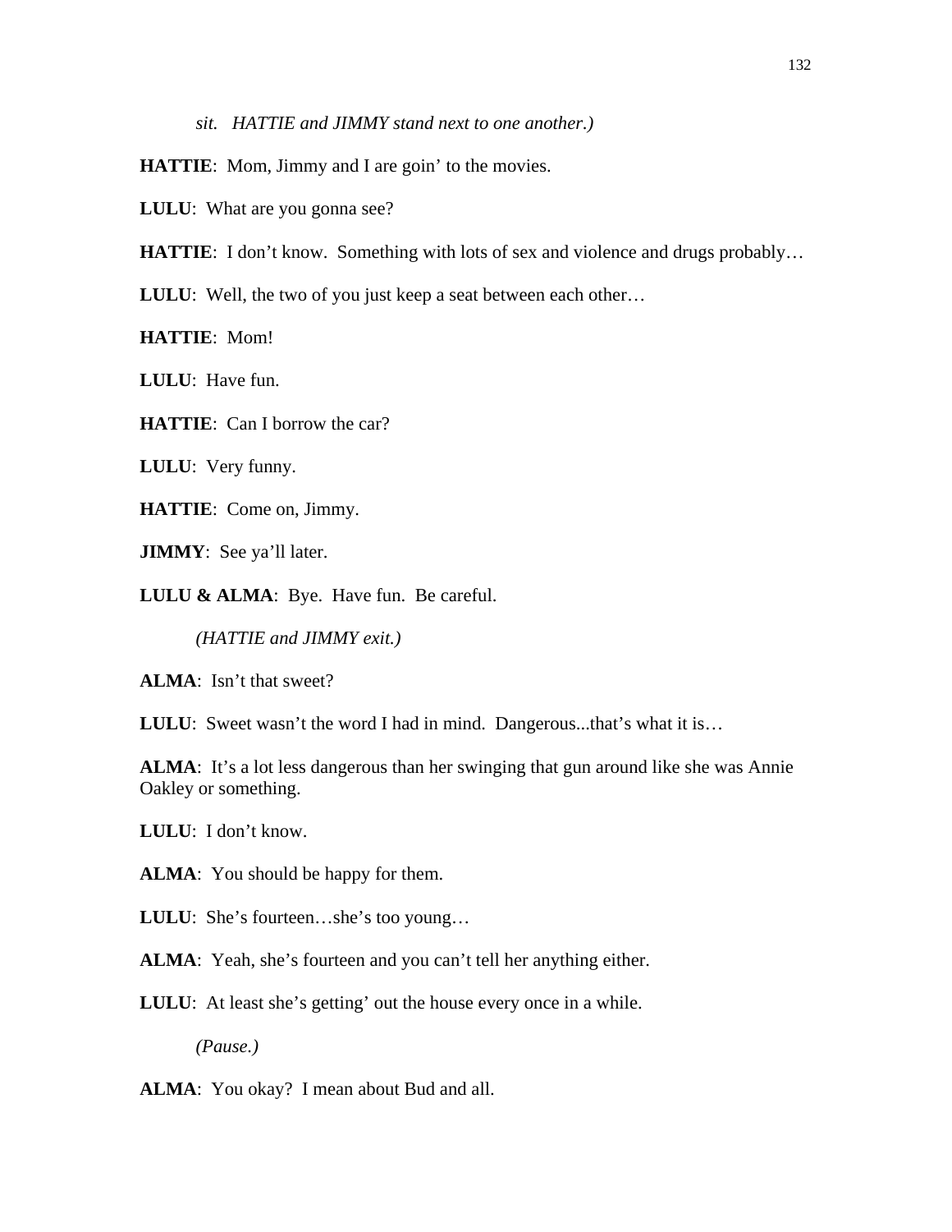*sit. HATTIE and JIMMY stand next to one another.)*

**HATTIE**: Mom, Jimmy and I are goin' to the movies.

**LULU**: What are you gonna see?

**HATTIE**: I don't know. Something with lots of sex and violence and drugs probably…

**LULU**: Well, the two of you just keep a seat between each other…

**HATTIE**: Mom!

**LULU**: Have fun.

**HATTIE**: Can I borrow the car?

**LULU**: Very funny.

**HATTIE**: Come on, Jimmy.

**JIMMY**: See ya'll later.

**LULU & ALMA**: Bye. Have fun. Be careful.

*(HATTIE and JIMMY exit.)*

**ALMA**: Isn't that sweet?

**LULU**: Sweet wasn't the word I had in mind. Dangerous...that's what it is…

**ALMA**: It's a lot less dangerous than her swinging that gun around like she was Annie Oakley or something.

**LULU**: I don't know.

**ALMA**: You should be happy for them.

**LULU**: She's fourteen…she's too young…

**ALMA**: Yeah, she's fourteen and you can't tell her anything either.

**LULU**: At least she's getting' out the house every once in a while.

*(Pause.)*

**ALMA**: You okay? I mean about Bud and all.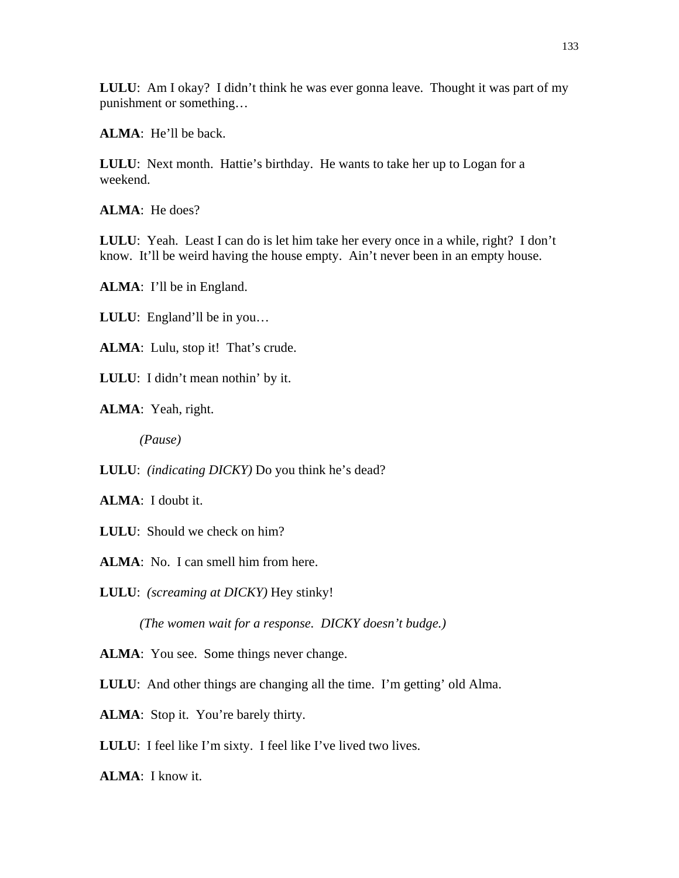**LULU**: Am I okay? I didn't think he was ever gonna leave. Thought it was part of my punishment or something…

**ALMA**: He'll be back.

**LULU**: Next month. Hattie's birthday. He wants to take her up to Logan for a weekend.

**ALMA**: He does?

**LULU**: Yeah. Least I can do is let him take her every once in a while, right? I don't know. It'll be weird having the house empty. Ain't never been in an empty house.

**ALMA**: I'll be in England.

**LULU**: England'll be in you…

**ALMA**: Lulu, stop it! That's crude.

**LULU**: I didn't mean nothin' by it.

**ALMA**: Yeah, right.

*(Pause)*

**LULU**: *(indicating DICKY)* Do you think he's dead?

**ALMA**: I doubt it.

**LULU**: Should we check on him?

**ALMA**: No. I can smell him from here.

**LULU**: *(screaming at DICKY)* Hey stinky!

*(The women wait for a response. DICKY doesn't budge.)*

**ALMA**: You see. Some things never change.

**LULU**: And other things are changing all the time. I'm getting' old Alma.

**ALMA**: Stop it. You're barely thirty.

**LULU**: I feel like I'm sixty. I feel like I've lived two lives.

**ALMA**: I know it.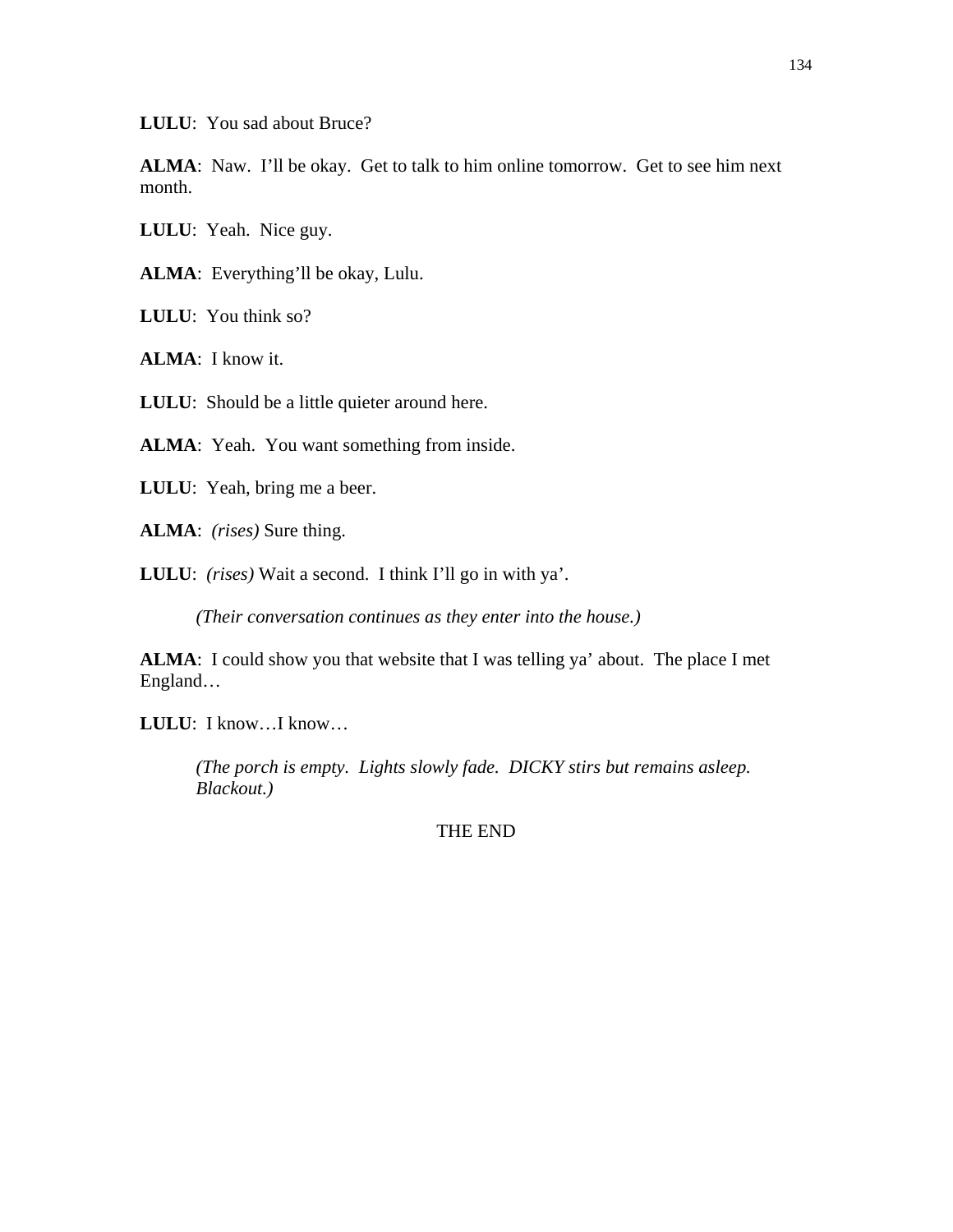**LULU**: You sad about Bruce?

**ALMA**: Naw. I'll be okay. Get to talk to him online tomorrow. Get to see him next month.

**LULU**: Yeah. Nice guy.

**ALMA**: Everything'll be okay, Lulu.

**LULU**: You think so?

**ALMA**: I know it.

**LULU**: Should be a little quieter around here.

**ALMA**: Yeah. You want something from inside.

**LULU**: Yeah, bring me a beer.

**ALMA**: *(rises)* Sure thing.

**LULU**: *(rises)* Wait a second. I think I'll go in with ya'.

> *(Their conversation continues as they enter into the house.)*

**ALMA**: I could show you that website that I was telling ya' about. The place I met England…

**LULU**: I know…I know…

> *(The porch is empty. Lights slowly fade. DICKY stirs but remains asleep. Blackout.)*

THE END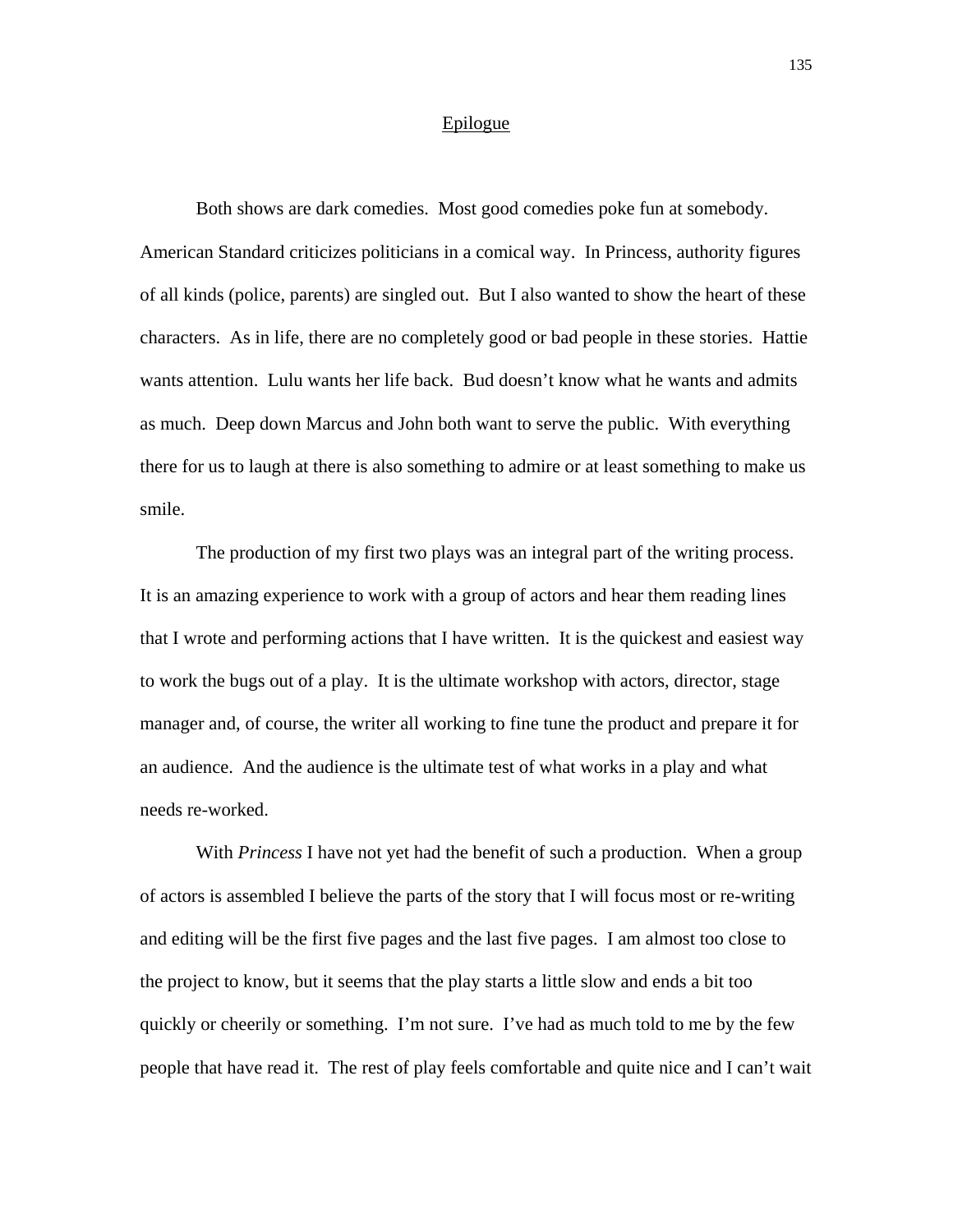## Epilogue

Both shows are dark comedies. Most good comedies poke fun at somebody. American Standard criticizes politicians in a comical way. In Princess, authority figures of all kinds (police, parents) are singled out. But I also wanted to show the heart of these characters. As in life, there are no completely good or bad people in these stories. Hattie wants attention. Lulu wants her life back. Bud doesn't know what he wants and admits as much. Deep down Marcus and John both want to serve the public. With everything there for us to laugh at there is also something to admire or at least something to make us smile.

The production of my first two plays was an integral part of the writing process. It is an amazing experience to work with a group of actors and hear them reading lines that I wrote and performing actions that I have written. It is the quickest and easiest way to work the bugs out of a play. It is the ultimate workshop with actors, director, stage manager and, of course, the writer all working to fine tune the product and prepare it for an audience. And the audience is the ultimate test of what works in a play and what needs re-worked.

With *Princess* I have not yet had the benefit of such a production. When a group of actors is assembled I believe the parts of the story that I will focus most or re-writing and editing will be the first five pages and the last five pages. I am almost too close to the project to know, but it seems that the play starts a little slow and ends a bit too quickly or cheerily or something. I'm not sure. I've had as much told to me by the few people that have read it. The rest of play feels comfortable and quite nice and I can't wait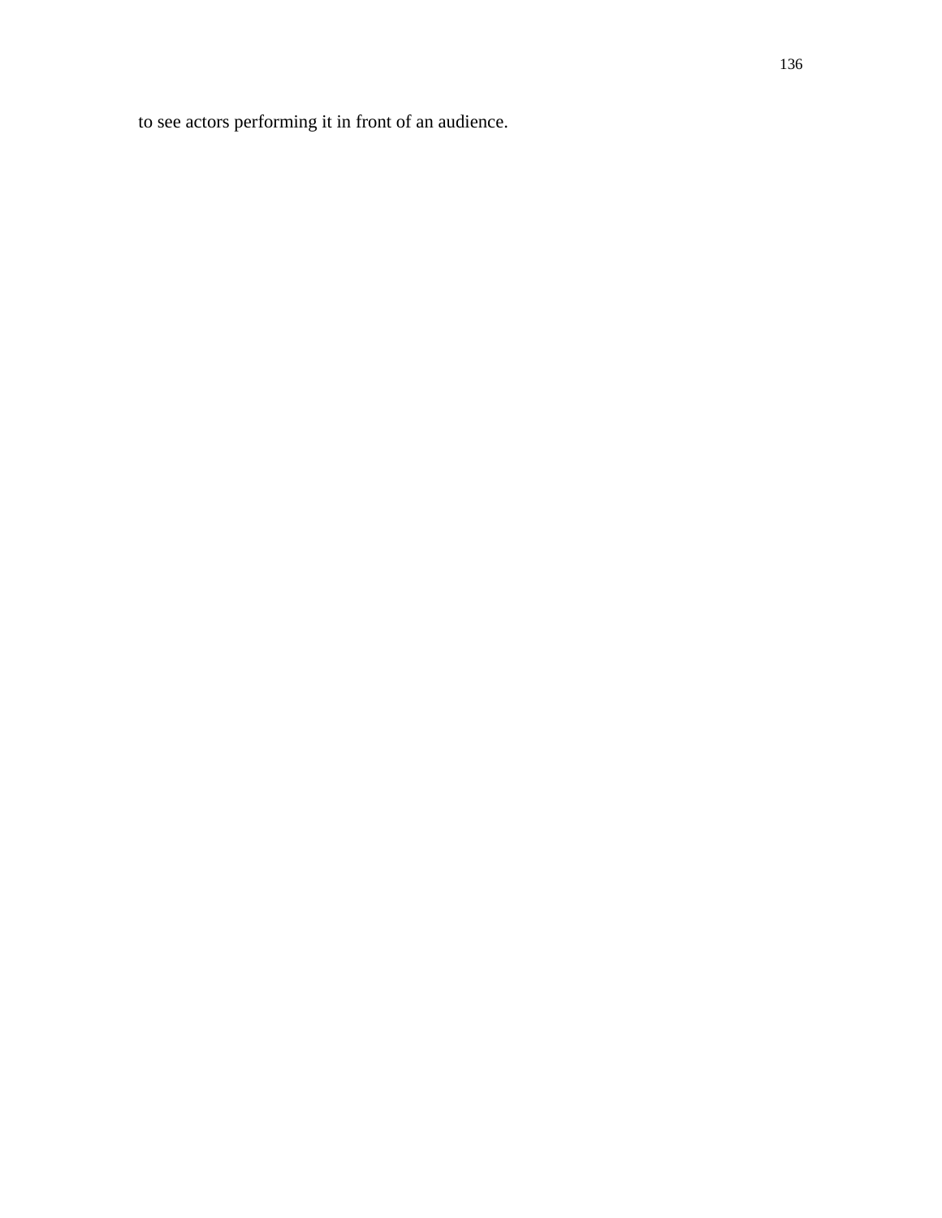to see actors performing it in front of an audience.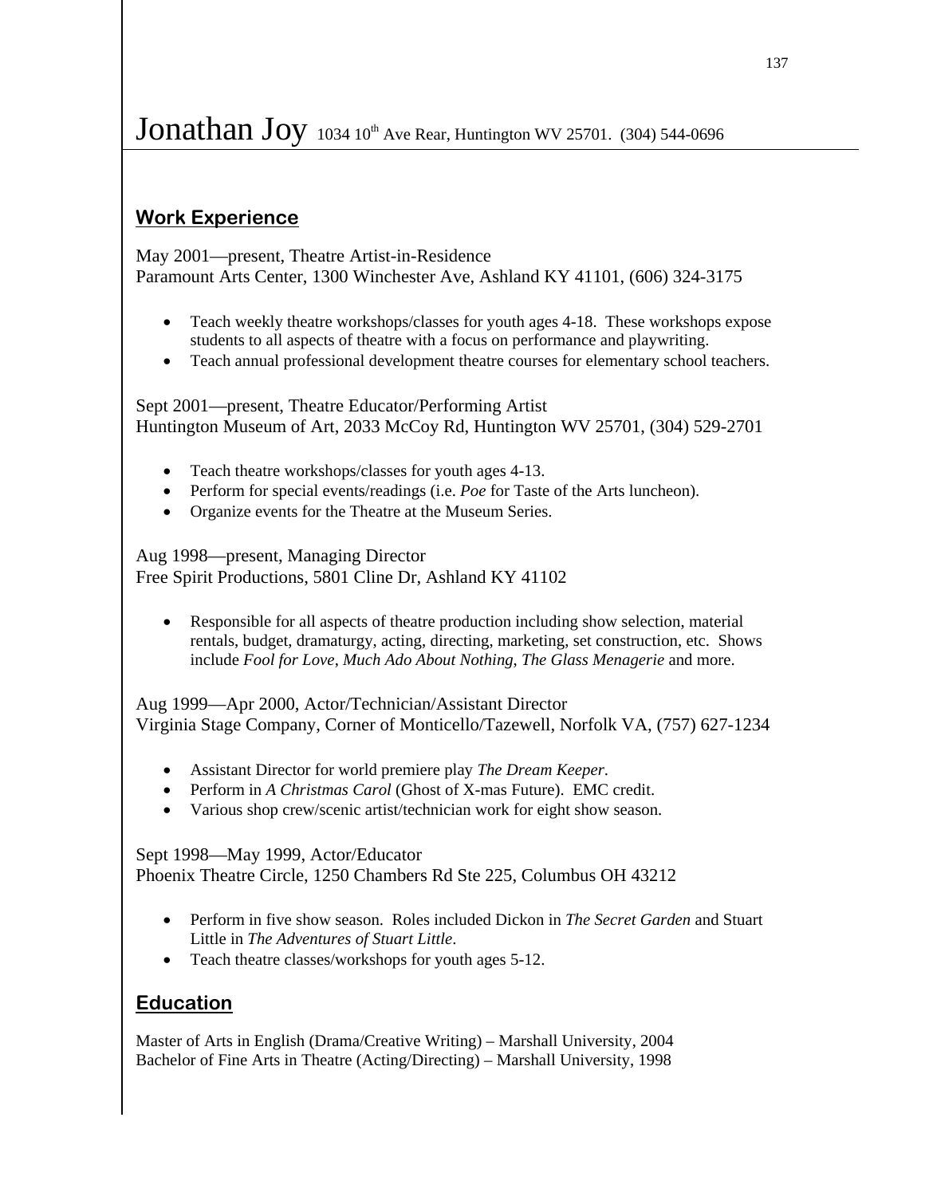# Jonathan Joy 1034 10th Ave Rear, Huntington WV 25701. (304) 544-0696

## Work Experience

May 2001—present, Theatre Artist-in-Residence
Paramount Arts Center, 1300 Winchester Ave, Ashland KY 41101, (606) 324-3175

- Teach weekly theatre workshops/classes for youth ages 4-18. These workshops expose students to all aspects of theatre with a focus on performance and playwriting.
- Teach annual professional development theatre courses for elementary school teachers.

Sept 2001—present, Theatre Educator/Performing Artist
Huntington Museum of Art, 2033 McCoy Rd, Huntington WV 25701, (304) 529-2701

- Teach theatre workshops/classes for youth ages 4-13.
- Perform for special events/readings (i.e. *Poe* for Taste of the Arts luncheon).
- Organize events for the Theatre at the Museum Series.

Aug 1998—present, Managing Director
Free Spirit Productions, 5801 Cline Dr, Ashland KY 41102

- Responsible for all aspects of theatre production including show selection, material rentals, budget, dramaturgy, acting, directing, marketing, set construction, etc. Shows include *Fool for Love*, *Much Ado About Nothing*, *The Glass Menagerie* and more.

Aug 1999—Apr 2000, Actor/Technician/Assistant Director
Virginia Stage Company, Corner of Monticello/Tazewell, Norfolk VA, (757) 627-1234

- Assistant Director for world premiere play *The Dream Keeper*.
- Perform in *A Christmas Carol* (Ghost of X-mas Future). EMC credit.
- Various shop crew/scenic artist/technician work for eight show season.

Sept 1998—May 1999, Actor/Educator
Phoenix Theatre Circle, 1250 Chambers Rd Ste 225, Columbus OH 43212

- Perform in five show season. Roles included Dickon in *The Secret Garden* and Stuart Little in *The Adventures of Stuart Little*.
- Teach theatre classes/workshops for youth ages 5-12.

## Education

Master of Arts in English (Drama/Creative Writing) – Marshall University, 2004
Bachelor of Fine Arts in Theatre (Acting/Directing) – Marshall University, 1998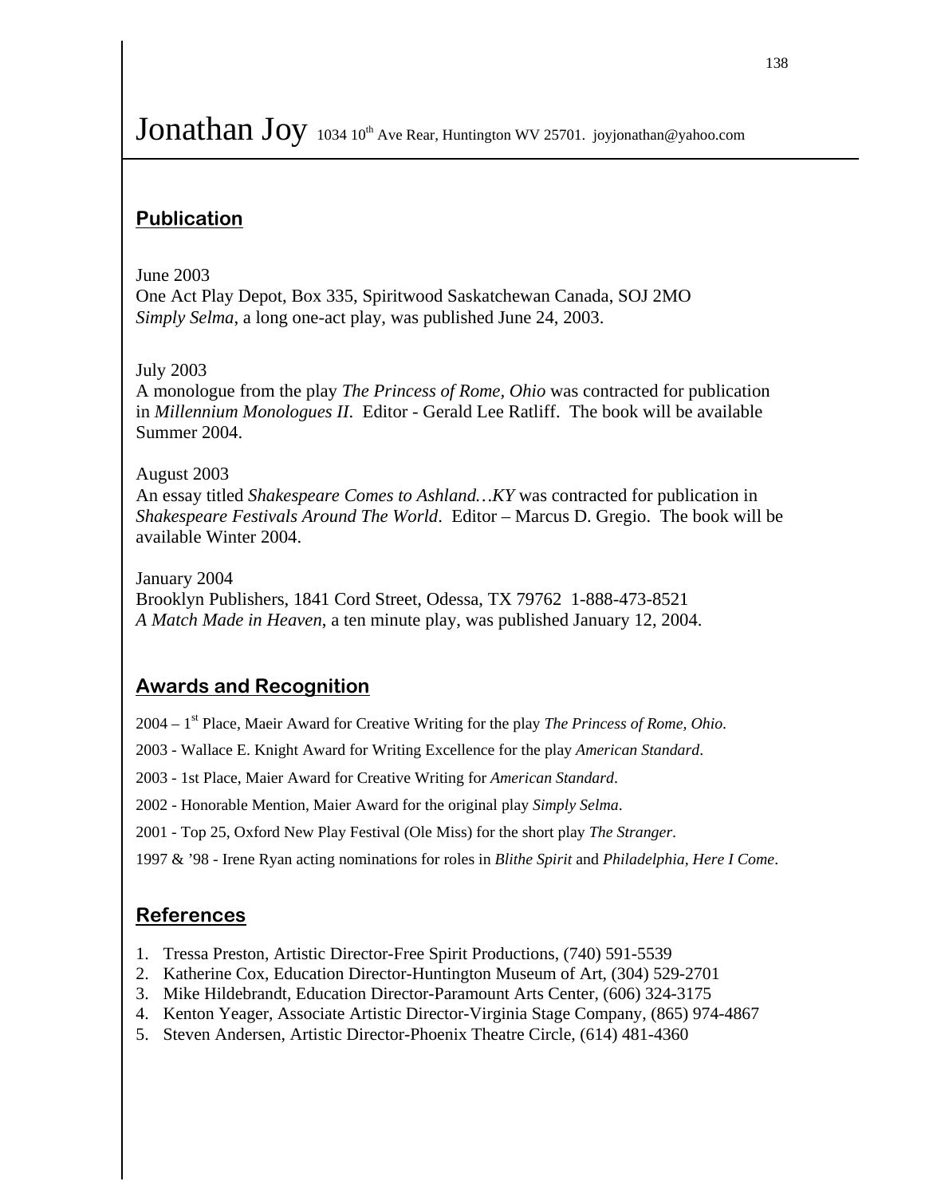# Jonathan Joy

1034 10th Ave Rear, Huntington WV 25701. joyjonathan@yahoo.com

## Publication

June 2003
One Act Play Depot, Box 335, Spiritwood Saskatchewan Canada, SOJ 2MO
*Simply Selma*, a long one-act play, was published June 24, 2003.

July 2003
A monologue from the play *The Princess of Rome, Ohio* was contracted for publication in *Millennium Monologues II*. Editor - Gerald Lee Ratliff. The book will be available Summer 2004.

August 2003
An essay titled *Shakespeare Comes to Ashland…KY* was contracted for publication in *Shakespeare Festivals Around The World*. Editor – Marcus D. Gregio. The book will be available Winter 2004.

January 2004
Brooklyn Publishers, 1841 Cord Street, Odessa, TX 79762 1-888-473-8521
*A Match Made in Heaven*, a ten minute play, was published January 12, 2004.

## Awards and Recognition

2004 – 1st Place, Maeir Award for Creative Writing for the play *The Princess of Rome, Ohio*.

2003 - Wallace E. Knight Award for Writing Excellence for the play *American Standard*.

2003 - 1st Place, Maier Award for Creative Writing for *American Standard*.

2002 - Honorable Mention, Maier Award for the original play *Simply Selma*.

2001 - Top 25, Oxford New Play Festival (Ole Miss) for the short play *The Stranger*.

1997 & '98 - Irene Ryan acting nominations for roles in *Blithe Spirit* and *Philadelphia, Here I Come*.

## References

1. Tressa Preston, Artistic Director-Free Spirit Productions, (740) 591-5539
2. Katherine Cox, Education Director-Huntington Museum of Art, (304) 529-2701
3. Mike Hildebrandt, Education Director-Paramount Arts Center, (606) 324-3175
4. Kenton Yeager, Associate Artistic Director-Virginia Stage Company, (865) 974-4867
5. Steven Andersen, Artistic Director-Phoenix Theatre Circle, (614) 481-4360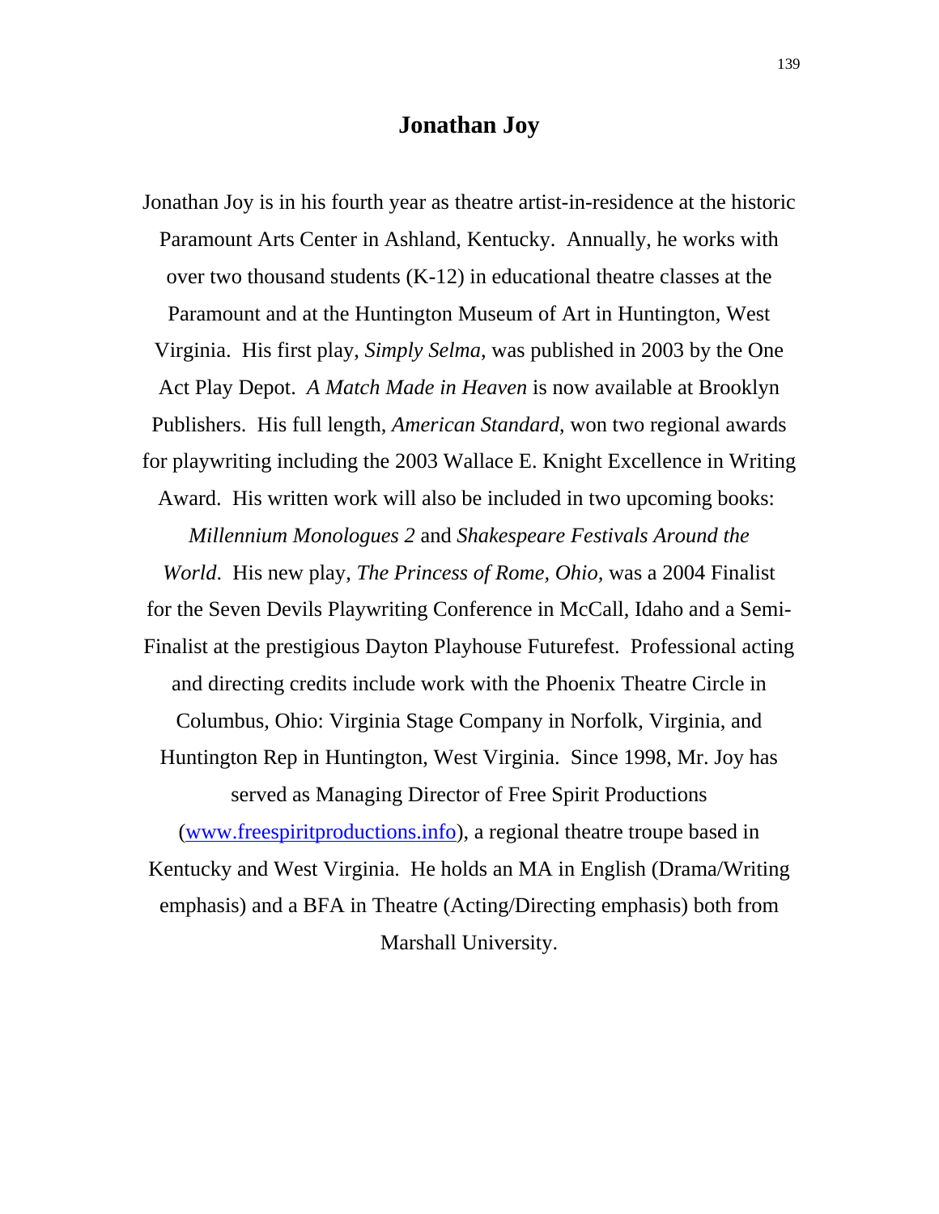# Jonathan Joy

Jonathan Joy is in his fourth year as theatre artist-in-residence at the historic Paramount Arts Center in Ashland, Kentucky. Annually, he works with over two thousand students (K-12) in educational theatre classes at the Paramount and at the Huntington Museum of Art in Huntington, West Virginia. His first play, *Simply Selma*, was published in 2003 by the One Act Play Depot. *A Match Made in Heaven* is now available at Brooklyn Publishers. His full length, *American Standard*, won two regional awards for playwriting including the 2003 Wallace E. Knight Excellence in Writing Award. His written work will also be included in two upcoming books: *Millennium Monologues 2* and *Shakespeare Festivals Around the World*. His new play, *The Princess of Rome, Ohio,* was a 2004 Finalist for the Seven Devils Playwriting Conference in McCall, Idaho and a Semi-Finalist at the prestigious Dayton Playhouse Futurefest. Professional acting and directing credits include work with the Phoenix Theatre Circle in Columbus, Ohio: Virginia Stage Company in Norfolk, Virginia, and Huntington Rep in Huntington, West Virginia. Since 1998, Mr. Joy has served as Managing Director of Free Spirit Productions (www.freespiritproductions.info), a regional theatre troupe based in Kentucky and West Virginia. He holds an MA in English (Drama/Writing emphasis) and a BFA in Theatre (Acting/Directing emphasis) both from Marshall University.